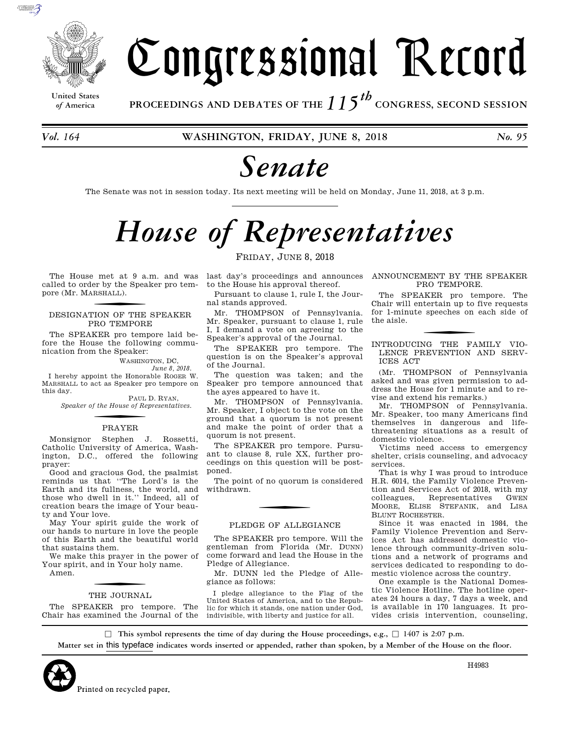# Congressional Record

United States of America

**PROCEEDINGS AND DEBATES OF THE 115th CONGRESS, SECOND SESSION**

*Vol. 164* **WASHINGTON, FRIDAY, JUNE 8, 2018** *No. 95*

# *Senate*

The Senate was not in session today. Its next meeting will be held on Monday, June 11, 2018, at 3 p.m.

# *House of Representatives*

FRIDAY, JUNE 8, 2018

The House met at 9 a.m. and was called to order by the Speaker pro tempore (Mr. MARSHALL).

## DESIGNATION OF THE SPEAKER PRO TEMPORE

The SPEAKER pro tempore laid before the House the following communication from the Speaker:

WASHINGTON, DC,
*June 8, 2018*.

I hereby appoint the Honorable ROGER W. MARSHALL to act as Speaker pro tempore on this day.

PAUL D. RYAN,
*Speaker of the House of Representatives.*

## PRAYER

Monsignor Stephen J. Rossetti, Catholic University of America, Washington, D.C., offered the following prayer:

Good and gracious God, the psalmist reminds us that "The Lord's is the Earth and its fullness, the world, and those who dwell in it." Indeed, all of creation bears the image of Your beauty and Your love.

May Your spirit guide the work of our hands to nurture in love the people of this Earth and the beautiful world that sustains them.

We make this prayer in the power of Your spirit, and in Your holy name.

Amen.

## THE JOURNAL

The SPEAKER pro tempore. The Chair has examined the Journal of the last day's proceedings and announces to the House his approval thereof.

Pursuant to clause 1, rule I, the Journal stands approved.

Mr. THOMPSON of Pennsylvania. Mr. Speaker, pursuant to clause 1, rule I, I demand a vote on agreeing to the Speaker's approval of the Journal.

The SPEAKER pro tempore. The question is on the Speaker's approval of the Journal.

The question was taken; and the Speaker pro tempore announced that the ayes appeared to have it.

Mr. THOMPSON of Pennsylvania. Mr. Speaker, I object to the vote on the ground that a quorum is not present and make the point of order that a quorum is not present.

The SPEAKER pro tempore. Pursuant to clause 8, rule XX, further proceedings on this question will be postponed.

The point of no quorum is considered withdrawn.

## PLEDGE OF ALLEGIANCE

The SPEAKER pro tempore. Will the gentleman from Florida (Mr. DUNN) come forward and lead the House in the Pledge of Allegiance.

Mr. DUNN led the Pledge of Allegiance as follows:

I pledge allegiance to the Flag of the United States of America, and to the Republic for which it stands, one nation under God, indivisible, with liberty and justice for all.

## ANNOUNCEMENT BY THE SPEAKER PRO TEMPORE.

The SPEAKER pro tempore. The Chair will entertain up to five requests for 1-minute speeches on each side of the aisle.

## INTRODUCING THE FAMILY VIOLENCE PREVENTION AND SERVICES ACT

(Mr. THOMPSON of Pennsylvania asked and was given permission to address the House for 1 minute and to revise and extend his remarks.)

Mr. THOMPSON of Pennsylvania. Mr. Speaker, too many Americans find themselves in dangerous and life-threatening situations as a result of domestic violence.

Victims need access to emergency shelter, crisis counseling, and advocacy services.

That is why I was proud to introduce H.R. 6014, the Family Violence Prevention and Services Act of 2018, with my colleagues, Representatives GWEN MOORE, ELISE STEFANIK, and LISA BLUNT ROCHESTER.

Since it was enacted in 1984, the Family Violence Prevention and Services Act has addressed domestic violence through community-driven solutions and a network of programs and services dedicated to responding to domestic violence across the country.

One example is the National Domestic Violence Hotline. The hotline operates 24 hours a day, 7 days a week, and is available in 170 languages. It provides crisis intervention, counseling,

☐ **This symbol represents the time of day during the House proceedings, e.g., ☐ 1407 is 2:07 p.m.**

**Matter set in** this typeface **indicates words inserted or appended, rather than spoken, by a Member of the House on the floor.**

Printed on recycled paper.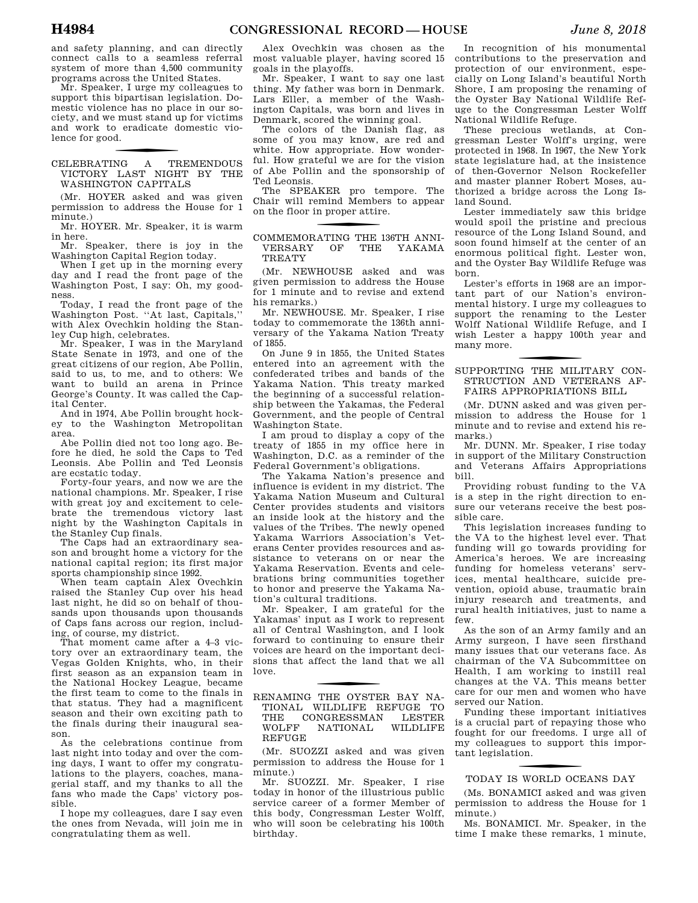and safety planning, and can directly connect calls to a seamless referral system of more than 4,500 community programs across the United States.

Mr. Speaker, I urge my colleagues to support this bipartisan legislation. Domestic violence has no place in our society, and we must stand up for victims and work to eradicate domestic violence for good.

## CELEBRATING A TREMENDOUS VICTORY LAST NIGHT BY THE WASHINGTON CAPITALS

(Mr. HOYER asked and was given permission to address the House for 1 minute.)

Mr. HOYER. Mr. Speaker, it is warm in here.

Mr. Speaker, there is joy in the Washington Capital Region today.

When I get up in the morning every day and I read the front page of the Washington Post, I say: Oh, my goodness.

Today, I read the front page of the Washington Post. ''At last, Capitals,'' with Alex Ovechkin holding the Stanley Cup high, celebrates.

Mr. Speaker, I was in the Maryland State Senate in 1973, and one of the great citizens of our region, Abe Pollin, said to us, to me, and to others: We want to build an arena in Prince George's County. It was called the Capital Center.

And in 1974, Abe Pollin brought hockey to the Washington Metropolitan area.

Abe Pollin died not too long ago. Before he died, he sold the Caps to Ted Leonsis. Abe Pollin and Ted Leonsis are ecstatic today.

Forty-four years, and now we are the national champions. Mr. Speaker, I rise with great joy and excitement to celebrate the tremendous victory last night by the Washington Capitals in the Stanley Cup finals.

The Caps had an extraordinary season and brought home a victory for the national capital region; its first major sports championship since 1992.

When team captain Alex Ovechkin raised the Stanley Cup over his head last night, he did so on behalf of thousands upon thousands upon thousands of Caps fans across our region, including, of course, my district.

That moment came after a 4–3 victory over an extraordinary team, the Vegas Golden Knights, who, in their first season as an expansion team in the National Hockey League, became the first team to come to the finals in that status. They had a magnificent season and their own exciting path to the finals during their inaugural season.

As the celebrations continue from last night into today and over the coming days, I want to offer my congratulations to the players, coaches, managerial staff, and my thanks to all the fans who made the Caps' victory possible.

I hope my colleagues, dare I say even the ones from Nevada, will join me in congratulating them as well.

Alex Ovechkin was chosen as the most valuable player, having scored 15 goals in the playoffs.

Mr. Speaker, I want to say one last thing. My father was born in Denmark. Lars Eller, a member of the Washington Capitals, was born and lives in Denmark, scored the winning goal.

The colors of the Danish flag, as some of you may know, are red and white. How appropriate. How wonderful. How grateful we are for the vision of Abe Pollin and the sponsorship of Ted Leonsis.

The SPEAKER pro tempore. The Chair will remind Members to appear on the floor in proper attire.

## COMMEMORATING THE 136TH ANNIVERSARY OF THE YAKAMA TREATY

(Mr. NEWHOUSE asked and was given permission to address the House for 1 minute and to revise and extend his remarks.)

Mr. NEWHOUSE. Mr. Speaker, I rise today to commemorate the 136th anniversary of the Yakama Nation Treaty of 1855.

On June 9 in 1855, the United States entered into an agreement with the confederated tribes and bands of the Yakama Nation. This treaty marked the beginning of a successful relationship between the Yakamas, the Federal Government, and the people of Central Washington State.

I am proud to display a copy of the treaty of 1855 in my office here in Washington, D.C. as a reminder of the Federal Government's obligations.

The Yakama Nation's presence and influence is evident in my district. The Yakama Nation Museum and Cultural Center provides students and visitors an inside look at the history and the values of the Tribes. The newly opened Yakama Warriors Association's Veterans Center provides resources and assistance to veterans on or near the Yakama Reservation. Events and celebrations bring communities together to honor and preserve the Yakama Nation's cultural traditions.

Mr. Speaker, I am grateful for the Yakamas' input as I work to represent all of Central Washington, and I look forward to continuing to ensure their voices are heard on the important decisions that affect the land that we all love.

## RENAMING THE OYSTER BAY NATIONAL WILDLIFE REFUGE TO THE CONGRESSMAN LESTER WOLFF NATIONAL WILDLIFE REFUGE

(Mr. SUOZZI asked and was given permission to address the House for 1 minute.)

Mr. SUOZZI. Mr. Speaker, I rise today in honor of the illustrious public service career of a former Member of this body, Congressman Lester Wolff, who will soon be celebrating his 100th birthday.

In recognition of his monumental contributions to the preservation and protection of our environment, especially on Long Island's beautiful North Shore, I am proposing the renaming of the Oyster Bay National Wildlife Refuge to the Congressman Lester Wolff National Wildlife Refuge.

These precious wetlands, at Congressman Lester Wolff's urging, were protected in 1968. In 1967, the New York state legislature had, at the insistence of then-Governor Nelson Rockefeller and master planner Robert Moses, authorized a bridge across the Long Island Sound.

Lester immediately saw this bridge would spoil the pristine and precious resource of the Long Island Sound, and soon found himself at the center of an enormous political fight. Lester won, and the Oyster Bay Wildlife Refuge was born.

Lester's efforts in 1968 are an important part of our Nation's environmental history. I urge my colleagues to support the renaming to the Lester Wolff National Wildlife Refuge, and I wish Lester a happy 100th year and many more.

## SUPPORTING THE MILITARY CONSTRUCTION AND VETERANS AFFAIRS APPROPRIATIONS BILL

(Mr. DUNN asked and was given permission to address the House for 1 minute and to revise and extend his remarks.)

Mr. DUNN. Mr. Speaker, I rise today in support of the Military Construction and Veterans Affairs Appropriations bill.

Providing robust funding to the VA is a step in the right direction to ensure our veterans receive the best possible care.

This legislation increases funding to the VA to the highest level ever. That funding will go towards providing for America's heroes. We are increasing funding for homeless veterans' services, mental healthcare, suicide prevention, opioid abuse, traumatic brain injury research and treatments, and rural health initiatives, just to name a few.

As the son of an Army family and an Army surgeon, I have seen firsthand many issues that our veterans face. As chairman of the VA Subcommittee on Health, I am working to instill real changes at the VA. This means better care for our men and women who have served our Nation.

Funding these important initiatives is a crucial part of repaying those who fought for our freedoms. I urge all of my colleagues to support this important legislation.

## TODAY IS WORLD OCEANS DAY

(Ms. BONAMICI asked and was given permission to address the House for 1 minute.)

Ms. BONAMICI. Mr. Speaker, in the time I make these remarks, 1 minute,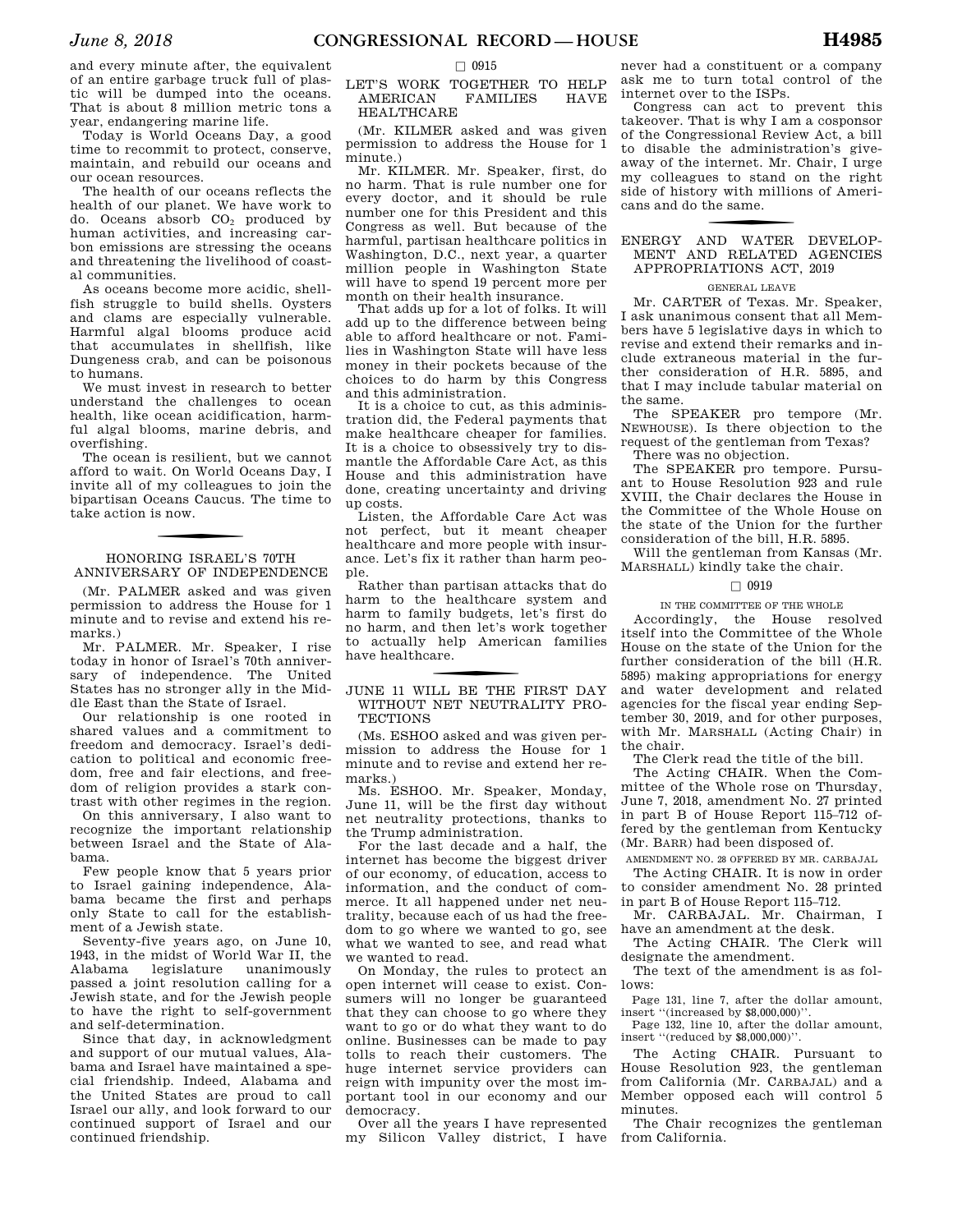and every minute after, the equivalent of an entire garbage truck full of plastic will be dumped into the oceans. That is about 8 million metric tons a year, endangering marine life.

Today is World Oceans Day, a good time to recommit to protect, conserve, maintain, and rebuild our oceans and our ocean resources.

The health of our oceans reflects the health of our planet. We have work to do. Oceans absorb $CO_2$ produced by human activities, and increasing carbon emissions are stressing the oceans and threatening the livelihood of coastal communities.

As oceans become more acidic, shellfish struggle to build shells. Oysters and clams are especially vulnerable. Harmful algal blooms produce acid that accumulates in shellfish, like Dungeness crab, and can be poisonous to humans.

We must invest in research to better understand the challenges to ocean health, like ocean acidification, harmful algal blooms, marine debris, and overfishing.

The ocean is resilient, but we cannot afford to wait. On World Oceans Day, I invite all of my colleagues to join the bipartisan Oceans Caucus. The time to take action is now.

## HONORING ISRAEL'S 70TH ANNIVERSARY OF INDEPENDENCE

(Mr. PALMER asked and was given permission to address the House for 1 minute and to revise and extend his remarks.)

Mr. PALMER. Mr. Speaker, I rise today in honor of Israel's 70th anniversary of independence. The United States has no stronger ally in the Middle East than the State of Israel.

Our relationship is one rooted in shared values and a commitment to freedom and democracy. Israel's dedication to political and economic freedom, free and fair elections, and freedom of religion provides a stark contrast with other regimes in the region.

On this anniversary, I also want to recognize the important relationship between Israel and the State of Alabama.

Few people know that 5 years prior to Israel gaining independence, Alabama became the first and perhaps only State to call for the establishment of a Jewish state.

Seventy-five years ago, on June 10, 1943, in the midst of World War II, the Alabama legislature unanimously passed a joint resolution calling for a Jewish state, and for the Jewish people to have the right to self-government and self-determination.

Since that day, in acknowledgment and support of our mutual values, Alabama and Israel have maintained a special friendship. Indeed, Alabama and the United States are proud to call Israel our ally, and look forward to our continued support of Israel and our continued friendship.

□ 0915

## LET'S WORK TOGETHER TO HELP AMERICAN FAMILIES HAVE HEALTHCARE

(Mr. KILMER asked and was given permission to address the House for 1 minute.)

Mr. KILMER. Mr. Speaker, first, do no harm. That is rule number one for every doctor, and it should be rule number one for this President and this Congress as well. But because of the harmful, partisan healthcare politics in Washington, D.C., next year, a quarter million people in Washington State will have to spend 19 percent more per month on their health insurance.

That adds up for a lot of folks. It will add up to the difference between being able to afford healthcare or not. Families in Washington State will have less money in their pockets because of the choices to do harm by this Congress and this administration.

It is a choice to cut, as this administration did, the Federal payments that make healthcare cheaper for families. It is a choice to obsessively try to dismantle the Affordable Care Act, as this House and this administration have done, creating uncertainty and driving up costs.

Listen, the Affordable Care Act was not perfect, but it meant cheaper healthcare and more people with insurance. Let's fix it rather than harm people.

Rather than partisan attacks that do harm to the healthcare system and harm to family budgets, let's first do no harm, and then let's work together to actually help American families have healthcare.

## JUNE 11 WILL BE THE FIRST DAY WITHOUT NET NEUTRALITY PROTECTIONS

(Ms. ESHOO asked and was given permission to address the House for 1 minute and to revise and extend her remarks.)

Ms. ESHOO. Mr. Speaker, Monday, June 11, will be the first day without net neutrality protections, thanks to the Trump administration.

For the last decade and a half, the internet has become the biggest driver of our economy, of education, access to information, and the conduct of commerce. It all happened under net neutrality, because each of us had the freedom to go where we wanted to go, see what we wanted to see, and read what we wanted to read.

On Monday, the rules to protect an open internet will cease to exist. Consumers will no longer be guaranteed that they can choose to go where they want to go or do what they want to do online. Businesses can be made to pay tolls to reach their customers. The huge internet service providers can reign with impunity over the most important tool in our economy and our democracy.

Over all the years I have represented my Silicon Valley district, I have never had a constituent or a company ask me to turn total control of the internet over to the ISPs.

Congress can act to prevent this takeover. That is why I am a cosponsor of the Congressional Review Act, a bill to disable the administration's giveaway of the internet. Mr. Chair, I urge my colleagues to stand on the right side of history with millions of Americans and do the same.

## ENERGY AND WATER DEVELOPMENT AND RELATED AGENCIES APPROPRIATIONS ACT, 2019

### GENERAL LEAVE

Mr. CARTER of Texas. Mr. Speaker, I ask unanimous consent that all Members have 5 legislative days in which to revise and extend their remarks and include extraneous material in the further consideration of H.R. 5895, and that I may include tabular material on the same.

The SPEAKER pro tempore (Mr. NEWHOUSE). Is there objection to the request of the gentleman from Texas?

There was no objection.

The SPEAKER pro tempore. Pursuant to House Resolution 923 and rule XVIII, the Chair declares the House in the Committee of the Whole House on the state of the Union for the further consideration of the bill, H.R. 5895.

Will the gentleman from Kansas (Mr. MARSHALL) kindly take the chair.

□ 0919

### IN THE COMMITTEE OF THE WHOLE

Accordingly, the House resolved itself into the Committee of the Whole House on the state of the Union for the further consideration of the bill (H.R. 5895) making appropriations for energy and water development and related agencies for the fiscal year ending September 30, 2019, and for other purposes, with Mr. MARSHALL (Acting Chair) in the chair.

The Clerk read the title of the bill.

The Acting CHAIR. When the Committee of the Whole rose on Thursday, June 7, 2018, amendment No. 27 printed in part B of House Report 115–712 offered by the gentleman from Kentucky (Mr. BARR) had been disposed of.

### AMENDMENT NO. 28 OFFERED BY MR. CARBAJAL

The Acting CHAIR. It is now in order to consider amendment No. 28 printed in part B of House Report 115–712.

Mr. CARBAJAL. Mr. Chairman, I have an amendment at the desk.

The Acting CHAIR. The Clerk will designate the amendment.

The text of the amendment is as follows:

Page 131, line 7, after the dollar amount, insert "(increased by $8,000,000)".

Page 132, line 10, after the dollar amount, insert "(reduced by $8,000,000)".

The Acting CHAIR. Pursuant to House Resolution 923, the gentleman from California (Mr. CARBAJAL) and a Member opposed each will control 5 minutes.

The Chair recognizes the gentleman from California.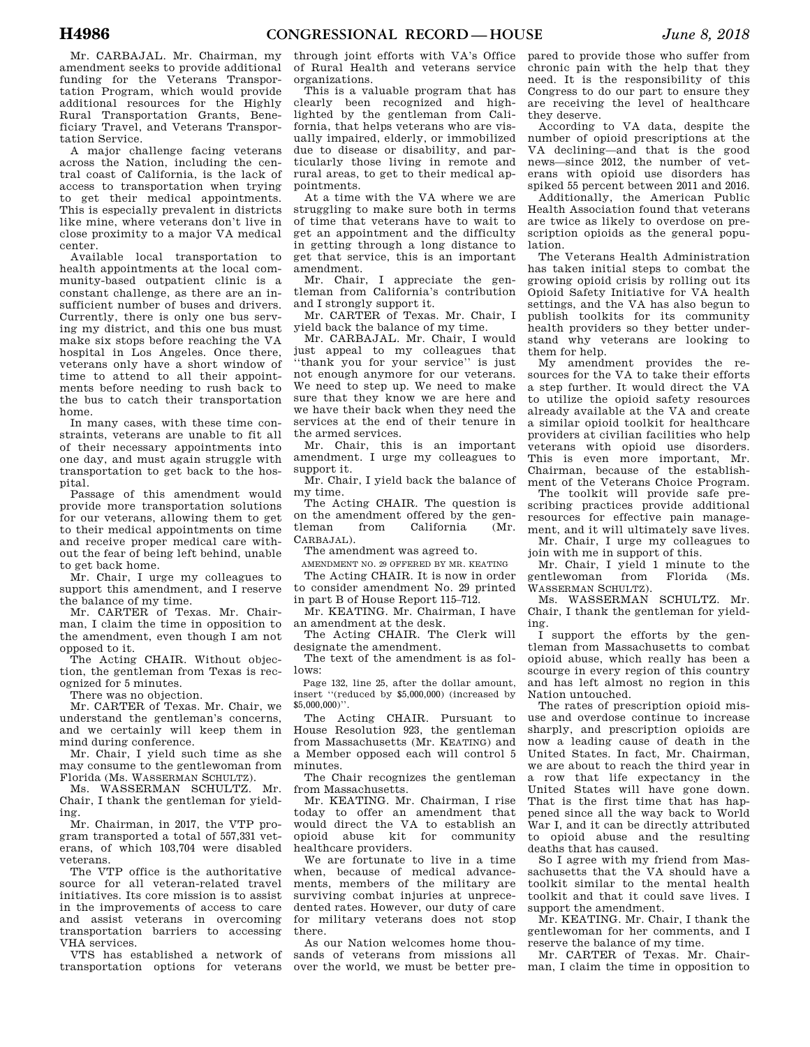Mr. CARBAJAL. Mr. Chairman, my amendment seeks to provide additional funding for the Veterans Transportation Program, which would provide additional resources for the Highly Rural Transportation Grants, Beneficiary Travel, and Veterans Transportation Service.

A major challenge facing veterans across the Nation, including the central coast of California, is the lack of access to transportation when trying to get their medical appointments. This is especially prevalent in districts like mine, where veterans don't live in close proximity to a major VA medical center.

Available local transportation to health appointments at the local community-based outpatient clinic is a constant challenge, as there are an insufficient number of buses and drivers. Currently, there is only one bus serving my district, and this one bus must make six stops before reaching the VA hospital in Los Angeles. Once there, veterans only have a short window of time to attend to all their appointments before needing to rush back to the bus to catch their transportation home.

In many cases, with these time constraints, veterans are unable to fit all of their necessary appointments into one day, and must again struggle with transportation to get back to the hospital.

Passage of this amendment would provide more transportation solutions for our veterans, allowing them to get to their medical appointments on time and receive proper medical care without the fear of being left behind, unable to get back home.

Mr. Chair, I urge my colleagues to support this amendment, and I reserve the balance of my time.

Mr. CARTER of Texas. Mr. Chairman, I claim the time in opposition to the amendment, even though I am not opposed to it.

The Acting CHAIR. Without objection, the gentleman from Texas is recognized for 5 minutes.

There was no objection.

Mr. CARTER of Texas. Mr. Chair, we understand the gentleman's concerns, and we certainly will keep them in mind during conference.

Mr. Chair, I yield such time as she may consume to the gentlewoman from Florida (Ms. WASSERMAN SCHULTZ).

Ms. WASSERMAN SCHULTZ. Mr. Chair, I thank the gentleman for yielding.

Mr. Chairman, in 2017, the VTP program transported a total of 557,331 veterans, of which 103,704 were disabled veterans.

The VTP office is the authoritative source for all veteran-related travel initiatives. Its core mission is to assist in the improvements of access to care and assist veterans in overcoming transportation barriers to accessing VHA services.

VTS has established a network of transportation options for veterans through joint efforts with VA's Office of Rural Health and veterans service organizations.

This is a valuable program that has clearly been recognized and highlighted by the gentleman from California, that helps veterans who are visually impaired, elderly, or immobilized due to disease or disability, and particularly those living in remote and rural areas, to get to their medical appointments.

At a time with the VA where we are struggling to make sure both in terms of time that veterans have to wait to get an appointment and the difficulty in getting through a long distance to get that service, this is an important amendment.

Mr. Chair, I appreciate the gentleman from California's contribution and I strongly support it.

Mr. CARTER of Texas. Mr. Chair, I yield back the balance of my time.

Mr. CARBAJAL. Mr. Chair, I would just appeal to my colleagues that "thank you for your service" is just not enough anymore for our veterans. We need to step up. We need to make sure that they know we are here and we have their back when they need the services at the end of their tenure in the armed services.

Mr. Chair, this is an important amendment. I urge my colleagues to support it.

Mr. Chair, I yield back the balance of my time.

The Acting CHAIR. The question is on the amendment offered by the gentleman from California (Mr. CARBAJAL).

The amendment was agreed to.

AMENDMENT NO. 29 OFFERED BY MR. KEATING

The Acting CHAIR. It is now in order to consider amendment No. 29 printed in part B of House Report 115–712.

Mr. KEATING. Mr. Chairman, I have an amendment at the desk.

The Acting CHAIR. The Clerk will designate the amendment.

The text of the amendment is as follows:

Page 132, line 25, after the dollar amount, insert "(reduced by $5,000,000) (increased by $5,000,000)".

The Acting CHAIR. Pursuant to House Resolution 923, the gentleman from Massachusetts (Mr. KEATING) and a Member opposed each will control 5 minutes.

The Chair recognizes the gentleman from Massachusetts.

Mr. KEATING. Mr. Chairman, I rise today to offer an amendment that would direct the VA to establish an opioid abuse kit for community healthcare providers.

We are fortunate to live in a time when, because of medical advancements, members of the military are surviving combat injuries at unprecedented rates. However, our duty of care for military veterans does not stop there.

As our Nation welcomes home thousands of veterans from missions all over the world, we must be better prepared to provide those who suffer from chronic pain with the help that they need. It is the responsibility of this Congress to do our part to ensure they are receiving the level of healthcare they deserve.

According to VA data, despite the number of opioid prescriptions at the VA declining—and that is the good news—since 2012, the number of veterans with opioid use disorders has spiked 55 percent between 2011 and 2016.

Additionally, the American Public Health Association found that veterans are twice as likely to overdose on prescription opioids as the general population.

The Veterans Health Administration has taken initial steps to combat the growing opioid crisis by rolling out its Opioid Safety Initiative for VA health settings, and the VA has also begun to publish toolkits for its community health providers so they better understand why veterans are looking to them for help.

My amendment provides the resources for the VA to take their efforts a step further. It would direct the VA to utilize the opioid safety resources already available at the VA and create a similar opioid toolkit for healthcare providers at civilian facilities who help veterans with opioid use disorders. This is even more important, Mr. Chairman, because of the establishment of the Veterans Choice Program.

The toolkit will provide safe prescribing practices provide additional resources for effective pain management, and it will ultimately save lives.

Mr. Chair, I urge my colleagues to join with me in support of this.

Mr. Chair, I yield 1 minute to the gentlewoman from Florida (Ms. WASSERMAN SCHULTZ).

Ms. WASSERMAN SCHULTZ. Mr. Chair, I thank the gentleman for yielding.

I support the efforts by the gentleman from Massachusetts to combat opioid abuse, which really has been a scourge in every region of this country and has left almost no region in this Nation untouched.

The rates of prescription opioid misuse and overdose continue to increase sharply, and prescription opioids are now a leading cause of death in the United States. In fact, Mr. Chairman, we are about to reach the third year in a row that life expectancy in the United States will have gone down. That is the first time that has happened since all the way back to World War I, and it can be directly attributed to opioid abuse and the resulting deaths that has caused.

So I agree with my friend from Massachusetts that the VA should have a toolkit similar to the mental health toolkit and that it could save lives. I support the amendment.

Mr. KEATING. Mr. Chair, I thank the gentlewoman for her comments, and I reserve the balance of my time.

Mr. CARTER of Texas. Mr. Chairman, I claim the time in opposition to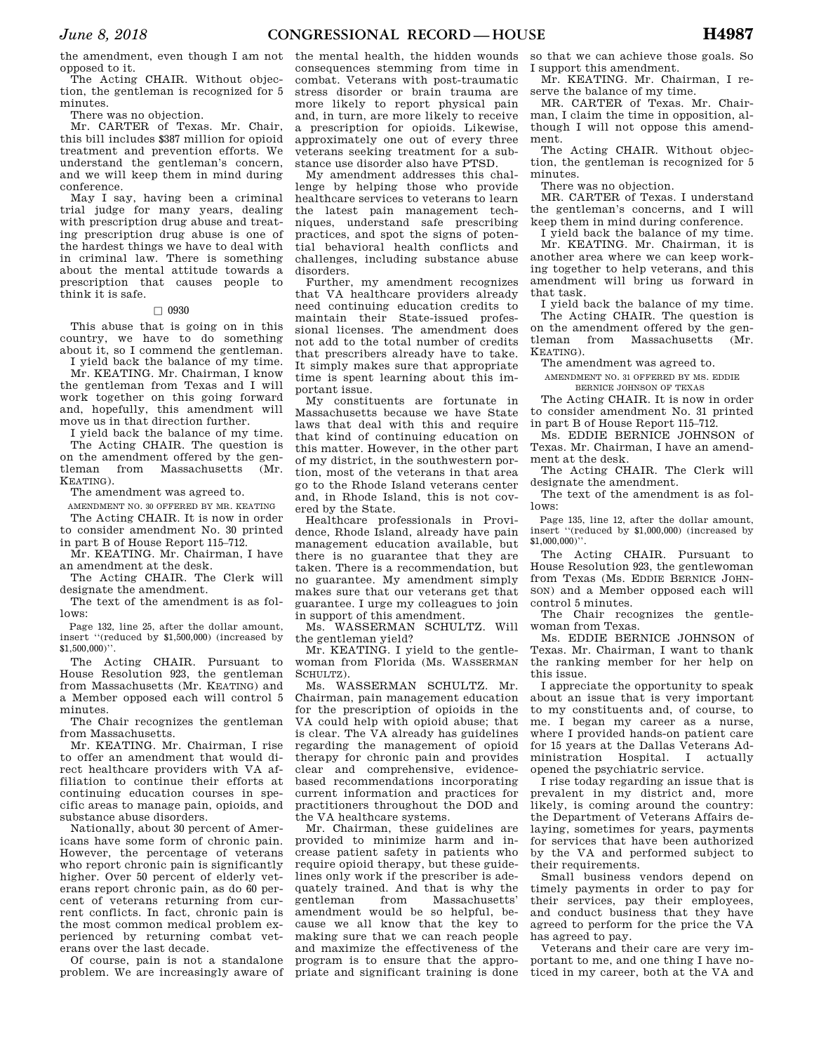the amendment, even though I am not opposed to it.

The Acting CHAIR. Without objection, the gentleman is recognized for 5 minutes.

There was no objection.

Mr. CARTER of Texas. Mr. Chair, this bill includes $387 million for opioid treatment and prevention efforts. We understand the gentleman's concern, and we will keep them in mind during conference.

May I say, having been a criminal trial judge for many years, dealing with prescription drug abuse and treating prescription drug abuse is one of the hardest things we have to deal with in criminal law. There is something about the mental attitude towards a prescription that causes people to think it is safe.

□ 0930

This abuse that is going on in this country, we have to do something about it, so I commend the gentleman.

I yield back the balance of my time.

Mr. KEATING. Mr. Chairman, I know the gentleman from Texas and I will work together on this going forward and, hopefully, this amendment will move us in that direction further.

I yield back the balance of my time.

The Acting CHAIR. The question is on the amendment offered by the gentleman from Massachusetts (Mr. KEATING).

The amendment was agreed to.

AMENDMENT NO. 30 OFFERED BY MR. KEATING

The Acting CHAIR. It is now in order to consider amendment No. 30 printed in part B of House Report 115–712.

Mr. KEATING. Mr. Chairman, I have an amendment at the desk.

The Acting CHAIR. The Clerk will designate the amendment.

The text of the amendment is as follows:

Page 132, line 25, after the dollar amount, insert "(reduced by $1,500,000) (increased by $1,500,000)".

The Acting CHAIR. Pursuant to House Resolution 923, the gentleman from Massachusetts (Mr. KEATING) and a Member opposed each will control 5 minutes.

The Chair recognizes the gentleman from Massachusetts.

Mr. KEATING. Mr. Chairman, I rise to offer an amendment that would direct healthcare providers with VA affiliation to continue their efforts at continuing education courses in specific areas to manage pain, opioids, and substance abuse disorders.

Nationally, about 30 percent of Americans have some form of chronic pain. However, the percentage of veterans who report chronic pain is significantly higher. Over 50 percent of elderly veterans report chronic pain, as do 60 percent of veterans returning from current conflicts. In fact, chronic pain is the most common medical problem experienced by returning combat veterans over the last decade.

Of course, pain is not a standalone problem. We are increasingly aware of the mental health, the hidden wounds consequences stemming from time in combat. Veterans with post-traumatic stress disorder or brain trauma are more likely to report physical pain and, in turn, are more likely to receive a prescription for opioids. Likewise, approximately one out of every three veterans seeking treatment for a substance use disorder also have PTSD.

My amendment addresses this challenge by helping those who provide healthcare services to veterans to learn the latest pain management techniques, understand safe prescribing practices, and spot the signs of potential behavioral health conflicts and challenges, including substance abuse disorders.

Further, my amendment recognizes that VA healthcare providers already need continuing education credits to maintain their State-issued professional licenses. The amendment does not add to the total number of credits that prescribers already have to take. It simply makes sure that appropriate time is spent learning about this important issue.

My constituents are fortunate in Massachusetts because we have State laws that deal with this and require that kind of continuing education on this matter. However, in the other part of my district, in the southwestern portion, most of the veterans in that area go to the Rhode Island veterans center and, in Rhode Island, this is not covered by the State.

Healthcare professionals in Providence, Rhode Island, already have pain management education available, but there is no guarantee that they are taken. There is a recommendation, but no guarantee. My amendment simply makes sure that our veterans get that guarantee. I urge my colleagues to join in support of this amendment.

Ms. WASSERMAN SCHULTZ. Will the gentleman yield?

Mr. KEATING. I yield to the gentlewoman from Florida (Ms. WASSERMAN SCHULTZ).

Ms. WASSERMAN SCHULTZ. Mr. Chairman, pain management education for the prescription of opioids in the VA could help with opioid abuse; that is clear. The VA already has guidelines regarding the management of opioid therapy for chronic pain and provides clear and comprehensive, evidence-based recommendations incorporating current information and practices for practitioners throughout the DOD and the VA healthcare systems.

Mr. Chairman, these guidelines are provided to minimize harm and increase patient safety in patients who require opioid therapy, but these guidelines only work if the prescriber is adequately trained. And that is why the gentleman from Massachusetts' amendment would be so helpful, because we all know that the key to making sure that we can reach people and maximize the effectiveness of the program is to ensure that the appropriate and significant training is done so that we can achieve those goals. So I support this amendment.

Mr. KEATING. Mr. Chairman, I reserve the balance of my time.

MR. CARTER of Texas. Mr. Chairman, I claim the time in opposition, although I will not oppose this amendment.

The Acting CHAIR. Without objection, the gentleman is recognized for 5 minutes.

There was no objection.

MR. CARTER of Texas. I understand the gentleman's concerns, and I will keep them in mind during conference.

I yield back the balance of my time.

Mr. KEATING. Mr. Chairman, it is another area where we can keep working together to help veterans, and this amendment will bring us forward in that task.

I yield back the balance of my time.

The Acting CHAIR. The question is on the amendment offered by the gentleman from Massachusetts (Mr. KEATING).

The amendment was agreed to.

AMENDMENT NO. 31 OFFERED BY MS. EDDIE BERNICE JOHNSON OF TEXAS

The Acting CHAIR. It is now in order to consider amendment No. 31 printed in part B of House Report 115–712.

Ms. EDDIE BERNICE JOHNSON of Texas. Mr. Chairman, I have an amendment at the desk.

The Acting CHAIR. The Clerk will designate the amendment.

The text of the amendment is as follows:

Page 135, line 12, after the dollar amount, insert "(reduced by $1,000,000) (increased by $1,000,000)".

The Acting CHAIR. Pursuant to House Resolution 923, the gentlewoman from Texas (Ms. EDDIE BERNICE JOHNSON) and a Member opposed each will control 5 minutes.

The Chair recognizes the gentlewoman from Texas.

Ms. EDDIE BERNICE JOHNSON of Texas. Mr. Chairman, I want to thank the ranking member for her help on this issue.

I appreciate the opportunity to speak about an issue that is very important to my constituents and, of course, to me. I began my career as a nurse, where I provided hands-on patient care for 15 years at the Dallas Veterans Administration Hospital. I actually opened the psychiatric service.

I rise today regarding an issue that is prevalent in my district and, more likely, is coming around the country: the Department of Veterans Affairs delaying, sometimes for years, payments for services that have been authorized by the VA and performed subject to their requirements.

Small business vendors depend on timely payments in order to pay for their services, pay their employees, and conduct business that they have agreed to perform for the price the VA has agreed to pay.

Veterans and their care are very important to me, and one thing I have noticed in my career, both at the VA and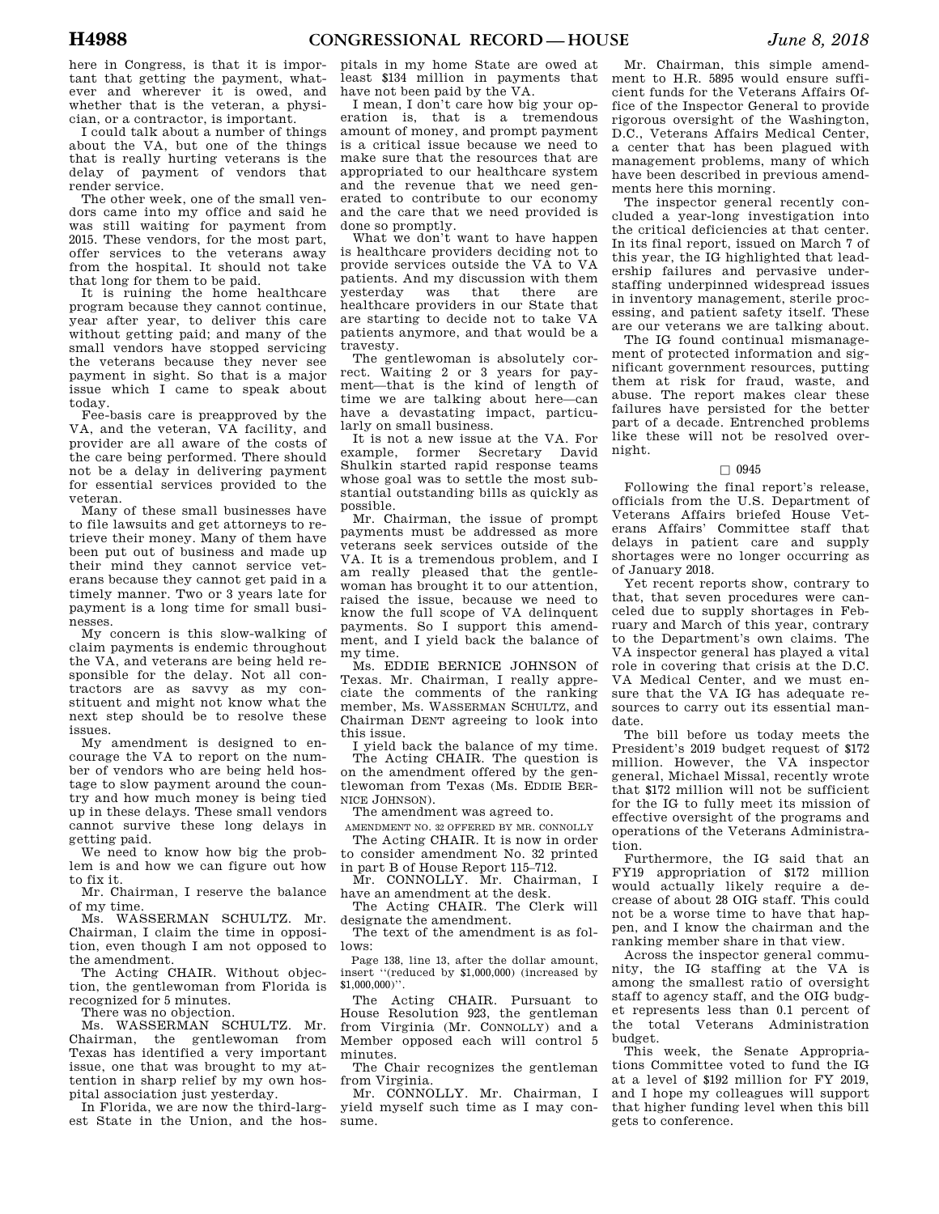here in Congress, is that it is important that getting the payment, whatever and wherever it is owed, and whether that is the veteran, a physician, or a contractor, is important.

I could talk about a number of things about the VA, but one of the things that is really hurting veterans is the delay of payment of vendors that render service.

The other week, one of the small vendors came into my office and said he was still waiting for payment from 2015. These vendors, for the most part, offer services to the veterans away from the hospital. It should not take that long for them to be paid.

It is ruining the home healthcare program because they cannot continue, year after year, to deliver this care without getting paid; and many of the small vendors have stopped servicing the veterans because they never see payment in sight. So that is a major issue which I came to speak about today.

Fee-basis care is preapproved by the VA, and the veteran, VA facility, and provider are all aware of the costs of the care being performed. There should not be a delay in delivering payment for essential services provided to the veteran.

Many of these small businesses have to file lawsuits and get attorneys to retrieve their money. Many of them have been put out of business and made up their mind they cannot service veterans because they cannot get paid in a timely manner. Two or 3 years late for payment is a long time for small businesses.

My concern is this slow-walking of claim payments is endemic throughout the VA, and veterans are being held responsible for the delay. Not all contractors are as savvy as my constituent and might not know what the next step should be to resolve these issues.

My amendment is designed to encourage the VA to report on the number of vendors who are being held hostage to slow payment around the country and how much money is being tied up in these delays. These small vendors cannot survive these long delays in getting paid.

We need to know how big the problem is and how we can figure out how to fix it.

Mr. Chairman, I reserve the balance of my time.

Ms. WASSERMAN SCHULTZ. Mr. Chairman, I claim the time in opposition, even though I am not opposed to the amendment.

The Acting CHAIR. Without objection, the gentlewoman from Florida is recognized for 5 minutes.

There was no objection.

Ms. WASSERMAN SCHULTZ. Mr. Chairman, the gentlewoman from Texas has identified a very important issue, one that was brought to my attention in sharp relief by my own hospital association just yesterday.

In Florida, we are now the third-largest State in the Union, and the hospitals in my home State are owed at least $134 million in payments that have not been paid by the VA.

I mean, I don't care how big your operation is, that is a tremendous amount of money, and prompt payment is a critical issue because we need to make sure that the resources that are appropriated to our healthcare system and the revenue that we need generated to contribute to our economy and the care that we need provided is done so promptly.

What we don't want to have happen is healthcare providers deciding not to provide services outside the VA to VA patients. And my discussion with them yesterday was that there are healthcare providers in our State that are starting to decide not to take VA patients anymore, and that would be a travesty.

The gentlewoman is absolutely correct. Waiting 2 or 3 years for payment—that is the kind of length of time we are talking about here—can have a devastating impact, particularly on small business.

It is not a new issue at the VA. For example, former Secretary David Shulkin started rapid response teams whose goal was to settle the most substantial outstanding bills as quickly as possible.

Mr. Chairman, the issue of prompt payments must be addressed as more veterans seek services outside of the VA. It is a tremendous problem, and I am really pleased that the gentlewoman has brought it to our attention, raised the issue, because we need to know the full scope of VA delinquent payments. So I support this amendment, and I yield back the balance of my time.

Ms. EDDIE BERNICE JOHNSON of Texas. Mr. Chairman, I really appreciate the comments of the ranking member, Ms. WASSERMAN SCHULTZ, and Chairman DENT agreeing to look into this issue.

I yield back the balance of my time.

The Acting CHAIR. The question is on the amendment offered by the gentlewoman from Texas (Ms. EDDIE BERNICE JOHNSON).

The amendment was agreed to.

AMENDMENT NO. 32 OFFERED BY MR. CONNOLLY

The Acting CHAIR. It is now in order to consider amendment No. 32 printed in part B of House Report 115–712.

Mr. CONNOLLY. Mr. Chairman, I have an amendment at the desk.

The Acting CHAIR. The Clerk will designate the amendment.

The text of the amendment is as follows:

> Page 138, line 13, after the dollar amount, insert "(reduced by $1,000,000) (increased by $1,000,000)".

The Acting CHAIR. Pursuant to House Resolution 923, the gentleman from Virginia (Mr. CONNOLLY) and a Member opposed each will control 5 minutes.

The Chair recognizes the gentleman from Virginia.

Mr. CONNOLLY. Mr. Chairman, I yield myself such time as I may consume.

Mr. Chairman, this simple amendment to H.R. 5895 would ensure sufficient funds for the Veterans Affairs Office of the Inspector General to provide rigorous oversight of the Washington, D.C., Veterans Affairs Medical Center, a center that has been plagued with management problems, many of which have been described in previous amendments here this morning.

The inspector general recently concluded a year-long investigation into the critical deficiencies at that center. In its final report, issued on March 7 of this year, the IG highlighted that leadership failures and pervasive understaffing underpinned widespread issues in inventory management, sterile processing, and patient safety itself. These are our veterans we are talking about.

The IG found continual mismanagement of protected information and significant government resources, putting them at risk for fraud, waste, and abuse. The report makes clear these failures have persisted for the better part of a decade. Entrenched problems like these will not be resolved overnight.

□ 0945

Following the final report's release, officials from the U.S. Department of Veterans Affairs briefed House Veterans Affairs' Committee staff that delays in patient care and supply shortages were no longer occurring as of January 2018.

Yet recent reports show, contrary to that, that seven procedures were canceled due to supply shortages in February and March of this year, contrary to the Department's own claims. The VA inspector general has played a vital role in covering that crisis at the D.C. VA Medical Center, and we must ensure that the VA IG has adequate resources to carry out its essential mandate.

The bill before us today meets the President's 2019 budget request of $172 million. However, the VA inspector general, Michael Missal, recently wrote that $172 million will not be sufficient for the IG to fully meet its mission of effective oversight of the programs and operations of the Veterans Administration.

Furthermore, the IG said that an FY19 appropriation of $172 million would actually likely require a decrease of about 28 OIG staff. This could not be a worse time to have that happen, and I know the chairman and the ranking member share in that view.

Across the inspector general community, the IG staffing at the VA is among the smallest ratio of oversight staff to agency staff, and the OIG budget represents less than 0.1 percent of the total Veterans Administration budget.

This week, the Senate Appropriations Committee voted to fund the IG at a level of $192 million for FY 2019, and I hope my colleagues will support that higher funding level when this bill gets to conference.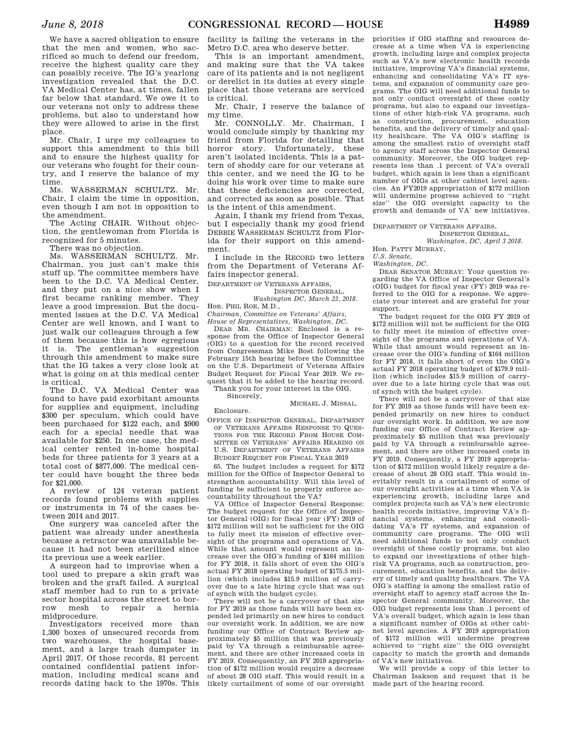We have a sacred obligation to ensure that the men and women, who sacrificed so much to defend our freedom, receive the highest quality care they can possibly receive. The IG's yearlong investigation revealed that the D.C. VA Medical Center has, at times, fallen far below that standard. We owe it to our veterans not only to address these problems, but also to understand how they were allowed to arise in the first place.

Mr. Chair, I urge my colleagues to support this amendment to this bill and to ensure the highest quality for our veterans who fought for their country, and I reserve the balance of my time.

Ms. WASSERMAN SCHULTZ. Mr. Chair, I claim the time in opposition, even though I am not in opposition to the amendment.

The Acting CHAIR. Without objection, the gentlewoman from Florida is recognized for 5 minutes.

There was no objection.

Ms. WASSERMAN SCHULTZ. Mr. Chairman, you just can't make this stuff up. The committee members have been to the D.C. VA Medical Center, and they put on a nice show when I first became ranking member. They leave a good impression. But the documented issues at the D.C. VA Medical Center are well known, and I want to just walk our colleagues through a few of them because this is how egregious it is. The gentleman's suggestion through this amendment to make sure that the IG takes a very close look at what is going on at this medical center is critical.

The D.C. VA Medical Center was found to have paid exorbitant amounts for supplies and equipment, including $300 per speculum, which could have been purchased for $122 each, and $900 each for a special needle that was available for $250. In one case, the medical center rented in-home hospital beds for three patients for 3 years at a total cost of $877,000. The medical center could have bought the three beds for $21,000.

A review of 124 veteran patient records found problems with supplies or instruments in 74 of the cases between 2014 and 2017.

One surgery was canceled after the patient was already under anesthesia because a retractor was unavailable because it had not been sterilized since its previous use a week earlier.

A surgeon had to improvise when a tool used to prepare a skin graft was broken and the graft failed. A surgical staff member had to run to a private sector hospital across the street to borrow mesh to repair a hernia midprocedure.

Investigators received more than 1,300 boxes of unsecured records from two warehouses, the hospital basement, and a large trash dumpster in April 2017. Of those records, 81 percent contained confidential patient information, including medical scans and records dating back to the 1970s. This facility is failing the veterans in the Metro D.C. area who deserve better.

This is an important amendment, and making sure that the VA takes care of its patients and is not negligent or derelict in its duties at every single place that those veterans are serviced is critical.

Mr. Chair, I reserve the balance of my time.

Mr. CONNOLLY. Mr. Chairman, I would conclude simply by thanking my friend from Florida for detailing that horror story. Unfortunately, these aren't isolated incidents. This is a pattern of shoddy care for our veterans at this center, and we need the IG to be doing his work over time to make sure that these deficiencies are corrected, and corrected as soon as possible. That is the intent of this amendment.

Again, I thank my friend from Texas, but I especially thank my good friend DEBBIE WASSERMAN SCHULTZ from Florida for their support on this amendment.

I include in the RECORD two letters from the Department of Veterans Affairs inspector general.

DEPARTMENT OF VETERANS AFFAIRS,
INSPECTOR GENERAL,
*Washington DC, March 23, 2018.*

Hon. PHIL ROE, M.D.,
*Chairman, Committee on Veterans' Affairs, House of Representatives, Washington, DC.*

DEAR MR. CHAIRMAN: Enclosed is a response from the Office of Inspector General (OIG) to a question for the record received from Congressman Mike Bost following the February 15th hearing before the Committee on the U.S. Department of Veterans Affairs Budget Request for Fiscal Year 2019. We request that it be added to the hearing record.

Thank you for your interest in the OIG.

Sincerely,

MICHAEL J. MISSAL.

Enclosure.

OFFICE OF INSPECTOR GENERAL, DEPARTMENT OF VETERANS AFFAIRS RESPONSE TO QUESTIONS FOR THE RECORD FROM HOUSE COMMITTEE ON VETERANS' AFFAIRS HEARING ON U.S. DEPARTMENT OF VETERANS AFFAIRS BUDGET REQUEST FOR FISCAL YEAR 2019

65. The budget includes a request for $172 million for the Office of Inspector General to strengthen accountability. Will this level of funding be sufficient to properly enforce accountability throughout the VA?

VA Office of Inspector General Response: The budget request for the Office of Inspector General (OIG) for fiscal year (FY) 2019 of $172 million will not be sufficient for the OIG to fully meet its mission of effective oversight of the programs and operations of VA. While that amount would represent an increase over the OIG's funding of $164 million for FY 2018, it falls short of even the OIG's actual FY 2018 operating budget of $175.5 million (which includes $15.9 million of carryover due to a late hiring cycle that was out of synch with the budget cycle).

There will not be a carryover of that size for FY 2019 as those funds will have been expended led primarily on new hires to conduct our oversight work. In addition, we are now funding our Office of Contract Review approximately $5 million that was previously paid by VA through a reimbursable agreement, and there are other increased costs in FY 2019. Consequently, an FY 2019 appropriation of $172 million would require a decrease of about 28 OIG staff. This would result in a likely curtailment of some of our oversight priorities if OIG staffing and resources decrease at a time when VA is experiencing growth, including large and complex projects such as VA's new electronic health records initiative, improving VA's financial systems, enhancing and consolidating VA's IT systems, and expansion of community care programs. The OIG will need additional funds to not only conduct oversight of these costly programs, but also to expand our investigations of other high-risk VA programs, such as construction, procurement, education benefits, and the delivery of timely and quality healthcare. The VA OIG's staffing is among the smallest ratio of oversight staff to agency staff across the Inspector General community. Moreover, the OIG budget represents less than .1 percent of VA's overall budget, which again is less than a significant number of OIGs at other cabinet level agencies. An FY2019 appropriation of $172 million will undermine progress achieved to ''right size'' the OIG oversight capacity to the growth and demands of VA' new initiatives.

---

DEPARTMENT OF VETERANS AFFAIRS,
INSPECTOR GENERAL,
*Washington, DC, April 3 2018.*

Hon. PATTY MURRAY,
*U.S. Senate,*
*Washington, DC.*

DEAR SENATOR MURRAY: Your question regarding the VA Office of Inspector General's (OIG) budget for fiscal year (FY) 2019 was referred to the OIG for a response. We appreciate your interest and are grateful for your support.

The budget request for the OIG FY 2019 of $172 million will not be sufficient for the OIG to fully meet its mission of effective oversight of the programs and operations of VA. While that amount would represent an increase over the OIG's funding of $164 million for FY 2018, it falls short of even the OIG's actual FY 2018 operating budget of $179.9 million (which includes $15.9 million of carryover due to a late hiring cycle that was out of synch with the budget cycle).

There will not be a carryover of that size for FY 2019 as those funds will have been expended primarily on new hires to conduct our oversight work. In addition, we are now funding our Office of Contract Review approximately $5 million that was previously paid by VA through a reimbursable agreement, and there are other increased costs in FY 2019. Consequently, a FY 2019 appropriation of $172 million would likely require a decrease of about 28 OIG staff. This would inevitably result in a curtailment of some of our oversight activities at a time when VA is experiencing growth, including large and complex projects such as VA's new electronic health records initiative, improving VA's financial systems, enhancing and consolidating VA's IT systems, and expansion of community care programs. The OIG will need additional funds to not only conduct oversight of these costly programs, but also to expand our investigations of other high-risk VA programs, such as construction, procurement, education benefits, and the delivery of timely and quality healthcare. The VA OIG's staffing is among the smallest ratio of oversight staff to agency staff across the Inspector General community. Moreover, the OIG budget represents less than .1 percent of VA's overall budget, which again is less than a significant number of OIGs at other cabinet level agencies. A FY 2019 appropriation of $172 million will undermine progress achieved to ''right size'' the OIG oversight capacity to match the growth and demands of VA's new initiatives.

We will provide a copy of this letter to Chairman Isakson and request that it be made part of the hearing record.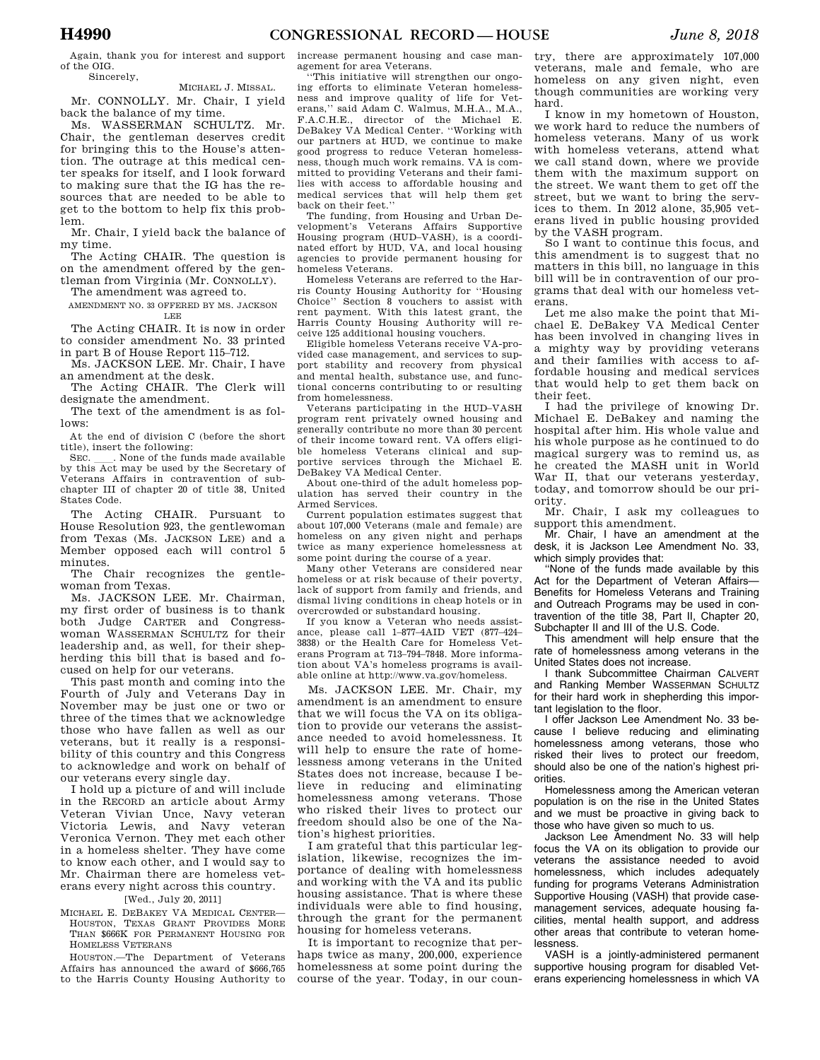Again, thank you for interest and support of the OIG.

Sincerely,

MICHAEL J. MISSAL.

Mr. CONNOLLY. Mr. Chair, I yield back the balance of my time.

Ms. WASSERMAN SCHULTZ. Mr. Chair, the gentleman deserves credit for bringing this to the House's attention. The outrage at this medical center speaks for itself, and I look forward to making sure that the IG has the resources that are needed to be able to get to the bottom to help fix this problem.

Mr. Chair, I yield back the balance of my time.

The Acting CHAIR. The question is on the amendment offered by the gentleman from Virginia (Mr. CONNOLLY).

The amendment was agreed to.

AMENDMENT NO. 33 OFFERED BY MS. JACKSON LEE

The Acting CHAIR. It is now in order to consider amendment No. 33 printed in part B of House Report 115–712.

Ms. JACKSON LEE. Mr. Chair, I have an amendment at the desk.

The Acting CHAIR. The Clerk will designate the amendment.

The text of the amendment is as follows:

At the end of division C (before the short title), insert the following:

SEC. \_\_\_. None of the funds made available by this Act may be used by the Secretary of Veterans Affairs in contravention of subchapter III of chapter 20 of title 38, United States Code.

The Acting CHAIR. Pursuant to House Resolution 923, the gentlewoman from Texas (Ms. JACKSON LEE) and a Member opposed each will control 5 minutes.

The Chair recognizes the gentlewoman from Texas.

Ms. JACKSON LEE. Mr. Chairman, my first order of business is to thank both Judge CARTER and Congresswoman WASSERMAN SCHULTZ for their leadership and, as well, for their shepherding this bill that is based and focused on help for our veterans.

This past month and coming into the Fourth of July and Veterans Day in November may be just one or two or three of the times that we acknowledge those who have fallen as well as our veterans, but it really is a responsibility of this country and this Congress to acknowledge and work on behalf of our veterans every single day.

I hold up a picture of and will include in the RECORD an article about Army Veteran Vivian Unce, Navy veteran Victoria Lewis, and Navy veteran Veronica Vernon. They met each other in a homeless shelter. They have come to know each other, and I would say to Mr. Chairman there are homeless veterans every night across this country.

[Wed., July 20, 2011]

MICHAEL E. DEBAKEY VA MEDICAL CENTER—HOUSTON, TEXAS GRANT PROVIDES MORE THAN $666K FOR PERMANENT HOUSING FOR HOMELESS VETERANS

HOUSTON.—The Department of Veterans Affairs has announced the award of $666,765 to the Harris County Housing Authority to increase permanent housing and case management for area Veterans.

''This initiative will strengthen our ongoing efforts to eliminate Veteran homelessness and improve quality of life for Veterans,'' said Adam C. Walmus, M.H.A., M.A., F.A.C.H.E., director of the Michael E. DeBakey VA Medical Center. ''Working with our partners at HUD, we continue to make good progress to reduce Veteran homelessness, though much work remains. VA is committed to providing Veterans and their families with access to affordable housing and medical services that will help them get back on their feet.''

The funding, from Housing and Urban Development's Veterans Affairs Supportive Housing program (HUD–VASH), is a coordinated effort by HUD, VA, and local housing agencies to provide permanent housing for homeless Veterans.

Homeless Veterans are referred to the Harris County Housing Authority for ''Housing Choice'' Section 8 vouchers to assist with rent payment. With this latest grant, the Harris County Housing Authority will receive 125 additional housing vouchers.

Eligible homeless Veterans receive VA-provided case management, and services to support stability and recovery from physical and mental health, substance use, and functional concerns contributing to or resulting from homelessness.

Veterans participating in the HUD–VASH program rent privately owned housing and generally contribute no more than 30 percent of their income toward rent. VA offers eligible homeless Veterans clinical and supportive services through the Michael E. DeBakey VA Medical Center.

About one-third of the adult homeless population has served their country in the Armed Services.

Current population estimates suggest that about 107,000 Veterans (male and female) are homeless on any given night and perhaps twice as many experience homelessness at some point during the course of a year.

Many other Veterans are considered near homeless or at risk because of their poverty, lack of support from family and friends, and dismal living conditions in cheap hotels or in overcrowded or substandard housing.

If you know a Veteran who needs assistance, please call 1–877–4AID VET (877–424–3838) or the Health Care for Homeless Veterans Program at 713–794–7848. More information about VA's homeless programs is available online at http://www.va.gov/homeless.

Ms. JACKSON LEE. Mr. Chair, my amendment is an amendment to ensure that we will focus the VA on its obligation to provide our veterans the assistance needed to avoid homelessness. It will help to ensure the rate of homelessness among veterans in the United States does not increase, because I believe in reducing and eliminating homelessness among veterans. Those who risked their lives to protect our freedom should also be one of the Nation's highest priorities.

I am grateful that this particular legislation, likewise, recognizes the importance of dealing with homelessness and working with the VA and its public housing assistance. That is where these individuals were able to find housing, through the grant for the permanent housing for homeless veterans.

It is important to recognize that perhaps twice as many, 200,000, experience homelessness at some point during the course of the year. Today, in our country, there are approximately 107,000 veterans, male and female, who are homeless on any given night, even though communities are working very hard.

I know in my hometown of Houston, we work hard to reduce the numbers of homeless veterans. Many of us work with homeless veterans, attend what we call stand down, where we provide them with the maximum support on the street. We want them to get off the street, but we want to bring the services to them. In 2012 alone, 35,905 veterans lived in public housing provided by the VASH program.

So I want to continue this focus, and this amendment is to suggest that no matters in this bill, no language in this bill will be in contravention of our programs that deal with our homeless veterans.

Let me also make the point that Michael E. DeBakey VA Medical Center has been involved in changing lives in a mighty way by providing veterans and their families with access to affordable housing and medical services that would help to get them back on their feet.

I had the privilege of knowing Dr. Michael E. DeBakey and naming the hospital after him. His whole value and his whole purpose as he continued to do magical surgery was to remind us, as he created the MASH unit in World War II, that our veterans yesterday, today, and tomorrow should be our priority.

Mr. Chair, I ask my colleagues to support this amendment.

Mr. Chair, I have an amendment at the desk, it is Jackson Lee Amendment No. 33, which simply provides that:

''None of the funds made available by this Act for the Department of Veteran Affairs—Benefits for Homeless Veterans and Training and Outreach Programs may be used in contravention of the title 38, Part II, Chapter 20, Subchapter II and III of the U.S. Code.

This amendment will help ensure that the rate of homelessness among veterans in the United States does not increase.

I thank Subcommittee Chairman CALVERT and Ranking Member WASSERMAN SCHULTZ for their hard work in shepherding this important legislation to the floor.

I offer Jackson Lee Amendment No. 33 because I believe reducing and eliminating homelessness among veterans, those who risked their lives to protect our freedom, should also be one of the nation's highest priorities.

Homelessness among the American veteran population is on the rise in the United States and we must be proactive in giving back to those who have given so much to us.

Jackson Lee Amendment No. 33 will help focus the VA on its obligation to provide our veterans the assistance needed to avoid homelessness, which includes adequately funding for programs Veterans Administration Supportive Housing (VASH) that provide case-management services, adequate housing facilities, mental health support, and address other areas that contribute to veteran homelessness.

VASH is a jointly-administered permanent supportive housing program for disabled Veterans experiencing homelessness in which VA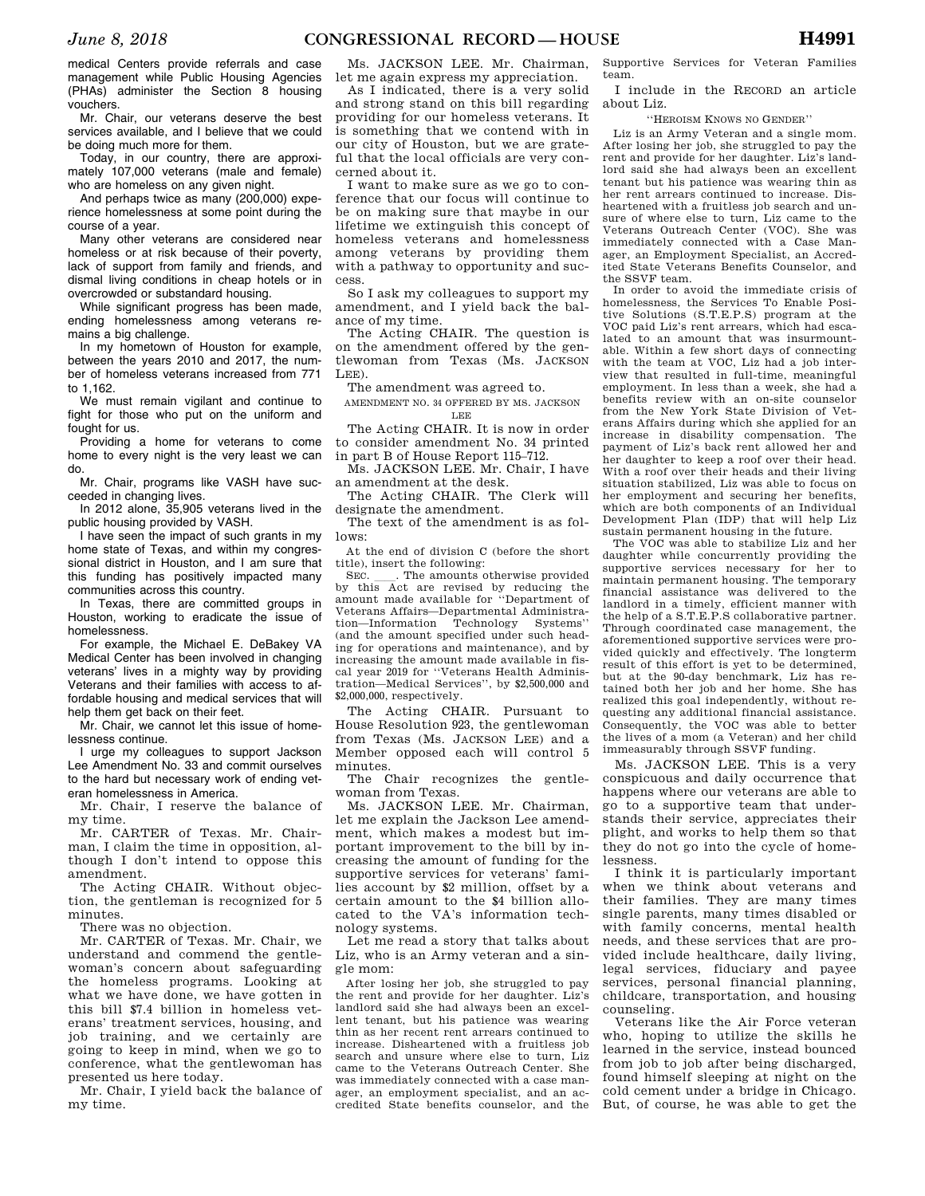medical Centers provide referrals and case management while Public Housing Agencies (PHAs) administer the Section 8 housing vouchers.

Mr. Chair, our veterans deserve the best services available, and I believe that we could be doing much more for them.

Today, in our country, there are approximately 107,000 veterans (male and female) who are homeless on any given night.

And perhaps twice as many (200,000) experience homelessness at some point during the course of a year.

Many other veterans are considered near homeless or at risk because of their poverty, lack of support from family and friends, and dismal living conditions in cheap hotels or in overcrowded or substandard housing.

While significant progress has been made, ending homelessness among veterans remains a big challenge.

In my hometown of Houston for example, between the years 2010 and 2017, the number of homeless veterans increased from 771 to 1,162.

We must remain vigilant and continue to fight for those who put on the uniform and fought for us.

Providing a home for veterans to come home to every night is the very least we can do.

Mr. Chair, programs like VASH have succeeded in changing lives.

In 2012 alone, 35,905 veterans lived in the public housing provided by VASH.

I have seen the impact of such grants in my home state of Texas, and within my congressional district in Houston, and I am sure that this funding has positively impacted many communities across this country.

In Texas, there are committed groups in Houston, working to eradicate the issue of homelessness.

For example, the Michael E. DeBakey VA Medical Center has been involved in changing veterans' lives in a mighty way by providing Veterans and their families with access to affordable housing and medical services that will help them get back on their feet.

Mr. Chair, we cannot let this issue of homelessness continue.

I urge my colleagues to support Jackson Lee Amendment No. 33 and commit ourselves to the hard but necessary work of ending veteran homelessness in America.

Mr. Chair, I reserve the balance of my time.

Mr. CARTER of Texas. Mr. Chairman, I claim the time in opposition, although I don't intend to oppose this amendment.

The Acting CHAIR. Without objection, the gentleman is recognized for 5 minutes.

There was no objection.

Mr. CARTER of Texas. Mr. Chair, we understand and commend the gentlewoman's concern about safeguarding the homeless programs. Looking at what we have done, we have gotten in this bill $7.4 billion in homeless veterans' treatment services, housing, and job training, and we certainly are going to keep in mind, when we go to conference, what the gentlewoman has presented us here today.

Mr. Chair, I yield back the balance of my time.

Ms. JACKSON LEE. Mr. Chairman, let me again express my appreciation.

As I indicated, there is a very solid and strong stand on this bill regarding providing for our homeless veterans. It is something that we contend with in our city of Houston, but we are grateful that the local officials are very concerned about it.

I want to make sure as we go to conference that our focus will continue to be on making sure that maybe in our lifetime we extinguish this concept of homeless veterans and homelessness among veterans by providing them with a pathway to opportunity and success.

So I ask my colleagues to support my amendment, and I yield back the balance of my time.

The Acting CHAIR. The question is on the amendment offered by the gentlewoman from Texas (Ms. JACKSON LEE).

The amendment was agreed to.

AMENDMENT NO. 34 OFFERED BY MS. JACKSON LEE

The Acting CHAIR. It is now in order to consider amendment No. 34 printed in part B of House Report 115–712.

Ms. JACKSON LEE. Mr. Chair, I have an amendment at the desk.

The Acting CHAIR. The Clerk will designate the amendment.

The text of the amendment is as follows:

At the end of division C (before the short title), insert the following:

SEC. \_\_\_\_. The amounts otherwise provided by this Act are revised by reducing the amount made available for "Department of Veterans Affairs—Departmental Administration—Information Technology Systems" (and the amount specified under such heading for operations and maintenance), and by increasing the amount made available in fiscal year 2019 for "Veterans Health Administration—Medical Services", by $2,500,000 and $2,000,000, respectively.

The Acting CHAIR. Pursuant to House Resolution 923, the gentlewoman from Texas (Ms. JACKSON LEE) and a Member opposed each will control 5 minutes.

The Chair recognizes the gentlewoman from Texas.

Ms. JACKSON LEE. Mr. Chairman, let me explain the Jackson Lee amendment, which makes a modest but important improvement to the bill by increasing the amount of funding for the supportive services for veterans' families account by $2 million, offset by a certain amount to the $4 billion allocated to the VA's information technology systems.

Let me read a story that talks about Liz, who is an Army veteran and a single mom:

After losing her job, she struggled to pay the rent and provide for her daughter. Liz's landlord said she had always been an excellent tenant, but his patience was wearing thin as her recent rent arrears continued to increase. Disheartened with a fruitless job search and unsure where else to turn, Liz came to the Veterans Outreach Center. She was immediately connected with a case manager, an employment specialist, and an accredited State benefits counselor, and the Supportive Services for Veteran Families team.

I include in the RECORD an article about Liz.

"HEROISM KNOWS NO GENDER"

Liz is an Army Veteran and a single mom. After losing her job, she struggled to pay the rent and provide for her daughter. Liz's landlord said she had always been an excellent tenant but his patience was wearing thin as her rent arrears continued to increase. Disheartened with a fruitless job search and unsure of where else to turn, Liz came to the Veterans Outreach Center (VOC). She was immediately connected with a Case Manager, an Employment Specialist, an Accredited State Veterans Benefits Counselor, and the SSVF team.

In order to avoid the immediate crisis of homelessness, the Services To Enable Positive Solutions (S.T.E.P.S) program at the VOC paid Liz's rent arrears, which had escalated to an amount that was insurmountable. Within a few short days of connecting with the team at VOC, Liz had a job interview that resulted in full-time, meaningful employment. In less than a week, she had a benefits review with an on-site counselor from the New York State Division of Veterans Affairs during which she applied for an increase in disability compensation. The payment of Liz's back rent allowed her and her daughter to keep a roof over their head. With a roof over their heads and their living situation stabilized, Liz was able to focus on her employment and securing her benefits, which are both components of an Individual Development Plan (IDP) that will help Liz sustain permanent housing in the future.

The VOC was able to stabilize Liz and her daughter while concurrently providing the supportive services necessary for her to maintain permanent housing. The temporary financial assistance was delivered to the landlord in a timely, efficient manner with the help of a S.T.E.P.S collaborative partner. Through coordinated case management, the aforementioned supportive services were provided quickly and effectively. The longterm result of this effort is yet to be determined, but at the 90-day benchmark, Liz has retained both her job and her home. She has realized this goal independently, without requesting any additional financial assistance. Consequently, the VOC was able to better the lives of a mom (a Veteran) and her child immeasurably through SSVF funding.

Ms. JACKSON LEE. This is a very conspicuous and daily occurrence that happens where our veterans are able to go to a supportive team that understands their service, appreciates their plight, and works to help them so that they do not go into the cycle of homelessness.

I think it is particularly important when we think about veterans and their families. They are many times single parents, many times disabled or with family concerns, mental health needs, and these services that are provided include healthcare, daily living, legal services, fiduciary and payee services, personal financial planning, childcare, transportation, and housing counseling.

Veterans like the Air Force veteran who, hoping to utilize the skills he learned in the service, instead bounced from job to job after being discharged, found himself sleeping at night on the cold cement under a bridge in Chicago. But, of course, he was able to get the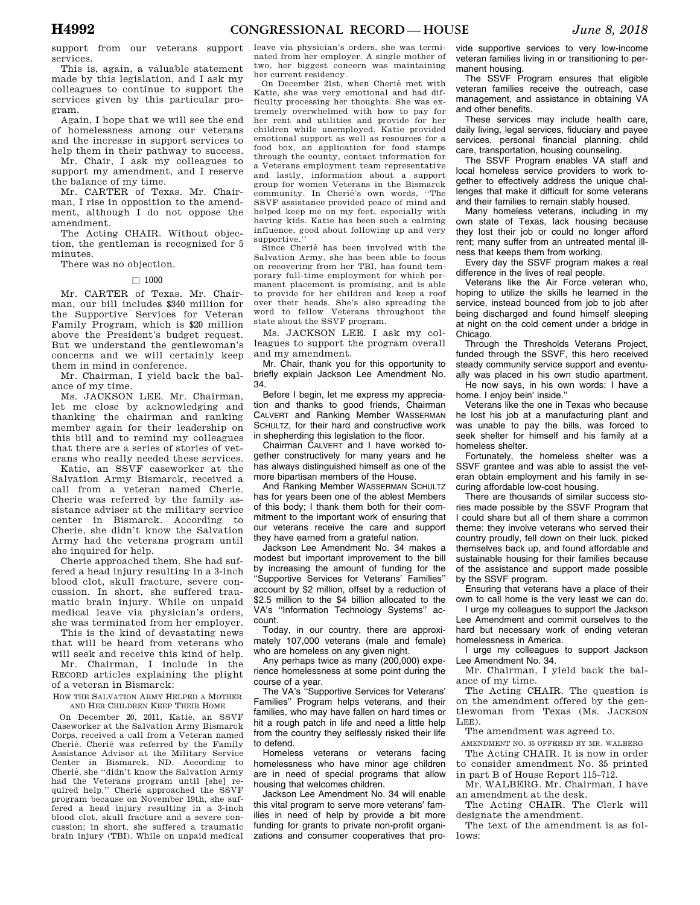support from our veterans support services.

This is, again, a valuable statement made by this legislation, and I ask my colleagues to continue to support the services given by this particular program.

Again, I hope that we will see the end of homelessness among our veterans and the increase in support services to help them in their pathway to success.

Mr. Chair, I ask my colleagues to support my amendment, and I reserve the balance of my time.

Mr. CARTER of Texas. Mr. Chairman, I rise in opposition to the amendment, although I do not oppose the amendment.

The Acting CHAIR. Without objection, the gentleman is recognized for 5 minutes.

There was no objection.

□ 1000

Mr. CARTER of Texas. Mr. Chairman, our bill includes $340 million for the Supportive Services for Veteran Family Program, which is $20 million above the President's budget request. But we understand the gentlewoman's concerns and we will certainly keep them in mind in conference.

Mr. Chairman, I yield back the balance of my time.

Ms. JACKSON LEE. Mr. Chairman, let me close by acknowledging and thanking the chairman and ranking member again for their leadership on this bill and to remind my colleagues that there are a series of stories of veterans who really needed these services.

Katie, an SSVF caseworker at the Salvation Army Bismarck, received a call from a veteran named Cherie. Cherie was referred by the family assistance adviser at the military service center in Bismarck. According to Cherie, she didn't know the Salvation Army had the veterans program until she inquired for help.

Cherie approached them. She had suffered a head injury resulting in a 3-inch blood clot, skull fracture, severe concussion. In short, she suffered traumatic brain injury. While on unpaid medical leave via physician's orders, she was terminated from her employer.

This is the kind of devastating news that will be heard from veterans who will seek and receive this kind of help.

Mr. Chairman, I include in the RECORD articles explaining the plight of a veteran in Bismarck:

HOW THE SALVATION ARMY HELPED A MOTHER AND HER CHILDREN KEEP THEIR HOME

On December 20, 2011, Katie, an SSVF Caseworker at the Salvation Army Bismarck Corps, received a call from a Veteran named Cherié. Cherié was referred by the Family Assistance Advisor at the Military Service Center in Bismarck, ND. According to Cherié, she "didn't know the Salvation Army had the Veterans program until [she] required help." Cherié approached the SSVF program because on November 19th, she suffered a head injury resulting in a 3-inch blood clot, skull fracture and a severe concussion; in short, she suffered a traumatic brain injury (TBI). While on unpaid medical leave via physician's orders, she was terminated from her employer. A single mother of two, her biggest concern was maintaining her current residency.

On December 21st, when Cherié met with Katie, she was very emotional and had difficulty processing her thoughts. She was extremely overwhelmed with how to pay for her rent and utilities and provide for her children while unemployed. Katie provided emotional support as well as resources for a food box, an application for food stamps through the county, contact information for a Veterans employment team representative and lastly, information about a support group for women Veterans in the Bismarck community. In Cherié's own words, "The SSVF assistance provided peace of mind and helped keep me on my feet, especially with having kids. Katie has been such a calming influence, good about following up and very supportive."

Since Cherié has been involved with the Salvation Army, she has been able to focus on recovering from her TBI, has found temporary full-time employment for which permanent placement is promising, and is able to provide for her children and keep a roof over their heads. She's also spreading the word to fellow Veterans throughout the state about the SSVF program.

Ms. JACKSON LEE. I ask my colleagues to support the program overall and my amendment.

Mr. Chair, thank you for this opportunity to briefly explain Jackson Lee Amendment No. 34.

Before I begin, let me express my appreciation and thanks to good friends, Chairman CALVERT and Ranking Member WASSERMAN SCHULTZ, for their hard and constructive work in shepherding this legislation to the floor.

Chairman CALVERT and I have worked together constructively for many years and he has always distinguished himself as one of the more bipartisan members of the House.

And Ranking Member WASSERMAN SCHULTZ has for years been one of the ablest Members of this body; I thank them both for their commitment to the important work of ensuring that our veterans receive the care and support they have earned from a grateful nation.

Jackson Lee Amendment No. 34 makes a modest but important improvement to the bill by increasing the amount of funding for the "Supportive Services for Veterans' Families" account by $2 million, offset by a reduction of $2.5 million to the $4 billion allocated to the VA's "Information Technology Systems" account.

Today, in our country, there are approximately 107,000 veterans (male and female) who are homeless on any given night.

Any perhaps twice as many (200,000) experience homelessness at some point during the course of a year.

The VA's "Supportive Services for Veterans' Families" Program helps veterans, and their families, who may have fallen on hard times or hit a rough patch in life and need a little help from the country they selflessly risked their life to defend.

Homeless veterans or veterans facing homelessness who have minor age children are in need of special programs that allow housing that welcomes children.

Jackson Lee Amendment No. 34 will enable this vital program to serve more veterans' families in need of help by provide a bit more funding for grants to private non-profit organizations and consumer cooperatives that provide supportive services to very low-income veteran families living in or transitioning to permanent housing.

The SSVF Program ensures that eligible veteran families receive the outreach, case management, and assistance in obtaining VA and other benefits.

These services may include health care, daily living, legal services, fiduciary and payee services, personal financial planning, child care, transportation, housing counseling.

The SSVF Program enables VA staff and local homeless service providers to work together to effectively address the unique challenges that make it difficult for some veterans and their families to remain stably housed.

Many homeless veterans, including in my own state of Texas, lack housing because they lost their job or could no longer afford rent; many suffer from an untreated mental illness that keeps them from working.

Every day the SSVF program makes a real difference in the lives of real people.

Veterans like the Air Force veteran who, hoping to utilize the skills he learned in the service, instead bounced from job to job after being discharged and found himself sleeping at night on the cold cement under a bridge in Chicago.

Through the Thresholds Veterans Project, funded through the SSVF, this hero received steady community service support and eventually was placed in his own studio apartment.

He now says, in his own words: I have a home. I enjoy bein' inside."

Veterans like the one in Texas who because he lost his job at a manufacturing plant and was unable to pay the bills, was forced to seek shelter for himself and his family at a homeless shelter.

Fortunately, the homeless shelter was a SSVF grantee and was able to assist the veteran obtain employment and his family in securing affordable low-cost housing.

There are thousands of similar success stories made possible by the SSVF Program that I could share but all of them share a common theme: they involve veterans who served their country proudly, fell down on their luck, picked themselves back up, and found affordable and sustainable housing for their families because of the assistance and support made possible by the SSVF program.

Ensuring that veterans have a place of their own to call home is the very least we can do.

I urge my colleagues to support the Jackson Lee Amendment and commit ourselves to the hard but necessary work of ending veteran homelessness in America.

I urge my colleagues to support Jackson Lee Amendment No. 34.

Mr. Chairman, I yield back the balance of my time.

The Acting CHAIR. The question is on the amendment offered by the gentlewoman from Texas (Ms. JACKSON LEE).

The amendment was agreed to.

AMENDMENT NO. 35 OFFERED BY MR. WALBERG

The Acting CHAIR. It is now in order to consider amendment No. 35 printed in part B of House Report 115–712.

Mr. WALBERG. Mr. Chairman, I have an amendment at the desk.

The Acting CHAIR. The Clerk will designate the amendment.

The text of the amendment is as follows: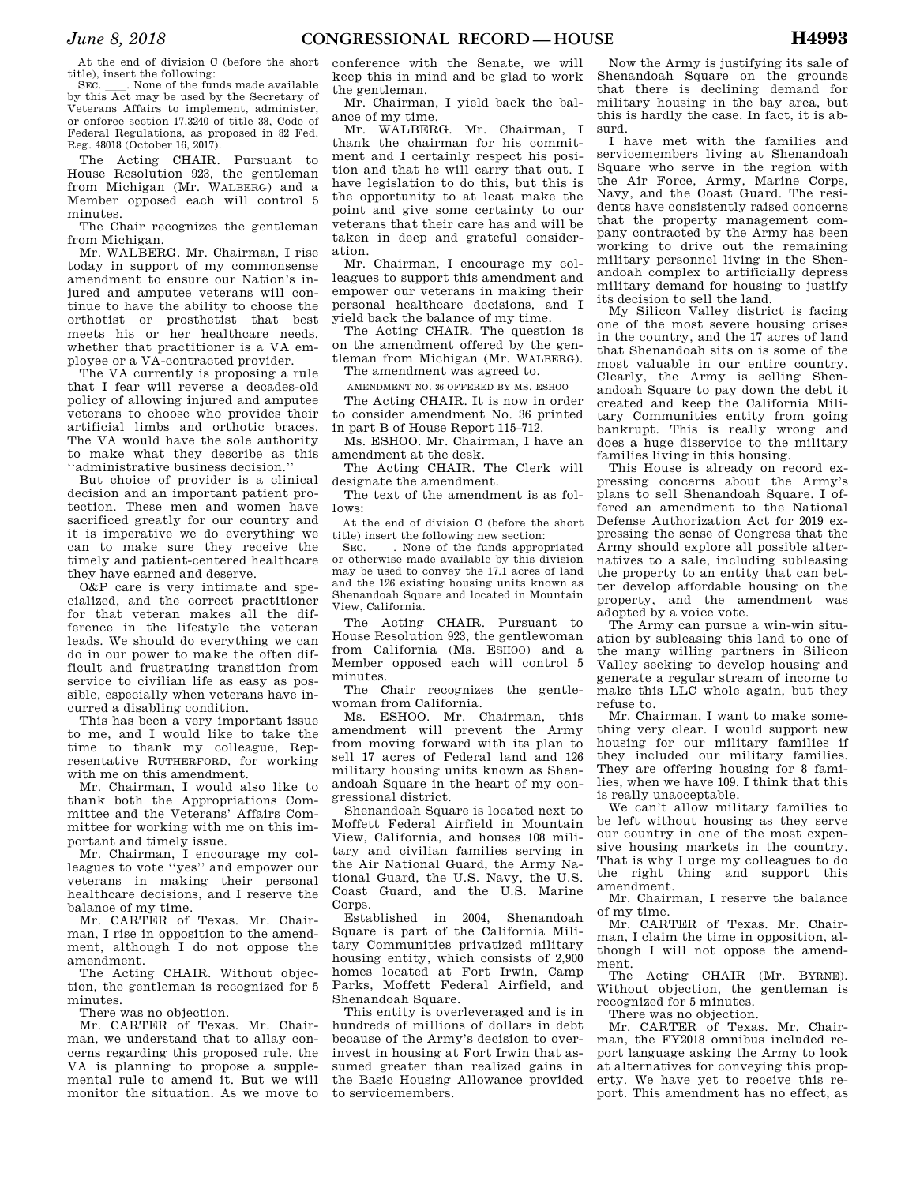At the end of division C (before the short title), insert the following:

SEC. \_\_\_\_. None of the funds made available by this Act may be used by the Secretary of Veterans Affairs to implement, administer, or enforce section 17.3240 of title 38, Code of Federal Regulations, as proposed in 82 Fed. Reg. 48018 (October 16, 2017).

The Acting CHAIR. Pursuant to House Resolution 923, the gentleman from Michigan (Mr. WALBERG) and a Member opposed each will control 5 minutes.

The Chair recognizes the gentleman from Michigan.

Mr. WALBERG. Mr. Chairman, I rise today in support of my commonsense amendment to ensure our Nation's injured and amputee veterans will continue to have the ability to choose the orthotist or prosthetist that best meets his or her healthcare needs, whether that practitioner is a VA employee or a VA-contracted provider.

The VA currently is proposing a rule that I fear will reverse a decades-old policy of allowing injured and amputee veterans to choose who provides their artificial limbs and orthotic braces. The VA would have the sole authority to make what they describe as this ''administrative business decision.''

But choice of provider is a clinical decision and an important patient protection. These men and women have sacrificed greatly for our country and it is imperative we do everything we can to make sure they receive the timely and patient-centered healthcare they have earned and deserve.

O&P care is very intimate and specialized, and the correct practitioner for that veteran makes all the difference in the lifestyle the veteran leads. We should do everything we can do in our power to make the often difficult and frustrating transition from service to civilian life as easy as possible, especially when veterans have incurred a disabling condition.

This has been a very important issue to me, and I would like to take the time to thank my colleague, Representative RUTHERFORD, for working with me on this amendment.

Mr. Chairman, I would also like to thank both the Appropriations Committee and the Veterans' Affairs Committee for working with me on this important and timely issue.

Mr. Chairman, I encourage my colleagues to vote ''yes'' and empower our veterans in making their personal healthcare decisions, and I reserve the balance of my time.

Mr. CARTER of Texas. Mr. Chairman, I rise in opposition to the amendment, although I do not oppose the amendment.

The Acting CHAIR. Without objection, the gentleman is recognized for 5 minutes.

There was no objection.

Mr. CARTER of Texas. Mr. Chairman, we understand that to allay concerns regarding this proposed rule, the VA is planning to propose a supplemental rule to amend it. But we will monitor the situation. As we move to conference with the Senate, we will keep this in mind and be glad to work the gentleman.

Mr. Chairman, I yield back the balance of my time.

Mr. WALBERG. Mr. Chairman, I thank the chairman for his commitment and I certainly respect his position and that he will carry that out. I have legislation to do this, but this is the opportunity to at least make the point and give some certainty to our veterans that their care has and will be taken in deep and grateful consideration.

Mr. Chairman, I encourage my colleagues to support this amendment and empower our veterans in making their personal healthcare decisions, and I yield back the balance of my time.

The Acting CHAIR. The question is on the amendment offered by the gentleman from Michigan (Mr. WALBERG).

The amendment was agreed to.

AMENDMENT NO. 36 OFFERED BY MS. ESHOO

The Acting CHAIR. It is now in order to consider amendment No. 36 printed in part B of House Report 115–712.

Ms. ESHOO. Mr. Chairman, I have an amendment at the desk.

The Acting CHAIR. The Clerk will designate the amendment.

The text of the amendment is as follows:

At the end of division C (before the short title) insert the following new section:

SEC. \_\_\_\_. None of the funds appropriated or otherwise made available by this division may be used to convey the 17.1 acres of land and the 126 existing housing units known as Shenandoah Square and located in Mountain View, California.

The Acting CHAIR. Pursuant to House Resolution 923, the gentlewoman from California (Ms. ESHOO) and a Member opposed each will control 5 minutes.

The Chair recognizes the gentlewoman from California.

Ms. ESHOO. Mr. Chairman, this amendment will prevent the Army from moving forward with its plan to sell 17 acres of Federal land and 126 military housing units known as Shenandoah Square in the heart of my congressional district.

Shenandoah Square is located next to Moffett Federal Airfield in Mountain View, California, and houses 108 military and civilian families serving in the Air National Guard, the Army National Guard, the U.S. Navy, the U.S. Coast Guard, and the U.S. Marine Corps.

Established in 2004, Shenandoah Square is part of the California Military Communities privatized military housing entity, which consists of 2,900 homes located at Fort Irwin, Camp Parks, Moffett Federal Airfield, and Shenandoah Square.

This entity is overleveraged and is in hundreds of millions of dollars in debt because of the Army's decision to overinvest in housing at Fort Irwin that assumed greater than realized gains in the Basic Housing Allowance provided to servicemembers.

Now the Army is justifying its sale of Shenandoah Square on the grounds that there is declining demand for military housing in the bay area, but this is hardly the case. In fact, it is absurd.

I have met with the families and servicemembers living at Shenandoah Square who serve in the region with the Air Force, Army, Marine Corps, Navy, and the Coast Guard. The residents have consistently raised concerns that the property management company contracted by the Army has been working to drive out the remaining military personnel living in the Shenandoah complex to artificially depress military demand for housing to justify its decision to sell the land.

My Silicon Valley district is facing one of the most severe housing crises in the country, and the 17 acres of land that Shenandoah sits on is some of the most valuable in our entire country. Clearly, the Army is selling Shenandoah Square to pay down the debt it created and keep the California Military Communities entity from going bankrupt. This is really wrong and does a huge disservice to the military families living in this housing.

This House is already on record expressing concerns about the Army's plans to sell Shenandoah Square. I offered an amendment to the National Defense Authorization Act for 2019 expressing the sense of Congress that the Army should explore all possible alternatives to a sale, including subleasing the property to an entity that can better develop affordable housing on the property, and the amendment was adopted by a voice vote.

The Army can pursue a win-win situation by subleasing this land to one of the many willing partners in Silicon Valley seeking to develop housing and generate a regular stream of income to make this LLC whole again, but they refuse to.

Mr. Chairman, I want to make something very clear. I would support new housing for our military families if they included our military families. They are offering housing for 8 families, when we have 109. I think that this is really unacceptable.

We can't allow military families to be left without housing as they serve our country in one of the most expensive housing markets in the country. That is why I urge my colleagues to do the right thing and support this amendment.

Mr. Chairman, I reserve the balance of my time.

Mr. CARTER of Texas. Mr. Chairman, I claim the time in opposition, although I will not oppose the amendment.

The Acting CHAIR (Mr. BYRNE). Without objection, the gentleman is recognized for 5 minutes.

There was no objection.

Mr. CARTER of Texas. Mr. Chairman, the FY2018 omnibus included report language asking the Army to look at alternatives for conveying this property. We have yet to receive this report. This amendment has no effect, as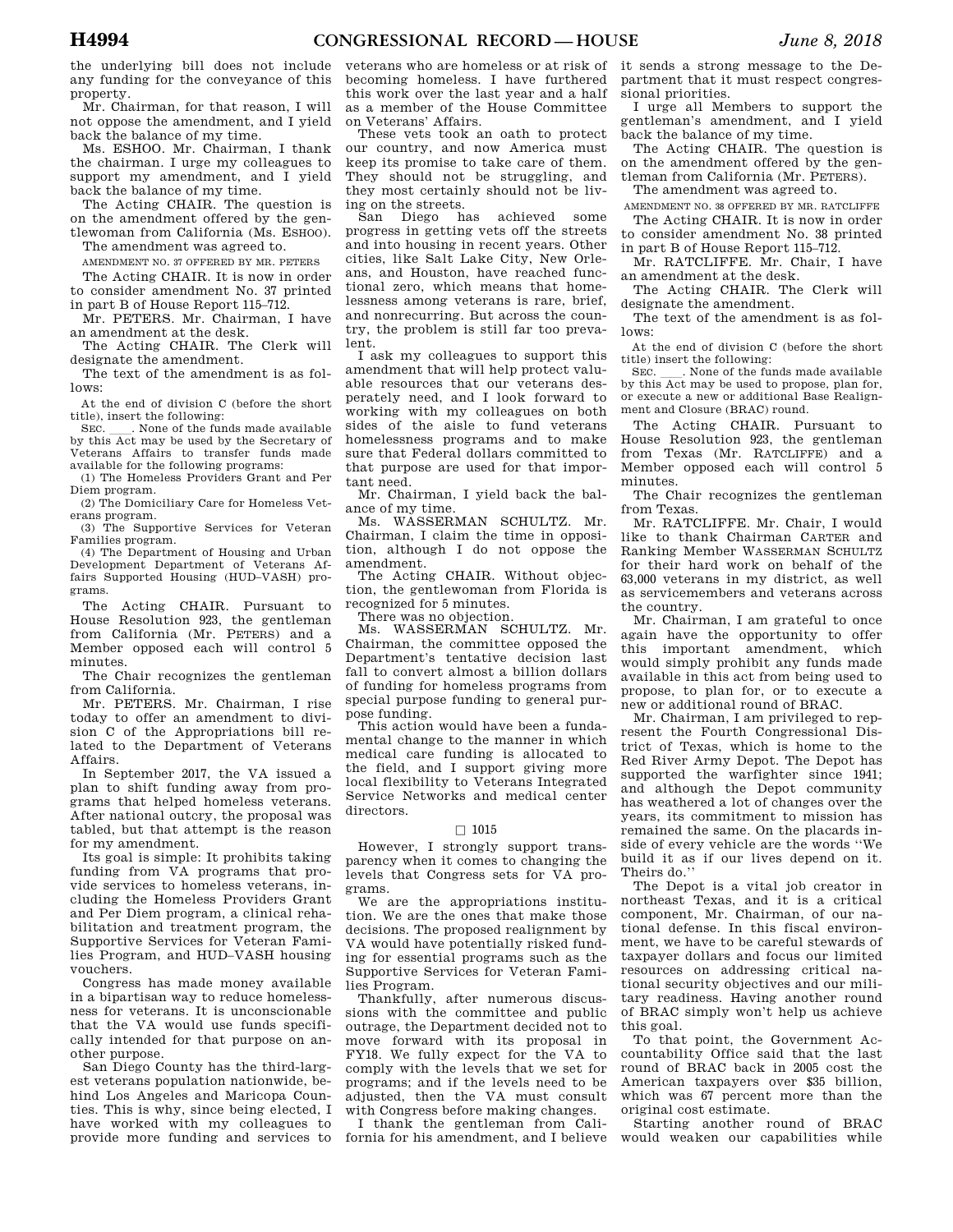the underlying bill does not include any funding for the conveyance of this property.

Mr. Chairman, for that reason, I will not oppose the amendment, and I yield back the balance of my time.

Ms. ESHOO. Mr. Chairman, I thank the chairman. I urge my colleagues to support my amendment, and I yield back the balance of my time.

The Acting CHAIR. The question is on the amendment offered by the gentlewoman from California (Ms. ESHOO).

The amendment was agreed to.

AMENDMENT NO. 37 OFFERED BY MR. PETERS

The Acting CHAIR. It is now in order to consider amendment No. 37 printed in part B of House Report 115–712.

Mr. PETERS. Mr. Chairman, I have an amendment at the desk.

The Acting CHAIR. The Clerk will designate the amendment.

The text of the amendment is as follows:

At the end of division C (before the short title), insert the following:

SEC. \_\_\_\_. None of the funds made available by this Act may be used by the Secretary of Veterans Affairs to transfer funds made available for the following programs:

(1) The Homeless Providers Grant and Per Diem program.

(2) The Domiciliary Care for Homeless Veterans program.

(3) The Supportive Services for Veteran Families program.

(4) The Department of Housing and Urban Development Department of Veterans Affairs Supported Housing (HUD–VASH) programs.

The Acting CHAIR. Pursuant to House Resolution 923, the gentleman from California (Mr. PETERS) and a Member opposed each will control 5 minutes.

The Chair recognizes the gentleman from California.

Mr. PETERS. Mr. Chairman, I rise today to offer an amendment to division C of the Appropriations bill related to the Department of Veterans Affairs.

In September 2017, the VA issued a plan to shift funding away from programs that helped homeless veterans. After national outcry, the proposal was tabled, but that attempt is the reason for my amendment.

Its goal is simple: It prohibits taking funding from VA programs that provide services to homeless veterans, including the Homeless Providers Grant and Per Diem program, a clinical rehabilitation and treatment program, the Supportive Services for Veteran Families Program, and HUD–VASH housing vouchers.

Congress has made money available in a bipartisan way to reduce homelessness for veterans. It is unconscionable that the VA would use funds specifically intended for that purpose on another purpose.

San Diego County has the third-largest veterans population nationwide, behind Los Angeles and Maricopa Counties. This is why, since being elected, I have worked with my colleagues to provide more funding and services to veterans who are homeless or at risk of becoming homeless. I have furthered this work over the last year and a half as a member of the House Committee on Veterans' Affairs.

These vets took an oath to protect our country, and now America must keep its promise to take care of them. They should not be struggling, and they most certainly should not be living on the streets.

San Diego has achieved some progress in getting vets off the streets and into housing in recent years. Other cities, like Salt Lake City, New Orleans, and Houston, have reached functional zero, which means that homelessness among veterans is rare, brief, and nonrecurring. But across the country, the problem is still far too prevalent.

I ask my colleagues to support this amendment that will help protect valuable resources that our veterans desperately need, and I look forward to working with my colleagues on both sides of the aisle to fund veterans homelessness programs and to make sure that Federal dollars committed to that purpose are used for that important need.

Mr. Chairman, I yield back the balance of my time.

Ms. WASSERMAN SCHULTZ. Mr. Chairman, I claim the time in opposition, although I do not oppose the amendment.

The Acting CHAIR. Without objection, the gentlewoman from Florida is recognized for 5 minutes.

There was no objection.

Ms. WASSERMAN SCHULTZ. Mr. Chairman, the committee opposed the Department's tentative decision last fall to convert almost a billion dollars of funding for homeless programs from special purpose funding to general purpose funding.

This action would have been a fundamental change to the manner in which medical care funding is allocated to the field, and I support giving more local flexibility to Veterans Integrated Service Networks and medical center directors.

□ 1015

However, I strongly support transparency when it comes to changing the levels that Congress sets for VA programs.

We are the appropriations institution. We are the ones that make those decisions. The proposed realignment by VA would have potentially risked funding for essential programs such as the Supportive Services for Veteran Families Program.

Thankfully, after numerous discussions with the committee and public outrage, the Department decided not to move forward with its proposal in FY18. We fully expect for the VA to comply with the levels that we set for programs; and if the levels need to be adjusted, then the VA must consult with Congress before making changes.

I thank the gentleman from California for his amendment, and I believe it sends a strong message to the Department that it must respect congressional priorities.

I urge all Members to support the gentleman's amendment, and I yield back the balance of my time.

The Acting CHAIR. The question is on the amendment offered by the gentleman from California (Mr. PETERS).

The amendment was agreed to.

AMENDMENT NO. 38 OFFERED BY MR. RATCLIFFE

The Acting CHAIR. It is now in order to consider amendment No. 38 printed in part B of House Report 115–712.

Mr. RATCLIFFE. Mr. Chair, I have an amendment at the desk.

The Acting CHAIR. The Clerk will designate the amendment.

The text of the amendment is as follows:

At the end of division C (before the short title) insert the following:

SEC. \_\_\_\_. None of the funds made available by this Act may be used to propose, plan for, or execute a new or additional Base Realignment and Closure (BRAC) round.

The Acting CHAIR. Pursuant to House Resolution 923, the gentleman from Texas (Mr. RATCLIFFE) and a Member opposed each will control 5 minutes.

The Chair recognizes the gentleman from Texas.

Mr. RATCLIFFE. Mr. Chair, I would like to thank Chairman CARTER and Ranking Member WASSERMAN SCHULTZ for their hard work on behalf of the 63,000 veterans in my district, as well as servicemembers and veterans across the country.

Mr. Chairman, I am grateful to once again have the opportunity to offer this important amendment, which would simply prohibit any funds made available in this act from being used to propose, to plan for, or to execute a new or additional round of BRAC.

Mr. Chairman, I am privileged to represent the Fourth Congressional District of Texas, which is home to the Red River Army Depot. The Depot has supported the warfighter since 1941; and although the Depot community has weathered a lot of changes over the years, its commitment to mission has remained the same. On the placards inside of every vehicle are the words ''We build it as if our lives depend on it. Theirs do.''

The Depot is a vital job creator in northeast Texas, and it is a critical component, Mr. Chairman, of our national defense. In this fiscal environment, we have to be careful stewards of taxpayer dollars and focus our limited resources on addressing critical national security objectives and our military readiness. Having another round of BRAC simply won't help us achieve this goal.

To that point, the Government Accountability Office said that the last round of BRAC back in 2005 cost the American taxpayers over $35 billion, which was 67 percent more than the original cost estimate.

Starting another round of BRAC would weaken our capabilities while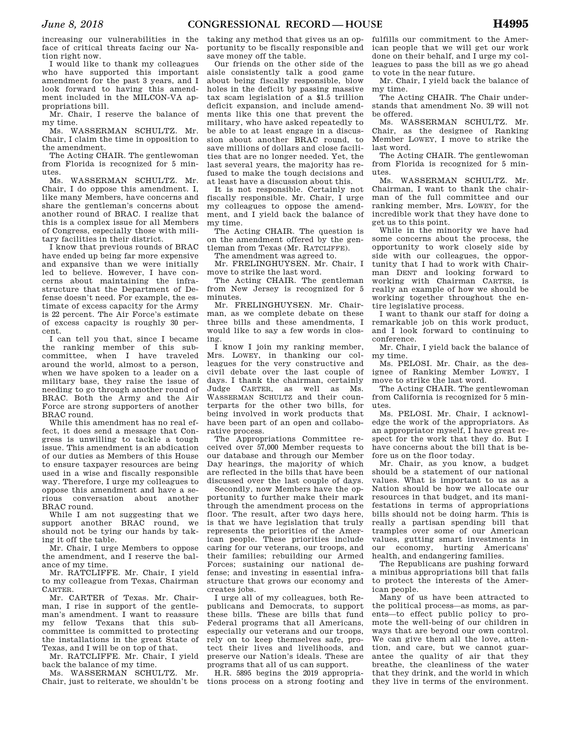increasing our vulnerabilities in the face of critical threats facing our Nation right now.

I would like to thank my colleagues who have supported this important amendment for the past 3 years, and I look forward to having this amendment included in the MILCON-VA appropriations bill.

Mr. Chair, I reserve the balance of my time.

Ms. WASSERMAN SCHULTZ. Mr. Chair, I claim the time in opposition to the amendment.

The Acting CHAIR. The gentlewoman from Florida is recognized for 5 minutes.

Ms. WASSERMAN SCHULTZ. Mr. Chair, I do oppose this amendment. I, like many Members, have concerns and share the gentleman's concerns about another round of BRAC. I realize that this is a complex issue for all Members of Congress, especially those with military facilities in their district.

I know that previous rounds of BRAC have ended up being far more expensive and expansive than we were initially led to believe. However, I have concerns about maintaining the infrastructure that the Department of Defense doesn't need. For example, the estimate of excess capacity for the Army is 22 percent. The Air Force's estimate of excess capacity is roughly 30 percent.

I can tell you that, since I became the ranking member of this subcommittee, when I have traveled around the world, almost to a person, when we have spoken to a leader on a military base, they raise the issue of needing to go through another round of BRAC. Both the Army and the Air Force are strong supporters of another BRAC round.

While this amendment has no real effect, it does send a message that Congress is unwilling to tackle a tough issue. This amendment is an abdication of our duties as Members of this House to ensure taxpayer resources are being used in a wise and fiscally responsible way. Therefore, I urge my colleagues to oppose this amendment and have a serious conversation about another BRAC round.

While I am not suggesting that we support another BRAC round, we should not be tying our hands by taking it off the table.

Mr. Chair, I urge Members to oppose the amendment, and I reserve the balance of my time.

Mr. RATCLIFFE. Mr. Chair, I yield to my colleague from Texas, Chairman CARTER.

Mr. CARTER of Texas. Mr. Chairman, I rise in support of the gentleman's amendment. I want to reassure my fellow Texans that this subcommittee is committed to protecting the installations in the great State of Texas, and I will be on top of that.

Mr. RATCLIFFE. Mr. Chair, I yield back the balance of my time.

Ms. WASSERMAN SCHULTZ. Mr. Chair, just to reiterate, we shouldn't be taking any method that gives us an opportunity to be fiscally responsible and save money off the table.

Our friends on the other side of the aisle consistently talk a good game about being fiscally responsible, blow holes in the deficit by passing massive tax scam legislation of a $1.5 trillion deficit expansion, and include amendments like this one that prevent the military, who have asked repeatedly to be able to at least engage in a discussion about another BRAC round, to save millions of dollars and close facilities that are no longer needed. Yet, the last several years, the majority has refused to make the tough decisions and at least have a discussion about this.

It is not responsible. Certainly not fiscally responsible. Mr. Chair, I urge my colleagues to oppose the amendment, and I yield back the balance of my time.

The Acting CHAIR. The question is on the amendment offered by the gentleman from Texas (Mr. RATCLIFFE).

The amendment was agreed to.

Mr. FRELINGHUYSEN. Mr. Chair, I move to strike the last word.

The Acting CHAIR. The gentleman from New Jersey is recognized for 5 minutes.

Mr. FRELINGHUYSEN. Mr. Chairman, as we complete debate on these three bills and these amendments, I would like to say a few words in closing.

I know I join my ranking member, Mrs. LOWEY, in thanking our colleagues for the very constructive and civil debate over the last couple of days. I thank the chairman, certainly Judge CARTER, as well as Ms. WASSERMAN SCHULTZ and their counterparts for the other two bills, for being involved in work products that have been part of an open and collaborative process.

The Appropriations Committee received over 57,000 Member requests to our database and through our Member Day hearings, the majority of which are reflected in the bills that have been discussed over the last couple of days.

Secondly, now Members have the opportunity to further make their mark through the amendment process on the floor. The result, after two days here, is that we have legislation that truly represents the priorities of the American people. These priorities include caring for our veterans, our troops, and their families; rebuilding our Armed Forces; sustaining our national defense; and investing in essential infrastructure that grows our economy and creates jobs.

I urge all of my colleagues, both Republicans and Democrats, to support these bills. These are bills that fund Federal programs that all Americans, especially our veterans and our troops, rely on to keep themselves safe, protect their lives and livelihoods, and preserve our Nation's ideals. These are programs that all of us can support.

H.R. 5895 begins the 2019 appropriations process on a strong footing and fulfills our commitment to the American people that we will get our work done on their behalf, and I urge my colleagues to pass the bill as we go ahead to vote in the near future.

Mr. Chair, I yield back the balance of my time.

The Acting CHAIR. The Chair understands that amendment No. 39 will not be offered.

Ms. WASSERMAN SCHULTZ. Mr. Chair, as the designee of Ranking Member LOWEY, I move to strike the last word.

The Acting CHAIR. The gentlewoman from Florida is recognized for 5 minutes.

Ms. WASSERMAN SCHULTZ. Mr. Chairman, I want to thank the chairman of the full committee and our ranking member, Mrs. LOWEY, for the incredible work that they have done to get us to this point.

While in the minority we have had some concerns about the process, the opportunity to work closely side by side with our colleagues, the opportunity that I had to work with Chairman DENT and looking forward to working with Chairman CARTER, is really an example of how we should be working together throughout the entire legislative process.

I want to thank our staff for doing a remarkable job on this work product, and I look forward to continuing to conference.

Mr. Chair, I yield back the balance of my time.

Ms. PELOSI. Mr. Chair, as the designee of Ranking Member LOWEY, I move to strike the last word.

The Acting CHAIR. The gentlewoman from California is recognized for 5 minutes.

Ms. PELOSI. Mr. Chair, I acknowledge the work of the appropriators. As an appropriator myself, I have great respect for the work that they do. But I have concerns about the bill that is before us on the floor today.

Mr. Chair, as you know, a budget should be a statement of our national values. What is important to us as a Nation should be how we allocate our resources in that budget, and its manifestations in terms of appropriations bills should not be doing harm. This is really a partisan spending bill that tramples over some of our American values, gutting smart investments in our economy, hurting Americans' health, and endangering families.

The Republicans are pushing forward a minibus appropriations bill that fails to protect the interests of the American people.

Many of us have been attracted to the political process—as moms, as parents—to effect public policy to promote the well-being of our children in ways that are beyond our own control. We can give them all the love, attention, and care, but we cannot guarantee the quality of air that they breathe, the cleanliness of the water that they drink, and the world in which they live in terms of the environment.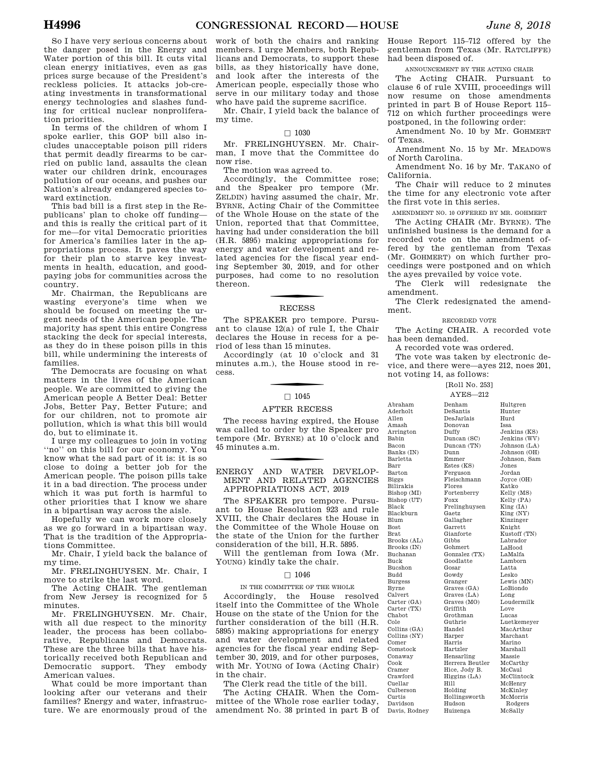So I have very serious concerns about the danger posed in the Energy and Water portion of this bill. It cuts vital clean energy initiatives, even as gas prices surge because of the President's reckless policies. It attacks job-creating investments in transformational energy technologies and slashes funding for critical nuclear nonproliferation priorities.

In terms of the children of whom I spoke earlier, this GOP bill also includes unacceptable poison pill riders that permit deadly firearms to be carried on public land, assaults the clean water our children drink, encourages pollution of our oceans, and pushes our Nation's already endangered species toward extinction.

This bad bill is a first step in the Republicans' plan to choke off funding—and this is really the critical part of it for me—for vital Democratic priorities for America's families later in the appropriations process. It paves the way for their plan to starve key investments in health, education, and good-paying jobs for communities across the country.

Mr. Chairman, the Republicans are wasting everyone's time when we should be focused on meeting the urgent needs of the American people. The majority has spent this entire Congress stacking the deck for special interests, as they do in these poison pills in this bill, while undermining the interests of families.

The Democrats are focusing on what matters in the lives of the American people. We are committed to giving the American people A Better Deal: Better Jobs, Better Pay, Better Future; and for our children, not to promote air pollution, which is what this bill would do, but to eliminate it.

I urge my colleagues to join in voting "no" on this bill for our economy. You know what the sad part of it is: it is so close to doing a better job for the American people. The poison pills take it in a bad direction. The process under which it was put forth is harmful to other priorities that I know we share in a bipartisan way across the aisle.

Hopefully we can work more closely as we go forward in a bipartisan way. That is the tradition of the Appropriations Committee.

Mr. Chair, I yield back the balance of my time.

Mr. FRELINGHUYSEN. Mr. Chair, I move to strike the last word.

The Acting CHAIR. The gentleman from New Jersey is recognized for 5 minutes.

Mr. FRELINGHUYSEN. Mr. Chair, with all due respect to the minority leader, the process has been collaborative, Republicans and Democrats. These are the three bills that have historically received both Republican and Democratic support. They embody American values.

What could be more important than looking after our veterans and their families? Energy and water, infrastructure. We are enormously proud of the work of both the chairs and ranking members. I urge Members, both Republicans and Democrats, to support these bills, as they historically have done, and look after the interests of the American people, especially those who serve in our military today and those who have paid the supreme sacrifice.

Mr. Chair, I yield back the balance of my time.

□ 1030

Mr. FRELINGHUYSEN. Mr. Chairman, I move that the Committee do now rise.

The motion was agreed to.

Accordingly, the Committee rose; and the Speaker pro tempore (Mr. ZELDIN) having assumed the chair, Mr. BYRNE, Acting Chair of the Committee of the Whole House on the state of the Union, reported that that Committee, having had under consideration the bill (H.R. 5895) making appropriations for energy and water development and related agencies for the fiscal year ending September 30, 2019, and for other purposes, had come to no resolution thereon.

## RECESS

The SPEAKER pro tempore. Pursuant to clause 12(a) of rule I, the Chair declares the House in recess for a period of less than 15 minutes.

Accordingly (at 10 o'clock and 31 minutes a.m.), the House stood in recess.

□ 1045

## AFTER RECESS

The recess having expired, the House was called to order by the Speaker pro tempore (Mr. BYRNE) at 10 o'clock and 45 minutes a.m.

## ENERGY AND WATER DEVELOPMENT AND RELATED AGENCIES APPROPRIATIONS ACT, 2019

The SPEAKER pro tempore. Pursuant to House Resolution 923 and rule XVIII, the Chair declares the House in the Committee of the Whole House on the state of the Union for the further consideration of the bill, H.R. 5895.

Will the gentleman from Iowa (Mr. YOUNG) kindly take the chair.

□ 1046

### IN THE COMMITTEE OF THE WHOLE

Accordingly, the House resolved itself into the Committee of the Whole House on the state of the Union for the further consideration of the bill (H.R. 5895) making appropriations for energy and water development and related agencies for the fiscal year ending September 30, 2019, and for other purposes, with Mr. YOUNG of Iowa (Acting Chair) in the chair.

The Clerk read the title of the bill.

The Acting CHAIR. When the Committee of the Whole rose earlier today, amendment No. 38 printed in part B of House Report 115–712 offered by the gentleman from Texas (Mr. RATCLIFFE) had been disposed of.

### ANNOUNCEMENT BY THE ACTING CHAIR

The Acting CHAIR. Pursuant to clause 6 of rule XVIII, proceedings will now resume on those amendments printed in part B of House Report 115–712 on which further proceedings were postponed, in the following order:

Amendment No. 10 by Mr. GOHMERT of Texas.

Amendment No. 15 by Mr. MEADOWS of North Carolina.

Amendment No. 16 by Mr. TAKANO of California.

The Chair will reduce to 2 minutes the time for any electronic vote after the first vote in this series.

### AMENDMENT NO. 10 OFFERED BY MR. GOHMERT

The Acting CHAIR (Mr. BYRNE). The unfinished business is the demand for a recorded vote on the amendment offered by the gentleman from Texas (Mr. GOHMERT) on which further proceedings were postponed and on which the ayes prevailed by voice vote.

The Clerk will redesignate the amendment.

The Clerk redesignated the amendment.

### RECORDED VOTE

The Acting CHAIR. A recorded vote has been demanded.

A recorded vote was ordered.

The vote was taken by electronic device, and there were—ayes 212, noes 201, not voting 14, as follows:

[Roll No. 253]

AYES—212

| | | |
|---|---|---|
| Abraham | Denham | Hultgren |
| Aderholt | DeSantis | Hunter |
| Allen | DesJarlais | Hurd |
| Amash | Donovan | Issa |
| Arrington | Duffy | Jenkins (KS) |
| Babin | Duncan (SC) | Jenkins (WV) |
| Bacon | Duncan (TN) | Johnson (LA) |
| Banks (IN) | Dunn | Johnson (OH) |
| Barletta | Emmer | Johnson, Sam |
| Barr | Estes (KS) | Jones |
| Barton | Ferguson | Jordan |
| Biggs | Fleischmann | Joyce (OH) |
| Bilirakis | Flores | Katko |
| Bishop (MI) | Fortenberry | Kelly (MS) |
| Bishop (UT) | Foxx | Kelly (PA) |
| Black | Frelinghuysen | King (IA) |
| Blackburn | Gaetz | King (NY) |
| Blum | Gallagher | Kinzinger |
| Bost | Garrett | Knight |
| Brat | Gianforte | Kustoff (TN) |
| Brooks (AL) | Gibbs | Labrador |
| Brooks (IN) | Gohmert | LaHood |
| Buchanan | Gonzalez (TX) | LaMalfa |
| Buck | Goodlatte | Lamborn |
| Bucshon | Gosar | Latta |
| Budd | Gowdy | Lesko |
| Burgess | Granger | Lewis (MN) |
| Byrne | Graves (GA) | LoBiondo |
| Calvert | Graves (LA) | Long |
| Carter (GA) | Graves (MO) | Loudermilk |
| Carter (TX) | Griffith | Love |
| Chabot | Grothman | Lucas |
| Cole | Guthrie | Luetkemeyer |
| Collins (GA) | Handel | MacArthur |
| Collins (NY) | Harper | Marchant |
| Comer | Harris | Marino |
| Comstock | Hartzler | Marshall |
| Conaway | Hensarling | Massie |
| Cook | Herrera Beutler | McCarthy |
| Cramer | Hice, Jody B. | McCaul |
| Crawford | Higgins (LA) | McClintock |
| Cuellar | Hill | McHenry |
| Culberson | Holding | McKinley |
| Curtis | Hollingsworth | McMorris Rodgers |
| Davidson | Hudson | McSally |
| Davis, Rodney | Huizenga | |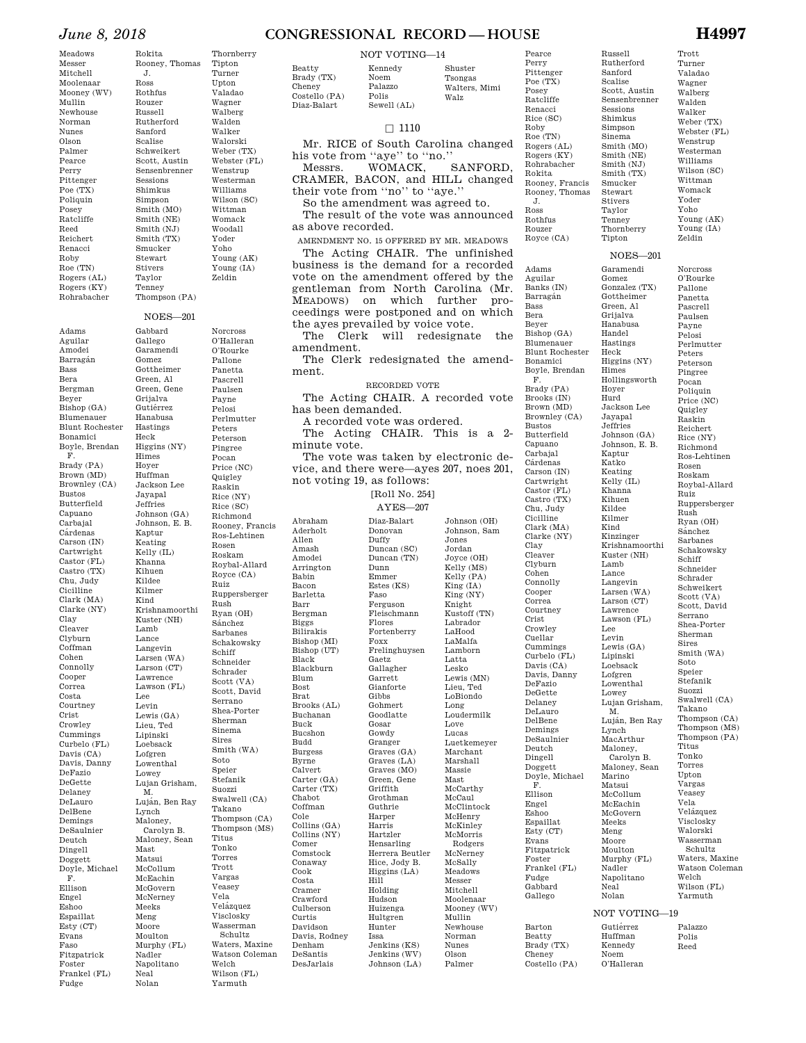Meadows
Messer
Mitchell
Moolenaar
Mooney (WV)
Mullin
Newhouse
Norman
Nunes
Olson
Palmer
Pearce
Perry
Pittenger
Poe (TX)
Poliquin
Posey
Ratcliffe
Reed
Reichert
Renacci
Roby
Roe (TN)
Rogers (AL)
Rogers (KY)
Rohrabacher
Rokita
Rooney, Thomas J.
Ross
Rothfus
Rouzer
Russell
Rutherford
Sanford
Scalise
Schweikert
Scott, Austin
Sensenbrenner
Sessions
Shimkus
Simpson
Smith (MO)
Smith (NE)
Smith (NJ)
Smith (TX)
Smucker
Stewart
Stivers
Taylor
Tenney
Thompson (PA)
Thornberry
Tipton
Turner
Upton
Valadao
Wagner
Walberg
Walden
Walker
Walorski
Weber (TX)
Webster (FL)
Wenstrup
Westerman
Williams
Wilson (SC)
Wittman
Womack
Woodall
Yoder
Yoho
Young (AK)
Young (IA)
Zeldin

NOES—201

Adams
Aguilar
Amodei
Barragán
Bass
Bera
Bergman
Beyer
Bishop (GA)
Blumenauer
Blunt Rochester
Bonamici
Boyle, Brendan F.
Brady (PA)
Brown (MD)
Brownley (CA)
Bustos
Butterfield
Capuano
Carbajal
Cárdenas
Carson (IN)
Cartwright
Castor (FL)
Castro (TX)
Chu, Judy
Cicilline
Clark (MA)
Clarke (NY)
Clay
Cleaver
Clyburn
Coffman
Cohen
Connolly
Cooper
Correa
Costa
Courtney
Crist
Crowley
Cummings
Curbelo (FL)
Davis (CA)
Davis, Danny
DeFazio
DeGette
Delaney
DeLauro
DelBene
Demings
DeSaulnier
Deutch
Dingell
Doggett
Doyle, Michael F.
Ellison
Engel
Eshoo
Espaillat
Esty (CT)
Evans
Faso
Fitzpatrick
Foster
Frankel (FL)
Fudge
Gabbard
Gallego
Garamendi
Gomez
Gottheimer
Green, Al
Green, Gene
Grijalva
Gutiérrez
Hanabusa
Hastings
Heck
Higgins (NY)
Himes
Hoyer
Huffman
Jackson Lee
Jayapal
Jeffries
Johnson (GA)
Johnson, E. B.
Kaptur
Keating
Kelly (IL)
Khanna
Kihuen
Kildee
Kilmer
Kind
Krishnamoorthi
Kuster (NH)
Lamb
Lance
Langevin
Larsen (WA)
Larson (CT)
Lawrence
Lawson (FL)
Lee
Levin
Lewis (GA)
Lieu, Ted
Lipinski
Loebsack
Lofgren
Lowenthal
Lowey
Lujan Grisham, M.
Luján, Ben Ray
Lynch
Maloney, Carolyn B.
Maloney, Sean
Mast
Matsui
McCollum
McEachin
McGovern
McNerney
Meeks
Meng
Moore
Moulton
Murphy (FL)
Nadler
Napolitano
Neal
Nolan
Norcross
O'Halleran
O'Rourke
Pallone
Panetta
Pascrell
Paulsen
Payne
Pelosi
Perlmutter
Peters
Peterson
Pingree
Pocan
Price (NC)
Quigley
Raskin
Rice (NY)
Rice (SC)
Richmond
Rooney, Francis
Ros-Lehtinen
Rosen
Roskam
Roybal-Allard
Royce (CA)
Ruiz
Ruppersberger
Rush
Ryan (OH)
Sánchez
Sarbanes
Schakowsky
Schiff
Schneider
Schrader
Scott (VA)
Scott, David
Serrano
Shea-Porter
Sherman
Sinema
Sires
Smith (WA)
Soto
Speier
Stefanik
Suozzi
Swalwell (CA)
Takano
Thompson (CA)
Thompson (MS)
Titus
Tonko
Torres
Trott
Vargas
Veasey
Vela
Velázquez
Visclosky
Wasserman Schultz
Waters, Maxine
Watson Coleman
Welch
Wilson (FL)
Yarmuth

NOT VOTING—14

Beatty
Brady (TX)
Cheney
Costello (PA)
Diaz-Balart
Kennedy
Noem
Palazzo
Polis
Sewell (AL)
Shuster
Tsongas
Walters, Mimi
Walz

□ 1110

Mr. RICE of South Carolina changed his vote from ''aye'' to ''no.''

Messrs. WOMACK, SANFORD, CRAMER, BACON, and HILL changed their vote from ''no'' to ''aye.''

So the amendment was agreed to.

The result of the vote was announced as above recorded.

AMENDMENT NO. 15 OFFERED BY MR. MEADOWS

The Acting CHAIR. The unfinished business is the demand for a recorded vote on the amendment offered by the gentleman from North Carolina (Mr. MEADOWS) on which further proceedings were postponed and on which the ayes prevailed by voice vote.

The Clerk will redesignate the amendment.

The Clerk redesignated the amendment.

RECORDED VOTE

The Acting CHAIR. A recorded vote has been demanded.

A recorded vote was ordered.

The Acting CHAIR. This is a 2-minute vote.

The vote was taken by electronic device, and there were—ayes 207, noes 201, not voting 19, as follows:

[Roll No. 254]

AYES—207

Abraham
Aderholt
Allen
Amash
Amodei
Arrington
Babin
Bacon
Barletta
Barr
Bergman
Biggs
Bilirakis
Bishop (MI)
Bishop (UT)
Black
Blackburn
Blum
Bost
Brat
Brooks (AL)
Buchanan
Buck
Bucshon
Budd
Burgess
Byrne
Calvert
Carter (GA)
Carter (TX)
Chabot
Coffman
Cole
Collins (GA)
Collins (NY)
Comer
Comstock
Conaway
Cook
Costa
Cramer
Crawford
Culberson
Curtis
Davidson
Davis, Rodney
Denham
DeSantis
DesJarlais
Diaz-Balart
Donovan
Duffy
Duncan (SC)
Duncan (TN)
Dunn
Emmer
Estes (KS)
Faso
Ferguson
Fleischmann
Flores
Fortenberry
Foxx
Frelinghuysen
Gaetz
Gallagher
Garrett
Gianforte
Gibbs
Gohmert
Goodlatte
Gosar
Gowdy
Granger
Graves (GA)
Graves (LA)
Graves (MO)
Green, Gene
Griffith
Grothman
Guthrie
Harper
Harris
Hartzler
Hensarling
Herrera Beutler
Hice, Jody B.
Higgins (LA)
Hill
Holding
Hudson
Huizenga
Hultgren
Hunter
Issa
Jenkins (KS)
Jenkins (WV)
Johnson (LA)
Johnson (OH)
Johnson, Sam
Jones
Jordan
Joyce (OH)
Kelly (MS)
Kelly (PA)
King (IA)
King (NY)
Knight
Kustoff (TN)
Labrador
LaHood
LaMalfa
Lamborn
Latta
Lesko
Lewis (MN)
Lieu, Ted
LoBiondo
Long
Loudermilk
Love
Lucas
Luetkemeyer
Marchant
Marshall
Massie
Mast
McCarthy
McCaul
McClintock
McHenry
McKinley
McMorris Rodgers
McNerney
McSally
Meadows
Messer
Mitchell
Moolenaar
Mooney (WV)
Mullin
Newhouse
Norman
Nunes
Olson
Palmer
Pearce
Perry
Pittenger
Poe (TX)
Posey
Ratcliffe
Renacci
Rice (SC)
Roby
Roe (TN)
Rogers (AL)
Rogers (KY)
Rohrabacher
Rokita
Rooney, Francis
Rooney, Thomas J.
Ross
Rothfus
Rouzer
Royce (CA)
Russell
Rutherford
Sanford
Scalise
Scott, Austin
Sensenbrenner
Sessions
Shimkus
Simpson
Sinema
Smith (MO)
Smith (NE)
Smith (NJ)
Smith (TX)
Smucker
Stewart
Stivers
Taylor
Tenney
Thornberry
Tipton
Trott
Turner
Valadao
Wagner
Walberg
Walden
Walker
Weber (TX)
Webster (FL)
Wenstrup
Westerman
Williams
Wilson (SC)
Wittman
Womack
Yoder
Yoho
Young (AK)
Young (IA)
Zeldin

NOES—201

Adams
Aguilar
Banks (IN)
Barragán
Bass
Bera
Beyer
Bishop (GA)
Blumenauer
Blunt Rochester
Bonamici
Boyle, Brendan F.
Brady (PA)
Brooks (IN)
Brown (MD)
Brownley (CA)
Bustos
Butterfield
Capuano
Carbajal
Cárdenas
Carson (IN)
Cartwright
Castor (FL)
Castro (TX)
Chu, Judy
Cicilline
Clark (MA)
Clarke (NY)
Clay
Cleaver
Clyburn
Cohen
Connolly
Cooper
Correa
Courtney
Crist
Crowley
Cuellar
Cummings
Curbelo (FL)
Davis (CA)
Davis, Danny
DeFazio
DeGette
Delaney
DeLauro
DelBene
Demings
DeSaulnier
Deutch
Dingell
Doggett
Doyle, Michael F.
Ellison
Engel
Eshoo
Espaillat
Esty (CT)
Evans
Fitzpatrick
Foster
Frankel (FL)
Fudge
Gabbard
Gallego
Garamendi
Gomez
Gonzalez (TX)
Gottheimer
Green, Al
Grijalva
Hanabusa
Handel
Hastings
Heck
Higgins (NY)
Himes
Hollingsworth
Hoyer
Hurd
Jackson Lee
Jayapal
Jeffries
Johnson (GA)
Johnson, E. B.
Kaptur
Katko
Keating
Kelly (IL)
Khanna
Kihuen
Kildee
Kilmer
Kind
Kinzinger
Krishnamoorthi
Kuster (NH)
Lamb
Lance
Langevin
Larsen (WA)
Larson (CT)
Lawrence
Lawson (FL)
Lee
Levin
Lewis (GA)
Lipinski
Loebsack
Lofgren
Lowenthal
Lowey
Lujan Grisham, M.
Luján, Ben Ray
Lynch
MacArthur
Maloney, Carolyn B.
Maloney, Sean
Marino
Matsui
McCollum
McEachin
McGovern
Meeks
Meng
Moore
Moulton
Murphy (FL)
Nadler
Napolitano
Neal
Nolan
Norcross
O'Rourke
Pallone
Panetta
Pascrell
Paulsen
Payne
Pelosi
Perlmutter
Peters
Peterson
Pingree
Pocan
Poliquin
Price (NC)
Quigley
Raskin
Reichert
Rice (NY)
Richmond
Ros-Lehtinen
Rosen
Roskam
Roybal-Allard
Ruiz
Ruppersberger
Rush
Ryan (OH)
Sánchez
Sarbanes
Schakowsky
Schiff
Schneider
Schrader
Schweikert
Scott (VA)
Scott, David
Serrano
Shea-Porter
Sherman
Sires
Smith (WA)
Soto
Speier
Stefanik
Suozzi
Swalwell (CA)
Takano
Thompson (CA)
Thompson (MS)
Thompson (PA)
Titus
Tonko
Torres
Upton
Vargas
Veasey
Vela
Velázquez
Visclosky
Walorski
Wasserman Schultz
Waters, Maxine
Watson Coleman
Welch
Wilson (FL)
Yarmuth

NOT VOTING—19

Barton
Beatty
Brady (TX)
Cheney
Costello (PA)
Gutiérrez
Huffman
Kennedy
Noem
O'Halleran
Palazzo
Polis
Reed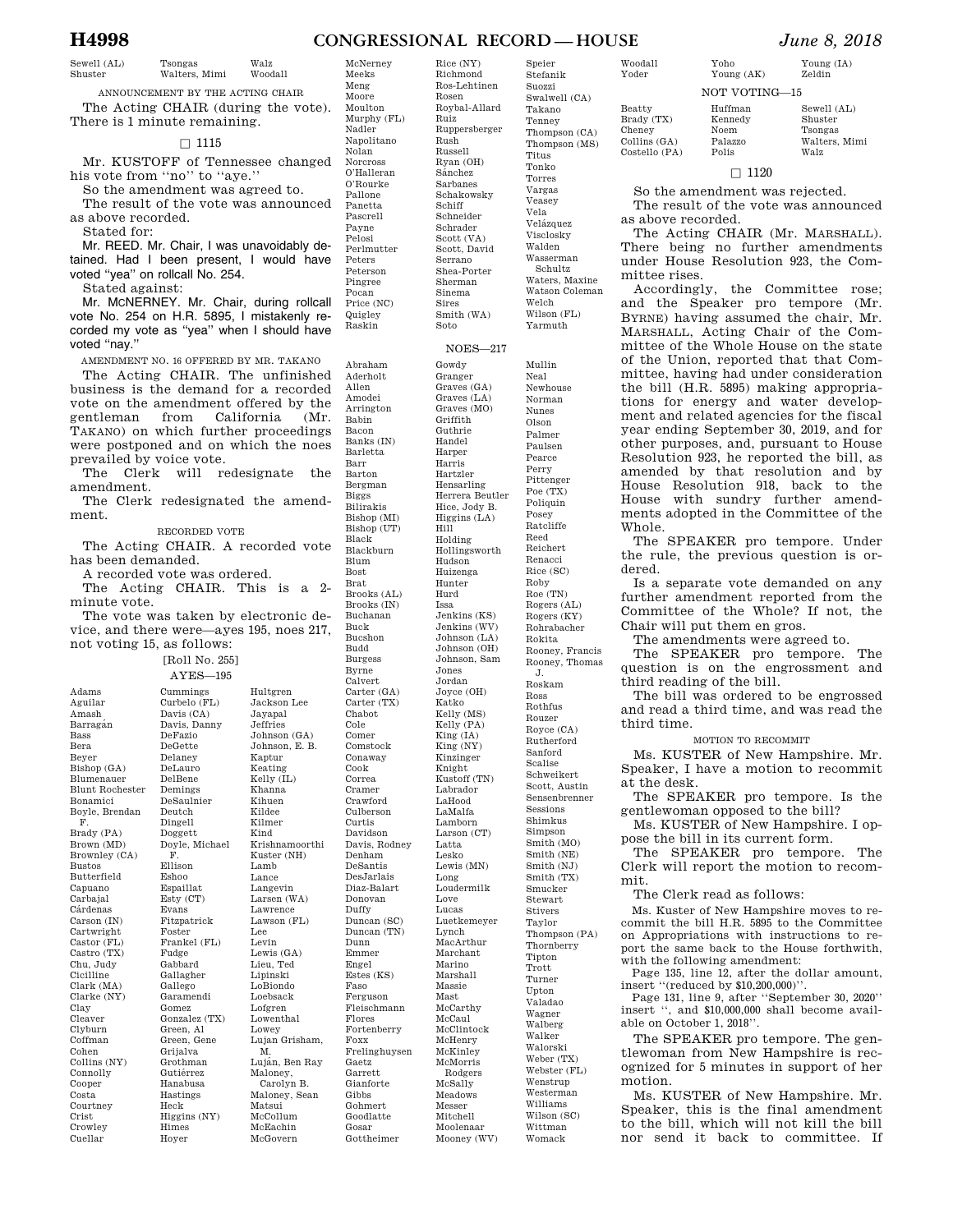Sewell (AL) | Tsongas | Walz
Shuster | Walters, Mimi | Woodall

ANNOUNCEMENT BY THE ACTING CHAIR

The Acting CHAIR (during the vote). There is 1 minute remaining.

□ 1115

Mr. KUSTOFF of Tennessee changed his vote from "no" to "aye."

So the amendment was agreed to.

The result of the vote was announced as above recorded.

Stated for:

Mr. REED. Mr. Chair, I was unavoidably detained. Had I been present, I would have voted "yea" on rollcall No. 254.

Stated against:

Mr. MCNERNEY. Mr. Chair, during rollcall vote No. 254 on H.R. 5895, I mistakenly recorded my vote as "yea" when I should have voted "nay."

AMENDMENT NO. 16 OFFERED BY MR. TAKANO

The Acting CHAIR. The unfinished business is the demand for a recorded vote on the amendment offered by the gentleman from California (Mr. TAKANO) on which further proceedings were postponed and on which the noes prevailed by voice vote.

The Clerk will redesignate the amendment.

The Clerk redesignated the amendment.

RECORDED VOTE

The Acting CHAIR. A recorded vote has been demanded.

A recorded vote was ordered.

The Acting CHAIR. This is a 2-minute vote.

The vote was taken by electronic device, and there were—ayes 195, noes 217, not voting 15, as follows:

[Roll No. 255]

AYES—195

Adams, Aguilar, Amash, Barragán, Bass, Bera, Beyer, Bishop (GA), Blumenauer, Blunt Rochester, Bonamici, Boyle, Brendan F., Brady (PA), Brown (MD), Brownley (CA), Bustos, Butterfield, Capuano, Carbajal, Cárdenas, Carson (IN), Cartwright, Castor (FL), Castro (TX), Chu, Judy, Cicilline, Clark (MA), Clarke (NY), Clay, Cleaver, Clyburn, Coffman, Cohen, Collins (NY), Connolly, Cooper, Costa, Courtney, Crist, Crowley, Cuellar, Cummings, Curbelo (FL), Davis (CA), Davis, Danny, DeFazio, DeGette, Delaney, DeLauro, DelBene, Demings, DeSaulnier, Deutch, Dingell, Doggett, Doyle, Michael F., Ellison, Eshoo, Espaillat, Esty (CT), Evans, Fitzpatrick, Foster, Frankel (FL), Fudge, Gabbard, Gallagher, Gallego, Garamendi, Gomez, Gonzalez (TX), Green, Al, Green, Gene, Grijalva, Grothman, Gutiérrez, Hanabusa, Hastings, Heck, Higgins (NY), Himes, Hoyer, Hultgren, Jackson Lee, Jayapal, Jeffries, Johnson (GA), Johnson, E. B., Kaptur, Keating, Kelly (IL), Khanna, Kihuen, Kildee, Kilmer, Kind, Krishnamoorthi, Kuster (NH), Lamb, Lance, Langevin, Larsen (WA), Lawrence, Lawson (FL), Lee, Levin, Lewis (GA), Lieu, Ted, Lipinski, LoBiondo, Loebsack, Lofgren, Lowenthal, Lowey, Lujan Grisham, M., Luján, Ben Ray, Maloney, Carolyn B., Maloney, Sean, Matsui, McCollum, McEachin, McGovern, McNerney, Meeks, Meng, Moore, Moulton, Murphy (FL), Nadler, Napolitano, Nolan, Norcross, O'Halleran, O'Rourke, Pallone, Panetta, Pascrell, Payne, Pelosi, Perlmutter, Peters, Peterson, Pingree, Pocan, Price (NC), Quigley, Raskin, Rice (NY), Richmond, Ros-Lehtinen, Rosen, Roybal-Allard, Ruiz, Ruppersberger, Rush, Russell, Ryan (OH), Sánchez, Sarbanes, Schakowsky, Schiff, Schneider, Schrader, Scott (VA), Scott, David, Serrano, Shea-Porter, Sherman, Sinema, Sires, Smith (WA), Soto, Speier, Stefanik, Suozzi, Swalwell (CA), Takano, Tenney, Thompson (CA), Thompson (MS), Titus, Tonko, Torres, Vargas, Veasey, Vela, Velázquez, Visclosky, Walden, Wasserman Schultz, Waters, Maxine, Watson Coleman, Welch, Wilson (FL), Yarmuth

NOES—217

Abraham, Aderholt, Allen, Amodei, Arrington, Babin, Bacon, Banks (IN), Barletta, Barr, Barton, Bergman, Biggs, Bilirakis, Bishop (MI), Bishop (UT), Black, Blackburn, Blum, Bost, Brat, Brooks (AL), Brooks (IN), Buchanan, Buck, Bucshon, Budd, Burgess, Byrne, Calvert, Carter (GA), Carter (TX), Chabot, Cole, Comer, Comstock, Conaway, Cook, Correa, Cramer, Crawford, Culberson, Curtis, Davidson, Davis, Rodney, Denham, DeSantis, DesJarlais, Diaz-Balart, Donovan, Duffy, Duncan (SC), Duncan (TN), Dunn, Emmer, Engel, Estes (KS), Faso, Ferguson, Fleischmann, Flores, Fortenberry, Foxx, Frelinghuysen, Gaetz, Garrett, Gianforte, Gibbs, Gohmert, Goodlatte, Gosar, Gottheimer, Gowdy, Granger, Graves (GA), Graves (LA), Graves (MO), Griffith, Guthrie, Handel, Harper, Harris, Hartzler, Hensarling, Herrera Beutler, Hice, Jody B., Higgins (LA), Hill, Holding, Hollingsworth, Hudson, Huizenga, Hunter, Hurd, Issa, Jenkins (KS), Jenkins (WV), Johnson (LA), Johnson (OH), Johnson, Sam, Jones, Jordan, Joyce (OH), Katko, Kelly (MS), Kelly (PA), King (IA), King (NY), Kinzinger, Knight, Kustoff (TN), Labrador, LaHood, LaMalfa, Lamborn, Larson (CT), Latta, Lesko, Lewis (MN), Long, Loudermilk, Love, Lucas, Luetkemeyer, Lynch, MacArthur, Marchant, Marino, Marshall, Massie, Mast, McCarthy, McCaul, McClintock, McHenry, McKinley, McMorris Rodgers, McSally, Meadows, Messer, Mitchell, Moolenaar, Mooney (WV), Mullin, Neal, Newhouse, Norman, Nunes, Olson, Palmer, Paulsen, Pearce, Perry, Pittenger, Poe (TX), Poliquin, Posey, Ratcliffe, Reed, Reichert, Renacci, Rice (SC), Roby, Roe (TN), Rogers (AL), Rogers (KY), Rohrabacher, Rokita, Rooney, Francis, Rooney, Thomas J., Roskam, Ross, Rothfus, Rouzer, Royce (CA), Rutherford, Sanford, Scalise, Schweikert, Scott, Austin, Sensenbrenner, Sessions, Shimkus, Simpson, Smith (MO), Smith (NE), Smith (NJ), Smith (TX), Smucker, Stewart, Stivers, Taylor, Thompson (PA), Thornberry, Tipton, Trott, Turner, Upton, Valadao, Wagner, Walberg, Walker, Walorski, Weber (TX), Webster (FL), Wenstrup, Westerman, Williams, Wilson (SC), Wittman, Womack, Woodall, Yoder, Yoho, Young (AK), Young (IA), Zeldin

NOT VOTING—15

Beatty, Brady (TX), Cheney, Collins (GA), Costello (PA), Huffman, Kennedy, Noem, Palazzo, Polis, Sewell (AL), Shuster, Tsongas, Walters, Mimi, Walz

□ 1120

So the amendment was rejected.

The result of the vote was announced as above recorded.

The Acting CHAIR (Mr. MARSHALL). There being no further amendments under House Resolution 923, the Committee rises.

Accordingly, the Committee rose; and the Speaker pro tempore (Mr. BYRNE) having assumed the chair, Mr. MARSHALL, Acting Chair of the Committee of the Whole House on the state of the Union, reported that that Committee, having had under consideration the bill (H.R. 5895) making appropriations for energy and water development and related agencies for the fiscal year ending September 30, 2019, and for other purposes, and, pursuant to House Resolution 923, he reported the bill, as amended by that resolution and by House Resolution 918, back to the House with sundry further amendments adopted in the Committee of the Whole.

The SPEAKER pro tempore. Under the rule, the previous question is ordered.

Is a separate vote demanded on any further amendment reported from the Committee of the Whole? If not, the Chair will put them en gros.

The amendments were agreed to.

The SPEAKER pro tempore. The question is on the engrossment and third reading of the bill.

The bill was ordered to be engrossed and read a third time, and was read the third time.

MOTION TO RECOMMIT

Ms. KUSTER of New Hampshire. Mr. Speaker, I have a motion to recommit at the desk.

The SPEAKER pro tempore. Is the gentlewoman opposed to the bill?

Ms. KUSTER of New Hampshire. I oppose the bill in its current form.

The SPEAKER pro tempore. The Clerk will report the motion to recommit.

The Clerk read as follows:

Ms. Kuster of New Hampshire moves to recommit the bill H.R. 5895 to the Committee on Appropriations with instructions to report the same back to the House forthwith, with the following amendment:

Page 135, line 12, after the dollar amount, insert "(reduced by $10,200,000)".

Page 131, line 9, after "September 30, 2020" insert ", and $10,000,000 shall become available on October 1, 2018".

The SPEAKER pro tempore. The gentlewoman from New Hampshire is recognized for 5 minutes in support of her motion.

Ms. KUSTER of New Hampshire. Mr. Speaker, this is the final amendment to the bill, which will not kill the bill nor send it back to committee. If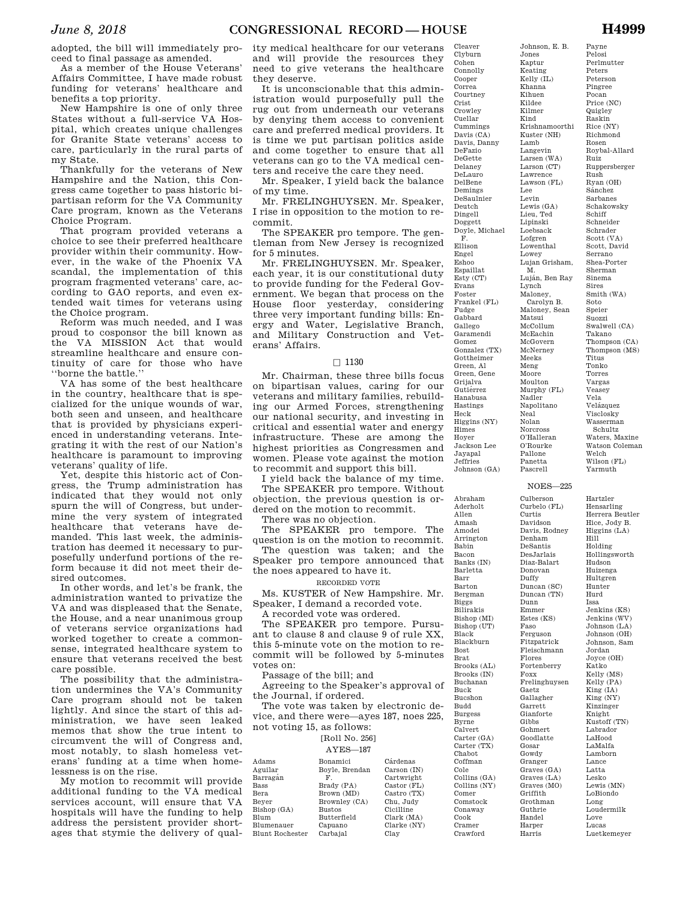adopted, the bill will immediately proceed to final passage as amended.

As a member of the House Veterans' Affairs Committee, I have made robust funding for veterans' healthcare and benefits a top priority.

New Hampshire is one of only three States without a full-service VA Hospital, which creates unique challenges for Granite State veterans' access to care, particularly in the rural parts of my State.

Thankfully for the veterans of New Hampshire and the Nation, this Congress came together to pass historic bipartisan reform for the VA Community Care program, known as the Veterans Choice Program.

That program provided veterans a choice to see their preferred healthcare provider within their community. However, in the wake of the Phoenix VA scandal, the implementation of this program fragmented veterans' care, according to GAO reports, and even extended wait times for veterans using the Choice program.

Reform was much needed, and I was proud to cosponsor the bill known as the VA MISSION Act that would streamline healthcare and ensure continuity of care for those who have "borne the battle."

VA has some of the best healthcare in the country, healthcare that is specialized for the unique wounds of war, both seen and unseen, and healthcare that is provided by physicians experienced in understanding veterans. Integrating it with the rest of our Nation's healthcare is paramount to improving veterans' quality of life.

Yet, despite this historic act of Congress, the Trump administration has indicated that they would not only spurn the will of Congress, but undermine the very system of integrated healthcare that veterans have demanded. This last week, the administration has deemed it necessary to purposefully underfund portions of the reform because it did not meet their desired outcomes.

In other words, and let's be frank, the administration wanted to privatize the VA and was displeased that the Senate, the House, and a near unanimous group of veterans service organizations had worked together to create a commonsense, integrated healthcare system to ensure that veterans received the best care possible.

The possibility that the administration undermines the VA's Community Care program should not be taken lightly. And since the start of this administration, we have seen leaked memos that show the true intent to circumvent the will of Congress and, most notably, to slash homeless veterans' funding at a time when homelessness is on the rise.

My motion to recommit will provide additional funding to the VA medical services account, will ensure that VA hospitals will have the funding to help address the persistent provider shortages that stymie the delivery of quality medical healthcare for our veterans and will provide the resources they need to give veterans the healthcare they deserve.

It is unconscionable that this administration would purposefully pull the rug out from underneath our veterans by denying them access to convenient care and preferred medical providers. It is time we put partisan politics aside and come together to ensure that all veterans can go to the VA medical centers and receive the care they need.

Mr. Speaker, I yield back the balance of my time.

Mr. FRELINGHUYSEN. Mr. Speaker, I rise in opposition to the motion to recommit.

The SPEAKER pro tempore. The gentleman from New Jersey is recognized for 5 minutes.

Mr. FRELINGHUYSEN. Mr. Speaker, each year, it is our constitutional duty to provide funding for the Federal Government. We began that process on the House floor yesterday, considering three very important funding bills: Energy and Water, Legislative Branch, and Military Construction and Veterans' Affairs.

□ 1130

Mr. Chairman, these three bills focus on bipartisan values, caring for our veterans and military families, rebuilding our Armed Forces, strengthening our national security, and investing in critical and essential water and energy infrastructure. These are among the highest priorities as Congressmen and women. Please vote against the motion to recommit and support this bill.

I yield back the balance of my time.

The SPEAKER pro tempore. Without objection, the previous question is ordered on the motion to recommit.

There was no objection.

The SPEAKER pro tempore. The question is on the motion to recommit.

The question was taken; and the Speaker pro tempore announced that the noes appeared to have it.

RECORDED VOTE

Ms. KUSTER of New Hampshire. Mr. Speaker, I demand a recorded vote.

A recorded vote was ordered.

The SPEAKER pro tempore. Pursuant to clause 8 and clause 9 of rule XX, this 5-minute vote on the motion to recommit will be followed by 5-minutes votes on:

Passage of the bill; and

Agreeing to the Speaker's approval of the Journal, if ordered.

The vote was taken by electronic device, and there were—ayes 187, noes 225, not voting 15, as follows:

[Roll No. 256]

AYES—187

Adams
Aguilar
Barragán
Bass
Bera
Beyer
Bishop (GA)
Blum
Blumenauer
Blunt Rochester
Bonamici
Boyle, Brendan F.
Brady (PA)
Brown (MD)
Brownley (CA)
Bustos
Butterfield
Capuano
Carbajal
Cárdenas
Carson (IN)
Cartwright
Castor (FL)
Castro (TX)
Chu, Judy
Cicilline
Clark (MA)
Clarke (NY)
Clay
Cleaver
Clyburn
Cohen
Connolly
Cooper
Correa
Courtney
Crist
Crowley
Cuellar
Cummings
Davis (CA)
Davis, Danny
DeFazio
DeGette
Delaney
DeLauro
DelBene
Demings
DeSaulnier
Deutch
Dingell
Doggett
Doyle, Michael F.
Ellison
Engel
Eshoo
Espaillat
Esty (CT)
Evans
Foster
Frankel (FL)
Fudge
Gabbard
Gallego
Garamendi
Gomez
Gonzalez (TX)
Gottheimer
Green, Al
Green, Gene
Grijalva
Gutiérrez
Hanabusa
Hastings
Heck
Higgins (NY)
Himes
Hoyer
Jackson Lee
Jayapal
Jeffries
Johnson (GA)
Johnson, E. B.
Jones
Kaptur
Keating
Kelly (IL)
Khanna
Kihuen
Kildee
Kilmer
Kind
Krishnamoorthi
Kuster (NH)
Lamb
Langevin
Larsen (WA)
Larson (CT)
Lawrence
Lawson (FL)
Lee
Levin
Lewis (GA)
Lieu, Ted
Lipinski
Loebsack
Lofgren
Lowenthal
Lowey
Lujan Grisham, M.
Luján, Ben Ray
Lynch
Maloney, Carolyn B.
Maloney, Sean
Matsui
McCollum
McEachin
McGovern
McNerney
Meeks
Meng
Moore
Moulton
Murphy (FL)
Nadler
Napolitano
Neal
Nolan
Norcross
O'Halleran
O'Rourke
Pallone
Panetta
Pascrell
Payne
Pelosi
Perlmutter
Peters
Peterson
Pingree
Pocan
Price (NC)
Quigley
Raskin
Rice (NY)
Richmond
Rosen
Roybal-Allard
Ruiz
Ruppersberger
Rush
Ryan (OH)
Sánchez
Sarbanes
Schakowsky
Schiff
Schneider
Schrader
Scott (VA)
Scott, David
Serrano
Shea-Porter
Sherman
Sinema
Sires
Smith (WA)
Soto
Speier
Suozzi
Swalwell (CA)
Takano
Thompson (CA)
Thompson (MS)
Titus
Tonko
Torres
Vargas
Veasey
Vela
Velázquez
Visclosky
Wasserman Schultz
Waters, Maxine
Watson Coleman
Welch
Wilson (FL)
Yarmuth

NOES—225

Abraham
Aderholt
Allen
Amash
Amodei
Arrington
Babin
Bacon
Banks (IN)
Barletta
Barr
Barton
Bergman
Biggs
Bilirakis
Bishop (MI)
Bishop (UT)
Black
Blackburn
Bost
Brat
Brooks (AL)
Brooks (IN)
Buchanan
Buck
Bucshon
Budd
Burgess
Byrne
Calvert
Carter (GA)
Carter (TX)
Chabot
Coffman
Cole
Collins (GA)
Collins (NY)
Comer
Comstock
Conaway
Cook
Cramer
Crawford
Culberson
Curbelo (FL)
Curtis
Davidson
Davis, Rodney
Denham
DeSantis
DesJarlais
Diaz-Balart
Donovan
Duffy
Duncan (SC)
Duncan (TN)
Dunn
Emmer
Estes (KS)
Faso
Ferguson
Fitzpatrick
Fleischmann
Flores
Fortenberry
Foxx
Frelinghuysen
Gaetz
Gallagher
Garrett
Gianforte
Gibbs
Gohmert
Goodlatte
Gosar
Gowdy
Granger
Graves (GA)
Graves (LA)
Graves (MO)
Griffith
Grothman
Guthrie
Handel
Harper
Harris
Hartzler
Hensarling
Herrera Beutler
Hice, Jody B.
Higgins (LA)
Hill
Holding
Hollingsworth
Hudson
Huizenga
Hultgren
Hunter
Hurd
Issa
Jenkins (KS)
Jenkins (WV)
Johnson (LA)
Johnson (OH)
Johnson, Sam
Jordan
Joyce (OH)
Katko
Kelly (MS)
Kelly (PA)
King (IA)
King (NY)
Kinzinger
Knight
Kustoff (TN)
Labrador
LaHood
LaMalfa
Lamborn
Lance
Latta
Lesko
Lewis (MN)
LoBiondo
Long
Loudermilk
Love
Lucas
Luetkemeyer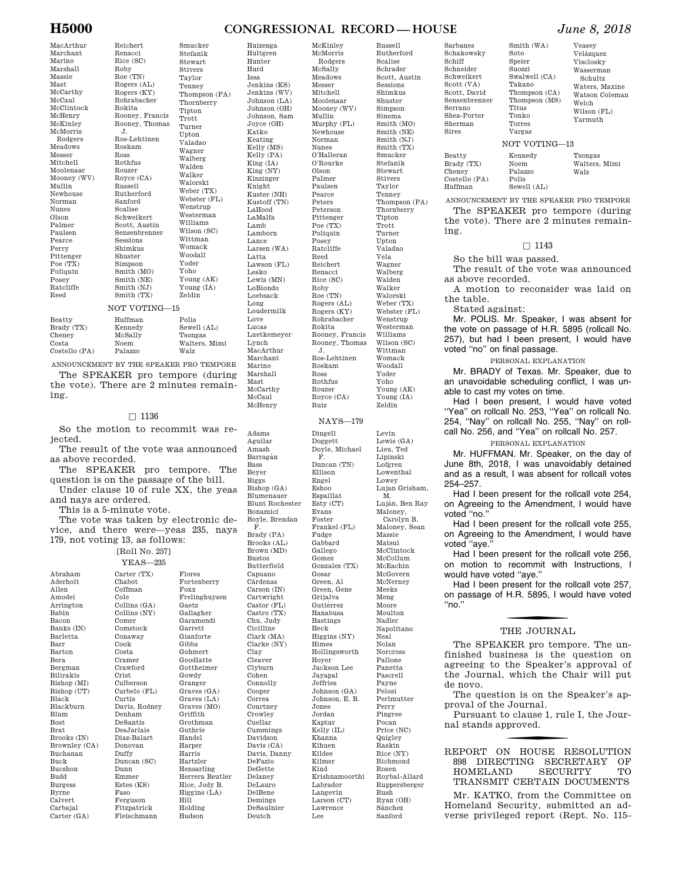MacArthur
Marchant
Marino
Marshall
Massie
Mast
McCarthy
McCaul
McClintock
McHenry
McKinley
McMorris Rodgers
Meadows
Messer
Mitchell
Moolenaar
Mooney (WV)
Mullin
Newhouse
Norman
Nunes
Olson
Palmer
Paulsen
Pearce
Perry
Pittenger
Poe (TX)
Poliquin
Posey
Ratcliffe
Reed
Reichert
Renacci
Rice (SC)
Roby
Roe (TN)
Rogers (AL)
Rogers (KY)
Rohrabacher
Rokita
Rooney, Francis
Rooney, Thomas J.
Ros-Lehtinen
Roskam
Ross
Rothfus
Rouzer
Royce (CA)
Russell
Rutherford
Sanford
Scalise
Schweikert
Scott, Austin
Sensenbrenner
Sessions
Shimkus
Shuster
Simpson
Smith (MO)
Smith (NE)
Smith (NJ)
Smith (TX)
Smucker
Stefanik
Stewart
Stivers
Taylor
Tenney
Thompson (PA)
Thornberry
Tipton
Trott
Turner
Upton
Valadao
Wagner
Walberg
Walden
Walker
Walorski
Weber (TX)
Webster (FL)
Wenstrup
Westerman
Williams
Wilson (SC)
Wittman
Womack
Woodall
Yoder
Yoho
Young (AK)
Young (IA)
Zeldin

NOT VOTING—15

Beatty
Brady (TX)
Cheney
Costa
Costello (PA)
Huffman
Kennedy
McSally
Noem
Palazzo
Polis
Sewell (AL)
Tsongas
Walters, Mimi
Walz

ANNOUNCEMENT BY THE SPEAKER PRO TEMPORE

The SPEAKER pro tempore (during the vote). There are 2 minutes remaining.

□ 1136

So the motion to recommit was rejected.

The result of the vote was announced as above recorded.

The SPEAKER pro tempore. The question is on the passage of the bill.

Under clause 10 of rule XX, the yeas and nays are ordered.

This is a 5-minute vote.

The vote was taken by electronic device, and there were—yeas 235, nays 179, not voting 13, as follows:

[Roll No. 257]

YEAS—235

Abraham
Aderholt
Allen
Amodei
Arrington
Babin
Bacon
Banks (IN)
Barletta
Barr
Barton
Bera
Bergman
Bilirakis
Bishop (MI)
Bishop (UT)
Black
Blackburn
Blum
Bost
Brat
Brooks (IN)
Brownley (CA)
Buchanan
Buck
Bucshon
Budd
Burgess
Byrne
Calvert
Carbajal
Carter (GA)
Carter (TX)
Chabot
Coffman
Cole
Collins (GA)
Collins (NY)
Comer
Comstock
Conaway
Cook
Costa
Cramer
Crawford
Crist
Culberson
Curbelo (FL)
Curtis
Davis, Rodney
Denham
DeSantis
DesJarlais
Diaz-Balart
Donovan
Duffy
Duncan (SC)
Dunn
Emmer
Estes (KS)
Faso
Ferguson
Fitzpatrick
Fleischmann
Flores
Fortenberry
Foxx
Frelinghuysen
Gaetz
Gallagher
Garamendi
Garrett
Gianforte
Gibbs
Gohmert
Goodlatte
Gottheimer
Gowdy
Granger
Graves (GA)
Graves (LA)
Graves (MO)
Griffith
Grothman
Guthrie
Handel
Harper
Harris
Hartzler
Hensarling
Herrera Beutler
Hice, Jody B.
Higgins (LA)
Hill
Holding
Hudson
Huizenga
Hultgren
Hunter
Hurd
Issa
Jenkins (KS)
Jenkins (WV)
Johnson (LA)
Johnson (OH)
Johnson, Sam
Joyce (OH)
Katko
Keating
Kelly (MS)
Kelly (PA)
King (IA)
King (NY)
Kinzinger
Knight
Kuster (NH)
Kustoff (TN)
LaHood
LaMalfa
Lamb
Lamborn
Lance
Larsen (WA)
Latta
Lawson (FL)
Lesko
Lewis (MN)
LoBiondo
Loebsack
Long
Loudermilk
Love
Lucas
Luetkemeyer
Lynch
MacArthur
Marchant
Marino
Marshall
Mast
McCarthy
McCaul
McHenry
McKinley
McMorris Rodgers
McSally
Meadows
Messer
Mitchell
Moolenaar
Mooney (WV)
Mullin
Murphy (FL)
Newhouse
Norman
Nunes
O'Halleran
O'Rourke
Olson
Palmer
Paulsen
Pearce
Peters
Peterson
Pittenger
Poe (TX)
Poliquin
Posey
Ratcliffe
Reed
Reichert
Renacci
Rice (SC)
Roby
Roe (TN)
Rogers (AL)
Rogers (KY)
Rohrabacher
Rokita
Rooney, Francis
Rooney, Thomas J.
Ros-Lehtinen
Roskam
Ross
Rothfus
Rouzer
Royce (CA)
Ruiz
Russell
Rutherford
Scalise
Schrader
Scott, Austin
Sessions
Shimkus
Shuster
Simpson
Sinema
Smith (MO)
Smith (NE)
Smith (NJ)
Smith (TX)
Smucker
Stefanik
Stewart
Stivers
Taylor
Tenney
Thompson (PA)
Thornberry
Tipton
Trott
Turner
Upton
Valadao
Vela
Wagner
Walberg
Walden
Walker
Walorski
Weber (TX)
Webster (FL)
Wenstrup
Westerman
Williams
Wilson (SC)
Wittman
Womack
Woodall
Yoder
Yoho
Young (AK)
Young (IA)
Zeldin

NAYS—179

Adams
Aguilar
Amash
Barragán
Bass
Beyer
Biggs
Bishop (GA)
Blumenauer
Blunt Rochester
Bonamici
Boyle, Brendan F.
Brady (PA)
Brooks (AL)
Brown (MD)
Bustos
Butterfield
Capuano
Cárdenas
Carson (IN)
Cartwright
Castor (FL)
Castro (TX)
Chu, Judy
Cicilline
Clark (MA)
Clarke (NY)
Clay
Cleaver
Clyburn
Cohen
Connolly
Cooper
Correa
Courtney
Crowley
Cuellar
Cummings
Davidson
Davis (CA)
Davis, Danny
DeFazio
DeGette
Delaney
DeLauro
DelBene
Demings
DeSaulnier
Deutch
Dingell
Doggett
Doyle, Michael F.
Duncan (TN)
Ellison
Engel
Eshoo
Espaillat
Esty (CT)
Evans
Foster
Frankel (FL)
Fudge
Gabbard
Gallego
Gomez
Gonzalez (TX)
Gosar
Green, Al
Green, Gene
Grijalva
Gutiérrez
Hanabusa
Hastings
Heck
Higgins (NY)
Himes
Hollingsworth
Hoyer
Jackson Lee
Jayapal
Jeffries
Johnson (GA)
Johnson, E. B.
Jones
Jordan
Kaptur
Kelly (IL)
Khanna
Kihuen
Kildee
Kilmer
Kind
Krishnamoorthi
Labrador
Langevin
Larson (CT)
Lawrence
Lee
Levin
Lewis (GA)
Lieu, Ted
Lipinski
Lofgren
Lowenthal
Lowey
Lujan Grisham, M.
Luján, Ben Ray
Maloney, Carolyn B.
Maloney, Sean
Massie
Matsui
McClintock
McCollum
McEachin
McGovern
McNerney
Meeks
Meng
Moore
Moulton
Nadler
Napolitano
Neal
Nolan
Norcross
Pallone
Panetta
Pascrell
Payne
Pelosi
Perlmutter
Perry
Pingree
Pocan
Price (NC)
Quigley
Raskin
Rice (NY)
Richmond
Rosen
Roybal-Allard
Ruppersberger
Rush
Ryan (OH)
Sánchez
Sanford
Sarbanes
Schakowsky
Schiff
Schneider
Schweikert
Scott (VA)
Scott, David
Sensenbrenner
Serrano
Shea-Porter
Sherman
Sires
Smith (WA)
Soto
Speier
Suozzi
Swalwell (CA)
Takano
Thompson (CA)
Thompson (MS)
Titus
Tonko
Torres
Vargas
Veasey
Velázquez
Visclosky
Wasserman Schultz
Waters, Maxine
Watson Coleman
Welch
Wilson (FL)
Yarmuth

NOT VOTING—13

Beatty
Brady (TX)
Cheney
Costello (PA)
Huffman
Kennedy
Noem
Palazzo
Polis
Sewell (AL)
Tsongas
Walters, Mimi
Walz

ANNOUNCEMENT BY THE SPEAKER PRO TEMPORE

The SPEAKER pro tempore (during the vote). There are 2 minutes remaining.

□ 1143

So the bill was passed.

The result of the vote was announced as above recorded.

A motion to reconsider was laid on the table.

Stated against:

Mr. POLIS. Mr. Speaker, I was absent for the vote on passage of H.R. 5895 (rollcall No. 257), but had I been present, I would have voted "no" on final passage.

PERSONAL EXPLANATION

Mr. BRADY of Texas. Mr. Speaker, due to an unavoidable scheduling conflict, I was unable to cast my votes on time.

Had I been present, I would have voted "Yea" on rollcall No. 253, "Yea" on rollcall No. 254, "Nay" on rollcall No. 255, "Nay" on rollcall No. 256, and "Yea" on rollcall No. 257.

PERSONAL EXPLANATION

Mr. HUFFMAN. Mr. Speaker, on the day of June 8th, 2018, I was unavoidably detained and as a result, I was absent for rollcall votes 254–257.

Had I been present for the rollcall vote 254, on Agreeing to the Amendment, I would have voted "no."

Had I been present for the rollcall vote 255, on Agreeing to the Amendment, I would have voted "aye."

Had I been present for the rollcall vote 256, on motion to recommit with Instructions, I would have voted "aye."

Had I been present for the rollcall vote 257, on passage of H.R. 5895, I would have voted "no."

## THE JOURNAL

The SPEAKER pro tempore. The unfinished business is the question on agreeing to the Speaker's approval of the Journal, which the Chair will put de novo.

The question is on the Speaker's approval of the Journal.

Pursuant to clause 1, rule I, the Journal stands approved.

## REPORT ON HOUSE RESOLUTION 898 DIRECTING SECRETARY OF HOMELAND SECURITY TO TRANSMIT CERTAIN DOCUMENTS

Mr. KATKO, from the Committee on Homeland Security, submitted an adverse privileged report (Rept. No. 115–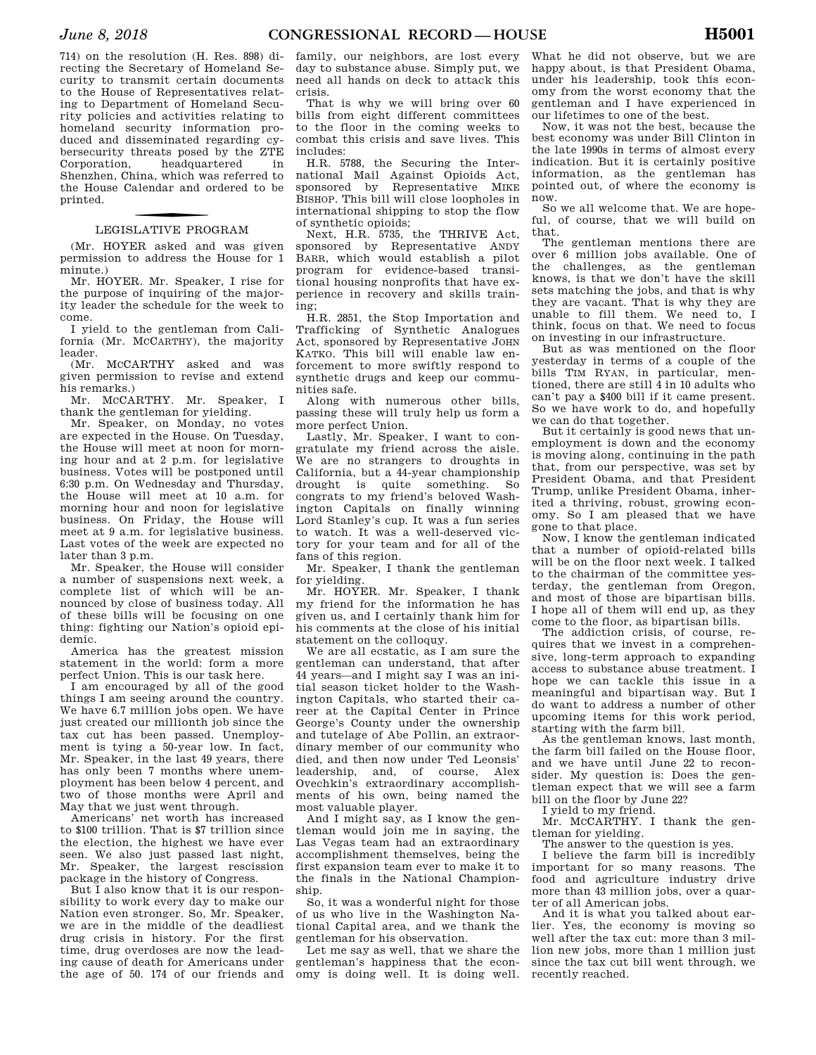714) on the resolution (H. Res. 898) directing the Secretary of Homeland Security to transmit certain documents to the House of Representatives relating to Department of Homeland Security policies and activities relating to homeland security information produced and disseminated regarding cybersecurity threats posed by the ZTE Corporation, headquartered in Shenzhen, China, which was referred to the House Calendar and ordered to be printed.

## LEGISLATIVE PROGRAM

(Mr. HOYER asked and was given permission to address the House for 1 minute.)

Mr. HOYER. Mr. Speaker, I rise for the purpose of inquiring of the majority leader the schedule for the week to come.

I yield to the gentleman from California (Mr. MCCARTHY), the majority leader.

(Mr. MCCARTHY asked and was given permission to revise and extend his remarks.)

Mr. MCCARTHY. Mr. Speaker, I thank the gentleman for yielding.

Mr. Speaker, on Monday, no votes are expected in the House. On Tuesday, the House will meet at noon for morning hour and at 2 p.m. for legislative business. Votes will be postponed until 6:30 p.m. On Wednesday and Thursday, the House will meet at 10 a.m. for morning hour and noon for legislative business. On Friday, the House will meet at 9 a.m. for legislative business. Last votes of the week are expected no later than 3 p.m.

Mr. Speaker, the House will consider a number of suspensions next week, a complete list of which will be announced by close of business today. All of these bills will be focusing on one thing: fighting our Nation's opioid epidemic.

America has the greatest mission statement in the world: form a more perfect Union. This is our task here.

I am encouraged by all of the good things I am seeing around the country. We have 6.7 million jobs open. We have just created our millionth job since the tax cut has been passed. Unemployment is tying a 50-year low. In fact, Mr. Speaker, in the last 49 years, there has only been 7 months where unemployment has been below 4 percent, and two of those months were April and May that we just went through.

Americans' net worth has increased to $100 trillion. That is $7 trillion since the election, the highest we have ever seen. We also just passed last night, Mr. Speaker, the largest rescission package in the history of Congress.

But I also know that it is our responsibility to work every day to make our Nation even stronger. So, Mr. Speaker, we are in the middle of the deadliest drug crisis in history. For the first time, drug overdoses are now the leading cause of death for Americans under the age of 50. 174 of our friends and family, our neighbors, are lost every day to substance abuse. Simply put, we need all hands on deck to attack this crisis.

That is why we will bring over 60 bills from eight different committees to the floor in the coming weeks to combat this crisis and save lives. This includes:

H.R. 5788, the Securing the International Mail Against Opioids Act, sponsored by Representative MIKE BISHOP. This bill will close loopholes in international shipping to stop the flow of synthetic opioids;

Next, H.R. 5735, the THRIVE Act, sponsored by Representative ANDY BARR, which would establish a pilot program for evidence-based transitional housing nonprofits that have experience in recovery and skills training;

H.R. 2851, the Stop Importation and Trafficking of Synthetic Analogues Act, sponsored by Representative JOHN KATKO. This bill will enable law enforcement to more swiftly respond to synthetic drugs and keep our communities safe.

Along with numerous other bills, passing these will truly help us form a more perfect Union.

Lastly, Mr. Speaker, I want to congratulate my friend across the aisle. We are no strangers to droughts in California, but a 44-year championship drought is quite something. So congrats to my friend's beloved Washington Capitals on finally winning Lord Stanley's cup. It was a fun series to watch. It was a well-deserved victory for your team and for all of the fans of this region.

Mr. Speaker, I thank the gentleman for yielding.

Mr. HOYER. Mr. Speaker, I thank my friend for the information he has given us, and I certainly thank him for his comments at the close of his initial statement on the colloquy.

We are all ecstatic, as I am sure the gentleman can understand, that after 44 years—and I might say I was an initial season ticket holder to the Washington Capitals, who started their career at the Capital Center in Prince George's County under the ownership and tutelage of Abe Pollin, an extraordinary member of our community who died, and then now under Ted Leonsis' leadership, and, of course, Alex Ovechkin's extraordinary accomplishments of his own, being named the most valuable player.

And I might say, as I know the gentleman would join me in saying, the Las Vegas team had an extraordinary accomplishment themselves, being the first expansion team ever to make it to the finals in the National Championship.

So, it was a wonderful night for those of us who live in the Washington National Capital area, and we thank the gentleman for his observation.

Let me say as well, that we share the gentleman's happiness that the economy is doing well. It is doing well. What he did not observe, but we are happy about, is that President Obama, under his leadership, took this economy from the worst economy that the gentleman and I have experienced in our lifetimes to one of the best.

Now, it was not the best, because the best economy was under Bill Clinton in the late 1990s in terms of almost every indication. But it is certainly positive information, as the gentleman has pointed out, of where the economy is now.

So we all welcome that. We are hopeful, of course, that we will build on that.

The gentleman mentions there are over 6 million jobs available. One of the challenges, as the gentleman knows, is that we don't have the skill sets matching the jobs, and that is why they are vacant. That is why they are unable to fill them. We need to, I think, focus on that. We need to focus on investing in our infrastructure.

But as was mentioned on the floor yesterday in terms of a couple of the bills TIM RYAN, in particular, mentioned, there are still 4 in 10 adults who can't pay a $400 bill if it came present. So we have work to do, and hopefully we can do that together.

But it certainly is good news that unemployment is down and the economy is moving along, continuing in the path that, from our perspective, was set by President Obama, and that President Trump, unlike President Obama, inherited a thriving, robust, growing economy. So I am pleased that we have gone to that place.

Now, I know the gentleman indicated that a number of opioid-related bills will be on the floor next week. I talked to the chairman of the committee yesterday, the gentleman from Oregon, and most of those are bipartisan bills. I hope all of them will end up, as they come to the floor, as bipartisan bills.

The addiction crisis, of course, requires that we invest in a comprehensive, long-term approach to expanding access to substance abuse treatment. I hope we can tackle this issue in a meaningful and bipartisan way. But I do want to address a number of other upcoming items for this work period, starting with the farm bill.

As the gentleman knows, last month, the farm bill failed on the House floor, and we have until June 22 to reconsider. My question is: Does the gentleman expect that we will see a farm bill on the floor by June 22?

I yield to my friend.

Mr. MCCARTHY. I thank the gentleman for yielding.

The answer to the question is yes.

I believe the farm bill is incredibly important for so many reasons. The food and agriculture industry drive more than 43 million jobs, over a quarter of all American jobs.

And it is what you talked about earlier. Yes, the economy is moving so well after the tax cut: more than 3 million new jobs, more than 1 million just since the tax cut bill went through, we recently reached.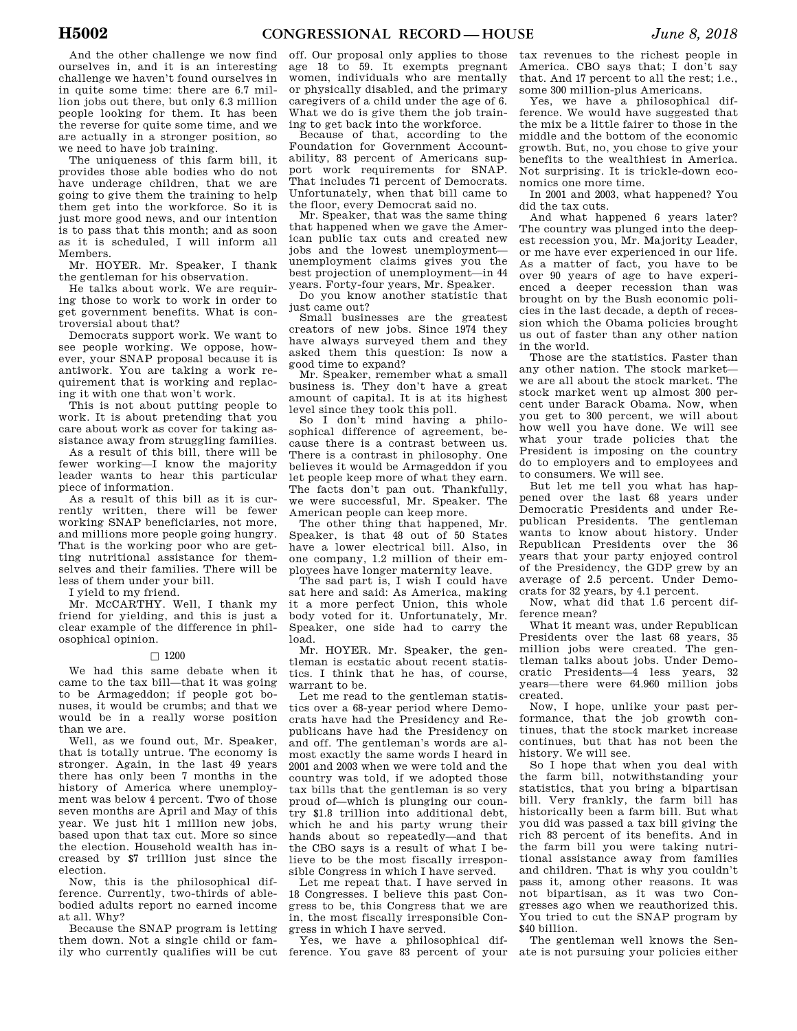And the other challenge we now find ourselves in, and it is an interesting challenge we haven't found ourselves in in quite some time: there are 6.7 million jobs out there, but only 6.3 million people looking for them. It has been the reverse for quite some time, and we are actually in a stronger position, so we need to have job training.

The uniqueness of this farm bill, it provides those able bodies who do not have underage children, that we are going to give them the training to help them get into the workforce. So it is just more good news, and our intention is to pass that this month; and as soon as it is scheduled, I will inform all Members.

Mr. HOYER. Mr. Speaker, I thank the gentleman for his observation.

He talks about work. We are requiring those to work to work in order to get government benefits. What is controversial about that?

Democrats support work. We want to see people working. We oppose, however, your SNAP proposal because it is antiwork. You are taking a work requirement that is working and replacing it with one that won't work.

This is not about putting people to work. It is about pretending that you care about work as cover for taking assistance away from struggling families.

As a result of this bill, there will be fewer working—I know the majority leader wants to hear this particular piece of information.

As a result of this bill as it is currently written, there will be fewer working SNAP beneficiaries, not more, and millions more people going hungry. That is the working poor who are getting nutritional assistance for themselves and their families. There will be less of them under your bill.

I yield to my friend.

Mr. McCARTHY. Well, I thank my friend for yielding, and this is just a clear example of the difference in philosophical opinion.

□ 1200

We had this same debate when it came to the tax bill—that it was going to be Armageddon; if people got bonuses, it would be crumbs; and that we would be in a really worse position than we are.

Well, as we found out, Mr. Speaker, that is totally untrue. The economy is stronger. Again, in the last 49 years there has only been 7 months in the history of America where unemployment was below 4 percent. Two of those seven months are April and May of this year. We just hit 1 million new jobs, based upon that tax cut. More so since the election. Household wealth has increased by $7 trillion just since the election.

Now, this is the philosophical difference. Currently, two-thirds of able-bodied adults report no earned income at all. Why?

Because the SNAP program is letting them down. Not a single child or family who currently qualifies will be cut off. Our proposal only applies to those age 18 to 59. It exempts pregnant women, individuals who are mentally or physically disabled, and the primary caregivers of a child under the age of 6. What we do is give them the job training to get back into the workforce.

Because of that, according to the Foundation for Government Accountability, 83 percent of Americans support work requirements for SNAP. That includes 71 percent of Democrats. Unfortunately, when that bill came to the floor, every Democrat said no.

Mr. Speaker, that was the same thing that happened when we gave the American public tax cuts and created new jobs and the lowest unemployment—unemployment claims gives you the best projection of unemployment—in 44 years. Forty-four years, Mr. Speaker.

Do you know another statistic that just came out?

Small businesses are the greatest creators of new jobs. Since 1974 they have always surveyed them and they asked them this question: Is now a good time to expand?

Mr. Speaker, remember what a small business is. They don't have a great amount of capital. It is at its highest level since they took this poll.

So I don't mind having a philosophical difference of agreement, because there is a contrast between us. There is a contrast in philosophy. One believes it would be Armageddon if you let people keep more of what they earn. The facts don't pan out. Thankfully, we were successful, Mr. Speaker. The American people can keep more.

The other thing that happened, Mr. Speaker, is that 48 out of 50 States have a lower electrical bill. Also, in one company, 1.2 million of their employees have longer maternity leave.

The sad part is, I wish I could have sat here and said: As America, making it a more perfect Union, this whole body voted for it. Unfortunately, Mr. Speaker, one side had to carry the load.

Mr. HOYER. Mr. Speaker, the gentleman is ecstatic about recent statistics. I think that he has, of course, warrant to be.

Let me read to the gentleman statistics over a 68-year period where Democrats have had the Presidency and Republicans have had the Presidency on and off. The gentleman's words are almost exactly the same words I heard in 2001 and 2003 when we were told and the country was told, if we adopted those tax bills that the gentleman is so very proud of—which is plunging our country $1.8 trillion into additional debt, which he and his party wrung their hands about so repeatedly—and that the CBO says is a result of what I believe to be the most fiscally irresponsible Congress in which I have served.

Let me repeat that. I have served in 18 Congresses. I believe this past Congress to be, this Congress that we are in, the most fiscally irresponsible Congress in which I have served.

Yes, we have a philosophical difference. You gave 83 percent of your tax revenues to the richest people in America. CBO says that; I don't say that. And 17 percent to all the rest; i.e., some 300 million-plus Americans.

Yes, we have a philosophical difference. We would have suggested that the mix be a little fairer to those in the middle and the bottom of the economic growth. But, no, you chose to give your benefits to the wealthiest in America. Not surprising. It is trickle-down economics one more time.

In 2001 and 2003, what happened? You did the tax cuts.

And what happened 6 years later? The country was plunged into the deepest recession you, Mr. Majority Leader, or me have ever experienced in our life. As a matter of fact, you have to be over 90 years of age to have experienced a deeper recession than was brought on by the Bush economic policies in the last decade, a depth of recession which the Obama policies brought us out of faster than any other nation in the world.

Those are the statistics. Faster than any other nation. The stock market—we are all about the stock market. The stock market went up almost 300 percent under Barack Obama. Now, when you get to 300 percent, we will about how well you have done. We will see what your trade policies that the President is imposing on the country do to employers and to employees and to consumers. We will see.

But let me tell you what has happened over the last 68 years under Democratic Presidents and under Republican Presidents. The gentleman wants to know about history. Under Republican Presidents over the 36 years that your party enjoyed control of the Presidency, the GDP grew by an average of 2.5 percent. Under Democrats for 32 years, by 4.1 percent.

Now, what did that 1.6 percent difference mean?

What it meant was, under Republican Presidents over the last 68 years, 35 million jobs were created. The gentleman talks about jobs. Under Democratic Presidents—4 less years, 32 years—there were 64.960 million jobs created.

Now, I hope, unlike your past performance, that the job growth continues, that the stock market increase continues, but that has not been the history. We will see.

So I hope that when you deal with the farm bill, notwithstanding your statistics, that you bring a bipartisan bill. Very frankly, the farm bill has historically been a farm bill. But what you did was passed a tax bill giving the rich 83 percent of its benefits. And in the farm bill you were taking nutritional assistance away from families and children. That is why you couldn't pass it, among other reasons. It was not bipartisan, as it was two Congresses ago when we reauthorized this. You tried to cut the SNAP program by $40 billion.

The gentleman well knows the Senate is not pursuing your policies either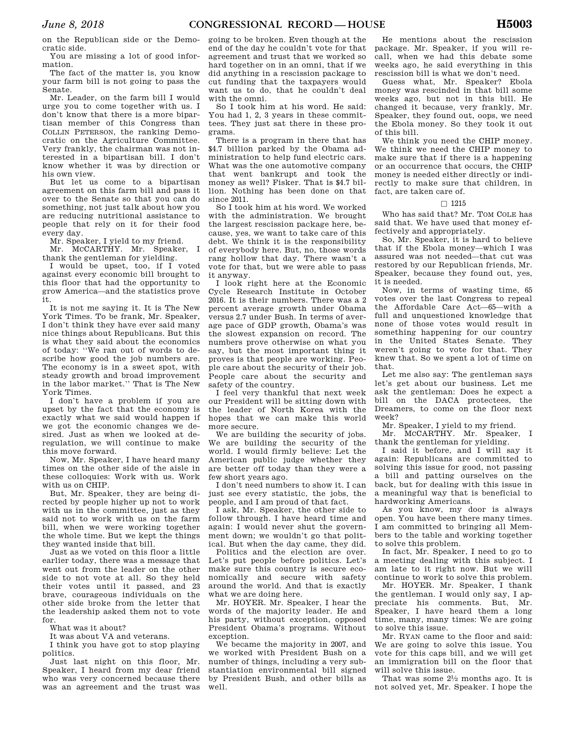on the Republican side or the Democratic side.

You are missing a lot of good information.

The fact of the matter is, you know your farm bill is not going to pass the Senate.

Mr. Leader, on the farm bill I would urge you to come together with us. I don't know that there is a more bipartisan member of this Congress than COLLIN PETERSON, the ranking Democratic on the Agriculture Committee. Very frankly, the chairman was not interested in a bipartisan bill. I don't know whether it was by direction or his own view.

But let us come to a bipartisan agreement on this farm bill and pass it over to the Senate so that you can do something, not just talk about how you are reducing nutritional assistance to people that rely on it for their food every day.

Mr. Speaker, I yield to my friend.

Mr. McCARTHY. Mr. Speaker, I thank the gentleman for yielding.

I would be upset, too, if I voted against every economic bill brought to this floor that had the opportunity to grow America—and the statistics prove it.

It is not me saying it. It is The New York Times. To be frank, Mr. Speaker, I don't think they have ever said many nice things about Republicans. But this is what they said about the economics of today: "We ran out of words to describe how good the job numbers are. The economy is in a sweet spot, with steady growth and broad improvement in the labor market." That is The New York Times.

I don't have a problem if you are upset by the fact that the economy is exactly what we said would happen if we got the economic changes we desired. Just as when we looked at deregulation, we will continue to make this move forward.

Now, Mr. Speaker, I have heard many times on the other side of the aisle in these colloquies: Work with us. Work with us on CHIP.

But, Mr. Speaker, they are being directed by people higher up not to work with us in the committee, just as they said not to work with us on the farm bill, when we were working together the whole time. But we kept the things they wanted inside that bill.

Just as we voted on this floor a little earlier today, there was a message that went out from the leader on the other side to not vote at all. So they held their votes until it passed, and 23 brave, courageous individuals on the other side broke from the letter that the leadership asked them not to vote for.

What was it about?

It was about VA and veterans.

I think you have got to stop playing politics.

Just last night on this floor, Mr. Speaker, I heard from my dear friend who was very concerned because there was an agreement and the trust was going to be broken. Even though at the end of the day he couldn't vote for that agreement and trust that we worked so hard together on in an omni, that if we did anything in a rescission package to cut funding that the taxpayers would want us to do, that he couldn't deal with the omni.

So I took him at his word. He said: You had 1, 2, 3 years in these committees. They just sat there in these programs.

There is a program in there that has $4.7 billion parked by the Obama administration to help fund electric cars. What was the one automotive company that went bankrupt and took the money as well? Fisker. That is $4.7 billion. Nothing has been done on that since 2011.

So I took him at his word. We worked with the administration. We brought the largest rescission package here, because, yes, we want to take care of this debt. We think it is the responsibility of everybody here. But, no, those words rang hollow that day. There wasn't a vote for that, but we were able to pass it anyway.

I look right here at the Economic Cycle Research Institute in October 2016. It is their numbers. There was a 2 percent average growth under Obama versus 2.7 under Bush. In terms of average pace of GDP growth, Obama's was the slowest expansion on record. The numbers prove otherwise on what you say, but the most important thing it proves is that people are working. People care about the security of their job. People care about the security and safety of the country.

I feel very thankful that next week our President will be sitting down with the leader of North Korea with the hopes that we can make this world more secure.

We are building the security of jobs. We are building the security of the world. I would firmly believe: Let the American public judge whether they are better off today than they were a few short years ago.

I don't need numbers to show it. I can just see every statistic, the jobs, the people, and I am proud of that fact.

I ask, Mr. Speaker, the other side to follow through. I have heard time and again: I would never shut the government down; we wouldn't go that political. But when the day came, they did.

Politics and the election are over. Let's put people before politics. Let's make sure this country is secure economically and secure with safety around the world. And that is exactly what we are doing here.

Mr. HOYER. Mr. Speaker, I hear the words of the majority leader. He and his party, without exception, opposed President Obama's programs. Without exception.

We became the majority in 2007, and we worked with President Bush on a number of things, including a very substantiation environmental bill signed by President Bush, and other bills as well.

He mentions about the rescission package. Mr. Speaker, if you will recall, when we had this debate some weeks ago, he said everything in this rescission bill is what we don't need.

Guess what, Mr. Speaker? Ebola money was rescinded in that bill some weeks ago, but not in this bill. He changed it because, very frankly, Mr. Speaker, they found out, oops, we need the Ebola money. So they took it out of this bill.

We think you need the CHIP money. We think we need the CHIP money to make sure that if there is a happening or an occurrence that occurs, the CHIP money is needed either directly or indirectly to make sure that children, in fact, are taken care of.

□ 1215

Who has said that? Mr. TOM COLE has said that. We have used that money effectively and appropriately.

So, Mr. Speaker, it is hard to believe that if the Ebola money—which I was assured was not needed—that cut was restored by our Republican friends, Mr. Speaker, because they found out, yes, it is needed.

Now, in terms of wasting time, 65 votes over the last Congress to repeal the Affordable Care Act—65—with a full and unquestioned knowledge that none of those votes would result in something happening for our country in the United States Senate. They weren't going to vote for that. They knew that. So we spent a lot of time on that.

Let me also say: The gentleman says let's get about our business. Let me ask the gentleman: Does he expect a bill on the DACA protectees, the Dreamers, to come on the floor next week?

Mr. Speaker, I yield to my friend.

Mr. McCARTHY. Mr. Speaker, I thank the gentleman for yielding.

I said it before, and I will say it again: Republicans are committed to solving this issue for good, not passing a bill and patting ourselves on the back, but for dealing with this issue in a meaningful way that is beneficial to hardworking Americans.

As you know, my door is always open. You have been there many times. I am committed to bringing all Members to the table and working together to solve this problem.

In fact, Mr. Speaker, I need to go to a meeting dealing with this subject. I am late to it right now. But we will continue to work to solve this problem.

Mr. HOYER. Mr. Speaker, I thank the gentleman. I would only say, I appreciate his comments. But, Mr. Speaker, I have heard them a long time, many, many times: We are going to solve this issue.

Mr. RYAN came to the floor and said: We are going to solve this issue. You vote for this caps bill, and we will get an immigration bill on the floor that will solve this issue.

That was some 2½ months ago. It is not solved yet, Mr. Speaker. I hope the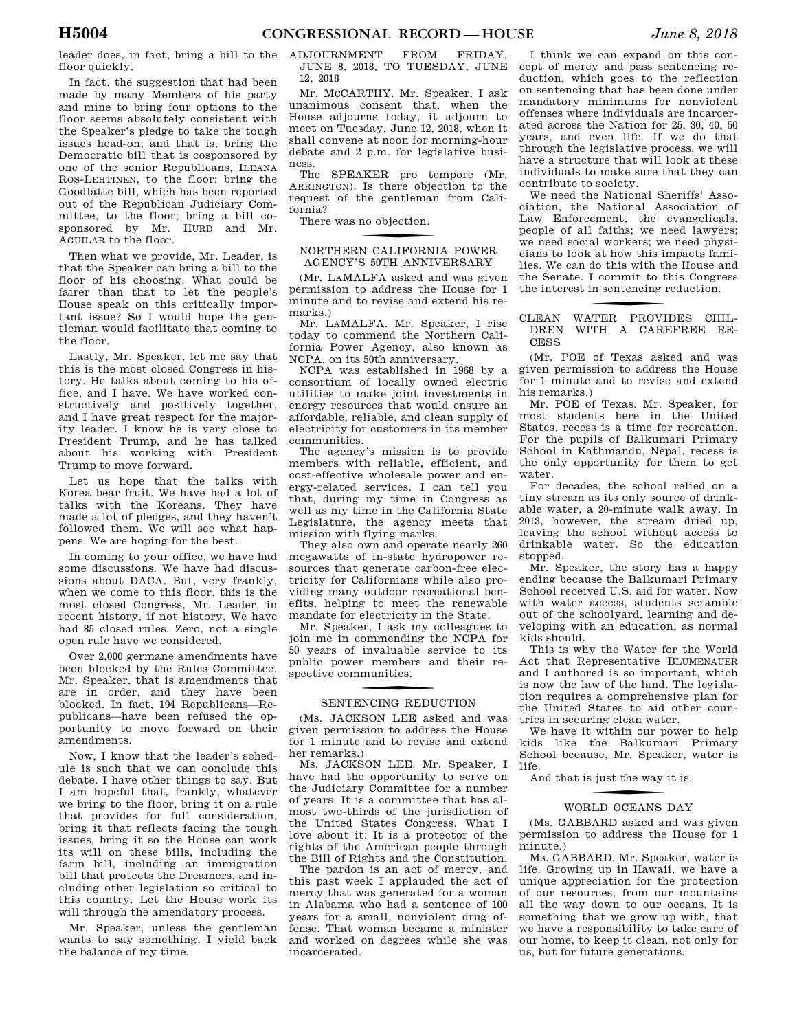leader does, in fact, bring a bill to the floor quickly.

In fact, the suggestion that had been made by many Members of his party and mine to bring four options to the floor seems absolutely consistent with the Speaker's pledge to take the tough issues head-on; and that is, bring the Democratic bill that is cosponsored by one of the senior Republicans, ILEANA ROS-LEHTINEN, to the floor; bring the Goodlatte bill, which has been reported out of the Republican Judiciary Committee, to the floor; bring a bill cosponsored by Mr. HURD and Mr. AGUILAR to the floor.

Then what we provide, Mr. Leader, is that the Speaker can bring a bill to the floor of his choosing. What could be fairer than that to let the people's House speak on this critically important issue? So I would hope the gentleman would facilitate that coming to the floor.

Lastly, Mr. Speaker, let me say that this is the most closed Congress in history. He talks about coming to his office, and I have. We have worked constructively and positively together, and I have great respect for the majority leader. I know he is very close to President Trump, and he has talked about his working with President Trump to move forward.

Let us hope that the talks with Korea bear fruit. We have had a lot of talks with the Koreans. They have made a lot of pledges, and they haven't followed them. We will see what happens. We are hoping for the best.

In coming to your office, we have had some discussions. We have had discussions about DACA. But, very frankly, when we come to this floor, this is the most closed Congress, Mr. Leader, in recent history, if not history. We have had 85 closed rules. Zero, not a single open rule have we considered.

Over 2,000 germane amendments have been blocked by the Rules Committee. Mr. Speaker, that is amendments that are in order, and they have been blocked. In fact, 194 Republicans—Republicans—have been refused the opportunity to move forward on their amendments.

Now, I know that the leader's schedule is such that we can conclude this debate. I have other things to say. But I am hopeful that, frankly, whatever we bring to the floor, bring it on a rule that provides for full consideration, bring it that reflects facing the tough issues, bring it so the House can work its will on these bills, including the farm bill, including an immigration bill that protects the Dreamers, and including other legislation so critical to this country. Let the House work its will through the amendatory process.

Mr. Speaker, unless the gentleman wants to say something, I yield back the balance of my time.

## ADJOURNMENT FROM FRIDAY, JUNE 8, 2018, TO TUESDAY, JUNE 12, 2018

Mr. McCARTHY. Mr. Speaker, I ask unanimous consent that, when the House adjourns today, it adjourn to meet on Tuesday, June 12, 2018, when it shall convene at noon for morning-hour debate and 2 p.m. for legislative business.

The SPEAKER pro tempore (Mr. ARRINGTON). Is there objection to the request of the gentleman from California?

There was no objection.

## NORTHERN CALIFORNIA POWER AGENCY'S 50TH ANNIVERSARY

(Mr. LAMALFA asked and was given permission to address the House for 1 minute and to revise and extend his remarks.)

Mr. LAMALFA. Mr. Speaker, I rise today to commend the Northern California Power Agency, also known as NCPA, on its 50th anniversary.

NCPA was established in 1968 by a consortium of locally owned electric utilities to make joint investments in energy resources that would ensure an affordable, reliable, and clean supply of electricity for customers in its member communities.

The agency's mission is to provide members with reliable, efficient, and cost-effective wholesale power and energy-related services. I can tell you that, during my time in Congress as well as my time in the California State Legislature, the agency meets that mission with flying marks.

They also own and operate nearly 260 megawatts of in-state hydropower resources that generate carbon-free electricity for Californians while also providing many outdoor recreational benefits, helping to meet the renewable mandate for electricity in the State.

Mr. Speaker, I ask my colleagues to join me in commending the NCPA for 50 years of invaluable service to its public power members and their respective communities.

## SENTENCING REDUCTION

(Ms. JACKSON LEE asked and was given permission to address the House for 1 minute and to revise and extend her remarks.)

Ms. JACKSON LEE. Mr. Speaker, I have had the opportunity to serve on the Judiciary Committee for a number of years. It is a committee that has almost two-thirds of the jurisdiction of the United States Congress. What I love about it: It is a protector of the rights of the American people through the Bill of Rights and the Constitution.

The pardon is an act of mercy, and this past week I applauded the act of mercy that was generated for a woman in Alabama who had a sentence of 100 years for a small, nonviolent drug offense. That woman became a minister and worked on degrees while she was incarcerated.

I think we can expand on this concept of mercy and pass sentencing reduction, which goes to the reflection on sentencing that has been done under mandatory minimums for nonviolent offenses where individuals are incarcerated across the Nation for 25, 30, 40, 50 years, and even life. If we do that through the legislative process, we will have a structure that will look at these individuals to make sure that they can contribute to society.

We need the National Sheriffs' Association, the National Association of Law Enforcement, the evangelicals, people of all faiths; we need lawyers; we need social workers; we need physicians to look at how this impacts families. We can do this with the House and the Senate. I commit to this Congress the interest in sentencing reduction.

## CLEAN WATER PROVIDES CHILDREN WITH A CAREFREE RECESS

(Mr. POE of Texas asked and was given permission to address the House for 1 minute and to revise and extend his remarks.)

Mr. POE of Texas. Mr. Speaker, for most students here in the United States, recess is a time for recreation. For the pupils of Balkumari Primary School in Kathmandu, Nepal, recess is the only opportunity for them to get water.

For decades, the school relied on a tiny stream as its only source of drinkable water, a 20-minute walk away. In 2013, however, the stream dried up, leaving the school without access to drinkable water. So the education stopped.

Mr. Speaker, the story has a happy ending because the Balkumari Primary School received U.S. aid for water. Now with water access, students scramble out of the schoolyard, learning and developing with an education, as normal kids should.

This is why the Water for the World Act that Representative BLUMENAUER and I authored is so important, which is now the law of the land. The legislation requires a comprehensive plan for the United States to aid other countries in securing clean water.

We have it within our power to help kids like the Balkumari Primary School because, Mr. Speaker, water is life.

And that is just the way it is.

## WORLD OCEANS DAY

(Ms. GABBARD asked and was given permission to address the House for 1 minute.)

Ms. GABBARD. Mr. Speaker, water is life. Growing up in Hawaii, we have a unique appreciation for the protection of our resources, from our mountains all the way down to our oceans. It is something that we grow up with, that we have a responsibility to take care of our home, to keep it clean, not only for us, but for future generations.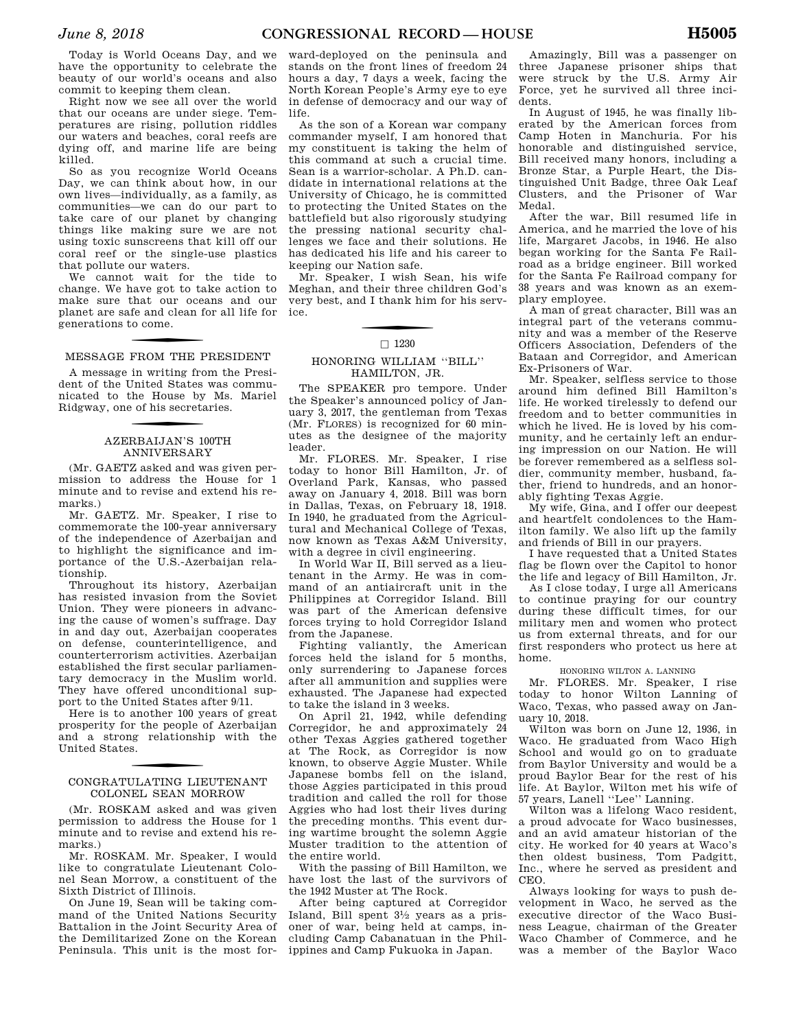Today is World Oceans Day, and we have the opportunity to celebrate the beauty of our world's oceans and also commit to keeping them clean.

Right now we see all over the world that our oceans are under siege. Temperatures are rising, pollution riddles our waters and beaches, coral reefs are dying off, and marine life are being killed.

So as you recognize World Oceans Day, we can think about how, in our own lives—individually, as a family, as communities—we can do our part to take care of our planet by changing things like making sure we are not using toxic sunscreens that kill off our coral reef or the single-use plastics that pollute our waters.

We cannot wait for the tide to change. We have got to take action to make sure that our oceans and our planet are safe and clean for all life for generations to come.

## MESSAGE FROM THE PRESIDENT

A message in writing from the President of the United States was communicated to the House by Ms. Mariel Ridgway, one of his secretaries.

## AZERBAIJAN'S 100TH ANNIVERSARY

(Mr. GAETZ asked and was given permission to address the House for 1 minute and to revise and extend his remarks.)

Mr. GAETZ. Mr. Speaker, I rise to commemorate the 100-year anniversary of the independence of Azerbaijan and to highlight the significance and importance of the U.S.-Azerbaijan relationship.

Throughout its history, Azerbaijan has resisted invasion from the Soviet Union. They were pioneers in advancing the cause of women's suffrage. Day in and day out, Azerbaijan cooperates on defense, counterintelligence, and counterterrorism activities. Azerbaijan established the first secular parliamentary democracy in the Muslim world. They have offered unconditional support to the United States after 9/11.

Here is to another 100 years of great prosperity for the people of Azerbaijan and a strong relationship with the United States.

## CONGRATULATING LIEUTENANT COLONEL SEAN MORROW

(Mr. ROSKAM asked and was given permission to address the House for 1 minute and to revise and extend his remarks.)

Mr. ROSKAM. Mr. Speaker, I would like to congratulate Lieutenant Colonel Sean Morrow, a constituent of the Sixth District of Illinois.

On June 19, Sean will be taking command of the United Nations Security Battalion in the Joint Security Area of the Demilitarized Zone on the Korean Peninsula. This unit is the most forward-deployed on the peninsula and stands on the front lines of freedom 24 hours a day, 7 days a week, facing the North Korean People's Army eye to eye in defense of democracy and our way of life.

As the son of a Korean war company commander myself, I am honored that my constituent is taking the helm of this command at such a crucial time. Sean is a warrior-scholar. A Ph.D. candidate in international relations at the University of Chicago, he is committed to protecting the United States on the battlefield but also rigorously studying the pressing national security challenges we face and their solutions. He has dedicated his life and his career to keeping our Nation safe.

Mr. Speaker, I wish Sean, his wife Meghan, and their three children God's very best, and I thank him for his service.

□ 1230

## HONORING WILLIAM ''BILL'' HAMILTON, JR.

The SPEAKER pro tempore. Under the Speaker's announced policy of January 3, 2017, the gentleman from Texas (Mr. FLORES) is recognized for 60 minutes as the designee of the majority leader.

Mr. FLORES. Mr. Speaker, I rise today to honor Bill Hamilton, Jr. of Overland Park, Kansas, who passed away on January 4, 2018. Bill was born in Dallas, Texas, on February 18, 1918. In 1940, he graduated from the Agricultural and Mechanical College of Texas, now known as Texas A&M University, with a degree in civil engineering.

In World War II, Bill served as a lieutenant in the Army. He was in command of an antiaircraft unit in the Philippines at Corregidor Island. Bill was part of the American defensive forces trying to hold Corregidor Island from the Japanese.

Fighting valiantly, the American forces held the island for 5 months, only surrendering to Japanese forces after all ammunition and supplies were exhausted. The Japanese had expected to take the island in 3 weeks.

On April 21, 1942, while defending Corregidor, he and approximately 24 other Texas Aggies gathered together at The Rock, as Corregidor is now known, to observe Aggie Muster. While Japanese bombs fell on the island, those Aggies participated in this proud tradition and called the roll for those Aggies who had lost their lives during the preceding months. This event during wartime brought the solemn Aggie Muster tradition to the attention of the entire world.

With the passing of Bill Hamilton, we have lost the last of the survivors of the 1942 Muster at The Rock.

After being captured at Corregidor Island, Bill spent 3½ years as a prisoner of war, being held at camps, including Camp Cabanatuan in the Philippines and Camp Fukuoka in Japan.

Amazingly, Bill was a passenger on three Japanese prisoner ships that were struck by the U.S. Army Air Force, yet he survived all three incidents.

In August of 1945, he was finally liberated by the American forces from Camp Hoten in Manchuria. For his honorable and distinguished service, Bill received many honors, including a Bronze Star, a Purple Heart, the Distinguished Unit Badge, three Oak Leaf Clusters, and the Prisoner of War Medal.

After the war, Bill resumed life in America, and he married the love of his life, Margaret Jacobs, in 1946. He also began working for the Santa Fe Railroad as a bridge engineer. Bill worked for the Santa Fe Railroad company for 38 years and was known as an exemplary employee.

A man of great character, Bill was an integral part of the veterans community and was a member of the Reserve Officers Association, Defenders of the Bataan and Corregidor, and American Ex-Prisoners of War.

Mr. Speaker, selfless service to those around him defined Bill Hamilton's life. He worked tirelessly to defend our freedom and to better communities in which he lived. He is loved by his community, and he certainly left an enduring impression on our Nation. He will be forever remembered as a selfless soldier, community member, husband, father, friend to hundreds, and an honorably fighting Texas Aggie.

My wife, Gina, and I offer our deepest and heartfelt condolences to the Hamilton family. We also lift up the family and friends of Bill in our prayers.

I have requested that a United States flag be flown over the Capitol to honor the life and legacy of Bill Hamilton, Jr.

As I close today, I urge all Americans to continue praying for our country during these difficult times, for our military men and women who protect us from external threats, and for our first responders who protect us here at home.

### HONORING WILTON A. LANNING

Mr. FLORES. Mr. Speaker, I rise today to honor Wilton Lanning of Waco, Texas, who passed away on January 10, 2018.

Wilton was born on June 12, 1936, in Waco. He graduated from Waco High School and would go on to graduate from Baylor University and would be a proud Baylor Bear for the rest of his life. At Baylor, Wilton met his wife of 57 years, Lanell ''Lee'' Lanning.

Wilton was a lifelong Waco resident, a proud advocate for Waco businesses, and an avid amateur historian of the city. He worked for 40 years at Waco's then oldest business, Tom Padgitt, Inc., where he served as president and CEO.

Always looking for ways to push development in Waco, he served as the executive director of the Waco Business League, chairman of the Greater Waco Chamber of Commerce, and he was a member of the Baylor Waco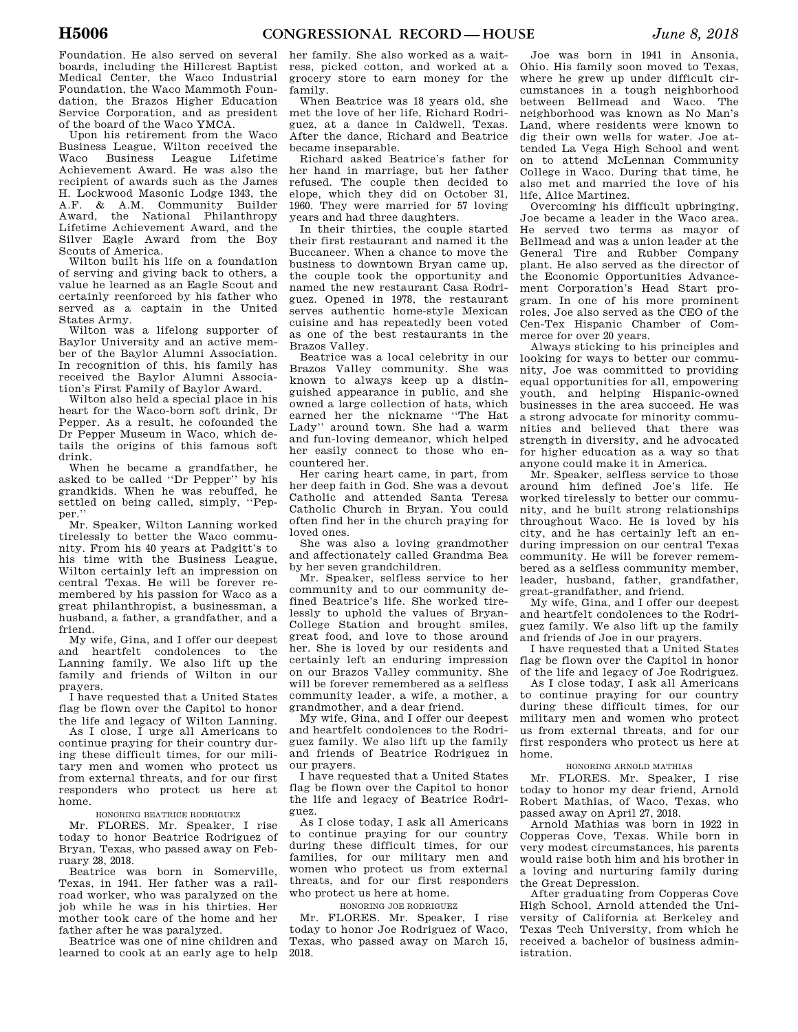Foundation. He also served on several boards, including the Hillcrest Baptist Medical Center, the Waco Industrial Foundation, the Waco Mammoth Foundation, the Brazos Higher Education Service Corporation, and as president of the board of the Waco YMCA.

Upon his retirement from the Waco Business League, Wilton received the Waco Business League Lifetime Achievement Award. He was also the recipient of awards such as the James H. Lockwood Masonic Lodge 1343, the A.F. & A.M. Community Builder Award, the National Philanthropy Lifetime Achievement Award, and the Silver Eagle Award from the Boy Scouts of America.

Wilton built his life on a foundation of serving and giving back to others, a value he learned as an Eagle Scout and certainly reenforced by his father who served as a captain in the United States Army.

Wilton was a lifelong supporter of Baylor University and an active member of the Baylor Alumni Association. In recognition of this, his family has received the Baylor Alumni Association's First Family of Baylor Award.

Wilton also held a special place in his heart for the Waco-born soft drink, Dr Pepper. As a result, he cofounded the Dr Pepper Museum in Waco, which details the origins of this famous soft drink.

When he became a grandfather, he asked to be called "Dr Pepper" by his grandkids. When he was rebuffed, he settled on being called, simply, "Pepper."

Mr. Speaker, Wilton Lanning worked tirelessly to better the Waco community. From his 40 years at Padgitt's to his time with the Business League, Wilton certainly left an impression on central Texas. He will be forever remembered by his passion for Waco as a great philanthropist, a businessman, a husband, a father, a grandfather, and a friend.

My wife, Gina, and I offer our deepest and heartfelt condolences to the Lanning family. We also lift up the family and friends of Wilton in our prayers.

I have requested that a United States flag be flown over the Capitol to honor the life and legacy of Wilton Lanning.

As I close, I urge all Americans to continue praying for their country during these difficult times, for our military men and women who protect us from external threats, and for our first responders who protect us here at home.

## HONORING BEATRICE RODRIGUEZ

Mr. FLORES. Mr. Speaker, I rise today to honor Beatrice Rodriguez of Bryan, Texas, who passed away on February 28, 2018.

Beatrice was born in Somerville, Texas, in 1941. Her father was a railroad worker, who was paralyzed on the job while he was in his thirties. Her mother took care of the home and her father after he was paralyzed.

Beatrice was one of nine children and learned to cook at an early age to help her family. She also worked as a waitress, picked cotton, and worked at a grocery store to earn money for the family.

When Beatrice was 18 years old, she met the love of her life, Richard Rodriguez, at a dance in Caldwell, Texas. After the dance, Richard and Beatrice became inseparable.

Richard asked Beatrice's father for her hand in marriage, but her father refused. The couple then decided to elope, which they did on October 31, 1960. They were married for 57 loving years and had three daughters.

In their thirties, the couple started their first restaurant and named it the Buccaneer. When a chance to move the business to downtown Bryan came up, the couple took the opportunity and named the new restaurant Casa Rodriguez. Opened in 1978, the restaurant serves authentic home-style Mexican cuisine and has repeatedly been voted as one of the best restaurants in the Brazos Valley.

Beatrice was a local celebrity in our Brazos Valley community. She was known to always keep up a distinguished appearance in public, and she owned a large collection of hats, which earned her the nickname "The Hat Lady" around town. She had a warm and fun-loving demeanor, which helped her easily connect to those who encountered her.

Her caring heart came, in part, from her deep faith in God. She was a devout Catholic and attended Santa Teresa Catholic Church in Bryan. You could often find her in the church praying for loved ones.

She was also a loving grandmother and affectionately called Grandma Bea by her seven grandchildren.

Mr. Speaker, selfless service to her community and to our community defined Beatrice's life. She worked tirelessly to uphold the values of Bryan-College Station and brought smiles, great food, and love to those around her. She is loved by our residents and certainly left an enduring impression on our Brazos Valley community. She will be forever remembered as a selfless community leader, a wife, a mother, a grandmother, and a dear friend.

My wife, Gina, and I offer our deepest and heartfelt condolences to the Rodriguez family. We also lift up the family and friends of Beatrice Rodriguez in our prayers.

I have requested that a United States flag be flown over the Capitol to honor the life and legacy of Beatrice Rodriguez.

As I close today, I ask all Americans to continue praying for our country during these difficult times, for our families, for our military men and women who protect us from external threats, and for our first responders who protect us here at home.

## HONORING JOE RODRIGUEZ

Mr. FLORES. Mr. Speaker, I rise today to honor Joe Rodriguez of Waco, Texas, who passed away on March 15, 2018.

Joe was born in 1941 in Ansonia, Ohio. His family soon moved to Texas, where he grew up under difficult circumstances in a tough neighborhood between Bellmead and Waco. The neighborhood was known as No Man's Land, where residents were known to dig their own wells for water. Joe attended La Vega High School and went on to attend McLennan Community College in Waco. During that time, he also met and married the love of his life, Alice Martinez.

Overcoming his difficult upbringing, Joe became a leader in the Waco area. He served two terms as mayor of Bellmead and was a union leader at the General Tire and Rubber Company plant. He also served as the director of the Economic Opportunities Advancement Corporation's Head Start program. In one of his more prominent roles, Joe also served as the CEO of the Cen-Tex Hispanic Chamber of Commerce for over 20 years.

Always sticking to his principles and looking for ways to better our community, Joe was committed to providing equal opportunities for all, empowering youth, and helping Hispanic-owned businesses in the area succeed. He was a strong advocate for minority communities and believed that there was strength in diversity, and he advocated for higher education as a way so that anyone could make it in America.

Mr. Speaker, selfless service to those around him defined Joe's life. He worked tirelessly to better our community, and he built strong relationships throughout Waco. He is loved by his city, and he has certainly left an enduring impression on our central Texas community. He will be forever remembered as a selfless community member, leader, husband, father, grandfather, great-grandfather, and friend.

My wife, Gina, and I offer our deepest and heartfelt condolences to the Rodriguez family. We also lift up the family and friends of Joe in our prayers.

I have requested that a United States flag be flown over the Capitol in honor of the life and legacy of Joe Rodriguez.

As I close today, I ask all Americans to continue praying for our country during these difficult times, for our military men and women who protect us from external threats, and for our first responders who protect us here at home.

## HONORING ARNOLD MATHIAS

Mr. FLORES. Mr. Speaker, I rise today to honor my dear friend, Arnold Robert Mathias, of Waco, Texas, who passed away on April 27, 2018.

Arnold Mathias was born in 1922 in Copperas Cove, Texas. While born in very modest circumstances, his parents would raise both him and his brother in a loving and nurturing family during the Great Depression.

After graduating from Copperas Cove High School, Arnold attended the University of California at Berkeley and Texas Tech University, from which he received a bachelor of business administration.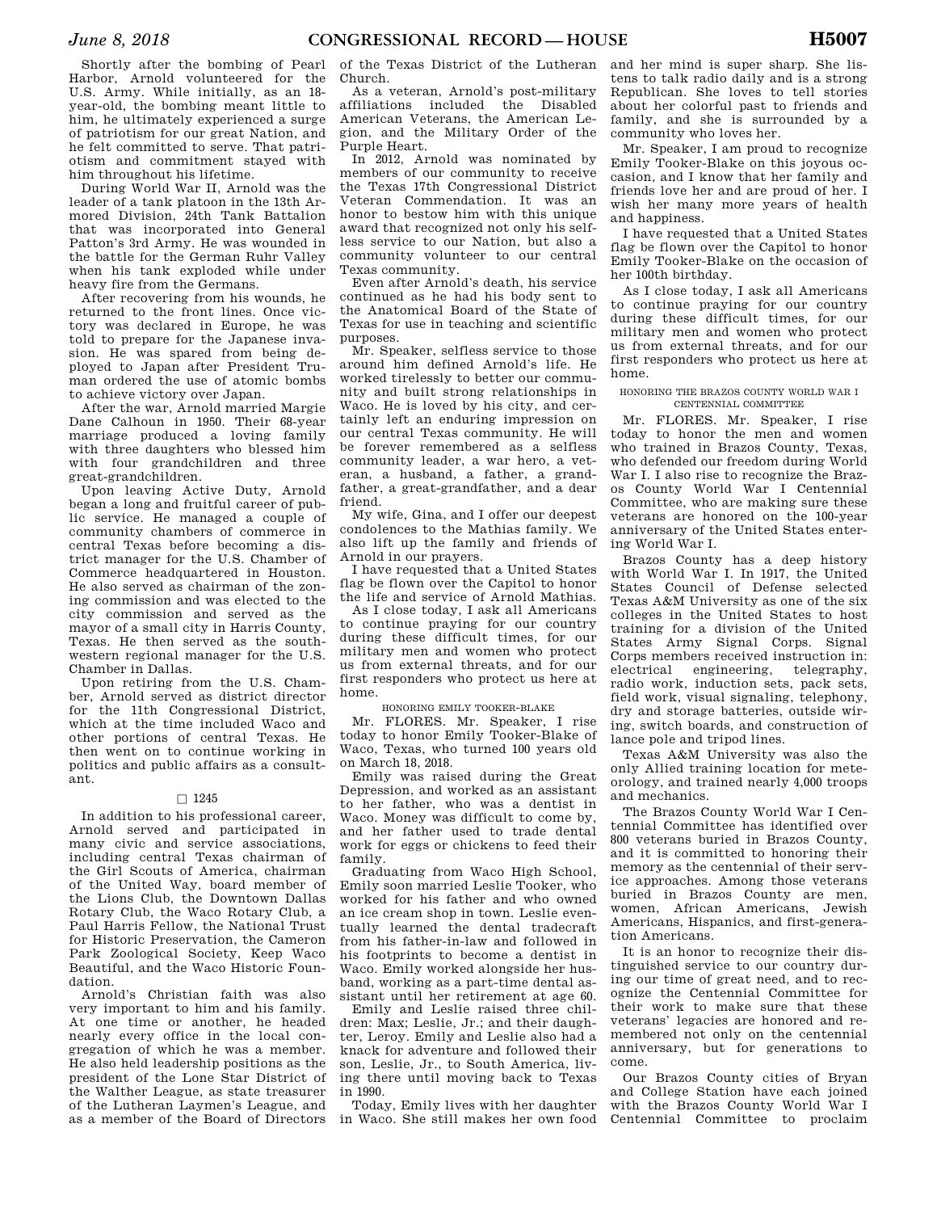Shortly after the bombing of Pearl Harbor, Arnold volunteered for the U.S. Army. While initially, as an 18-year-old, the bombing meant little to him, he ultimately experienced a surge of patriotism for our great Nation, and he felt committed to serve. That patriotism and commitment stayed with him throughout his lifetime.

During World War II, Arnold was the leader of a tank platoon in the 13th Armored Division, 24th Tank Battalion that was incorporated into General Patton's 3rd Army. He was wounded in the battle for the German Ruhr Valley when his tank exploded while under heavy fire from the Germans.

After recovering from his wounds, he returned to the front lines. Once victory was declared in Europe, he was told to prepare for the Japanese invasion. He was spared from being deployed to Japan after President Truman ordered the use of atomic bombs to achieve victory over Japan.

After the war, Arnold married Margie Dane Calhoun in 1950. Their 68-year marriage produced a loving family with three daughters who blessed him with four grandchildren and three great-grandchildren.

Upon leaving Active Duty, Arnold began a long and fruitful career of public service. He managed a couple of community chambers of commerce in central Texas before becoming a district manager for the U.S. Chamber of Commerce headquartered in Houston. He also served as chairman of the zoning commission and was elected to the city commission and served as the mayor of a small city in Harris County, Texas. He then served as the southwestern regional manager for the U.S. Chamber in Dallas.

Upon retiring from the U.S. Chamber, Arnold served as district director for the 11th Congressional District, which at the time included Waco and other portions of central Texas. He then went on to continue working in politics and public affairs as a consultant.

□ 1245

In addition to his professional career, Arnold served and participated in many civic and service associations, including central Texas chairman of the Girl Scouts of America, chairman of the United Way, board member of the Lions Club, the Downtown Dallas Rotary Club, the Waco Rotary Club, a Paul Harris Fellow, the National Trust for Historic Preservation, the Cameron Park Zoological Society, Keep Waco Beautiful, and the Waco Historic Foundation.

Arnold's Christian faith was also very important to him and his family. At one time or another, he headed nearly every office in the local congregation of which he was a member. He also held leadership positions as the president of the Lone Star District of the Walther League, as state treasurer of the Lutheran Laymen's League, and as a member of the Board of Directors of the Texas District of the Lutheran Church.

As a veteran, Arnold's post-military affiliations included the Disabled American Veterans, the American Legion, and the Military Order of the Purple Heart.

In 2012, Arnold was nominated by members of our community to receive the Texas 17th Congressional District Veteran Commendation. It was an honor to bestow him with this unique award that recognized not only his selfless service to our Nation, but also a community volunteer to our central Texas community.

Even after Arnold's death, his service continued as he had his body sent to the Anatomical Board of the State of Texas for use in teaching and scientific purposes.

Mr. Speaker, selfless service to those around him defined Arnold's life. He worked tirelessly to better our community and built strong relationships in Waco. He is loved by his city, and certainly left an enduring impression on our central Texas community. He will be forever remembered as a selfless community leader, a war hero, a veteran, a husband, a father, a grandfather, a great-grandfather, and a dear friend.

My wife, Gina, and I offer our deepest condolences to the Mathias family. We also lift up the family and friends of Arnold in our prayers.

I have requested that a United States flag be flown over the Capitol to honor the life and service of Arnold Mathias.

As I close today, I ask all Americans to continue praying for our country during these difficult times, for our military men and women who protect us from external threats, and for our first responders who protect us here at home.

HONORING EMILY TOOKER-BLAKE

Mr. FLORES. Mr. Speaker, I rise today to honor Emily Tooker-Blake of Waco, Texas, who turned 100 years old on March 18, 2018.

Emily was raised during the Great Depression, and worked as an assistant to her father, who was a dentist in Waco. Money was difficult to come by, and her father used to trade dental work for eggs or chickens to feed their family.

Graduating from Waco High School, Emily soon married Leslie Tooker, who worked for his father and who owned an ice cream shop in town. Leslie eventually learned the dental tradecraft from his father-in-law and followed in his footprints to become a dentist in Waco. Emily worked alongside her husband, working as a part-time dental assistant until her retirement at age 60.

Emily and Leslie raised three children: Max; Leslie, Jr.; and their daughter, Leroy. Emily and Leslie also had a knack for adventure and followed their son, Leslie, Jr., to South America, living there until moving back to Texas in 1990.

Today, Emily lives with her daughter in Waco. She still makes her own food and her mind is super sharp. She listens to talk radio daily and is a strong Republican. She loves to tell stories about her colorful past to friends and family, and she is surrounded by a community who loves her.

Mr. Speaker, I am proud to recognize Emily Tooker-Blake on this joyous occasion, and I know that her family and friends love her and are proud of her. I wish her many more years of health and happiness.

I have requested that a United States flag be flown over the Capitol to honor Emily Tooker-Blake on the occasion of her 100th birthday.

As I close today, I ask all Americans to continue praying for our country during these difficult times, for our military men and women who protect us from external threats, and for our first responders who protect us here at home.

HONORING THE BRAZOS COUNTY WORLD WAR I CENTENNIAL COMMITTEE

Mr. FLORES. Mr. Speaker, I rise today to honor the men and women who trained in Brazos County, Texas, who defended our freedom during World War I. I also rise to recognize the Brazos County World War I Centennial Committee, who are making sure these veterans are honored on the 100-year anniversary of the United States entering World War I.

Brazos County has a deep history with World War I. In 1917, the United States Council of Defense selected Texas A&M University as one of the six colleges in the United States to host training for a division of the United States Army Signal Corps. Signal Corps members received instruction in: electrical engineering, telegraphy, radio work, induction sets, pack sets, field work, visual signaling, telephony, dry and storage batteries, outside wiring, switch boards, and construction of lance pole and tripod lines.

Texas A&M University was also the only Allied training location for meteorology, and trained nearly 4,000 troops and mechanics.

The Brazos County World War I Centennial Committee has identified over 800 veterans buried in Brazos County, and it is committed to honoring their memory as the centennial of their service approaches. Among those veterans buried in Brazos County are men, women, African Americans, Jewish Americans, Hispanics, and first-generation Americans.

It is an honor to recognize their distinguished service to our country during our time of great need, and to recognize the Centennial Committee for their work to make sure that these veterans' legacies are honored and remembered not only on the centennial anniversary, but for generations to come.

Our Brazos County cities of Bryan and College Station have each joined with the Brazos County World War I Centennial Committee to proclaim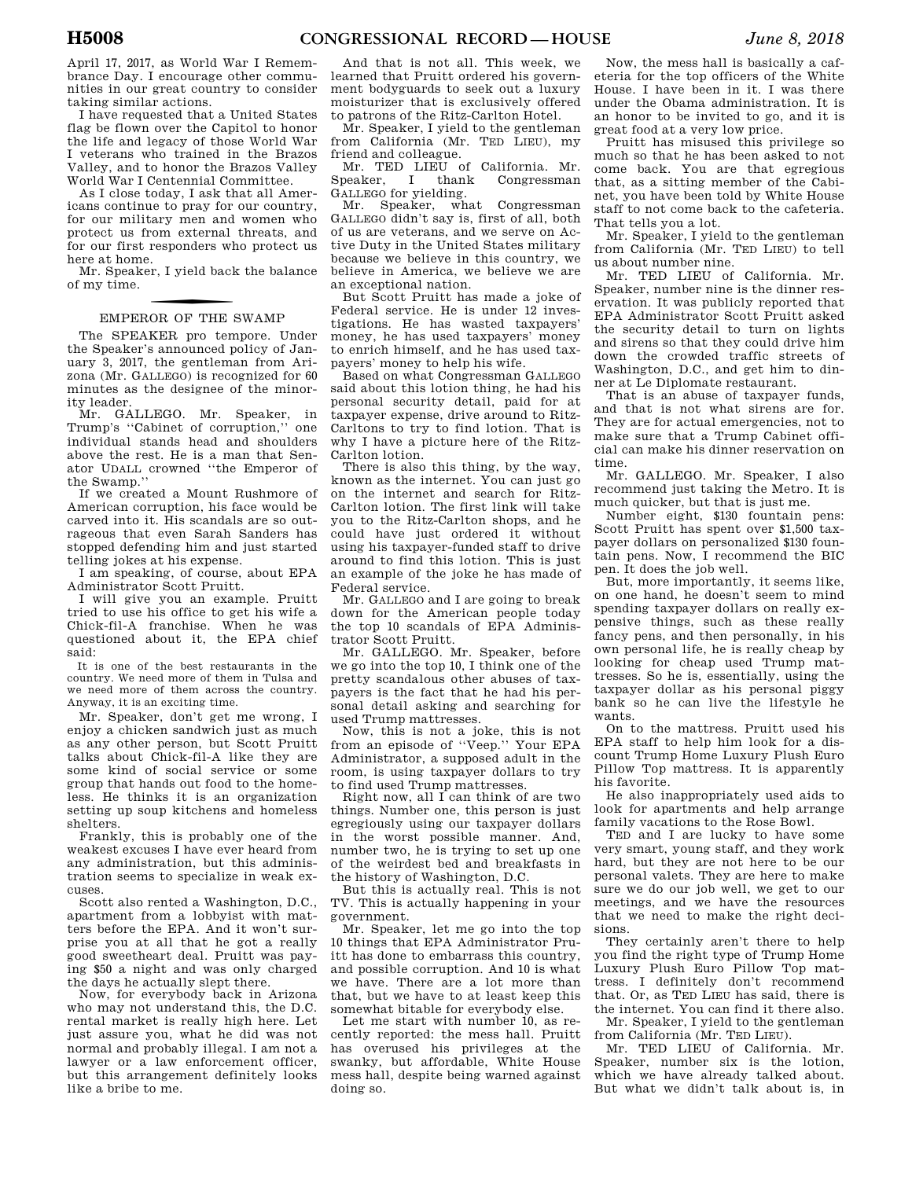April 17, 2017, as World War I Remembrance Day. I encourage other communities in our great country to consider taking similar actions.

I have requested that a United States flag be flown over the Capitol to honor the life and legacy of those World War I veterans who trained in the Brazos Valley, and to honor the Brazos Valley World War I Centennial Committee.

As I close today, I ask that all Americans continue to pray for our country, for our military men and women who protect us from external threats, and for our first responders who protect us here at home.

Mr. Speaker, I yield back the balance of my time.

## EMPEROR OF THE SWAMP

The SPEAKER pro tempore. Under the Speaker's announced policy of January 3, 2017, the gentleman from Arizona (Mr. GALLEGO) is recognized for 60 minutes as the designee of the minority leader.

Mr. GALLEGO. Mr. Speaker, in Trump's "Cabinet of corruption," one individual stands head and shoulders above the rest. He is a man that Senator UDALL crowned "the Emperor of the Swamp."

If we created a Mount Rushmore of American corruption, his face would be carved into it. His scandals are so outrageous that even Sarah Sanders has stopped defending him and just started telling jokes at his expense.

I am speaking, of course, about EPA Administrator Scott Pruitt.

I will give you an example. Pruitt tried to use his office to get his wife a Chick-fil-A franchise. When he was questioned about it, the EPA chief said:

> It is one of the best restaurants in the country. We need more of them in Tulsa and we need more of them across the country. Anyway, it is an exciting time.

Mr. Speaker, don't get me wrong, I enjoy a chicken sandwich just as much as any other person, but Scott Pruitt talks about Chick-fil-A like they are some kind of social service or some group that hands out food to the homeless. He thinks it is an organization setting up soup kitchens and homeless shelters.

Frankly, this is probably one of the weakest excuses I have ever heard from any administration, but this administration seems to specialize in weak excuses.

Scott also rented a Washington, D.C., apartment from a lobbyist with matters before the EPA. And it won't surprise you at all that he got a really good sweetheart deal. Pruitt was paying $50 a night and was only charged the days he actually slept there.

Now, for everybody back in Arizona who may not understand this, the D.C. rental market is really high here. Let just assure you, what he did was not normal and probably illegal. I am not a lawyer or a law enforcement officer, but this arrangement definitely looks like a bribe to me.

And that is not all. This week, we learned that Pruitt ordered his government bodyguards to seek out a luxury moisturizer that is exclusively offered to patrons of the Ritz-Carlton Hotel.

Mr. Speaker, I yield to the gentleman from California (Mr. TED LIEU), my friend and colleague.

Mr. TED LIEU of California. Mr. Speaker, I thank Congressman GALLEGO for yielding.

Mr. Speaker, what Congressman GALLEGO didn't say is, first of all, both of us are veterans, and we serve on Active Duty in the United States military because we believe in this country, we believe in America, we believe we are an exceptional nation.

But Scott Pruitt has made a joke of Federal service. He is under 12 investigations. He has wasted taxpayers' money, he has used taxpayers' money to enrich himself, and he has used taxpayers' money to help his wife.

Based on what Congressman GALLEGO said about this lotion thing, he had his personal security detail, paid for at taxpayer expense, drive around to Ritz-Carltons to try to find lotion. That is why I have a picture here of the Ritz-Carlton lotion.

There is also this thing, by the way, known as the internet. You can just go on the internet and search for Ritz-Carlton lotion. The first link will take you to the Ritz-Carlton shops, and he could have just ordered it without using his taxpayer-funded staff to drive around to find this lotion. This is just an example of the joke he has made of Federal service.

Mr. GALLEGO and I are going to break down for the American people today the top 10 scandals of EPA Administrator Scott Pruitt.

Mr. GALLEGO. Mr. Speaker, before we go into the top 10, I think one of the pretty scandalous other abuses of taxpayers is the fact that he had his personal detail asking and searching for used Trump mattresses.

Now, this is not a joke, this is not from an episode of "Veep." Your EPA Administrator, a supposed adult in the room, is using taxpayer dollars to try to find used Trump mattresses.

Right now, all I can think of are two things. Number one, this person is just egregiously using our taxpayer dollars in the worst possible manner. And, number two, he is trying to set up one of the weirdest bed and breakfasts in the history of Washington, D.C.

But this is actually real. This is not TV. This is actually happening in your government.

Mr. Speaker, let me go into the top 10 things that EPA Administrator Pruitt has done to embarrass this country, and possible corruption. And 10 is what we have. There are a lot more than that, but we have to at least keep this somewhat bitable for everybody else.

Let me start with number 10, as recently reported: the mess hall. Pruitt has overused his privileges at the swanky, but affordable, White House mess hall, despite being warned against doing so.

Now, the mess hall is basically a cafeteria for the top officers of the White House. I have been in it. I was there under the Obama administration. It is an honor to be invited to go, and it is great food at a very low price.

Pruitt has misused this privilege so much so that he has been asked to not come back. You are that egregious that, as a sitting member of the Cabinet, you have been told by White House staff to not come back to the cafeteria. That tells you a lot.

Mr. Speaker, I yield to the gentleman from California (Mr. TED LIEU) to tell us about number nine.

Mr. TED LIEU of California. Mr. Speaker, number nine is the dinner reservation. It was publicly reported that EPA Administrator Scott Pruitt asked the security detail to turn on lights and sirens so that they could drive him down the crowded traffic streets of Washington, D.C., and get him to dinner at Le Diplomate restaurant.

That is an abuse of taxpayer funds, and that is not what sirens are for. They are for actual emergencies, not to make sure that a Trump Cabinet official can make his dinner reservation on time.

Mr. GALLEGO. Mr. Speaker, I also recommend just taking the Metro. It is much quicker, but that is just me.

Number eight, $130 fountain pens: Scott Pruitt has spent over $1,500 taxpayer dollars on personalized $130 fountain pens. Now, I recommend the BIC pen. It does the job well.

But, more importantly, it seems like, on one hand, he doesn't seem to mind spending taxpayer dollars on really expensive things, such as these really fancy pens, and then personally, in his own personal life, he is really cheap by looking for cheap used Trump mattresses. So he is, essentially, using the taxpayer dollar as his personal piggy bank so he can live the lifestyle he wants.

On to the mattress. Pruitt used his EPA staff to help him look for a discount Trump Home Luxury Plush Euro Pillow Top mattress. It is apparently his favorite.

He also inappropriately used aids to look for apartments and help arrange family vacations to the Rose Bowl.

TED and I are lucky to have some very smart, young staff, and they work hard, but they are not here to be our personal valets. They are here to make sure we do our job well, we get to our meetings, and we have the resources that we need to make the right decisions.

They certainly aren't there to help you find the right type of Trump Home Luxury Plush Euro Pillow Top mattress. I definitely don't recommend that. Or, as TED LIEU has said, there is the internet. You can find it there also.

Mr. Speaker, I yield to the gentleman from California (Mr. TED LIEU).

Mr. TED LIEU of California. Mr. Speaker, number six is the lotion, which we have already talked about. But what we didn't talk about is, in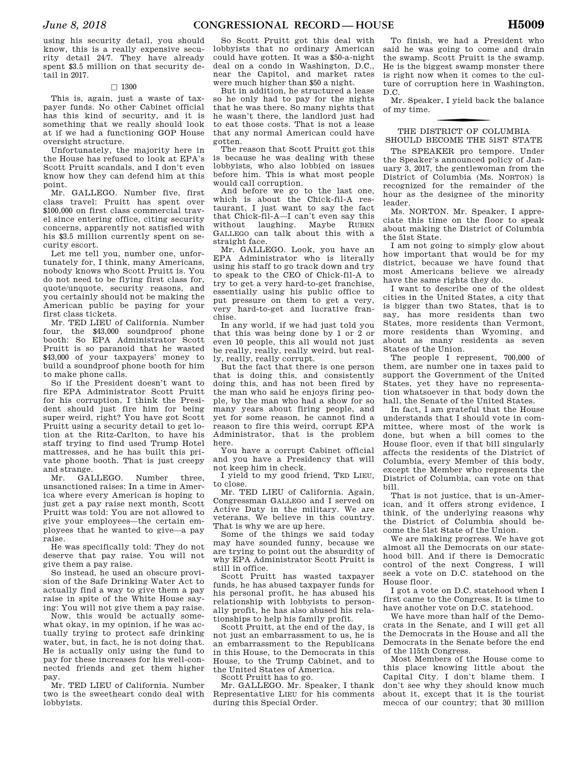using his security detail, you should know, this is a really expensive security detail 24/7. They have already spent $3.5 million on that security detail in 2017.

□ 1300

This is, again, just a waste of taxpayer funds. No other Cabinet official has this kind of security, and it is something that we really should look at if we had a functioning GOP House oversight structure.

Unfortunately, the majority here in the House has refused to look at EPA's Scott Pruitt scandals, and I don't even know how they can defend him at this point.

Mr. GALLEGO. Number five, first class travel: Pruitt has spent over $100,000 on first class commercial travel since entering office, citing security concerns, apparently not satisfied with his $3.5 million currently spent on security escort.

Let me tell you, number one, unfortunately for, I think, many Americans, nobody knows who Scott Pruitt is. You do not need to be flying first class for, quote/unquote, security reasons, and you certainly should not be making the American public be paying for your first class tickets.

Mr. TED LIEU of California. Number four, the $43,000 soundproof phone booth: So EPA Administrator Scott Pruitt is so paranoid that he wasted $43,000 of your taxpayers' money to build a soundproof phone booth for him to make phone calls.

So if the President doesn't want to fire EPA Administrator Scott Pruitt for his corruption, I think the President should just fire him for being super weird, right? You have got Scott Pruitt using a security detail to get lotion at the Ritz-Carlton, to have his staff trying to find used Trump Hotel mattresses, and he has built this private phone booth. That is just creepy and strange.

Mr. GALLEGO. Number three, unsanctioned raises: In a time in America where every American is hoping to just get a pay raise next month, Scott Pruitt was told: You are not allowed to give your employees—the certain employees that he wanted to give—a pay raise.

He was specifically told: They do not deserve that pay raise. You will not give them a pay raise.

So instead, he used an obscure provision of the Safe Drinking Water Act to actually find a way to give them a pay raise in spite of the White House saying: You will not give them a pay raise.

Now, this would be actually somewhat okay, in my opinion, if he was actually trying to protect safe drinking water, but, in fact, he is not doing that. He is actually only using the fund to pay for these increases for his well-connected friends and get them higher pay.

Mr. TED LIEU of California. Number two is the sweetheart condo deal with lobbyists.

So Scott Pruitt got this deal with lobbyists that no ordinary American could have gotten. It was a $50-a-night deal on a condo in Washington, D.C., near the Capitol, and market rates were much higher than $50 a night.

But in addition, he structured a lease so he only had to pay for the nights that he was there. So many nights that he wasn't there, the landlord just had to eat those costs. That is not a lease that any normal American could have gotten.

The reason that Scott Pruitt got this is because he was dealing with these lobbyists, who also lobbied on issues before him. This is what most people would call corruption.

And before we go to the last one, which is about the Chick-fil-A restaurant, I just want to say the fact that Chick-fil-A—I can't even say this without laughing. Maybe RUBEN GALLEGO can talk about this with a straight face.

Mr. GALLEGO. Look, you have an EPA Administrator who is literally using his staff to go track down and try to speak to the CEO of Chick-fil-A to try to get a very hard-to-get franchise, essentially using his public office to put pressure on them to get a very, very hard-to-get and lucrative franchise.

In any world, if we had just told you that this was being done by 1 or 2 or even 10 people, this all would not just be really, really, really weird, but really, really, really corrupt.

But the fact that there is one person that is doing this, and consistently doing this, and has not been fired by the man who said he enjoys firing people, by the man who had a show for so many years about firing people, and yet for some reason, he cannot find a reason to fire this weird, corrupt EPA Administrator, that is the problem here.

You have a corrupt Cabinet official and you have a Presidency that will not keep him in check.

I yield to my good friend, TED LIEU, to close.

Mr. TED LIEU of California. Again, Congressman GALLEGO and I served on Active Duty in the military. We are veterans. We believe in this country. That is why we are up here.

Some of the things we said today may have sounded funny, because we are trying to point out the absurdity of why EPA Administrator Scott Pruitt is still in office.

Scott Pruitt has wasted taxpayer funds, he has abused taxpayer funds for his personal profit, he has abused his relationship with lobbyists to personally profit, he has also abused his relationships to help his family profit.

Scott Pruitt, at the end of the day, is not just an embarrassment to us, he is an embarrassment to the Republicans in this House, to the Democrats in this House, to the Trump Cabinet, and to the United States of America.

Scott Pruitt has to go.

Mr. GALLEGO. Mr. Speaker, I thank Representative LIEU for his comments during this Special Order.

To finish, we had a President who said he was going to come and drain the swamp. Scott Pruitt is the swamp. He is the biggest swamp monster there is right now when it comes to the culture of corruption here in Washington, D.C.

Mr. Speaker, I yield back the balance of my time.

## THE DISTRICT OF COLUMBIA SHOULD BECOME THE 51ST STATE

The SPEAKER pro tempore. Under the Speaker's announced policy of January 3, 2017, the gentlewoman from the District of Columbia (Ms. NORTON) is recognized for the remainder of the hour as the designee of the minority leader.

Ms. NORTON. Mr. Speaker, I appreciate this time on the floor to speak about making the District of Columbia the 51st State.

I am not going to simply glow about how important that would be for my district, because we have found that most Americans believe we already have the same rights they do.

I want to describe one of the oldest cities in the United States, a city that is bigger than two States, that is to say, has more residents than two States, more residents than Vermont, more residents than Wyoming, and about as many residents as seven States of the Union.

The people I represent, 700,000 of them, are number one in taxes paid to support the Government of the United States, yet they have no representation whatsoever in that body down the hall, the Senate of the United States.

In fact, I am grateful that the House understands that I should vote in committee, where most of the work is done, but when a bill comes to the House floor, even if that bill singularly affects the residents of the District of Columbia, every Member of this body, except the Member who represents the District of Columbia, can vote on that bill.

That is not justice, that is un-American, and it offers strong evidence, I think, of the underlying reasons why the District of Columbia should become the 51st State of the Union.

We are making progress. We have got almost all the Democrats on our statehood bill. And if there is Democratic control of the next Congress, I will seek a vote on D.C. statehood on the House floor.

I got a vote on D.C. statehood when I first came to the Congress. It is time to have another vote on D.C. statehood.

We have more than half of the Democrats in the Senate, and I will get all the Democrats in the House and all the Democrats in the Senate before the end of the 115th Congress.

Most Members of the House come to this place knowing little about the Capital City. I don't blame them. I don't see why they should know much about it, except that it is the tourist mecca of our country; that 30 million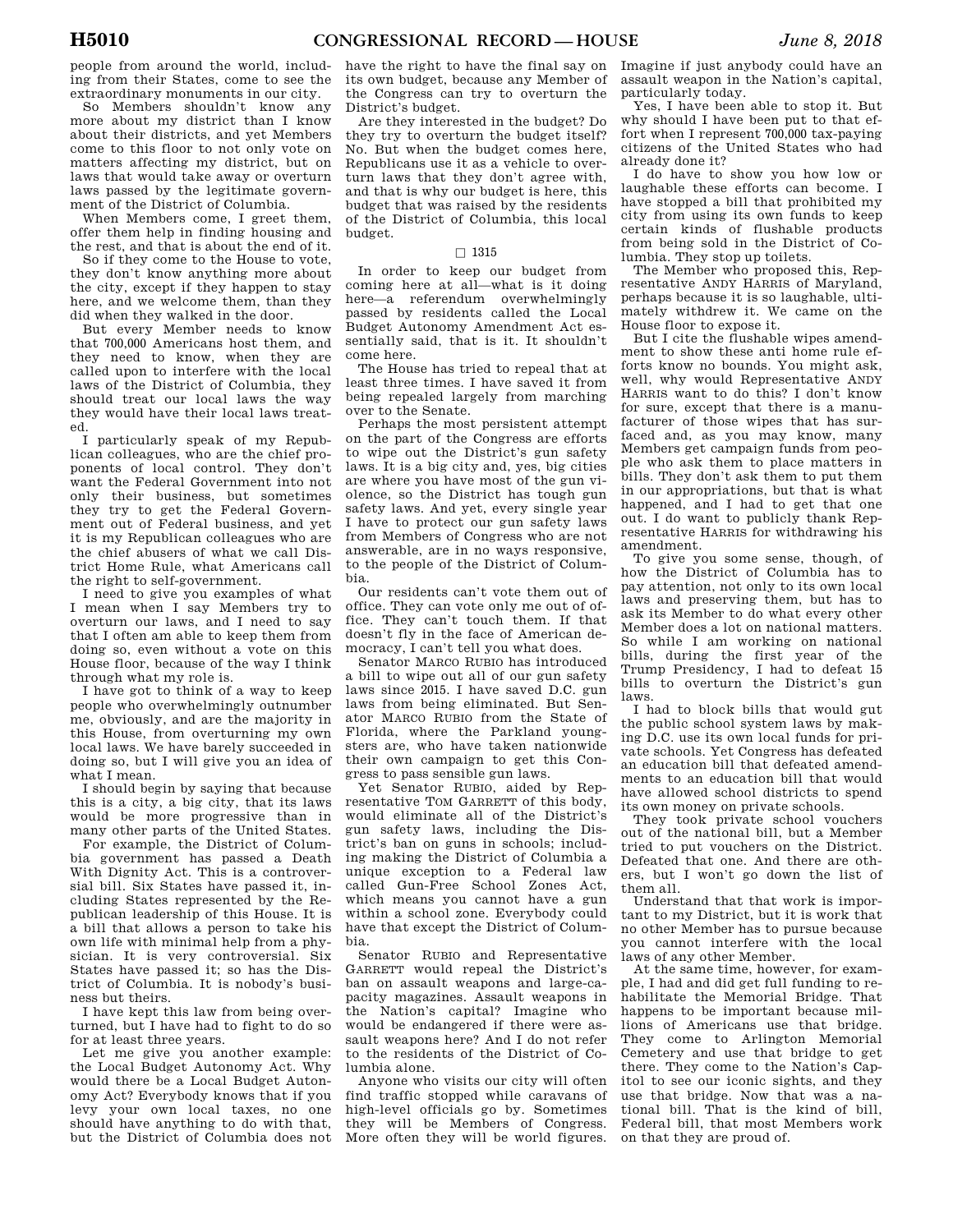people from around the world, including from their States, come to see the extraordinary monuments in our city.

So Members shouldn't know any more about my district than I know about their districts, and yet Members come to this floor to not only vote on matters affecting my district, but on laws that would take away or overturn laws passed by the legitimate government of the District of Columbia.

When Members come, I greet them, offer them help in finding housing and the rest, and that is about the end of it.

So if they come to the House to vote, they don't know anything more about the city, except if they happen to stay here, and we welcome them, than they did when they walked in the door.

But every Member needs to know that 700,000 Americans host them, and they need to know, when they are called upon to interfere with the local laws of the District of Columbia, they should treat our local laws the way they would have their local laws treated.

I particularly speak of my Republican colleagues, who are the chief proponents of local control. They don't want the Federal Government into not only their business, but sometimes they try to get the Federal Government out of Federal business, and yet it is my Republican colleagues who are the chief abusers of what we call District Home Rule, what Americans call the right to self-government.

I need to give you examples of what I mean when I say Members try to overturn our laws, and I need to say that I often am able to keep them from doing so, even without a vote on this House floor, because of the way I think through what my role is.

I have got to think of a way to keep people who overwhelmingly outnumber me, obviously, and are the majority in this House, from overturning my own local laws. We have barely succeeded in doing so, but I will give you an idea of what I mean.

I should begin by saying that because this is a city, a big city, that its laws would be more progressive than in many other parts of the United States.

For example, the District of Columbia government has passed a Death With Dignity Act. This is a controversial bill. Six States have passed it, including States represented by the Republican leadership of this House. It is a bill that allows a person to take his own life with minimal help from a physician. It is very controversial. Six States have passed it; so has the District of Columbia. It is nobody's business but theirs.

I have kept this law from being overturned, but I have had to fight to do so for at least three years.

Let me give you another example: the Local Budget Autonomy Act. Why would there be a Local Budget Autonomy Act? Everybody knows that if you levy your own local taxes, no one should have anything to do with that, but the District of Columbia does not have the right to have the final say on its own budget, because any Member of the Congress can try to overturn the District's budget.

Are they interested in the budget? Do they try to overturn the budget itself? No. But when the budget comes here, Republicans use it as a vehicle to overturn laws that they don't agree with, and that is why our budget is here, this budget that was raised by the residents of the District of Columbia, this local budget.

□ 1315

In order to keep our budget from coming here at all—what is it doing here—a referendum overwhelmingly passed by residents called the Local Budget Autonomy Amendment Act essentially said, that is it. It shouldn't come here.

The House has tried to repeal that at least three times. I have saved it from being repealed largely from marching over to the Senate.

Perhaps the most persistent attempt on the part of the Congress are efforts to wipe out the District's gun safety laws. It is a big city and, yes, big cities are where you have most of the gun violence, so the District has tough gun safety laws. And yet, every single year I have to protect our gun safety laws from Members of Congress who are not answerable, are in no ways responsive, to the people of the District of Columbia.

Our residents can't vote them out of office. They can vote only me out of office. They can't touch them. If that doesn't fly in the face of American democracy, I can't tell you what does.

Senator MARCO RUBIO has introduced a bill to wipe out all of our gun safety laws since 2015. I have saved D.C. gun laws from being eliminated. But Senator MARCO RUBIO from the State of Florida, where the Parkland youngsters are, who have taken nationwide their own campaign to get this Congress to pass sensible gun laws.

Yet Senator RUBIO, aided by Representative TOM GARRETT of this body, would eliminate all of the District's gun safety laws, including the District's ban on guns in schools; including making the District of Columbia a unique exception to a Federal law called Gun-Free School Zones Act, which means you cannot have a gun within a school zone. Everybody could have that except the District of Columbia.

Senator RUBIO and Representative GARRETT would repeal the District's ban on assault weapons and large-capacity magazines. Assault weapons in the Nation's capital? Imagine who would be endangered if there were assault weapons here? And I do not refer to the residents of the District of Columbia alone.

Anyone who visits our city will often find traffic stopped while caravans of high-level officials go by. Sometimes they will be Members of Congress. More often they will be world figures. Imagine if just anybody could have an assault weapon in the Nation's capital, particularly today.

Yes, I have been able to stop it. But why should I have been put to that effort when I represent 700,000 tax-paying citizens of the United States who had already done it?

I do have to show you how low or laughable these efforts can become. I have stopped a bill that prohibited my city from using its own funds to keep certain kinds of flushable products from being sold in the District of Columbia. They stop up toilets.

The Member who proposed this, Representative ANDY HARRIS of Maryland, perhaps because it is so laughable, ultimately withdrew it. We came on the House floor to expose it.

But I cite the flushable wipes amendment to show these anti home rule efforts know no bounds. You might ask, well, why would Representative ANDY HARRIS want to do this? I don't know for sure, except that there is a manufacturer of those wipes that has surfaced and, as you may know, many Members get campaign funds from people who ask them to place matters in bills. They don't ask them to put them in our appropriations, but that is what happened, and I had to get that one out. I do want to publicly thank Representative HARRIS for withdrawing his amendment.

To give you some sense, though, of how the District of Columbia has to pay attention, not only to its own local laws and preserving them, but has to ask its Member to do what every other Member does a lot on national matters. So while I am working on national bills, during the first year of the Trump Presidency, I had to defeat 15 bills to overturn the District's gun laws.

I had to block bills that would gut the public school system laws by making D.C. use its own local funds for private schools. Yet Congress has defeated an education bill that defeated amendments to an education bill that would have allowed school districts to spend its own money on private schools.

They took private school vouchers out of the national bill, but a Member tried to put vouchers on the District. Defeated that one. And there are others, but I won't go down the list of them all.

Understand that that work is important to my District, but it is work that no other Member has to pursue because you cannot interfere with the local laws of any other Member.

At the same time, however, for example, I had and did get full funding to rehabilitate the Memorial Bridge. That happens to be important because millions of Americans use that bridge. They come to Arlington Memorial Cemetery and use that bridge to get there. They come to the Nation's Capitol to see our iconic sights, and they use that bridge. Now that was a national bill. That is the kind of bill, Federal bill, that most Members work on that they are proud of.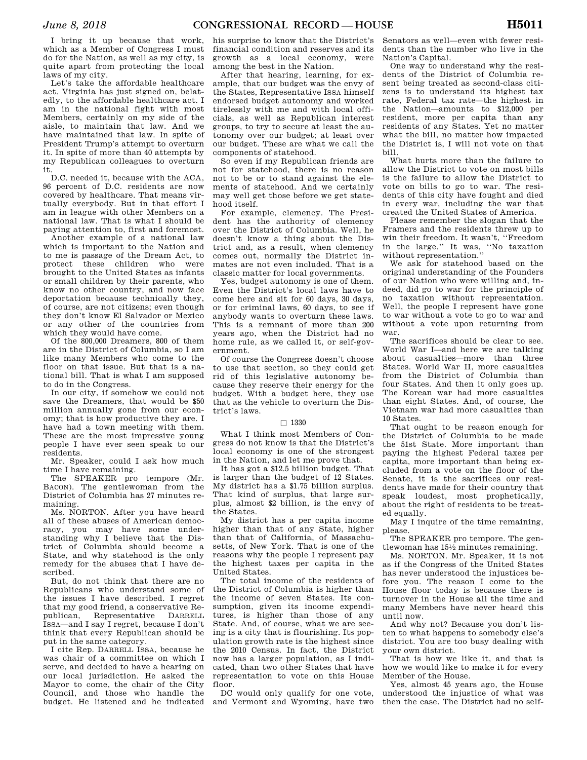I bring it up because that work, which as a Member of Congress I must do for the Nation, as well as my city, is quite apart from protecting the local laws of my city.

Let's take the affordable healthcare act. Virginia has just signed on, belatedly, to the affordable healthcare act. I am in the national fight with most Members, certainly on my side of the aisle, to maintain that law. And we have maintained that law. In spite of President Trump's attempt to overturn it. In spite of more than 40 attempts by my Republican colleagues to overturn it.

D.C. needed it, because with the ACA, 96 percent of D.C. residents are now covered by healthcare. That means virtually everybody. But in that effort I am in league with other Members on a national law. That is what I should be paying attention to, first and foremost.

Another example of a national law which is important to the Nation and to me is passage of the Dream Act, to protect these children who were brought to the United States as infants or small children by their parents, who know no other country, and now face deportation because technically they, of course, are not citizens; even though they don't know El Salvador or Mexico or any other of the countries from which they would have come.

Of the 800,000 Dreamers, 800 of them are in the District of Columbia, so I am like many Members who come to the floor on that issue. But that is a national bill. That is what I am supposed to do in the Congress.

In our city, if somehow we could not save the Dreamers, that would be $50 million annually gone from our economy; that is how productive they are. I have had a town meeting with them. These are the most impressive young people I have ever seen speak to our residents.

Mr. Speaker, could I ask how much time I have remaining.

The SPEAKER pro tempore (Mr. BACON). The gentlewoman from the District of Columbia has 27 minutes remaining.

Ms. NORTON. After you have heard all of these abuses of American democracy, you may have some understanding why I believe that the District of Columbia should become a State, and why statehood is the only remedy for the abuses that I have described.

But, do not think that there are no Republicans who understand some of the issues I have described. I regret that my good friend, a conservative Republican, Representative DARRELL ISSA—and I say I regret, because I don't think that every Republican should be put in the same category.

I cite Rep. DARRELL ISSA, because he was chair of a committee on which I serve, and decided to have a hearing on our local jurisdiction. He asked the Mayor to come, the chair of the City Council, and those who handle the budget. He listened and he indicated his surprise to know that the District's financial condition and reserves and its growth as a local economy, were among the best in the Nation.

After that hearing, learning, for example, that our budget was the envy of the States, Representative ISSA himself endorsed budget autonomy and worked tirelessly with me and with local officials, as well as Republican interest groups, to try to secure at least the autonomy over our budget; at least over our budget. These are what we call the components of statehood.

So even if my Republican friends are not for statehood, there is no reason not to be or to stand against the elements of statehood. And we certainly may well get those before we get statehood itself.

For example, clemency. The President has the authority of clemency over the District of Columbia. Well, he doesn't know a thing about the District and, as a result, when clemency comes out, normally the District inmates are not even included. That is a classic matter for local governments.

Yes, budget autonomy is one of them. Even the District's local laws have to come here and sit for 60 days, 30 days, or for criminal laws, 60 days, to see if anybody wants to overturn these laws. This is a remnant of more than 200 years ago, when the District had no home rule, as we called it, or self-government.

Of course the Congress doesn't choose to use that section, so they could get rid of this legislative autonomy because they reserve their energy for the budget. With a budget here, they use that as the vehicle to overturn the District's laws.

□ 1330

What I think most Members of Congress do not know is that the District's local economy is one of the strongest in the Nation, and let me prove that.

It has got a $12.5 billion budget. That is larger than the budget of 12 States. My district has a $1.75 billion surplus. That kind of surplus, that large surplus, almost $2 billion, is the envy of the States.

My district has a per capita income higher than that of any State, higher than that of California, of Massachusetts, of New York. That is one of the reasons why the people I represent pay the highest taxes per capita in the United States.

The total income of the residents of the District of Columbia is higher than the income of seven States. Its consumption, given its income expenditures, is higher than those of any State. And, of course, what we are seeing is a city that is flourishing. Its population growth rate is the highest since the 2010 Census. In fact, the District now has a larger population, as I indicated, than two other States that have representation to vote on this House floor.

DC would only qualify for one vote, and Vermont and Wyoming, have two Senators as well—even with fewer residents than the number who live in the Nation's Capital.

One way to understand why the residents of the District of Columbia resent being treated as second-class citizens is to understand its highest tax rate, Federal tax rate—the highest in the Nation—amounts to $12,000 per resident, more per capita than any residents of any States. Yet no matter what the bill, no matter how impacted the District is, I will not vote on that bill.

What hurts more than the failure to allow the District to vote on most bills is the failure to allow the District to vote on bills to go to war. The residents of this city have fought and died in every war, including the war that created the United States of America.

Please remember the slogan that the Framers and the residents threw up to win their freedom. It wasn't, ''Freedom in the large.'' It was, ''No taxation without representation.''

We ask for statehood based on the original understanding of the Founders of our Nation who were willing and, indeed, did go to war for the principle of no taxation without representation. Well, the people I represent have gone to war without a vote to go to war and without a vote upon returning from war.

The sacrifices should be clear to see. World War I—and here we are talking about casualties—more than three States. World War II, more casualties from the District of Columbia than four States. And then it only goes up. The Korean war had more casualties than eight States. And, of course, the Vietnam war had more casualties than 10 States.

That ought to be reason enough for the District of Columbia to be made the 51st State. More important than paying the highest Federal taxes per capita, more important than being excluded from a vote on the floor of the Senate, it is the sacrifices our residents have made for their country that speak loudest, most prophetically, about the right of residents to be treated equally.

May I inquire of the time remaining, please.

The SPEAKER pro tempore. The gentlewoman has 15½ minutes remaining.

Ms. NORTON. Mr. Speaker, it is not as if the Congress of the United States has never understood the injustices before you. The reason I come to the House floor today is because there is turnover in the House all the time and many Members have never heard this until now.

And why not? Because you don't listen to what happens to somebody else's district. You are too busy dealing with your own district.

That is how we like it, and that is how we would like to make it for every Member of the House.

Yes, almost 45 years ago, the House understood the injustice of what was then the case. The District had no self-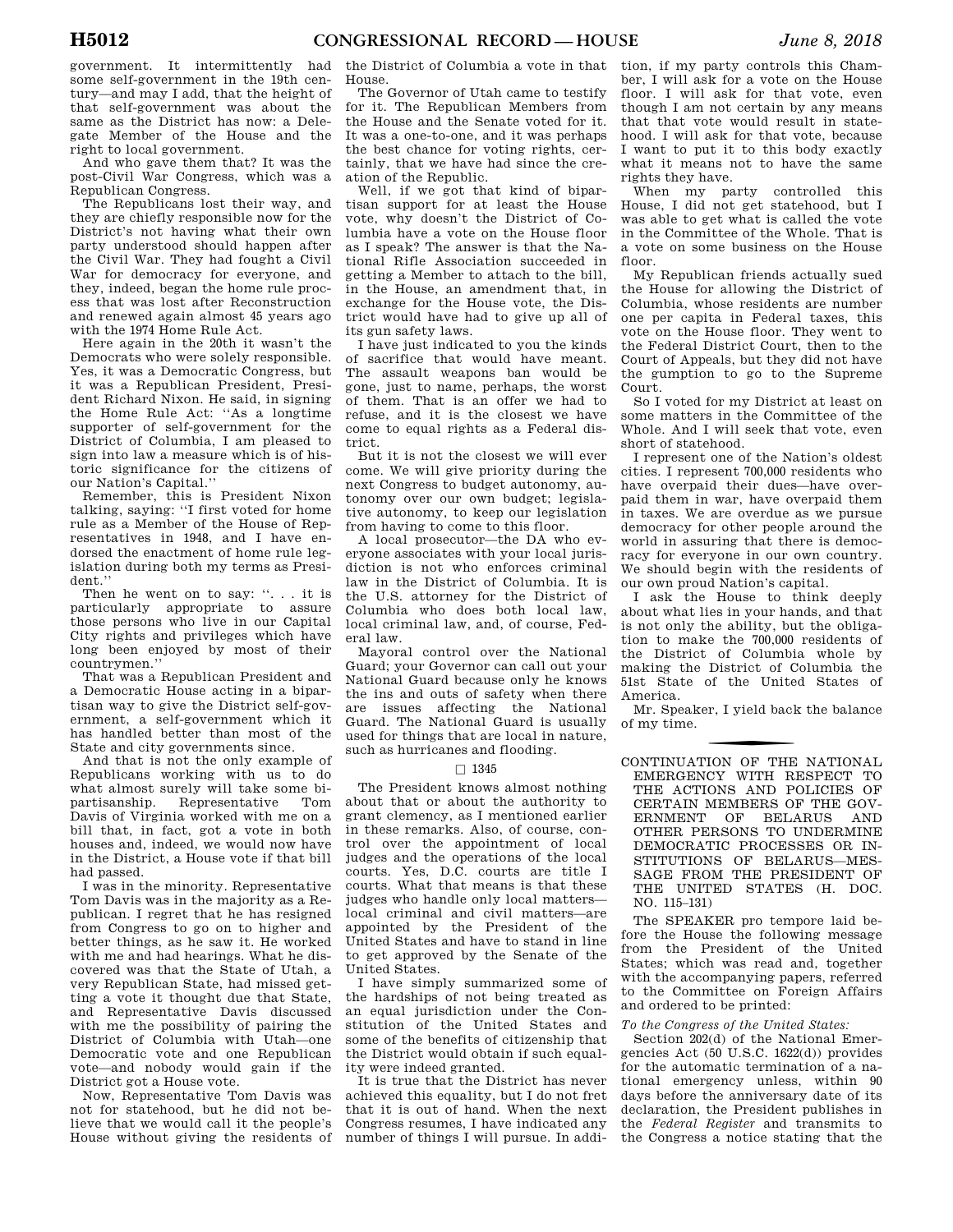government. It intermittently had some self-government in the 19th century—and may I add, that the height of that self-government was about the same as the District has now: a Delegate Member of the House and the right to local government.

And who gave them that? It was the post-Civil War Congress, which was a Republican Congress.

The Republicans lost their way, and they are chiefly responsible now for the District's not having what their own party understood should happen after the Civil War. They had fought a Civil War for democracy for everyone, and they, indeed, began the home rule process that was lost after Reconstruction and renewed again almost 45 years ago with the 1974 Home Rule Act.

Here again in the 20th it wasn't the Democrats who were solely responsible. Yes, it was a Democratic Congress, but it was a Republican President, President Richard Nixon. He said, in signing the Home Rule Act: ''As a longtime supporter of self-government for the District of Columbia, I am pleased to sign into law a measure which is of historic significance for the citizens of our Nation's Capital.''

Remember, this is President Nixon talking, saying: ''I first voted for home rule as a Member of the House of Representatives in 1948, and I have endorsed the enactment of home rule legislation during both my terms as President.''

Then he went on to say: ''. . . it is particularly appropriate to assure those persons who live in our Capital City rights and privileges which have long been enjoyed by most of their countrymen.''

That was a Republican President and a Democratic House acting in a bipartisan way to give the District self-government, a self-government which it has handled better than most of the State and city governments since.

And that is not the only example of Republicans working with us to do what almost surely will take some bipartisanship. Representative Tom Davis of Virginia worked with me on a bill that, in fact, got a vote in both houses and, indeed, we would now have in the District, a House vote if that bill had passed.

I was in the minority. Representative Tom Davis was in the majority as a Republican. I regret that he has resigned from Congress to go on to higher and better things, as he saw it. He worked with me and had hearings. What he discovered was that the State of Utah, a very Republican State, had missed getting a vote it thought due that State, and Representative Davis discussed with me the possibility of pairing the District of Columbia with Utah—one Democratic vote and one Republican vote—and nobody would gain if the District got a House vote.

Now, Representative Tom Davis was not for statehood, but he did not believe that we would call it the people's House without giving the residents of the District of Columbia a vote in that House.

The Governor of Utah came to testify for it. The Republican Members from the House and the Senate voted for it. It was a one-to-one, and it was perhaps the best chance for voting rights, certainly, that we have had since the creation of the Republic.

Well, if we got that kind of bipartisan support for at least the House vote, why doesn't the District of Columbia have a vote on the House floor as I speak? The answer is that the National Rifle Association succeeded in getting a Member to attach to the bill, in the House, an amendment that, in exchange for the House vote, the District would have had to give up all of its gun safety laws.

I have just indicated to you the kinds of sacrifice that would have meant. The assault weapons ban would be gone, just to name, perhaps, the worst of them. That is an offer we had to refuse, and it is the closest we have come to equal rights as a Federal district.

But it is not the closest we will ever come. We will give priority during the next Congress to budget autonomy, autonomy over our own budget; legislative autonomy, to keep our legislation from having to come to this floor.

A local prosecutor—the DA who everyone associates with your local jurisdiction is not who enforces criminal law in the District of Columbia. It is the U.S. attorney for the District of Columbia who does both local law, local criminal law, and, of course, Federal law.

Mayoral control over the National Guard; your Governor can call out your National Guard because only he knows the ins and outs of safety when there are issues affecting the National Guard. The National Guard is usually used for things that are local in nature, such as hurricanes and flooding.

□ 1345

The President knows almost nothing about that or about the authority to grant clemency, as I mentioned earlier in these remarks. Also, of course, control over the appointment of local judges and the operations of the local courts. Yes, D.C. courts are title I courts. What that means is that these judges who handle only local matters—local criminal and civil matters—are appointed by the President of the United States and have to stand in line to get approved by the Senate of the United States.

I have simply summarized some of the hardships of not being treated as an equal jurisdiction under the Constitution of the United States and some of the benefits of citizenship that the District would obtain if such equality were indeed granted.

It is true that the District has never achieved this equality, but I do not fret that it is out of hand. When the next Congress resumes, I have indicated any number of things I will pursue. In addition, if my party controls this Chamber, I will ask for a vote on the House floor. I will ask for that vote, even though I am not certain by any means that that vote would result in statehood. I will ask for that vote, because I want to put it to this body exactly what it means not to have the same rights they have.

When my party controlled this House, I did not get statehood, but I was able to get what is called the vote in the Committee of the Whole. That is a vote on some business on the House floor.

My Republican friends actually sued the House for allowing the District of Columbia, whose residents are number one per capita in Federal taxes, this vote on the House floor. They went to the Federal District Court, then to the Court of Appeals, but they did not have the gumption to go to the Supreme Court.

So I voted for my District at least on some matters in the Committee of the Whole. And I will seek that vote, even short of statehood.

I represent one of the Nation's oldest cities. I represent 700,000 residents who have overpaid their dues—have overpaid them in war, have overpaid them in taxes. We are overdue as we pursue democracy for other people around the world in assuring that there is democracy for everyone in our own country. We should begin with the residents of our own proud Nation's capital.

I ask the House to think deeply about what lies in your hands, and that is not only the ability, but the obligation to make the 700,000 residents of the District of Columbia whole by making the District of Columbia the 51st State of the United States of America.

Mr. Speaker, I yield back the balance of my time.

## CONTINUATION OF THE NATIONAL EMERGENCY WITH RESPECT TO THE ACTIONS AND POLICIES OF CERTAIN MEMBERS OF THE GOVERNMENT OF BELARUS AND OTHER PERSONS TO UNDERMINE DEMOCRATIC PROCESSES OR INSTITUTIONS OF BELARUS—MESSAGE FROM THE PRESIDENT OF THE UNITED STATES (H. DOC. NO. 115–131)

The SPEAKER pro tempore laid before the House the following message from the President of the United States; which was read and, together with the accompanying papers, referred to the Committee on Foreign Affairs and ordered to be printed:

*To the Congress of the United States:*

Section 202(d) of the National Emergencies Act (50 U.S.C. 1622(d)) provides for the automatic termination of a national emergency unless, within 90 days before the anniversary date of its declaration, the President publishes in the *Federal Register* and transmits to the Congress a notice stating that the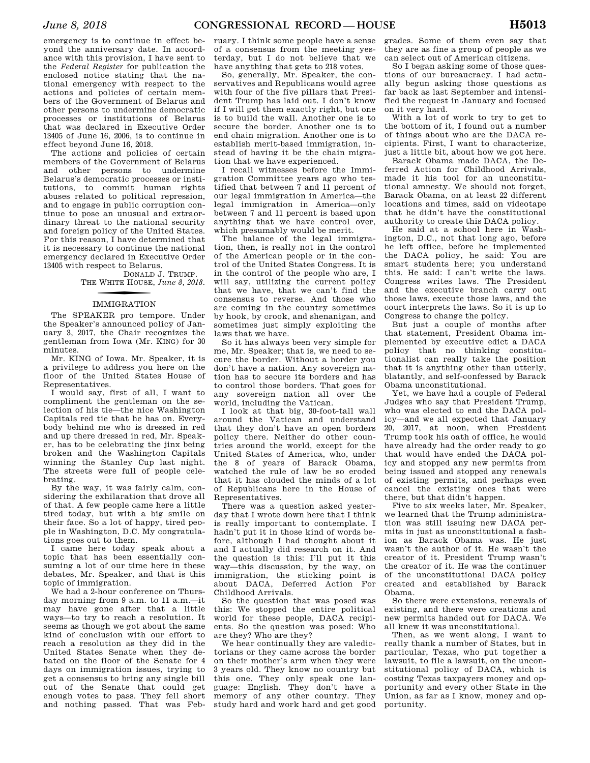emergency is to continue in effect beyond the anniversary date. In accordance with this provision, I have sent to the *Federal Register* for publication the enclosed notice stating that the national emergency with respect to the actions and policies of certain members of the Government of Belarus and other persons to undermine democratic processes or institutions of Belarus that was declared in Executive Order 13405 of June 16, 2006, is to continue in effect beyond June 16, 2018.

The actions and policies of certain members of the Government of Belarus and other persons to undermine Belarus's democratic processes or institutions, to commit human rights abuses related to political repression, and to engage in public corruption continue to pose an unusual and extraordinary threat to the national security and foreign policy of the United States. For this reason, I have determined that it is necessary to continue the national emergency declared in Executive Order 13405 with respect to Belarus.

DONALD J. TRUMP.
THE WHITE HOUSE, *June 8, 2018*.

## IMMIGRATION

The SPEAKER pro tempore. Under the Speaker's announced policy of January 3, 2017, the Chair recognizes the gentleman from Iowa (Mr. KING) for 30 minutes.

Mr. KING of Iowa. Mr. Speaker, it is a privilege to address you here on the floor of the United States House of Representatives.

I would say, first of all, I want to compliment the gentleman on the selection of his tie—the nice Washington Capitals red tie that he has on. Everybody behind me who is dressed in red and up there dressed in red, Mr. Speaker, has to be celebrating the jinx being broken and the Washington Capitals winning the Stanley Cup last night. The streets were full of people celebrating.

By the way, it was fairly calm, considering the exhilaration that drove all of that. A few people came here a little tired today, but with a big smile on their face. So a lot of happy, tired people in Washington, D.C. My congratulations goes out to them.

I came here today speak about a topic that has been essentially consuming a lot of our time here in these debates, Mr. Speaker, and that is this topic of immigration.

We had a 2-hour conference on Thursday morning from 9 a.m. to 11 a.m.—it may have gone after that a little ways—to try to reach a resolution. It seems as though we got about the same kind of conclusion with our effort to reach a resolution as they did in the United States Senate when they debated on the floor of the Senate for 4 days on immigration issues, trying to get a consensus to bring any single bill out of the Senate that could get enough votes to pass. They fell short and nothing passed. That was February. I think some people have a sense of a consensus from the meeting yesterday, but I do not believe that we have anything that gets to 218 votes.

So, generally, Mr. Speaker, the conservatives and Republicans would agree with four of the five pillars that President Trump has laid out. I don't know if I will get them exactly right, but one is to build the wall. Another one is to secure the border. Another one is to end chain migration. Another one is to establish merit-based immigration, instead of having it be the chain migration that we have experienced.

I recall witnesses before the Immigration Committee years ago who testified that between 7 and 11 percent of our legal immigration in America—the legal immigration in America—only between 7 and 11 percent is based upon anything that we have control over, which presumably would be merit.

The balance of the legal immigration, then, is really not in the control of the American people or in the control of the United States Congress. It is in the control of the people who are, I will say, utilizing the current policy that we have, that we can't find the consensus to reverse. And those who are coming in the country sometimes by hook, by crook, and shenanigan, and sometimes just simply exploiting the laws that we have.

So it has always been very simple for me, Mr. Speaker; that is, we need to secure the border. Without a border you don't have a nation. Any sovereign nation has to secure its borders and has to control those borders. That goes for any sovereign nation all over the world, including the Vatican.

I look at that big, 30-foot-tall wall around the Vatican and understand that they don't have an open borders policy there. Neither do other countries around the world, except for the United States of America, who, under the 8 of years of Barack Obama, watched the rule of law be so eroded that it has clouded the minds of a lot of Republicans here in the House of Representatives.

There was a question asked yesterday that I wrote down here that I think is really important to contemplate. I hadn't put it in those kind of words before, although I had thought about it and I actually did research on it. And the question is this: I'll put it this way—this discussion, by the way, on immigration, the sticking point is about DACA, Deferred Action For Childhood Arrivals.

So the question that was posed was this: We stopped the entire political world for these people, DACA recipients. So the question was posed: Who are they? Who are they?

We hear continually they are valedictorians or they came across the border on their mother's arm when they were 3 years old. They know no country but this one. They only speak one language: English. They don't have a memory of any other country. They study hard and work hard and get good grades. Some of them even say that they are as fine a group of people as we can select out of American citizens.

So I began asking some of those questions of our bureaucracy. I had actually begun asking those questions as far back as last September and intensified the request in January and focused on it very hard.

With a lot of work to try to get to the bottom of it, I found out a number of things about who are the DACA recipients. First, I want to characterize, just a little bit, about how we got here.

Barack Obama made DACA, the Deferred Action for Childhood Arrivals, made it his tool for an unconstitutional amnesty. We should not forget, Barack Obama, on at least 22 different locations and times, said on videotape that he didn't have the constitutional authority to create this DACA policy.

He said at a school here in Washington, D.C., not that long ago, before he left office, before he implemented the DACA policy, he said: You are smart students here; you understand this. He said: I can't write the laws. Congress writes laws. The President and the executive branch carry out those laws, execute those laws, and the court interprets the laws. So it is up to Congress to change the policy.

But just a couple of months after that statement, President Obama implemented by executive edict a DACA policy that no thinking constitutionalist can really take the position that it is anything other than utterly, blatantly, and self-confessed by Barack Obama unconstitutional.

Yet, we have had a couple of Federal Judges who say that President Trump, who was elected to end the DACA policy—and we all expected that January 20, 2017, at noon, when President Trump took his oath of office, he would have already had the order ready to go that would have ended the DACA policy and stopped any new permits from being issued and stopped any renewals of existing permits, and perhaps even cancel the existing ones that were there, but that didn't happen.

Five to six weeks later, Mr. Speaker, we learned that the Trump administration was still issuing new DACA permits in just as unconstitutional a fashion as Barack Obama was. He just wasn't the author of it. He wasn't the creator of it. President Trump wasn't the creator of it. He was the continuer of the unconstitutional DACA policy created and established by Barack Obama.

So there were extensions, renewals of existing, and there were creations and new permits handed out for DACA. We all knew it was unconstitutional.

Then, as we went along, I want to really thank a number of States, but in particular, Texas, who put together a lawsuit, to file a lawsuit, on the unconstitutional policy of DACA, which is costing Texas taxpayers money and opportunity and every other State in the Union, as far as I know, money and opportunity.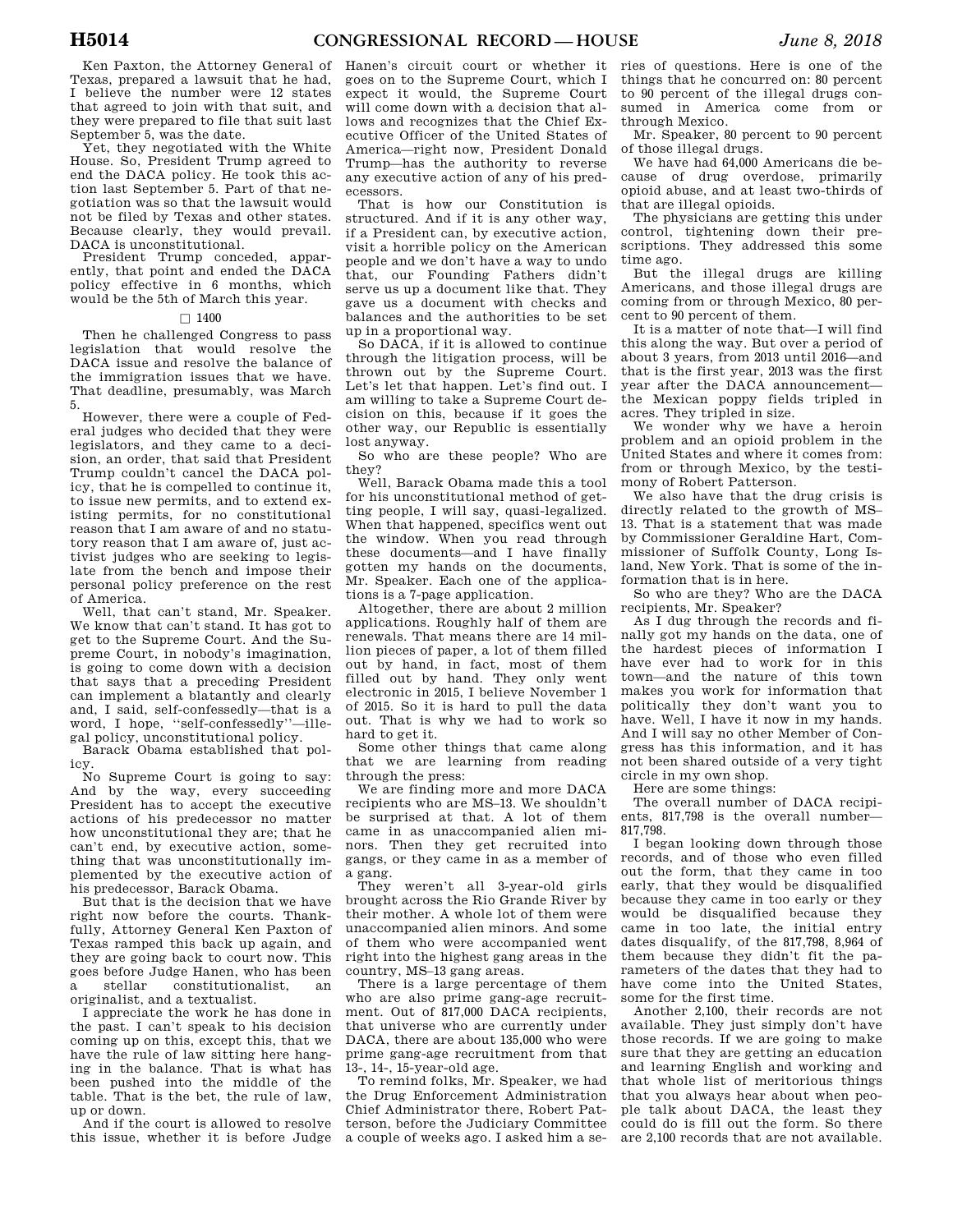Ken Paxton, the Attorney General of Texas, prepared a lawsuit that he had, I believe the number were 12 states that agreed to join with that suit, and they were prepared to file that suit last September 5, was the date.

Yet, they negotiated with the White House. So, President Trump agreed to end the DACA policy. He took this action last September 5. Part of that negotiation was so that the lawsuit would not be filed by Texas and other states. Because clearly, they would prevail. DACA is unconstitutional.

President Trump conceded, apparently, that point and ended the DACA policy effective in 6 months, which would be the 5th of March this year.

□ 1400

Then he challenged Congress to pass legislation that would resolve the DACA issue and resolve the balance of the immigration issues that we have. That deadline, presumably, was March 5.

However, there were a couple of Federal judges who decided that they were legislators, and they came to a decision, an order, that said that President Trump couldn't cancel the DACA policy, that he is compelled to continue it, to issue new permits, and to extend existing permits, for no constitutional reason that I am aware of and no statutory reason that I am aware of, just activist judges who are seeking to legislate from the bench and impose their personal policy preference on the rest of America.

Well, that can't stand, Mr. Speaker. We know that can't stand. It has got to get to the Supreme Court. And the Supreme Court, in nobody's imagination, is going to come down with a decision that says that a preceding President can implement a blatantly and clearly and, I said, self-confessedly—that is a word, I hope, ''self-confessedly''—illegal policy, unconstitutional policy.

Barack Obama established that policy.

No Supreme Court is going to say: And by the way, every succeeding President has to accept the executive actions of his predecessor no matter how unconstitutional they are; that he can't end, by executive action, something that was unconstitutionally implemented by the executive action of his predecessor, Barack Obama.

But that is the decision that we have right now before the courts. Thankfully, Attorney General Ken Paxton of Texas ramped this back up again, and they are going back to court now. This goes before Judge Hanen, who has been a stellar constitutionalist, an originalist, and a textualist.

I appreciate the work he has done in the past. I can't speak to his decision coming up on this, except this, that we have the rule of law sitting here hanging in the balance. That is what has been pushed into the middle of the table. That is the bet, the rule of law, up or down.

And if the court is allowed to resolve this issue, whether it is before Judge Hanen's circuit court or whether it goes on to the Supreme Court, which I expect it would, the Supreme Court will come down with a decision that allows and recognizes that the Chief Executive Officer of the United States of America—right now, President Donald Trump—has the authority to reverse any executive action of any of his predecessors.

That is how our Constitution is structured. And if it is any other way, if a President can, by executive action, visit a horrible policy on the American people and we don't have a way to undo that, our Founding Fathers didn't serve us up a document like that. They gave us a document with checks and balances and the authorities to be set up in a proportional way.

So DACA, if it is allowed to continue through the litigation process, will be thrown out by the Supreme Court. Let's let that happen. Let's find out. I am willing to take a Supreme Court decision on this, because if it goes the other way, our Republic is essentially lost anyway.

So who are these people? Who are they?

Well, Barack Obama made this a tool for his unconstitutional method of getting people, I will say, quasi-legalized. When that happened, specifics went out the window. When you read through these documents—and I have finally gotten my hands on the documents, Mr. Speaker. Each one of the applications is a 7-page application.

Altogether, there are about 2 million applications. Roughly half of them are renewals. That means there are 14 million pieces of paper, a lot of them filled out by hand, in fact, most of them filled out by hand. They only went electronic in 2015, I believe November 1 of 2015. So it is hard to pull the data out. That is why we had to work so hard to get it.

Some other things that came along that we are learning from reading through the press:

We are finding more and more DACA recipients who are MS–13. We shouldn't be surprised at that. A lot of them came in as unaccompanied alien minors. Then they get recruited into gangs, or they came in as a member of a gang.

They weren't all 3-year-old girls brought across the Rio Grande River by their mother. A whole lot of them were unaccompanied alien minors. And some of them who were accompanied went right into the highest gang areas in the country, MS–13 gang areas.

There is a large percentage of them who are also prime gang-age recruitment. Out of 817,000 DACA recipients, that universe who are currently under DACA, there are about 135,000 who were prime gang-age recruitment from that 13-, 14-, 15-year-old age.

To remind folks, Mr. Speaker, we had the Drug Enforcement Administration Chief Administrator there, Robert Patterson, before the Judiciary Committee a couple of weeks ago. I asked him a series of questions. Here is one of the things that he concurred on: 80 percent to 90 percent of the illegal drugs consumed in America come from or through Mexico.

Mr. Speaker, 80 percent to 90 percent of those illegal drugs.

We have had 64,000 Americans die because of drug overdose, primarily opioid abuse, and at least two-thirds of that are illegal opioids.

The physicians are getting this under control, tightening down their prescriptions. They addressed this some time ago.

But the illegal drugs are killing Americans, and those illegal drugs are coming from or through Mexico, 80 percent to 90 percent of them.

It is a matter of note that—I will find this along the way. But over a period of about 3 years, from 2013 until 2016—and that is the first year, 2013 was the first year after the DACA announcement—the Mexican poppy fields tripled in acres. They tripled in size.

We wonder why we have a heroin problem and an opioid problem in the United States and where it comes from: from or through Mexico, by the testimony of Robert Patterson.

We also have that the drug crisis is directly related to the growth of MS–13. That is a statement that was made by Commissioner Geraldine Hart, Commissioner of Suffolk County, Long Island, New York. That is some of the information that is in here.

So who are they? Who are the DACA recipients, Mr. Speaker?

As I dug through the records and finally got my hands on the data, one of the hardest pieces of information I have ever had to work for in this town—and the nature of this town makes you work for information that politically they don't want you to have. Well, I have it now in my hands. And I will say no other Member of Congress has this information, and it has not been shared outside of a very tight circle in my own shop.

Here are some things:

The overall number of DACA recipients, 817,798 is the overall number—817,798.

I began looking down through those records, and of those who even filled out the form, that they came in too early, that they would be disqualified because they came in too early or they would be disqualified because they came in too late, the initial entry dates disqualify, of the 817,798, 8,964 of them because they didn't fit the parameters of the dates that they had to have come into the United States, some for the first time.

Another 2,100, their records are not available. They just simply don't have those records. If we are going to make sure that they are getting an education and learning English and working and that whole list of meritorious things that you always hear about when people talk about DACA, the least they could do is fill out the form. So there are 2,100 records that are not available.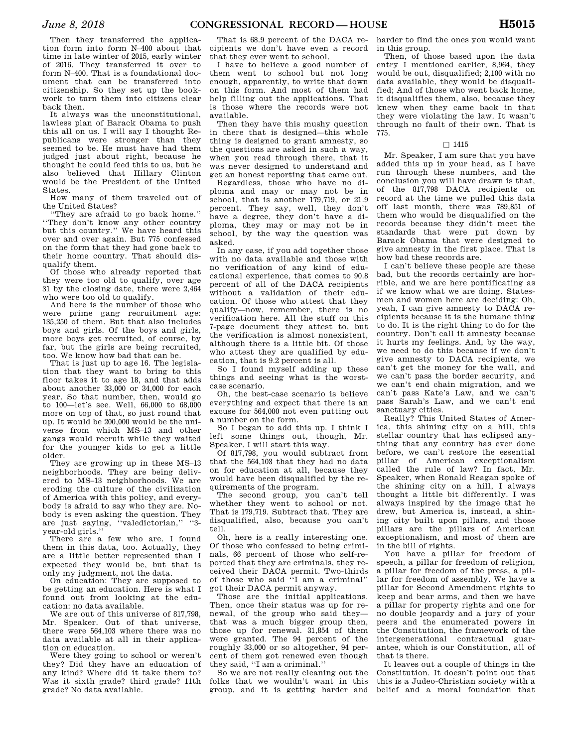Then they transferred the application form into form N–400 about that time in late winter of 2015, early winter of 2016. They transferred it over to form N–400. That is a foundational document that can be transferred into citizenship. So they set up the bookwork to turn them into citizens clear back then.

It always was the unconstitutional, lawless plan of Barack Obama to push this all on us. I will say I thought Republicans were stronger than they seemed to be. He must have had them judged just about right, because he thought he could feed this to us, but he also believed that Hillary Clinton would be the President of the United States.

How many of them traveled out of the United States?

''They are afraid to go back home.'' ''They don't know any other country but this country.'' We have heard this over and over again. But 775 confessed on the form that they had gone back to their home country. That should disqualify them.

Of those who already reported that they were too old to qualify, over age 31 by the closing date, there were 2,464 who were too old to qualify.

And here is the number of those who were prime gang recruitment age: 135,250 of them. But that also includes boys and girls. Of the boys and girls, more boys get recruited, of course, by far, but the girls are being recruited, too. We know how bad that can be.

That is just up to age 16. The legislation that they want to bring to this floor takes it to age 18, and that adds about another 33,000 or 34,000 for each year. So that number, then, would go to 100—let's see. Well, 66,000 to 68,000 more on top of that, so just round that up. It would be 200,000 would be the universe from which MS–13 and other gangs would recruit while they waited for the younger kids to get a little older.

They are growing up in these MS–13 neighborhoods. They are being delivered to MS–13 neighborhoods. We are eroding the culture of the civilization of America with this policy, and everybody is afraid to say who they are. Nobody is even asking the question. They are just saying, ''valedictorian,'' ''3-year-old girls.''

There are a few who are. I found them in this data, too. Actually, they are a little better represented than I expected they would be, but that is only my judgment, not the data.

On education: They are supposed to be getting an education. Here is what I found out from looking at the education: no data available.

We are out of this universe of 817,798, Mr. Speaker. Out of that universe, there were 564,103 where there was no data available at all in their application on education.

Were they going to school or weren't they? Did they have an education of any kind? Where did it take them to? Was it sixth grade? third grade? 11th grade? No data available.

That is 68.9 percent of the DACA recipients we don't have even a record that they ever went to school.

I have to believe a good number of them went to school but not long enough, apparently, to write that down on this form. And most of them had help filling out the applications. That is those where the records were not available.

Then they have this mushy question in there that is designed—this whole thing is designed to grant amnesty, so the questions are asked in such a way, when you read through there, that it was never designed to understand and get an honest reporting that came out.

Regardless, those who have no diploma and may or may not be in school, that is another 179,719, or 21.9 percent. They say, well, they don't have a degree, they don't have a diploma, they may or may not be in school, by the way the question was asked.

In any case, if you add together those with no data available and those with no verification of any kind of educational experience, that comes to 90.8 percent of all of the DACA recipients without a validation of their education. Of those who attest that they qualify—now, remember, there is no verification here. All the stuff on this 7-page document they attest to, but the verification is almost nonexistent, although there is a little bit. Of those who attest they are qualified by education, that is 9.2 percent is all.

So I found myself adding up these things and seeing what is the worst-case scenario.

Oh, the best-case scenario is believe everything and expect that there is an excuse for 564,000 not even putting out a number on the form.

So I began to add this up. I think I left some things out, though, Mr. Speaker. I will start this way.

Of 817,798, you would subtract from that the 564,103 that they had no data on for education at all, because they would have been disqualified by the requirements of the program.

The second group, you can't tell whether they went to school or not. That is 179,719. Subtract that. They are disqualified, also, because you can't tell.

Oh, here is a really interesting one. Of those who confessed to being criminals, 66 percent of those who self-reported that they are criminals, they received their DACA permit. Two-thirds of those who said ''I am a criminal'' got their DACA permit anyway.

Those are the initial applications. Then, once their status was up for renewal, of the group who said they—that was a much bigger group then, those up for renewal. 31,854 of them were granted. The 94 percent of the roughly 33,000 or so altogether, 94 percent of them got renewed even though they said, ''I am a criminal.''

So we are not really cleaning out the folks that we wouldn't want in this group, and it is getting harder and harder to find the ones you would want in this group.

Then, of those based upon the data entry I mentioned earlier, 8,964, they would be out, disqualified; 2,100 with no data available, they would be disqualified; And of those who went back home, it disqualifies them, also, because they knew when they came back in that they were violating the law. It wasn't through no fault of their own. That is 775.

□ 1415

Mr. Speaker, I am sure that you have added this up in your head, as I have run through these numbers, and the conclusion you will have drawn is that, of the 817,798 DACA recipients on record at the time we pulled this data off last month, there was 789,851 of them who would be disqualified on the records because they didn't meet the standards that were put down by Barack Obama that were designed to give amnesty in the first place. That is how bad these records are.

I can't believe these people are these bad, but the records certainly are horrible, and we are here pontificating as if we know what we are doing. Statesmen and women here are deciding: Oh, yeah, I can give amnesty to DACA recipients because it is the humane thing to do. It is the right thing to do for the country. Don't call it amnesty because it hurts my feelings. And, by the way, we need to do this because if we don't give amnesty to DACA recipients, we can't get the money for the wall, and we can't pass the border security, and we can't end chain migration, and we can't pass Kate's Law, and we can't pass Sarah's Law, and we can't end sanctuary cities.

Really? This United States of America, this shining city on a hill, this stellar country that has eclipsed anything that any country has ever done before, we can't restore the essential pillar of American exceptionalism called the rule of law? In fact, Mr. Speaker, when Ronald Reagan spoke of the shining city on a hill, I always thought a little bit differently. I was always inspired by the image that he drew, but America is, instead, a shining city built upon pillars, and those pillars are the pillars of American exceptionalism, and most of them are in the bill of rights.

You have a pillar for freedom of speech, a pillar for freedom of religion, a pillar for freedom of the press, a pillar for freedom of assembly. We have a pillar for Second Amendment rights to keep and bear arms, and then we have a pillar for property rights and one for no double jeopardy and a jury of your peers and the enumerated powers in the Constitution, the framework of the intergenerational contractual guarantee, which is our Constitution, all of that is there.

It leaves out a couple of things in the Constitution. It doesn't point out that this is a Judeo-Christian society with a belief and a moral foundation that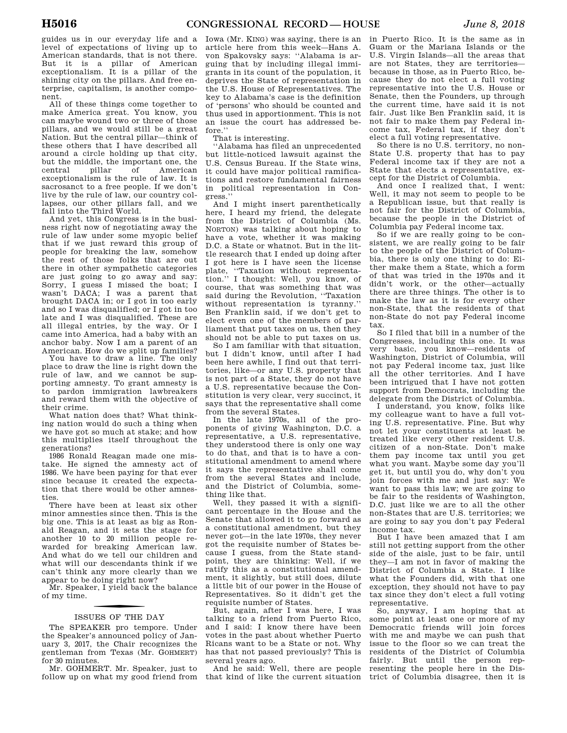guides us in our everyday life and a level of expectations of living up to American standards, that is not there. But it is a pillar of American exceptionalism. It is a pillar of the shining city on the pillars. And free enterprise, capitalism, is another component.

All of these things come together to make America great. You know, you can maybe wound two or three of those pillars, and we would still be a great Nation. But the central pillar—think of these others that I have described all around a circle holding up that city, but the middle, the important one, the central pillar of American exceptionalism is the rule of law. It is sacrosanct to a free people. If we don't live by the rule of law, our country collapses, our other pillars fall, and we fall into the Third World.

And yet, this Congress is in the business right now of negotiating away the rule of law under some myopic belief that if we just reward this group of people for breaking the law, somehow the rest of those folks that are out there in other sympathetic categories are just going to go away and say: Sorry, I guess I missed the boat; I wasn't DACA; I was a parent that brought DACA in; or I got in too early and so I was disqualified; or I got in too late and I was disqualified. These are all illegal entries, by the way. Or I came into America, had a baby with an anchor baby. Now I am a parent of an American. How do we split up families?

You have to draw a line. The only place to draw the line is right down the rule of law, and we cannot be supporting amnesty. To grant amnesty is to pardon immigration lawbreakers and reward them with the objective of their crime.

What nation does that? What thinking nation would do such a thing when we have got so much at stake; and how this multiplies itself throughout the generations?

1986 Ronald Reagan made one mistake. He signed the amnesty act of 1986. We have been paying for that ever since because it created the expectation that there would be other amnesties.

There have been at least six other minor amnesties since then. This is the big one. This is at least as big as Ronald Reagan, and it sets the stage for another 10 to 20 million people rewarded for breaking American law. And what do we tell our children and what will our descendants think if we can't think any more clearly than we appear to be doing right now?

Mr. Speaker, I yield back the balance of my time.

## ISSUES OF THE DAY

The SPEAKER pro tempore. Under the Speaker's announced policy of January 3, 2017, the Chair recognizes the gentleman from Texas (Mr. GOHMERT) for 30 minutes.

Mr. GOHMERT. Mr. Speaker, just to follow up on what my good friend from Iowa (Mr. KING) was saying, there is an article here from this week—Hans A. von Spakovsky says: "Alabama is arguing that by including illegal immigrants in its count of the population, it deprives the State of representation in the U.S. House of Representatives. The key to Alabama's case is the definition of 'persons' who should be counted and thus used in apportionment. This is not an issue the court has addressed before."

That is interesting.

"Alabama has filed an unprecedented but little-noticed lawsuit against the U.S. Census Bureau. If the State wins, it could have major political ramifications and restore fundamental fairness in political representation in Congress."

And I might insert parenthetically here, I heard my friend, the delegate from the District of Columbia (Ms. NORTON) was talking about hoping to have a vote, whether it was making D.C. a State or whatnot. But in the little research that I ended up doing after I got here is I have seen the license plate, "Taxation without representation." I thought: Well, you know, of course, that was something that was said during the Revolution, "Taxation without representation is tyranny." Ben Franklin said, if we don't get to elect even one of the members of parliament that put taxes on us, then they should not be able to put taxes on us.

So I am familiar with that situation, but I didn't know, until after I had been here awhile, I find out that territories, like—or any U.S. property that is not part of a State, they do not have a U.S. representative because the Constitution is very clear, very succinct, it says that the representative shall come from the several States.

In the late 1970s, all of the proponents of giving Washington, D.C. a representative, a U.S. representative, they understood there is only one way to do that, and that is to have a constitutional amendment to amend where it says the representative shall come from the several States and include, and the District of Columbia, something like that.

Well, they passed it with a significant percentage in the House and the Senate that allowed it to go forward as a constitutional amendment, but they never got—in the late 1970s, they never got the requisite number of States because I guess, from the State standpoint, they are thinking: Well, if we ratify this as a constitutional amendment, it slightly, but still does, dilute a little bit of our power in the House of Representatives. So it didn't get the requisite number of States.

But, again, after I was here, I was talking to a friend from Puerto Rico, and I said: I know there have been votes in the past about whether Puerto Ricans want to be a State or not. Why has that not passed previously? This is several years ago.

And he said: Well, there are people that kind of like the current situation in Puerto Rico. It is the same as in Guam or the Mariana Islands or the U.S. Virgin Islands—all the areas that are not States, they are territories—because in those, as in Puerto Rico, because they do not elect a full voting representative into the U.S. House or Senate, then the Founders, up through the current time, have said it is not fair. Just like Ben Franklin said, it is not fair to make them pay Federal income tax, Federal tax, if they don't elect a full voting representative.

So there is no U.S. territory, no non-State U.S. property that has to pay Federal income tax if they are not a State that elects a representative, except for the District of Columbia.

And once I realized that, I went: Well, it may not seem to people to be a Republican issue, but that really is not fair for the District of Columbia, because the people in the District of Columbia pay Federal income tax.

So if we are really going to be consistent, we are really going to be fair to the people of the District of Columbia, there is only one thing to do: Either make them a State, which a form of that was tried in the 1970s and it didn't work, or the other—actually there are three things. The other is to make the law as it is for every other non-State, that the residents of that non-State do not pay Federal income tax.

So I filed that bill in a number of the Congresses, including this one. It was very basic, you know—residents of Washington, District of Columbia, will not pay Federal income tax, just like all the other territories. And I have been intrigued that I have not gotten support from Democrats, including the delegate from the District of Columbia.

I understand, you know, folks like my colleague want to have a full voting U.S. representative. Fine. But why not let your constituents at least be treated like every other resident U.S. citizen of a non-State. Don't make them pay income tax until you get what you want. Maybe some day you'll get it, but until you do, why don't you join forces with me and just say: We want to pass this law; we are going to be fair to the residents of Washington, D.C. just like we are to all the other non-States that are U.S. territories; we are going to say you don't pay Federal income tax.

But I have been amazed that I am still not getting support from the other side of the aisle, just to be fair, until they—I am not in favor of making the District of Columbia a State. I like what the Founders did, with that one exception, they should not have to pay tax since they don't elect a full voting representative.

So, anyway, I am hoping that at some point at least one or more of my Democratic friends will join forces with me and maybe we can push that issue to the floor so we can treat the residents of the District of Columbia fairly. But until the person representing the people here in the District of Columbia disagree, then it is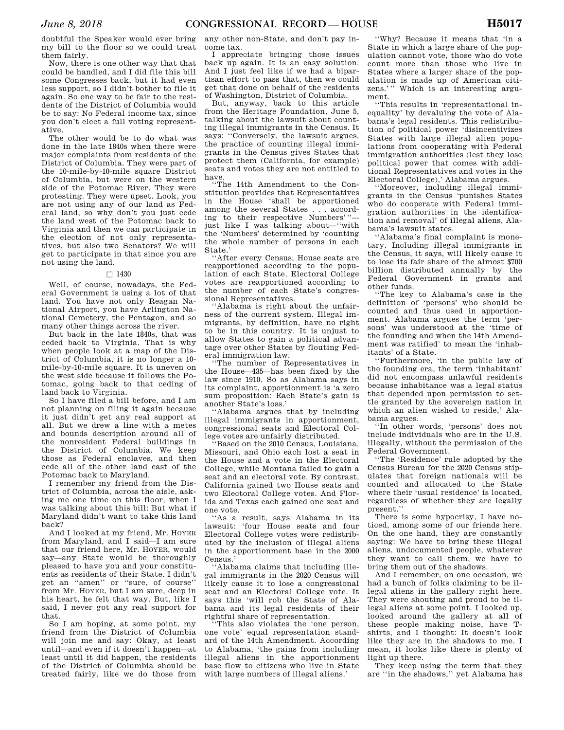doubtful the Speaker would ever bring my bill to the floor so we could treat them fairly.

Now, there is one other way that that could be handled, and I did file this bill some Congresses back, but it had even less support, so I didn't bother to file it again. So one way to be fair to the residents of the District of Columbia would be to say: No Federal income tax, since you don't elect a full voting representative.

The other would be to do what was done in the late 1840s when there were major complaints from residents of the District of Columbia. They were part of the 10-mile-by-10-mile square District of Columbia, but were on the western side of the Potomac River. They were protesting. They were upset. Look, you are not using any of our land as Federal land, so why don't you just cede the land west of the Potomac back to Virginia and then we can participate in the election of not only representatives, but also two Senators? We will get to participate in that since you are not using the land.

□ 1430

Well, of course, nowadays, the Federal Government is using a lot of that land. You have not only Reagan National Airport, you have Arlington National Cemetery, the Pentagon, and so many other things across the river.

But back in the late 1840s, that was ceded back to Virginia. That is why when people look at a map of the District of Columbia, it is no longer a 10-mile-by-10-mile square. It is uneven on the west side because it follows the Potomac, going back to that ceding of land back to Virginia.

So I have filed a bill before, and I am not planning on filing it again because it just didn't get any real support at all. But we drew a line with a metes and bounds description around all of the nonresident Federal buildings in the District of Columbia. We keep those as Federal enclaves, and then cede all of the other land east of the Potomac back to Maryland.

I remember my friend from the District of Columbia, across the aisle, asking me one time on this floor, when I was talking about this bill: But what if Maryland didn't want to take this land back?

And I looked at my friend, Mr. HOYER from Maryland, and I said—I am sure that our friend here, Mr. HOYER, would say—any State would be thoroughly pleased to have you and your constituents as residents of their State. I didn't get an "amen" or "sure, of course" from Mr. HOYER, but I am sure, deep in his heart, he felt that way. But, like I said, I never got any real support for that.

So I am hoping, at some point, my friend from the District of Columbia will join me and say: Okay, at least until—and even if it doesn't happen—at least until it did happen, the residents of the District of Columbia should be treated fairly, like we do those from any other non-State, and don't pay income tax.

I appreciate bringing those issues back up again. It is an easy solution. And I just feel like if we had a bipartisan effort to pass that, then we could get that done on behalf of the residents of Washington, District of Columbia.

But, anyway, back to this article from the Heritage Foundation, June 5, talking about the lawsuit about counting illegal immigrants in the Census. It says: "Conversely, the lawsuit argues, the practice of counting illegal immigrants in the Census gives States that protect them (California, for example) seats and votes they are not entitled to have.

"The 14th Amendment to the Constitution provides that Representatives in the House 'shall be apportioned among the several States . . . according to their respective Numbers' "—just like I was talking about—"with the 'Numbers' determined by 'counting the whole number of persons in each State.'

"After every Census, House seats are reapportioned according to the population of each State. Electoral College votes are reapportioned according to the number of each State's congressional Representatives.

"Alabama is right about the unfairness of the current system. Illegal immigrants, by definition, have no right to be in this country. It is unjust to allow States to gain a political advantage over other States by flouting Federal immigration law.

"The number of Representatives in the House—435—has been fixed by the law since 1910. So as Alabama says in its complaint, apportionment is 'a zero sum proposition: Each State's gain is another State's loss.'

"Alabama argues that by including illegal immigrants in apportionment, congressional seats and Electoral College votes are unfairly distributed.

"Based on the 2010 Census, Louisiana, Missouri, and Ohio each lost a seat in the House and a vote in the Electoral College, while Montana failed to gain a seat and an electoral vote. By contrast, California gained two House seats and two Electoral College votes. And Florida and Texas each gained one seat and one vote.

"As a result, says Alabama in its lawsuit: 'four House seats and four Electoral College votes were redistributed by the inclusion of illegal aliens in the apportionment base in the 2000 Census.'

"Alabama claims that including illegal immigrants in the 2020 Census will likely cause it to lose a congressional seat and an Electoral College vote. It says this 'will rob the State of Alabama and its legal residents of their rightful share of representation.

"This also violates the 'one person, one vote' equal representation standard of the 14th Amendment. According to Alabama, 'the gains from including illegal aliens in the apportionment base flow to citizens who live in State with large numbers of illegal aliens.'

"Why? Because it means that 'in a State in which a large share of the population cannot vote, those who do vote count more than those who live in States where a larger share of the population is made up of American citizens.' " Which is an interesting argument.

"This results in 'representational inequality' by devaluing the vote of Alabama's legal residents. This redistribution of political power 'disincentivizes States with large illegal alien populations from cooperating with Federal immigration authorities (lest they lose political power that comes with additional Representatives and votes in the Electoral College),' Alabama argues.

"Moreover, including illegal immigrants in the Census 'punishes States who do cooperate with Federal immigration authorities in the identification and removal' of illegal aliens, Alabama's lawsuit states.

"Alabama's final complaint is monetary. Including illegal immigrants in the Census, it says, will likely cause it to lose its fair share of the almost $700 billion distributed annually by the Federal Government in grants and other funds.

"The key to Alabama's case is the definition of 'persons' who should be counted and thus used in apportionment. Alabama argues the term 'persons' was understood at the 'time of the founding and when the 14th Amendment was ratified' to mean the 'inhabitants' of a State.

"Furthermore, 'in the public law of the founding era, the term 'inhabitant' did not encompass unlawful residents because inhabitance was a legal status that depended upon permission to settle granted by the sovereign nation in which an alien wished to reside,' Alabama argues.

"In other words, 'persons' does not include individuals who are in the U.S. illegally, without the permission of the Federal Government.

"The 'Residence' rule adopted by the Census Bureau for the 2020 Census stipulates that foreign nationals will be counted and allocated to the State where their 'usual residence' is located, regardless of whether they are legally present."

There is some hypocrisy, I have noticed, among some of our friends here. On the one hand, they are constantly saying: We have to bring these illegal aliens, undocumented people, whatever they want to call them, we have to bring them out of the shadows.

And I remember, on one occasion, we had a bunch of folks claiming to be illegal aliens in the gallery right here. They were shouting and proud to be illegal aliens at some point. I looked up, looked around the gallery at all of these people making noise, have T-shirts, and I thought: It doesn't look like they are in the shadows to me. I mean, it looks like there is plenty of light up there.

They keep using the term that they are "in the shadows," yet Alabama has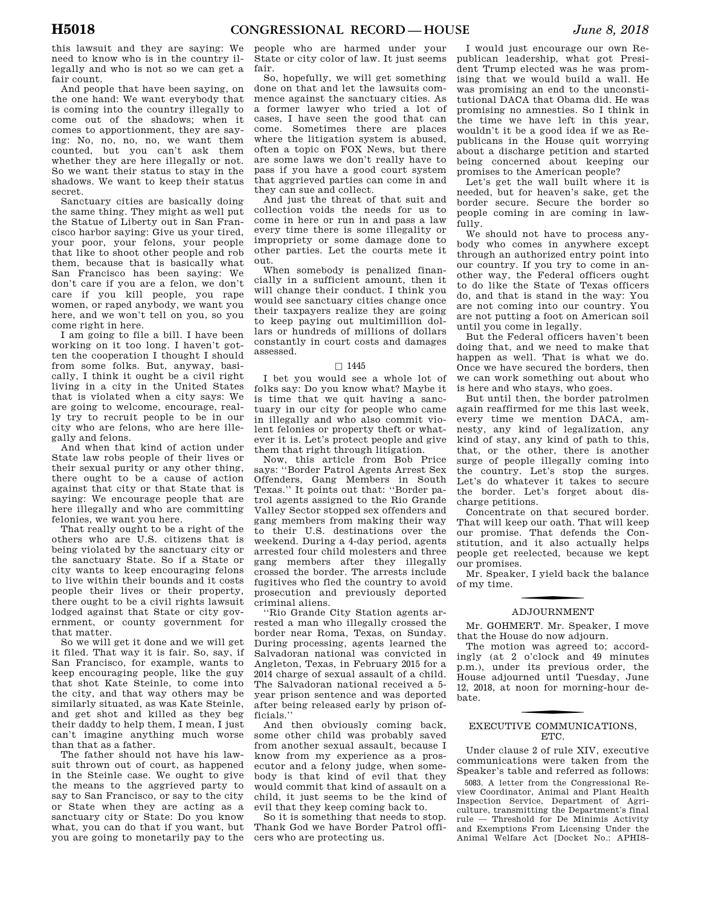this lawsuit and they are saying: We need to know who is in the country illegally and who is not so we can get a fair count.

And people that have been saying, on the one hand: We want everybody that is coming into the country illegally to come out of the shadows; when it comes to apportionment, they are saying: No, no, no, no, we want them counted, but you can't ask them whether they are here illegally or not. So we want their status to stay in the shadows. We want to keep their status secret.

Sanctuary cities are basically doing the same thing. They might as well put the Statue of Liberty out in San Francisco harbor saying: Give us your tired, your poor, your felons, your people that like to shoot other people and rob them, because that is basically what San Francisco has been saying: We don't care if you are a felon, we don't care if you kill people, you rape women, or raped anybody, we want you here, and we won't tell on you, so you come right in here.

I am going to file a bill. I have been working on it too long. I haven't gotten the cooperation I thought I should from some folks. But, anyway, basically, I think it ought be a civil right living in a city in the United States that is violated when a city says: We are going to welcome, encourage, really try to recruit people to be in our city who are felons, who are here illegally and felons.

And when that kind of action under State law robs people of their lives or their sexual purity or any other thing, there ought to be a cause of action against that city or that State that is saying: We encourage people that are here illegally and who are committing felonies, we want you here.

That really ought to be a right of the others who are U.S. citizens that is being violated by the sanctuary city or the sanctuary State. So if a State or city wants to keep encouraging felons to live within their bounds and it costs people their lives or their property, there ought to be a civil rights lawsuit lodged against that State or city government, or county government for that matter.

So we will get it done and we will get it filed. That way it is fair. So, say, if San Francisco, for example, wants to keep encouraging people, like the guy that shot Kate Steinle, to come into the city, and that way others may be similarly situated, as was Kate Steinle, and get shot and killed as they beg their daddy to help them, I mean, I just can't imagine anything much worse than that as a father.

The father should not have his lawsuit thrown out of court, as happened in the Steinle case. We ought to give the means to the aggrieved party to say to San Francisco, or say to the city or State when they are acting as a sanctuary city or State: Do you know what, you can do that if you want, but you are going to monetarily pay to the people who are harmed under your State or city color of law. It just seems fair.

So, hopefully, we will get something done on that and let the lawsuits commence against the sanctuary cities. As a former lawyer who tried a lot of cases, I have seen the good that can come. Sometimes there are places where the litigation system is abused, often a topic on FOX News, but there are some laws we don't really have to pass if you have a good court system that aggrieved parties can come in and they can sue and collect.

And just the threat of that suit and collection voids the needs for us to come in here or run in and pass a law every time there is some illegality or impropriety or some damage done to other parties. Let the courts mete it out.

When somebody is penalized financially in a sufficient amount, then it will change their conduct. I think you would see sanctuary cities change once their taxpayers realize they are going to keep paying out multimillion dollars or hundreds of millions of dollars constantly in court costs and damages assessed.

□ 1445

I bet you would see a whole lot of folks say: Do you know what? Maybe it is time that we quit having a sanctuary in our city for people who came in illegally and who also commit violent felonies or property theft or whatever it is. Let's protect people and give them that right through litigation.

Now, this article from Bob Price says: ''Border Patrol Agents Arrest Sex Offenders, Gang Members in South Texas.'' It points out that: ''Border patrol agents assigned to the Rio Grande Valley Sector stopped sex offenders and gang members from making their way to their U.S. destinations over the weekend. During a 4-day period, agents arrested four child molesters and three gang members after they illegally crossed the border. The arrests include fugitives who fled the country to avoid prosecution and previously deported criminal aliens.

''Rio Grande City Station agents arrested a man who illegally crossed the border near Roma, Texas, on Sunday. During processing, agents learned the Salvadoran national was convicted in Angleton, Texas, in February 2015 for a 2014 charge of sexual assault of a child. The Salvadoran national received a 5-year prison sentence and was deported after being released early by prison officials.''

And then obviously coming back, some other child was probably saved from another sexual assault, because I know from my experience as a prosecutor and a felony judge, when somebody is that kind of evil that they would commit that kind of assault on a child, it just seems to be the kind of evil that they keep coming back to.

So it is something that needs to stop. Thank God we have Border Patrol officers who are protecting us.

I would just encourage our own Republican leadership, what got President Trump elected was he was promising that we would build a wall. He was promising an end to the unconstitutional DACA that Obama did. He was promising no amnesties. So I think in the time we have left in this year, wouldn't it be a good idea if we as Republicans in the House quit worrying about a discharge petition and started being concerned about keeping our promises to the American people?

Let's get the wall built where it is needed, but for heaven's sake, get the border secure. Secure the border so people coming in are coming in lawfully.

We should not have to process anybody who comes in anywhere except through an authorized entry point into our country. If you try to come in another way, the Federal officers ought to do like the State of Texas officers do, and that is stand in the way: You are not coming into our country. You are not putting a foot on American soil until you come in legally.

But the Federal officers haven't been doing that, and we need to make that happen as well. That is what we do. Once we have secured the borders, then we can work something out about who is here and who stays, who goes.

But until then, the border patrolmen again reaffirmed for me this last week, every time we mention DACA, amnesty, any kind of legalization, any kind of stay, any kind of path to this, that, or the other, there is another surge of people illegally coming into the country. Let's stop the surges. Let's do whatever it takes to secure the border. Let's forget about discharge petitions.

Concentrate on that secured border. That will keep our oath. That will keep our promise. That defends the Constitution, and it also actually helps people get reelected, because we kept our promises.

Mr. Speaker, I yield back the balance of my time.

## ADJOURNMENT

Mr. GOHMERT. Mr. Speaker, I move that the House do now adjourn.

The motion was agreed to; accordingly (at 2 o'clock and 49 minutes p.m.), under its previous order, the House adjourned until Tuesday, June 12, 2018, at noon for morning-hour debate.

## EXECUTIVE COMMUNICATIONS, ETC.

Under clause 2 of rule XIV, executive communications were taken from the Speaker's table and referred as follows:

5083. A letter from the Congressional Review Coordinator, Animal and Plant Health Inspection Service, Department of Agriculture, transmitting the Department's final rule — Threshold for De Minimis Activity and Exemptions From Licensing Under the Animal Welfare Act [Docket No.: APHIS-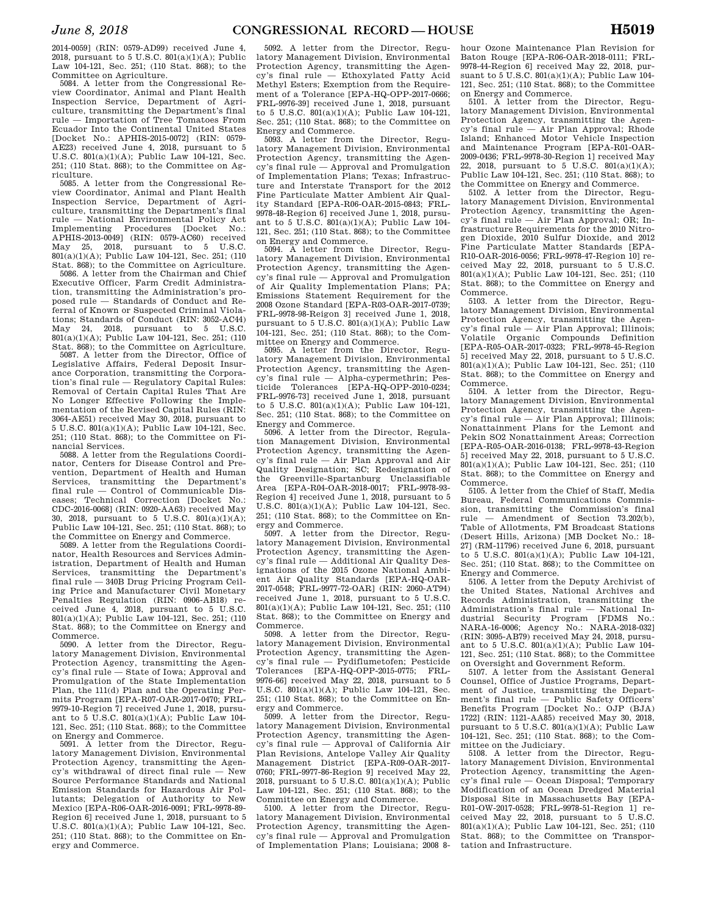2014-0059] (RIN: 0579-AD99) received June 4, 2018, pursuant to 5 U.S.C. 801(a)(1)(A); Public Law 104-121, Sec. 251; (110 Stat. 868); to the Committee on Agriculture.

5084. A letter from the Congressional Review Coordinator, Animal and Plant Health Inspection Service, Department of Agriculture, transmitting the Department's final rule — Importation of Tree Tomatoes From Ecuador Into the Continental United States [Docket No.: APHIS-2015-0072] (RIN: 0579-AE23) received June 4, 2018, pursuant to 5 U.S.C. 801(a)(1)(A); Public Law 104-121, Sec. 251; (110 Stat. 868); to the Committee on Agriculture.

5085. A letter from the Congressional Review Coordinator, Animal and Plant Health Inspection Service, Department of Agriculture, transmitting the Department's final rule — National Environmental Policy Act Implementing Procedures [Docket No.: APHIS-2013-0049] (RIN: 0579-AC60) received May 25, 2018, pursuant to 5 U.S.C. 801(a)(1)(A); Public Law 104-121, Sec. 251; (110 Stat. 868); to the Committee on Agriculture.

5086. A letter from the Chairman and Chief Executive Officer, Farm Credit Administration, transmitting the Administration's proposed rule — Standards of Conduct and Referral of Known or Suspected Criminal Violations; Standards of Conduct (RIN: 3052-AC44) May 24, 2018, pursuant to 5 U.S.C. 801(a)(1)(A); Public Law 104-121, Sec. 251; (110 Stat. 868); to the Committee on Agriculture.

5087. A letter from the Director, Office of Legislative Affairs, Federal Deposit Insurance Corporation, transmitting the Corporation's final rule — Regulatory Capital Rules: Removal of Certain Capital Rules That Are No Longer Effective Following the Implementation of the Revised Capital Rules (RIN: 3064-AE51) received May 30, 2018, pursuant to 5 U.S.C. 801(a)(1)(A); Public Law 104-121, Sec. 251; (110 Stat. 868); to the Committee on Financial Services.

5088. A letter from the Regulations Coordinator, Centers for Disease Control and Prevention, Department of Health and Human Services, transmitting the Department's final rule — Control of Communicable Diseases; Technical Correction [Docket No.: CDC-2016-0068] (RIN: 0920-AA63) received May 30, 2018, pursuant to 5 U.S.C. 801(a)(1)(A); Public Law 104-121, Sec. 251; (110 Stat. 868); to the Committee on Energy and Commerce.

5089. A letter from the Regulations Coordinator, Health Resources and Services Administration, Department of Health and Human Services, transmitting the Department's final rule — 340B Drug Pricing Program Ceiling Price and Manufacturer Civil Monetary Penalties Regulation (RIN: 0906-AB18) received June 4, 2018, pursuant to 5 U.S.C. 801(a)(1)(A); Public Law 104-121, Sec. 251; (110 Stat. 868); to the Committee on Energy and Commerce.

5090. A letter from the Director, Regulatory Management Division, Environmental Protection Agency, transmitting the Agency's final rule — State of Iowa; Approval and Promulgation of the State Implementation Plan, the 111(d) Plan and the Operating Permits Program [EPA-R07-OAR-2017-0470; FRL-9979-10-Region 7] received June 1, 2018, pursuant to 5 U.S.C. 801(a)(1)(A); Public Law 104-121, Sec. 251; (110 Stat. 868); to the Committee on Energy and Commerce.

5091. A letter from the Director, Regulatory Management Division, Environmental Protection Agency, transmitting the Agency's withdrawal of direct final rule — New Source Performance Standards and National Emission Standards for Hazardous Air Pollutants; Delegation of Authority to New Mexico [EPA-R06-OAR-2016-0091; FRL-9978-89-Region 6] received June 1, 2018, pursuant to 5 U.S.C. 801(a)(1)(A); Public Law 104-121, Sec. 251; (110 Stat. 868); to the Committee on Energy and Commerce.

5092. A letter from the Director, Regulatory Management Division, Environmental Protection Agency, transmitting the Agency's final rule — Ethoxylated Fatty Acid Methyl Esters; Exemption from the Requirement of a Tolerance [EPA-HQ-OPP-2017-0666; FRL-9976-39] received June 1, 2018, pursuant to 5 U.S.C. 801(a)(1)(A); Public Law 104-121, Sec. 251; (110 Stat. 868); to the Committee on Energy and Commerce.

5093. A letter from the Director, Regulatory Management Division, Environmental Protection Agency, transmitting the Agency's final rule — Approval and Promulgation of Implementation Plans; Texas; Infrastructure and Interstate Transport for the 2012 Fine Particulate Matter Ambient Air Quality Standard [EPA-R06-OAR-2015-0843; FRL-9978-48-Region 6] received June 1, 2018, pursuant to 5 U.S.C. 801(a)(1)(A); Public Law 104-121, Sec. 251; (110 Stat. 868); to the Committee on Energy and Commerce.

5094. A letter from the Director, Regulatory Management Division, Environmental Protection Agency, transmitting the Agency's final rule — Approval and Promulgation of Air Quality Implementation Plans; PA; Emissions Statement Requirement for the 2008 Ozone Standard [EPA-R03-OAR-2017-0739; FRL-9978-98-Reigon 3] received June 1, 2018, pursuant to 5 U.S.C. 801(a)(1)(A); Public Law 104-121, Sec. 251; (110 Stat. 868); to the Committee on Energy and Commerce.

5095. A letter from the Director, Regulatory Management Division, Environmental Protection Agency, transmitting the Agency's final rule — Alpha-cypermethrin; Pesticide Tolerances [EPA-HQ-OPP-2010-0234; FRL-9976-73] received June 1, 2018, pursuant to 5 U.S.C. 801(a)(1)(A); Public Law 104-121, Sec. 251; (110 Stat. 868); to the Committee on Energy and Commerce.

5096. A letter from the Director, Regulation Management Division, Environmental Protection Agency, transmitting the Agency's final rule — Air Plan Approval and Air Quality Designation; SC; Redesignation of the Greenville-Spartanburg Unclassifiable Area [EPA-R04-OAR-2018-0017; FRL-9978-93-Region 4] received June 1, 2018, pursuant to 5 U.S.C. 801(a)(1)(A); Public Law 104-121, Sec. 251; (110 Stat. 868); to the Committee on Energy and Commerce.

5097. A letter from the Director, Regulatory Management Division, Environmental Protection Agency, transmitting the Agency's final rule — Additional Air Quality Designations of the 2015 Ozone National Ambient Air Quality Standards [EPA-HQ-OAR-2017-0548; FRL-9977-72-OAR] (RIN: 2060-AT94) received June 1, 2018, pursuant to 5 U.S.C. 801(a)(1)(A); Public Law 104-121, Sec. 251; (110 Stat. 868); to the Committee on Energy and Commerce.

5098. A letter from the Director, Regulatory Management Division, Environmental Protection Agency, transmitting the Agency's final rule — Pydiflumetofen; Pesticide Tolerances [EPA-HQ-OPP-2015-0775; FRL-9976-66] received May 22, 2018, pursuant to 5 U.S.C. 801(a)(1)(A); Public Law 104-121, Sec. 251; (110 Stat. 868); to the Committee on Energy and Commerce.

5099. A letter from the Director, Regulatory Management Division, Environmental Protection Agency, transmitting the Agency's final rule — Approval of California Air Plan Revisions, Antelope Valley Air Quality Management District [EPA-R09-OAR-2017-0760; FRL-9977-86-Region 9] received May 22, 2018, pursuant to 5 U.S.C. 801(a)(1)(A); Public Law 104-121, Sec. 251; (110 Stat. 868); to the Committee on Energy and Commerce.

5100. A letter from the Director, Regulatory Management Division, Environmental Protection Agency, transmitting the Agency's final rule — Approval and Promulgation of Implementation Plans; Louisiana; 2008 8-hour Ozone Maintenance Plan Revision for Baton Rouge [EPA-R06-OAR-2018-0111; FRL-9978-44-Region 6] received May 22, 2018, pursuant to 5 U.S.C. 801(a)(1)(A); Public Law 104-121, Sec. 251; (110 Stat. 868); to the Committee on Energy and Commerce.

5101. A letter from the Director, Regulatory Management Division, Environmental Protection Agency, transmitting the Agency's final rule — Air Plan Approval; Rhode Island; Enhanced Motor Vehicle Inspection and Maintenance Program [EPA-R01-OAR-2009-0436; FRL-9978-30-Region 1] received May 22, 2018, pursuant to 5 U.S.C. 801(a)(1)(A); Public Law 104-121, Sec. 251; (110 Stat. 868); to the Committee on Energy and Commerce.

5102. A letter from the Director, Regulatory Management Division, Environmental Protection Agency, transmitting the Agency's final rule — Air Plan Approval; OR; Infrastructure Requirements for the 2010 Nitrogen Dioxide, 2010 Sulfur Dioxide, and 2012 Fine Particulate Matter Standards [EPA-R10-OAR-2016-0056; FRL-9978-47-Region 10] received May 22, 2018, pursuant to 5 U.S.C. 801(a)(1)(A); Public Law 104-121, Sec. 251; (110 Stat. 868); to the Committee on Energy and Commerce.

5103. A letter from the Director, Regulatory Management Division, Environmental Protection Agency, transmitting the Agency's final rule — Air Plan Approval; Illinois; Volatile Organic Compounds Definition [EPA-R05-OAR-2017-0323; FRL-9978-45-Region 5] received May 22, 2018, pursuant to 5 U.S.C. 801(a)(1)(A); Public Law 104-121, Sec. 251; (110 Stat. 868); to the Committee on Energy and Commerce.

5104. A letter from the Director, Regulatory Management Division, Environmental Protection Agency, transmitting the Agency's final rule — Air Plan Approval; Illinois; Nonattainment Plans for the Lemont and Pekin SO2 Nonattainment Areas; Correction [EPA-R05-OAR-2016-0138; FRL-9978-43-Region 5] received May 22, 2018, pursuant to 5 U.S.C. 801(a)(1)(A); Public Law 104-121, Sec. 251; (110 Stat. 868); to the Committee on Energy and Commerce.

5105. A letter from the Chief of Staff, Media Bureau, Federal Communications Commission, transmitting the Commission's final rule — Amendment of Section 73.202(b), Table of Allotments, FM Broadcast Stations (Desert Hills, Arizona) [MB Docket No.: 18-27] (RM-11796) received June 6, 2018, pursuant to 5 U.S.C. 801(a)(1)(A); Public Law 104-121, Sec. 251; (110 Stat. 868); to the Committee on Energy and Commerce.

5106. A letter from the Deputy Archivist of the United States, National Archives and Records Administration, transmitting the Administration's final rule — National Industrial Security Program [FDMS No.: NARA-16-0006; Agency No.: NARA-2018-032] (RIN: 3095-AB79) received May 24, 2018, pursuant to 5 U.S.C. 801(a)(1)(A); Public Law 104-121, Sec. 251; (110 Stat. 868); to the Committee on Oversight and Government Reform.

5107. A letter from the Assistant General Counsel, Office of Justice Programs, Department of Justice, transmitting the Department's final rule — Public Safety Officers' Benefits Program [Docket No.: OJP (BJA) 1722] (RIN: 1121-AA85) received May 30, 2018, pursuant to 5 U.S.C. 801(a)(1)(A); Public Law 104-121, Sec. 251; (110 Stat. 868); to the Committee on the Judiciary.

5108. A letter from the Director, Regulatory Management Division, Environmental Protection Agency, transmitting the Agency's final rule — Ocean Disposal; Temporary Modification of an Ocean Dredged Material Disposal Site in Massachusetts Bay [EPA-R01-OW-2017-0528; FRL-9978-51-Region 1] received May 22, 2018, pursuant to 5 U.S.C. 801(a)(1)(A); Public Law 104-121, Sec. 251; (110 Stat. 868); to the Committee on Transportation and Infrastructure.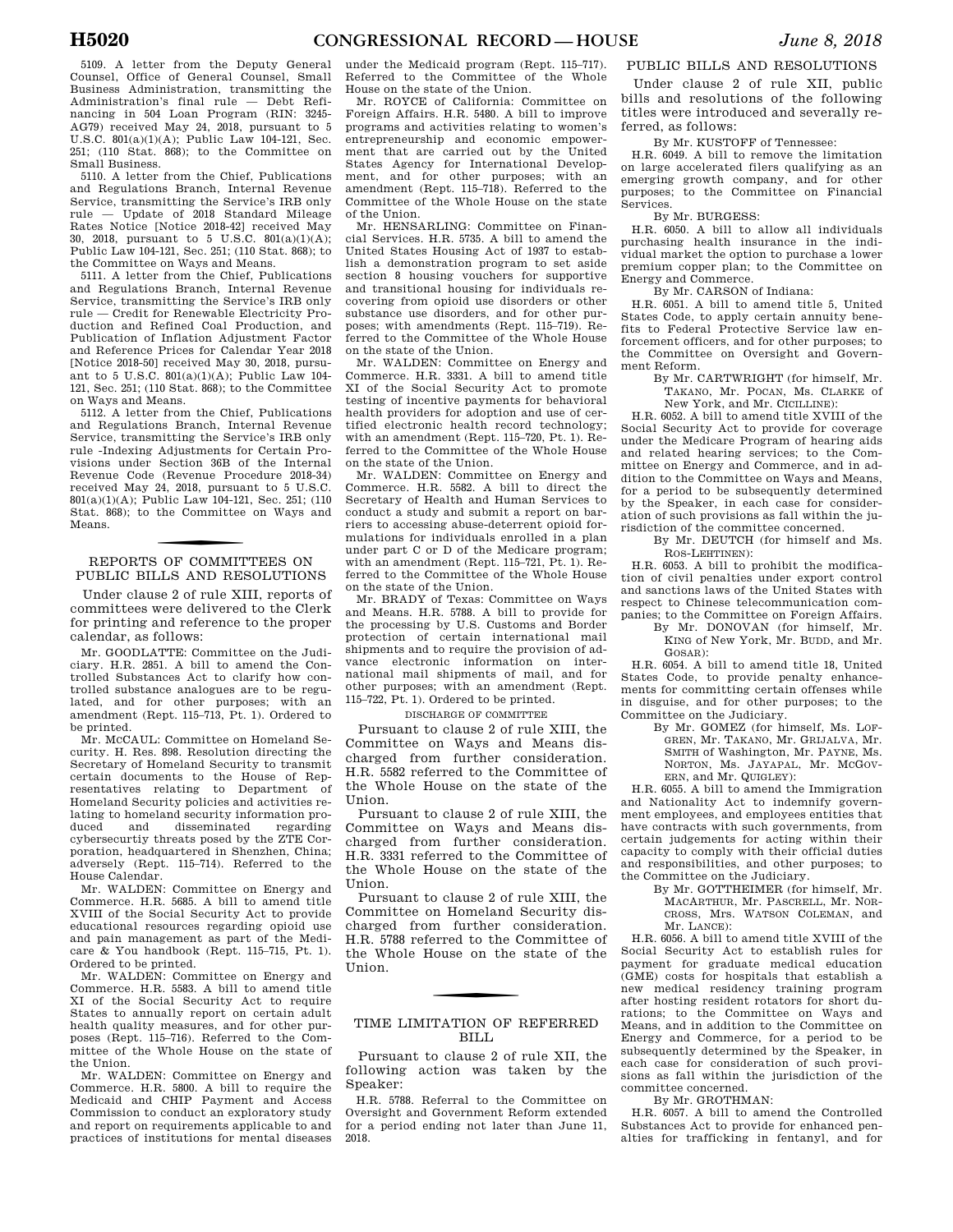5109. A letter from the Deputy General Counsel, Office of General Counsel, Small Business Administration, transmitting the Administration's final rule — Debt Refinancing in 504 Loan Program (RIN: 3245-AG79) received May 24, 2018, pursuant to 5 U.S.C. 801(a)(1)(A); Public Law 104-121, Sec. 251; (110 Stat. 868); to the Committee on Small Business.

5110. A letter from the Chief, Publications and Regulations Branch, Internal Revenue Service, transmitting the Service's IRB only rule — Update of 2018 Standard Mileage Rates Notice [Notice 2018-42] received May 30, 2018, pursuant to 5 U.S.C. 801(a)(1)(A); Public Law 104-121, Sec. 251; (110 Stat. 868); to the Committee on Ways and Means.

5111. A letter from the Chief, Publications and Regulations Branch, Internal Revenue Service, transmitting the Service's IRB only rule — Credit for Renewable Electricity Production and Refined Coal Production, and Publication of Inflation Adjustment Factor and Reference Prices for Calendar Year 2018 [Notice 2018-50] received May 30, 2018, pursuant to 5 U.S.C. 801(a)(1)(A); Public Law 104-121, Sec. 251; (110 Stat. 868); to the Committee on Ways and Means.

5112. A letter from the Chief, Publications and Regulations Branch, Internal Revenue Service, transmitting the Service's IRB only rule -Indexing Adjustments for Certain Provisions under Section 36B of the Internal Revenue Code (Revenue Procedure 2018-34) received May 24, 2018, pursuant to 5 U.S.C. 801(a)(1)(A); Public Law 104-121, Sec. 251; (110 Stat. 868); to the Committee on Ways and Means.

## REPORTS OF COMMITTEES ON PUBLIC BILLS AND RESOLUTIONS

Under clause 2 of rule XIII, reports of committees were delivered to the Clerk for printing and reference to the proper calendar, as follows:

Mr. GOODLATTE: Committee on the Judiciary. H.R. 2851. A bill to amend the Controlled Substances Act to clarify how controlled substance analogues are to be regulated, and for other purposes; with an amendment (Rept. 115–713, Pt. 1). Ordered to be printed.

Mr. MCCAUL: Committee on Homeland Security. H. Res. 898. Resolution directing the Secretary of Homeland Security to transmit certain documents to the House of Representatives relating to Department of Homeland Security policies and activities relating to homeland security information produced and disseminated regarding cybersecurtiy threats posed by the ZTE Corporation, headquartered in Shenzhen, China; adversely (Rept. 115–714). Referred to the House Calendar.

Mr. WALDEN: Committee on Energy and Commerce. H.R. 5685. A bill to amend title XVIII of the Social Security Act to provide educational resources regarding opioid use and pain management as part of the Medicare & You handbook (Rept. 115–715, Pt. 1). Ordered to be printed.

Mr. WALDEN: Committee on Energy and Commerce. H.R. 5583. A bill to amend title XI of the Social Security Act to require States to annually report on certain adult health quality measures, and for other purposes (Rept. 115–716). Referred to the Committee of the Whole House on the state of the Union.

Mr. WALDEN: Committee on Energy and Commerce. H.R. 5800. A bill to require the Medicaid and CHIP Payment and Access Commission to conduct an exploratory study and report on requirements applicable to and practices of institutions for mental diseases under the Medicaid program (Rept. 115–717). Referred to the Committee of the Whole House on the state of the Union.

Mr. ROYCE of California: Committee on Foreign Affairs. H.R. 5480. A bill to improve programs and activities relating to women's entrepreneurship and economic empowerment that are carried out by the United States Agency for International Development, and for other purposes; with an amendment (Rept. 115–718). Referred to the Committee of the Whole House on the state of the Union.

Mr. HENSARLING: Committee on Financial Services. H.R. 5735. A bill to amend the United States Housing Act of 1937 to establish a demonstration program to set aside section 8 housing vouchers for supportive and transitional housing for individuals recovering from opioid use disorders or other substance use disorders, and for other purposes; with amendments (Rept. 115–719). Referred to the Committee of the Whole House on the state of the Union.

Mr. WALDEN: Committee on Energy and Commerce. H.R. 3331. A bill to amend title XI of the Social Security Act to promote testing of incentive payments for behavioral health providers for adoption and use of certified electronic health record technology; with an amendment (Rept. 115–720, Pt. 1). Referred to the Committee of the Whole House on the state of the Union.

Mr. WALDEN: Committee on Energy and Commerce. H.R. 5582. A bill to direct the Secretary of Health and Human Services to conduct a study and submit a report on barriers to accessing abuse-deterrent opioid formulations for individuals enrolled in a plan under part C or D of the Medicare program; with an amendment (Rept. 115–721, Pt. 1). Referred to the Committee of the Whole House on the state of the Union.

Mr. BRADY of Texas: Committee on Ways and Means. H.R. 5788. A bill to provide for the processing by U.S. Customs and Border protection of certain international mail shipments and to require the provision of advance electronic information on international mail shipments of mail, and for other purposes; with an amendment (Rept. 115–722, Pt. 1). Ordered to be printed.

### DISCHARGE OF COMMITTEE

Pursuant to clause 2 of rule XIII, the Committee on Ways and Means discharged from further consideration. H.R. 5582 referred to the Committee of the Whole House on the state of the Union.

Pursuant to clause 2 of rule XIII, the Committee on Ways and Means discharged from further consideration. H.R. 3331 referred to the Committee of the Whole House on the state of the Union.

Pursuant to clause 2 of rule XIII, the Committee on Homeland Security discharged from further consideration. H.R. 5788 referred to the Committee of the Whole House on the state of the Union.

## TIME LIMITATION OF REFERRED BILL

Pursuant to clause 2 of rule XII, the following action was taken by the Speaker:

H.R. 5788. Referral to the Committee on Oversight and Government Reform extended for a period ending not later than June 11, 2018.

## PUBLIC BILLS AND RESOLUTIONS

Under clause 2 of rule XII, public bills and resolutions of the following titles were introduced and severally referred, as follows:

By Mr. KUSTOFF of Tennessee:

H.R. 6049. A bill to remove the limitation on large accelerated filers qualifying as an emerging growth company, and for other purposes; to the Committee on Financial Services.

By Mr. BURGESS:

H.R. 6050. A bill to allow all individuals purchasing health insurance in the individual market the option to purchase a lower premium copper plan; to the Committee on Energy and Commerce.

By Mr. CARSON of Indiana:

H.R. 6051. A bill to amend title 5, United States Code, to apply certain annuity benefits to Federal Protective Service law enforcement officers, and for other purposes; to the Committee on Oversight and Government Reform.

By Mr. CARTWRIGHT (for himself, Mr. TAKANO, Mr. POCAN, Ms. CLARKE of New York, and Mr. CICILLINE):

H.R. 6052. A bill to amend title XVIII of the Social Security Act to provide for coverage under the Medicare Program of hearing aids and related hearing services; to the Committee on Energy and Commerce, and in addition to the Committee on Ways and Means, for a period to be subsequently determined by the Speaker, in each case for consideration of such provisions as fall within the jurisdiction of the committee concerned.

By Mr. DEUTCH (for himself and Ms. ROS-LEHTINEN):

H.R. 6053. A bill to prohibit the modification of civil penalties under export control and sanctions laws of the United States with respect to Chinese telecommunication companies; to the Committee on Foreign Affairs.

By Mr. DONOVAN (for himself, Mr. KING of New York, Mr. BUDD, and Mr. GOSAR):

H.R. 6054. A bill to amend title 18, United States Code, to provide penalty enhancements for committing certain offenses while in disguise, and for other purposes; to the Committee on the Judiciary.

By Mr. GOMEZ (for himself, Ms. LOFGREN, Mr. TAKANO, Mr. GRIJALVA, Mr. SMITH of Washington, Mr. PAYNE, Ms. NORTON, Ms. JAYAPAL, Mr. MCGOVERN, and Mr. QUIGLEY):

H.R. 6055. A bill to amend the Immigration and Nationality Act to indemnify government employees, and employees entities that have contracts with such governments, from certain judgements for acting within their capacity to comply with their official duties and responsibilities, and other purposes; to the Committee on the Judiciary.

By Mr. GOTTHEIMER (for himself, Mr. MACARTHUR, Mr. PASCRELL, Mr. NORCROSS, Mrs. WATSON COLEMAN, and Mr. LANCE):

H.R. 6056. A bill to amend title XVIII of the Social Security Act to establish rules for payment for graduate medical education (GME) costs for hospitals that establish a new medical residency training program after hosting resident rotators for short durations; to the Committee on Ways and Means, and in addition to the Committee on Energy and Commerce, for a period to be subsequently determined by the Speaker, in each case for consideration of such provisions as fall within the jurisdiction of the committee concerned.

By Mr. GROTHMAN:

H.R. 6057. A bill to amend the Controlled Substances Act to provide for enhanced penalties for trafficking in fentanyl, and for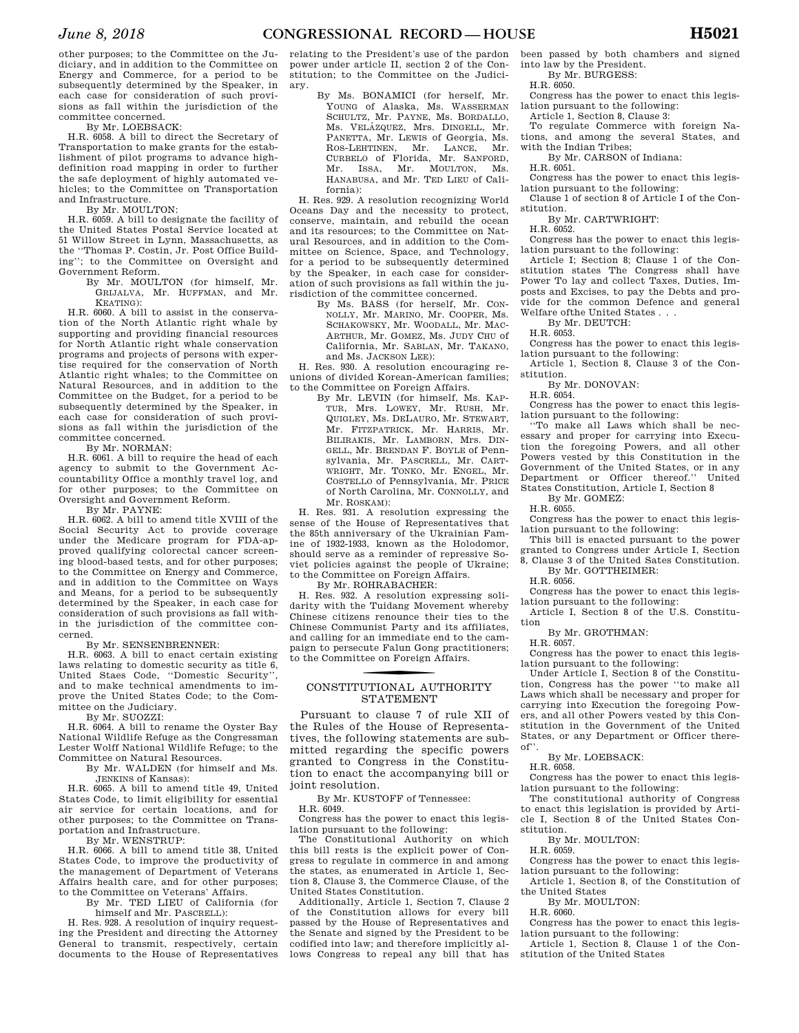other purposes; to the Committee on the Judiciary, and in addition to the Committee on Energy and Commerce, for a period to be subsequently determined by the Speaker, in each case for consideration of such provisions as fall within the jurisdiction of the committee concerned.

By Mr. LOEBSACK:

H.R. 6058. A bill to direct the Secretary of Transportation to make grants for the establishment of pilot programs to advance high-definition road mapping in order to further the safe deployment of highly automated vehicles; to the Committee on Transportation and Infrastructure.

By Mr. MOULTON:

H.R. 6059. A bill to designate the facility of the United States Postal Service located at 51 Willow Street in Lynn, Massachusetts, as the ''Thomas P. Costin, Jr. Post Office Building''; to the Committee on Oversight and Government Reform.

By Mr. MOULTON (for himself, Mr. GRIJALVA, Mr. HUFFMAN, and Mr. KEATING):

H.R. 6060. A bill to assist in the conservation of the North Atlantic right whale by supporting and providing financial resources for North Atlantic right whale conservation programs and projects of persons with expertise required for the conservation of North Atlantic right whales; to the Committee on Natural Resources, and in addition to the Committee on the Budget, for a period to be subsequently determined by the Speaker, in each case for consideration of such provisions as fall within the jurisdiction of the committee concerned.

By Mr. NORMAN:

H.R. 6061. A bill to require the head of each agency to submit to the Government Accountability Office a monthly travel log, and for other purposes; to the Committee on Oversight and Government Reform.

By Mr. PAYNE:

H.R. 6062. A bill to amend title XVIII of the Social Security Act to provide coverage under the Medicare program for FDA-approved qualifying colorectal cancer screening blood-based tests, and for other purposes; to the Committee on Energy and Commerce, and in addition to the Committee on Ways and Means, for a period to be subsequently determined by the Speaker, in each case for consideration of such provisions as fall within the jurisdiction of the committee concerned.

By Mr. SENSENBRENNER:

H.R. 6063. A bill to enact certain existing laws relating to domestic security as title 6, United Staes Code, ''Domestic Security'', and to make technical amendments to improve the United States Code; to the Committee on the Judiciary.

By Mr. SUOZZI:

H.R. 6064. A bill to rename the Oyster Bay National Wildlife Refuge as the Congressman Lester Wolff National Wildlife Refuge; to the Committee on Natural Resources.

By Mr. WALDEN (for himself and Ms. JENKINS of Kansas):

H.R. 6065. A bill to amend title 49, United States Code, to limit eligibility for essential air service for certain locations, and for other purposes; to the Committee on Transportation and Infrastructure.

By Mr. WENSTRUP:

H.R. 6066. A bill to amend title 38, United States Code, to improve the productivity of the management of Department of Veterans Affairs health care, and for other purposes; to the Committee on Veterans' Affairs.

By Mr. TED LIEU of California (for himself and Mr. PASCRELL):

H. Res. 928. A resolution of inquiry requesting the President and directing the Attorney General to transmit, respectively, certain documents to the House of Representatives relating to the President's use of the pardon power under article II, section 2 of the Constitution; to the Committee on the Judiciary.

By Ms. BONAMICI (for herself, Mr. YOUNG of Alaska, Ms. WASSERMAN SCHULTZ, Mr. PAYNE, Ms. BORDALLO, Ms. VELÁZQUEZ, Mrs. DINGELL, Mr. PANETTA, Mr. LEWIS of Georgia, Ms. ROS-LEHTINEN, Mr. LANCE, Mr. CURBELO of Florida, Mr. SANFORD, Mr. ISSA, Mr. MOULTON, Ms. HANABUSA, and Mr. TED LIEU of California):

H. Res. 929. A resolution recognizing World Oceans Day and the necessity to protect, conserve, maintain, and rebuild the ocean and its resources; to the Committee on Natural Resources, and in addition to the Committee on Science, Space, and Technology, for a period to be subsequently determined by the Speaker, in each case for consideration of such provisions as fall within the jurisdiction of the committee concerned.

By Ms. BASS (for herself, Mr. CONNOLLY, Mr. MARINO, Mr. COOPER, Ms. SCHAKOWSKY, Mr. WOODALL, Mr. MACARTHUR, Mr. GOMEZ, Ms. JUDY CHU of California, Mr. SABLAN, Mr. TAKANO, and Ms. JACKSON LEE):

H. Res. 930. A resolution encouraging reunions of divided Korean-American families; to the Committee on Foreign Affairs.

By Mr. LEVIN (for himself, Ms. KAPTUR, Mrs. LOWEY, Mr. RUSH, Mr. QUIGLEY, Ms. DELAURO, Mr. STEWART, Mr. FITZPATRICK, Mr. HARRIS, Mr. BILIRAKIS, Mr. LAMBORN, Mrs. DINGELL, Mr. BRENDAN F. BOYLE of Pennsylvania, Mr. PASCRELL, Mr. CARTWRIGHT, Mr. TONKO, Mr. ENGEL, Mr. COSTELLO of Pennsylvania, Mr. PRICE of North Carolina, Mr. CONNOLLY, and Mr. ROSKAM):

H. Res. 931. A resolution expressing the sense of the House of Representatives that the 85th anniversary of the Ukrainian Famine of 1932-1933, known as the Holodomor, should serve as a reminder of repressive Soviet policies against the people of Ukraine; to the Committee on Foreign Affairs.

By Mr. ROHRABACHER:

H. Res. 932. A resolution expressing solidarity with the Tuidang Movement whereby Chinese citizens renounce their ties to the Chinese Communist Party and its affiliates, and calling for an immediate end to the campaign to persecute Falun Gong practitioners; to the Committee on Foreign Affairs.

## CONSTITUTIONAL AUTHORITY STATEMENT

Pursuant to clause 7 of rule XII of the Rules of the House of Representatives, the following statements are submitted regarding the specific powers granted to Congress in the Constitution to enact the accompanying bill or joint resolution.

By Mr. KUSTOFF of Tennessee:

H.R. 6049.

Congress has the power to enact this legislation pursuant to the following:

The Constitutional Authority on which this bill rests is the explicit power of Congress to regulate in commerce in and among the states, as enumerated in Article 1, Section 8, Clause 3, the Commerce Clause, of the United States Constitution.

Additionally, Article 1, Section 7, Clause 2 of the Constitution allows for every bill passed by the House of Representatives and the Senate and signed by the President to be codified into law; and therefore implicitly allows Congress to repeal any bill that has been passed by both chambers and signed into law by the President.

By Mr. BURGESS:

H.R. 6050.

Congress has the power to enact this legislation pursuant to the following:

Article 1, Section 8, Clause 3:

To regulate Commerce with foreign Nations, and among the several States, and with the Indian Tribes;

By Mr. CARSON of Indiana:

H.R. 6051.

Congress has the power to enact this legislation pursuant to the following:

Clause 1 of section 8 of Article I of the Constitution.

By Mr. CARTWRIGHT:

H.R. 6052.

Congress has the power to enact this legislation pursuant to the following:

Article I; Section 8; Clause 1 of the Constitution states The Congress shall have Power To lay and collect Taxes, Duties, Imposts and Excises, to pay the Debts and provide for the common Defence and general Welfare ofthe United States . . .

By Mr. DEUTCH:

H.R. 6053.

Congress has the power to enact this legislation pursuant to the following:

Article 1, Section 8, Clause 3 of the Constitution.

By Mr. DONOVAN:

H.R. 6054.

Congress has the power to enact this legislation pursuant to the following:

''To make all Laws which shall be necessary and proper for carrying into Execution the foregoing Powers, and all other Powers vested by this Constitution in the Government of the United States, or in any Department or Officer thereof.'' United States Constitution, Article I, Section 8

By Mr. GOMEZ:

H.R. 6055.

Congress has the power to enact this legislation pursuant to the following:

This bill is enacted pursuant to the power granted to Congress under Article I, Section 8, Clause 3 of the United States Constitution.

By Mr. GOTTHEIMER:

H.R. 6056.

Congress has the power to enact this legislation pursuant to the following:

Article I, Section 8 of the U.S. Constitution

By Mr. GROTHMAN:

H.R. 6057.

Congress has the power to enact this legislation pursuant to the following:

Under Article I, Section 8 of the Constitution, Congress has the power ''to make all Laws which shall be necessary and proper for carrying into Execution the foregoing Powers, and all other Powers vested by this Constitution in the Government of the United States, or any Department or Officer thereof''.

By Mr. LOEBSACK:

H.R. 6058.

Congress has the power to enact this legislation pursuant to the following:

The constitutional authority of Congress to enact this legislation is provided by Article I, Section 8 of the United States Constitution.

By Mr. MOULTON:

H.R. 6059.

Congress has the power to enact this legislation pursuant to the following:

Article 1, Section 8, of the Constitution of the United States

By Mr. MOULTON:

H.R. 6060.

Congress has the power to enact this legislation pursuant to the following:

Article 1, Section 8, Clause 1 of the Constitution of the United States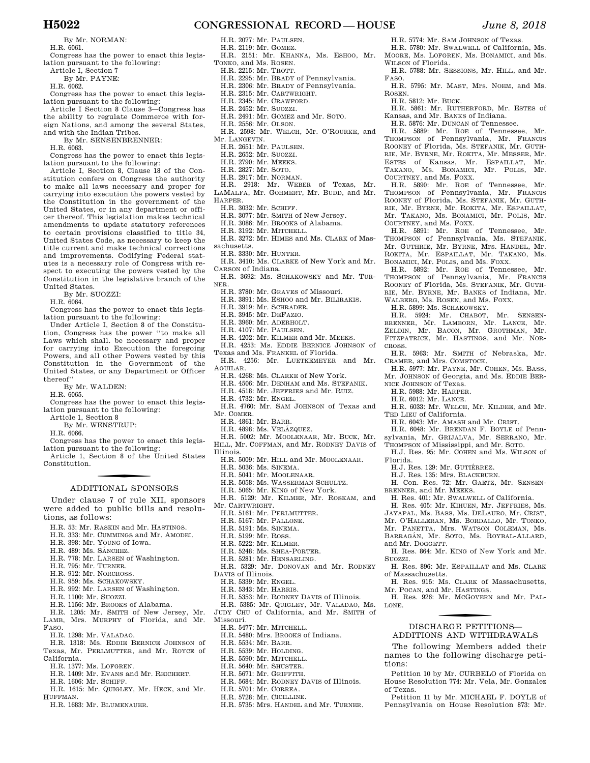By Mr. NORMAN:

H.R. 6061.

Congress has the power to enact this legislation pursuant to the following:

Article I, Section 7

By Mr. PAYNE:

H.R. 6062.

Congress has the power to enact this legislation pursuant to the following:

Article I Section 8 Clause 3—Congress has the ability to regulate Commerce with foreign Nations, and among the several States, and with the Indian Tribes.

By Mr. SENSENBRENNER:

H.R. 6063.

Congress has the power to enact this legislation pursuant to the following:

Article I, Section 8, Clause 18 of the Constitution confers on Congress the authority to make all laws necessary and proper for carrying into execution the powers vested by the Constitution in the government of the United States, or in any department or officer thereof. This legislation makes technical amendments to update statutory references to certain provisions classified to title 34, United States Code, as necessary to keep the title current and make technical corrections and improvements. Codifying Federal statutes is a necessary role of Congress with respect to executing the powers vested by the Constitution in the legislative branch of the United States.

By Mr. SUOZZI:

H.R. 6064.

Congress has the power to enact this legislation pursuant to the following:

Under Article I, Section 8 of the Constitution, Congress has the power ''to make all Laws which shall. be necessary and proper for carrying into Execution the foregoing Powers, and all other Powers vested by this Constitution in the Government of the United States, or in any Department or Officer thereof''

By Mr. WALDEN:

H.R. 6065.

Congress has the power to enact this legislation pursuant to the following:

Article 1, Section 8

By Mr. WENSTRUP:

H.R. 6066.

Congress has the power to enact this legislation pursuant to the following:

Article 1, Section 8 of the United States Constitution.

## ADDITIONAL SPONSORS

Under clause 7 of rule XII, sponsors were added to public bills and resolutions, as follows:

H.R. 53: Mr. RASKIN and Mr. HASTINGS.

H.R. 333: Mr. CUMMINGS and Mr. AMODEI.

H.R. 398: Mr. YOUNG of Iowa.

H.R. 489: Ms. SÁNCHEZ.

H.R. 778: Mr. LARSEN of Washington.

H.R. 795: Mr. TURNER.

H.R. 912: Mr. NORCROSS.

H.R. 959: Ms. SCHAKOWSKY.

H.R. 992: Mr. LARSEN of Washington.

H.R. 1100: Mr. SUOZZI.

H.R. 1156: Mr. BROOKS of Alabama.

H.R. 1205: Mr. SMITH of New Jersey, Mr. LAMB, Mrs. MURPHY of Florida, and Mr. FASO.

H.R. 1298: Mr. VALADAO.

H.R. 1318: Ms. EDDIE BERNICE JOHNSON of Texas, Mr. PERLMUTTER, and Mr. ROYCE of California.

H.R. 1377: Ms. LOFGREN.

H.R. 1409: Mr. EVANS and Mr. REICHERT.

H.R. 1606: Mr. SCHIFF.

H.R. 1615: Mr. QUIGLEY, Mr. HECK, and Mr. HUFFMAN.

H.R. 1683: Mr. BLUMENAUER.

H.R. 2077: Mr. PAULSEN.

H.R. 2119: Mr. GOMEZ.

H.R. 2151: Mr. KHANNA, Ms. ESHOO, Mr. TONKO, and Ms. ROSEN.

H.R. 2215: Mr. TROTT.

H.R. 2295: Mr. BRADY of Pennsylvania.

H.R. 2306: Mr. BRADY of Pennsylvania.

H.R. 2315: Mr. CARTWRIGHT.

H.R. 2345: Mr. CRAWFORD.

H.R. 2452: Mr. SUOZZI.

H.R. 2491: Mr. GOMEZ and Mr. SOTO.

H.R. 2556: Mr. OLSON.

H.R. 2598: Mr. WELCH, Mr. O'ROURKE, and Mr. LANGEVIN.

H.R. 2651: Mr. PAULSEN.

H.R. 2652: Mr. SUOZZI.

H.R. 2790: Mr. MEEKS.

H.R. 2827: Mr. SOTO.

H.R. 2917: Mr. NORMAN.

H.R. 2918: Mr. WEBER of Texas, Mr. LAMALFA, Mr. GOHMERT, Mr. BUDD, and Mr. HARPER.

H.R. 3032: Mr. SCHIFF.

H.R. 3077: Mr. SMITH of New Jersey.

H.R. 3086: Mr. BROOKS of Alabama.

H.R. 3192: Mr. MITCHELL.

H.R. 3272: Mr. HIMES and Ms. CLARK of Massachusetts.

H.R. 3330: Mr. HUNTER.

H.R. 3410: Ms. CLARKE of New York and Mr. CARSON of Indiana.

H.R. 3692: Ms. SCHAKOWSKY and Mr. TURNER.

H.R. 3780: Mr. GRAVES of Missouri.

H.R. 3891: Ms. ESHOO and Mr. BILIRAKIS.

H.R. 3919: Mr. SCHRADER.

H.R. 3945: Mr. DEFAZIO.

H.R. 3960: Mr. ADERHOLT.

H.R. 4107: Mr. PAULSEN.

H.R. 4202: Mr. KILMER and Mr. MEEKS.

H.R. 4253: Ms. EDDIE BERNICE JOHNSON of Texas and Ms. FRANKEL of Florida.

H.R. 4256: Mr. LUETKEMEYER and Mr. AGUILAR.

H.R. 4268: Ms. CLARKE of New York.

H.R. 4506: Mr. DENHAM and Ms. STEFANIK.

H.R. 4518: Mr. JEFFRIES and Mr. RUIZ.

H.R. 4732: Mr. ENGEL.

H.R. 4760: Mr. SAM JOHNSON of Texas and Mr. COMER.

H.R. 4861: Mr. BARR.

H.R. 4898: Ms. VELÁZQUEZ.

H.R. 5002: Mr. MOOLENAAR, Mr. BUCK, Mr. HILL, Mr. COFFMAN, and Mr. RODNEY DAVIS of Illinois.

H.R. 5009: Mr. HILL and Mr. MOOLENAAR.

H.R. 5036: Ms. SINEMA.

H.R. 5041: Mr. MOOLENAAR.

H.R. 5058: Ms. WASSERMAN SCHULTZ.

H.R. 5065: Mr. KING of New York.

H.R. 5129: Mr. KILMER, Mr. ROSKAM, and Mr. CARTWRIGHT.

H.R. 5161: Mr. PERLMUTTER.

H.R. 5167: Mr. PALLONE.

H.R. 5191: Ms. SINEMA.

H.R. 5199: Mr. ROSS.

H.R. 5222: Mr. KILMER.

H.R. 5248: Ms. SHEA-PORTER.

H.R. 5281: Mr. HENSARLING.

H.R. 5329: Mr. DONOVAN and Mr. RODNEY DAVIS of Illinois.

H.R. 5339: Mr. ENGEL.

H.R. 5343: Mr. HARRIS.

H.R. 5353: Mr. RODNEY DAVIS of Illinois.

H.R. 5385: Mr. QUIGLEY, Mr. VALADAO, Ms. JUDY CHU of California, and Mr. SMITH of Missouri.

H.R. 5477: Mr. MITCHELL.

H.R. 5480: Mrs. BROOKS of Indiana.

H.R. 5534: Mr. BARR.

H.R. 5539: Mr. HOLDING.

H.R. 5590: Mr. MITCHELL.

H.R. 5640: Mr. SHUSTER.

H.R. 5671: Mr. GRIFFITH.

H.R. 5684: Mr. RODNEY DAVIS of Illinois.

H.R. 5701: Mr. CORREA.

H.R. 5728: Mr. CICILLINE.

H.R. 5735: Mrs. HANDEL and Mr. TURNER.

H.R. 5774: Mr. SAM JOHNSON of Texas.

H.R. 5780: Mr. SWALWELL of California, Ms. MOORE, Ms. LOFGREN, Ms. BONAMICI, and Ms. WILSON of Florida.

H.R. 5788: Mr. SESSIONS, Mr. HILL, and Mr. FASO.

H.R. 5795: Mr. MAST, Mrs. NOEM, and Ms. ROSEN.

H.R. 5812: Mr. BUCK.

H.R. 5861: Mr. RUTHERFORD, Mr. ESTES of Kansas, and Mr. BANKS of Indiana.

H.R. 5876: Mr. DUNCAN of Tennessee.

H.R. 5889: Mr. ROE of Tennessee, Mr. THOMPSON of Pennsylvania, Mr. FRANCIS ROONEY of Florida, Ms. STEFANIK, Mr. GUTHRIE, Mr. BYRNE, Mr. ROKITA, Mr. MESSER, Mr. ESTES of Kansas, Mr. ESPAILLAT, Mr. TAKANO, Ms. BONAMICI, Mr. POLIS, Mr. COURTNEY, and Ms. FOXX.

H.R. 5890: Mr. ROE of Tennessee, Mr. THOMPSON of Pennsylvania, Mr. FRANCIS ROONEY of Florida, Ms. STEFANIK, Mr. GUTHRIE, Mr. BYRNE, Mr. ROKITA, Mr. ESPAILLAT, Mr. TAKANO, Ms. BONAMICI, Mr. POLIS, Mr. COURTNEY, and Ms. FOXX.

H.R. 5891: Mr. ROE of Tennessee, Mr. THOMPSON of Pennsylvania, Ms. STEFANIK, Mr. GUTHRIE, Mr. BYRNE, Mrs. HANDEL, Mr. ROKITA, Mr. ESPAILLAT, Mr. TAKANO, Ms. BONAMICI, Mr. POLIS, and Ms. FOXX.

H.R. 5892: Mr. ROE of Tennessee, Mr. THOMPSON of Pennsylvania, Mr. FRANCIS ROONEY of Florida, Ms. STEFANIK, Mr. GUTHRIE, Mr. BYRNE, Mr. BANKS of Indiana, Mr. WALBERG, Ms. ROSEN, and Ms. FOXX.

H.R. 5899: Ms. SCHAKOWSKY.

H.R. 5924: Mr. CHABOT, Mr. SENSENBRENNER, Mr. LAMBORN, Mr. LANCE, Mr. ZELDIN, Mr. BACON, Mr. GROTHMAN, Mr. FITZPATRICK, Mr. HASTINGS, and Mr. NORCROSS.

H.R. 5963: Mr. SMITH of Nebraska, Mr. CRAMER, and Mrs. COMSTOCK.

H.R. 5977: Mr. PAYNE, Mr. COHEN, Ms. BASS, Mr. JOHNSON of Georgia, and Ms. EDDIE BERNICE JOHNSON of Texas.

H.R. 5988: Mr. HARPER.

H.R. 6012: Mr. LANCE.

H.R. 6033: Mr. WELCH, Mr. KILDEE, and Mr. TED LIEU of California.

H.R. 6043: Mr. AMASH and Mr. CRIST.

H.R. 6048: Mr. BRENDAN F. BOYLE of Pennsylvania, Mr. GRIJALVA, Mr. SERRANO, Mr. THOMPSON of Mississippi, and Mr. SOTO.

H.J. Res. 95: Mr. COHEN and Ms. WILSON of Florida.

H.J. Res. 129: Mr. GUTIÉRREZ.

H.J. Res. 135: Mrs. BLACKBURN.

H. Con. Res. 72: Mr. GAETZ, Mr. SENSENBRENNER, and Mr. MEEKS.

H. Res. 401: Mr. SWALWELL of California.

H. Res. 405: Mr. KIHUEN, Mr. JEFFRIES, Ms. JAYAPAL, Ms. BASS, Ms. DELAURO, Mr. CRIST, Mr. O'HALLERAN, Ms. BORDALLO, Mr. TONKO, Mr. PANETTA, Mrs. WATSON COLEMAN, Ms. BARRAGÁN, Mr. SOTO, Ms. ROYBAL-ALLARD, and Mr. DOGGETT.

H. Res. 864: Mr. KING of New York and Mr. SUOZZI.

H. Res. 896: Mr. ESPAILLAT and Ms. CLARK of Massachusetts.

H. Res. 915: Ms. CLARK of Massachusetts, Mr. POCAN, and Mr. HASTINGS.

H. Res. 926: Mr. MCGOVERN and Mr. PALLONE.

## DISCHARGE PETITIONS—ADDITIONS AND WITHDRAWALS

The following Members added their names to the following discharge petitions:

Petition 10 by Mr. CURBELO of Florida on House Resolution 774: Mr. Vela, Mr. Gonzalez of Texas.

Petition 11 by Mr. MICHAEL F. DOYLE of Pennsylvania on House Resolution 873: Mr.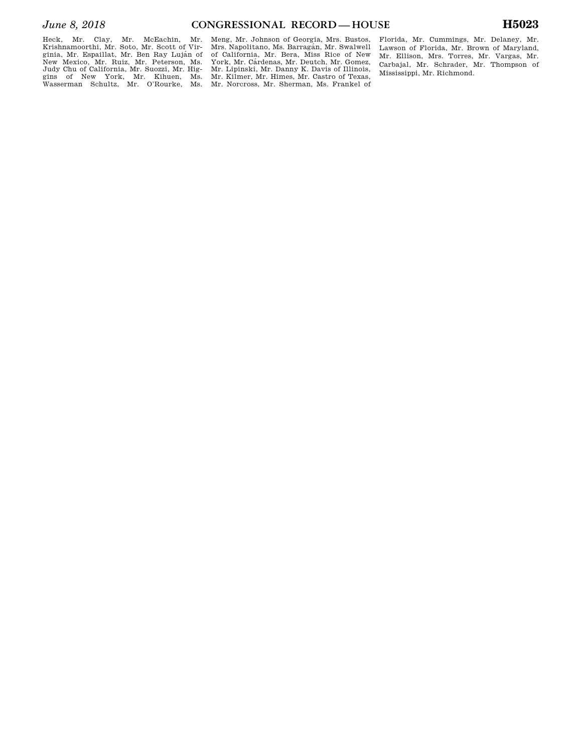Heck, Mr. Clay, Mr. McEachin, Mr. Krishnamoorthi, Mr. Soto, Mr. Scott of Virginia, Mr. Espaillat, Mr. Ben Ray Luján of New Mexico, Mr. Ruiz, Mr. Peterson, Ms. Judy Chu of California, Mr. Suozzi, Mr. Higgins of New York, Mr. Kihuen, Ms. Wasserman Schultz, Mr. O'Rourke, Ms. Meng, Mr. Johnson of Georgia, Mrs. Bustos, Mrs. Napolitano, Ms. Barragán, Mr. Swalwell of California, Mr. Bera, Miss Rice of New York, Mr. Cárdenas, Mr. Deutch, Mr. Gomez, Mr. Lipinski, Mr. Danny K. Davis of Illinois, Mr. Kilmer, Mr. Himes, Mr. Castro of Texas, Mr. Norcross, Mr. Sherman, Ms. Frankel of Florida, Mr. Cummings, Mr. Delaney, Mr. Lawson of Florida, Mr. Brown of Maryland, Mr. Ellison, Mrs. Torres, Mr. Vargas, Mr. Carbajal, Mr. Schrader, Mr. Thompson of Mississippi, Mr. Richmond.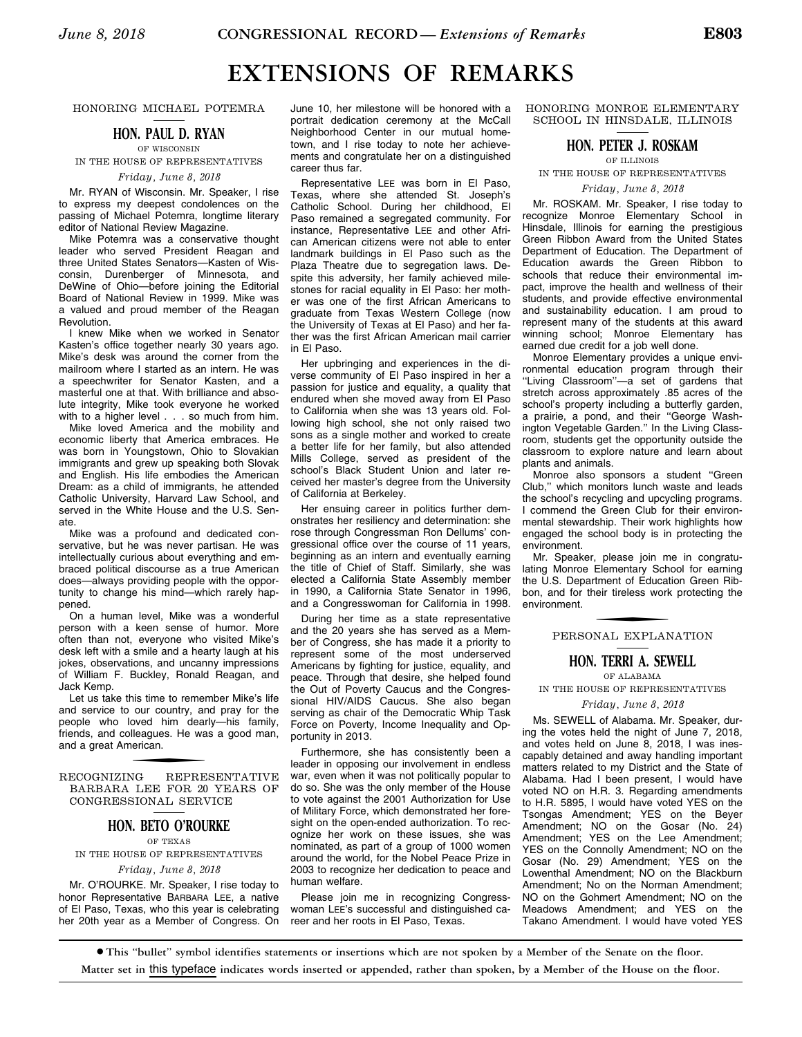# EXTENSIONS OF REMARKS

HONORING MICHAEL POTEMRA

## HON. PAUL D. RYAN

OF WISCONSIN

IN THE HOUSE OF REPRESENTATIVES

*Friday, June 8, 2018*

Mr. RYAN of Wisconsin. Mr. Speaker, I rise to express my deepest condolences on the passing of Michael Potemra, longtime literary editor of National Review Magazine.

Mike Potemra was a conservative thought leader who served President Reagan and three United States Senators—Kasten of Wisconsin, Durenberger of Minnesota, and DeWine of Ohio—before joining the Editorial Board of National Review in 1999. Mike was a valued and proud member of the Reagan Revolution.

I knew Mike when we worked in Senator Kasten's office together nearly 30 years ago. Mike's desk was around the corner from the mailroom where I started as an intern. He was a speechwriter for Senator Kasten, and a masterful one at that. With brilliance and absolute integrity, Mike took everyone he worked with to a higher level . . . so much from him.

Mike loved America and the mobility and economic liberty that America embraces. He was born in Youngstown, Ohio to Slovakian immigrants and grew up speaking both Slovak and English. His life embodies the American Dream: as a child of immigrants, he attended Catholic University, Harvard Law School, and served in the White House and the U.S. Senate.

Mike was a profound and dedicated conservative, but he was never partisan. He was intellectually curious about everything and embraced political discourse as a true American does—always providing people with the opportunity to change his mind—which rarely happened.

On a human level, Mike was a wonderful person with a keen sense of humor. More often than not, everyone who visited Mike's desk left with a smile and a hearty laugh at his jokes, observations, and uncanny impressions of William F. Buckley, Ronald Reagan, and Jack Kemp.

Let us take this time to remember Mike's life and service to our country, and pray for the people who loved him dearly—his family, friends, and colleagues. He was a good man, and a great American.

RECOGNIZING REPRESENTATIVE BARBARA LEE FOR 20 YEARS OF CONGRESSIONAL SERVICE

## HON. BETO O'ROURKE

OF TEXAS

IN THE HOUSE OF REPRESENTATIVES

*Friday, June 8, 2018*

Mr. O'ROURKE. Mr. Speaker, I rise today to honor Representative BARBARA LEE, a native of El Paso, Texas, who this year is celebrating her 20th year as a Member of Congress. On June 10, her milestone will be honored with a portrait dedication ceremony at the McCall Neighborhood Center in our mutual hometown, and I rise today to note her achievements and congratulate her on a distinguished career thus far.

Representative LEE was born in El Paso, Texas, where she attended St. Joseph's Catholic School. During her childhood, El Paso remained a segregated community. For instance, Representative LEE and other African American citizens were not able to enter landmark buildings in El Paso such as the Plaza Theatre due to segregation laws. Despite this adversity, her family achieved milestones for racial equality in El Paso: her mother was one of the first African Americans to graduate from Texas Western College (now the University of Texas at El Paso) and her father was the first African American mail carrier in El Paso.

Her upbringing and experiences in the diverse community of El Paso inspired in her a passion for justice and equality, a quality that endured when she moved away from El Paso to California when she was 13 years old. Following high school, she not only raised two sons as a single mother and worked to create a better life for her family, but also attended Mills College, served as president of the school's Black Student Union and later received her master's degree from the University of California at Berkeley.

Her ensuing career in politics further demonstrates her resiliency and determination: she rose through Congressman Ron Dellums' congressional office over the course of 11 years, beginning as an intern and eventually earning the title of Chief of Staff. Similarly, she was elected a California State Assembly member in 1990, a California State Senator in 1996, and a Congresswoman for California in 1998.

During her time as a state representative and the 20 years she has served as a Member of Congress, she has made it a priority to represent some of the most underserved Americans by fighting for justice, equality, and peace. Through that desire, she helped found the Out of Poverty Caucus and the Congressional HIV/AIDS Caucus. She also began serving as chair of the Democratic Whip Task Force on Poverty, Income Inequality and Opportunity in 2013.

Furthermore, she has consistently been a leader in opposing our involvement in endless war, even when it was not politically popular to do so. She was the only member of the House to vote against the 2001 Authorization for Use of Military Force, which demonstrated her foresight on the open-ended authorization. To recognize her work on these issues, she was nominated, as part of a group of 1000 women around the world, for the Nobel Peace Prize in 2003 to recognize her dedication to peace and human welfare.

Please join me in recognizing Congresswoman LEE's successful and distinguished career and her roots in El Paso, Texas.

HONORING MONROE ELEMENTARY SCHOOL IN HINSDALE, ILLINOIS

## HON. PETER J. ROSKAM

OF ILLINOIS

IN THE HOUSE OF REPRESENTATIVES

*Friday, June 8, 2018*

Mr. ROSKAM. Mr. Speaker, I rise today to recognize Monroe Elementary School in Hinsdale, Illinois for earning the prestigious Green Ribbon Award from the United States Department of Education. The Department of Education awards the Green Ribbon to schools that reduce their environmental impact, improve the health and wellness of their students, and provide effective environmental and sustainability education. I am proud to represent many of the students at this award winning school; Monroe Elementary has earned due credit for a job well done.

Monroe Elementary provides a unique environmental education program through their "Living Classroom"—a set of gardens that stretch across approximately .85 acres of the school's property including a butterfly garden, a prairie, a pond, and their "George Washington Vegetable Garden." In the Living Classroom, students get the opportunity outside the classroom to explore nature and learn about plants and animals.

Monroe also sponsors a student "Green Club," which monitors lunch waste and leads the school's recycling and upcycling programs. I commend the Green Club for their environmental stewardship. Their work highlights how engaged the school body is in protecting the environment.

Mr. Speaker, please join me in congratulating Monroe Elementary School for earning the U.S. Department of Education Green Ribbon, and for their tireless work protecting the environment.

PERSONAL EXPLANATION

## HON. TERRI A. SEWELL

OF ALABAMA

IN THE HOUSE OF REPRESENTATIVES

*Friday, June 8, 2018*

Ms. SEWELL of Alabama. Mr. Speaker, during the votes held the night of June 7, 2018, and votes held on June 8, 2018, I was inescapably detained and away handling important matters related to my District and the State of Alabama. Had I been present, I would have voted NO on H.R. 3. Regarding amendments to H.R. 5895, I would have voted YES on the Tsongas Amendment; YES on the Beyer Amendment; NO on the Gosar (No. 24) Amendment; YES on the Lee Amendment; YES on the Connolly Amendment; NO on the Gosar (No. 29) Amendment; YES on the Lowenthal Amendment; NO on the Blackburn Amendment; No on the Norman Amendment; NO on the Gohmert Amendment; NO on the Meadows Amendment; and YES on the Takano Amendment. I would have voted YES

**● This "bullet" symbol identifies statements or insertions which are not spoken by a Member of the Senate on the floor.**

**Matter set in this typeface indicates words inserted or appended, rather than spoken, by a Member of the House on the floor.**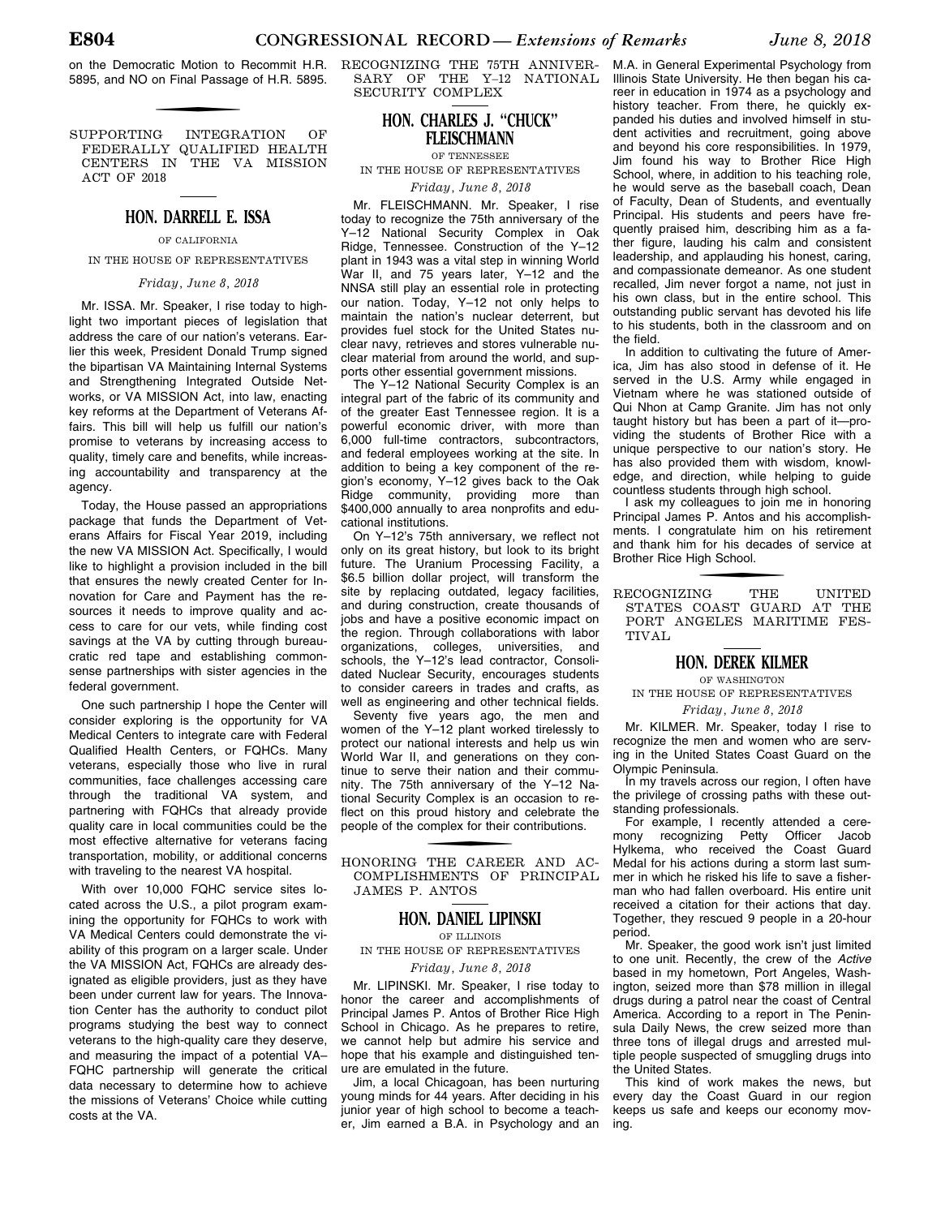on the Democratic Motion to Recommit H.R. 5895, and NO on Final Passage of H.R. 5895.

## SUPPORTING INTEGRATION OF FEDERALLY QUALIFIED HEALTH CENTERS IN THE VA MISSION ACT OF 2018

### HON. DARRELL E. ISSA

OF CALIFORNIA

IN THE HOUSE OF REPRESENTATIVES

*Friday, June 8, 2018*

Mr. ISSA. Mr. Speaker, I rise today to highlight two important pieces of legislation that address the care of our nation's veterans. Earlier this week, President Donald Trump signed the bipartisan VA Maintaining Internal Systems and Strengthening Integrated Outside Networks, or VA MISSION Act, into law, enacting key reforms at the Department of Veterans Affairs. This bill will help us fulfill our nation's promise to veterans by increasing access to quality, timely care and benefits, while increasing accountability and transparency at the agency.

Today, the House passed an appropriations package that funds the Department of Veterans Affairs for Fiscal Year 2019, including the new VA MISSION Act. Specifically, I would like to highlight a provision included in the bill that ensures the newly created Center for Innovation for Care and Payment has the resources it needs to improve quality and access to care for our vets, while finding cost savings at the VA by cutting through bureaucratic red tape and establishing commonsense partnerships with sister agencies in the federal government.

One such partnership I hope the Center will consider exploring is the opportunity for VA Medical Centers to integrate care with Federal Qualified Health Centers, or FQHCs. Many veterans, especially those who live in rural communities, face challenges accessing care through the traditional VA system, and partnering with FQHCs that already provide quality care in local communities could be the most effective alternative for veterans facing transportation, mobility, or additional concerns with traveling to the nearest VA hospital.

With over 10,000 FQHC service sites located across the U.S., a pilot program examining the opportunity for FQHCs to work with VA Medical Centers could demonstrate the viability of this program on a larger scale. Under the VA MISSION Act, FQHCs are already designated as eligible providers, just as they have been under current law for years. The Innovation Center has the authority to conduct pilot programs studying the best way to connect veterans to the high-quality care they deserve, and measuring the impact of a potential VA–FQHC partnership will generate the critical data necessary to determine how to achieve the missions of Veterans' Choice while cutting costs at the VA.

## RECOGNIZING THE 75TH ANNIVERSARY OF THE Y–12 NATIONAL SECURITY COMPLEX

### HON. CHARLES J. "CHUCK" FLEISCHMANN

OF TENNESSEE

IN THE HOUSE OF REPRESENTATIVES

*Friday, June 8, 2018*

Mr. FLEISCHMANN. Mr. Speaker, I rise today to recognize the 75th anniversary of the Y–12 National Security Complex in Oak Ridge, Tennessee. Construction of the Y–12 plant in 1943 was a vital step in winning World War II, and 75 years later, Y–12 and the NNSA still play an essential role in protecting our nation. Today, Y–12 not only helps to maintain the nation's nuclear deterrent, but provides fuel stock for the United States nuclear navy, retrieves and stores vulnerable nuclear material from around the world, and supports other essential government missions.

The Y–12 National Security Complex is an integral part of the fabric of its community and of the greater East Tennessee region. It is a powerful economic driver, with more than 6,000 full-time contractors, subcontractors, and federal employees working at the site. In addition to being a key component of the region's economy, Y–12 gives back to the Oak Ridge community, providing more than $400,000 annually to area nonprofits and educational institutions.

On Y–12's 75th anniversary, we reflect not only on its great history, but look to its bright future. The Uranium Processing Facility, a $6.5 billion dollar project, will transform the site by replacing outdated, legacy facilities, and during construction, create thousands of jobs and have a positive economic impact on the region. Through collaborations with labor organizations, colleges, universities, and schools, the Y–12's lead contractor, Consolidated Nuclear Security, encourages students to consider careers in trades and crafts, as well as engineering and other technical fields.

Seventy five years ago, the men and women of the Y–12 plant worked tirelessly to protect our national interests and help us win World War II, and generations on they continue to serve their nation and their community. The 75th anniversary of the Y–12 National Security Complex is an occasion to reflect on this proud history and celebrate the people of the complex for their contributions.

## HONORING THE CAREER AND ACCOMPLISHMENTS OF PRINCIPAL JAMES P. ANTOS

### HON. DANIEL LIPINSKI

OF ILLINOIS

IN THE HOUSE OF REPRESENTATIVES

*Friday, June 8, 2018*

Mr. LIPINSKI. Mr. Speaker, I rise today to honor the career and accomplishments of Principal James P. Antos of Brother Rice High School in Chicago. As he prepares to retire, we cannot help but admire his service and hope that his example and distinguished tenure are emulated in the future.

Jim, a local Chicagoan, has been nurturing young minds for 44 years. After deciding in his junior year of high school to become a teacher, Jim earned a B.A. in Psychology and an M.A. in General Experimental Psychology from Illinois State University. He then began his career in education in 1974 as a psychology and history teacher. From there, he quickly expanded his duties and involved himself in student activities and recruitment, going above and beyond his core responsibilities. In 1979, Jim found his way to Brother Rice High School, where, in addition to his teaching role, he would serve as the baseball coach, Dean of Faculty, Dean of Students, and eventually Principal. His students and peers have frequently praised him, describing him as a father figure, lauding his calm and consistent leadership, and applauding his honest, caring, and compassionate demeanor. As one student recalled, Jim never forgot a name, not just in his own class, but in the entire school. This outstanding public servant has devoted his life to his students, both in the classroom and on the field.

In addition to cultivating the future of America, Jim has also stood in defense of it. He served in the U.S. Army while engaged in Vietnam where he was stationed outside of Qui Nhon at Camp Granite. Jim has not only taught history but has been a part of it—providing the students of Brother Rice with a unique perspective to our nation's story. He has also provided them with wisdom, knowledge, and direction, while helping to guide countless students through high school.

I ask my colleagues to join me in honoring Principal James P. Antos and his accomplishments. I congratulate him on his retirement and thank him for his decades of service at Brother Rice High School.

## RECOGNIZING THE UNITED STATES COAST GUARD AT THE PORT ANGELES MARITIME FESTIVAL

### HON. DEREK KILMER

OF WASHINGTON

IN THE HOUSE OF REPRESENTATIVES

*Friday, June 8, 2018*

Mr. KILMER. Mr. Speaker, today I rise to recognize the men and women who are serving in the United States Coast Guard on the Olympic Peninsula.

In my travels across our region, I often have the privilege of crossing paths with these outstanding professionals.

For example, I recently attended a ceremony recognizing Petty Officer Jacob Hylkema, who received the Coast Guard Medal for his actions during a storm last summer in which he risked his life to save a fisherman who had fallen overboard. His entire unit received a citation for their actions that day. Together, they rescued 9 people in a 20-hour period.

Mr. Speaker, the good work isn't just limited to one unit. Recently, the crew of the *Active* based in my hometown, Port Angeles, Washington, seized more than $78 million in illegal drugs during a patrol near the coast of Central America. According to a report in The Peninsula Daily News, the crew seized more than three tons of illegal drugs and arrested multiple people suspected of smuggling drugs into the United States.

This kind of work makes the news, but every day the Coast Guard in our region keeps us safe and keeps our economy moving.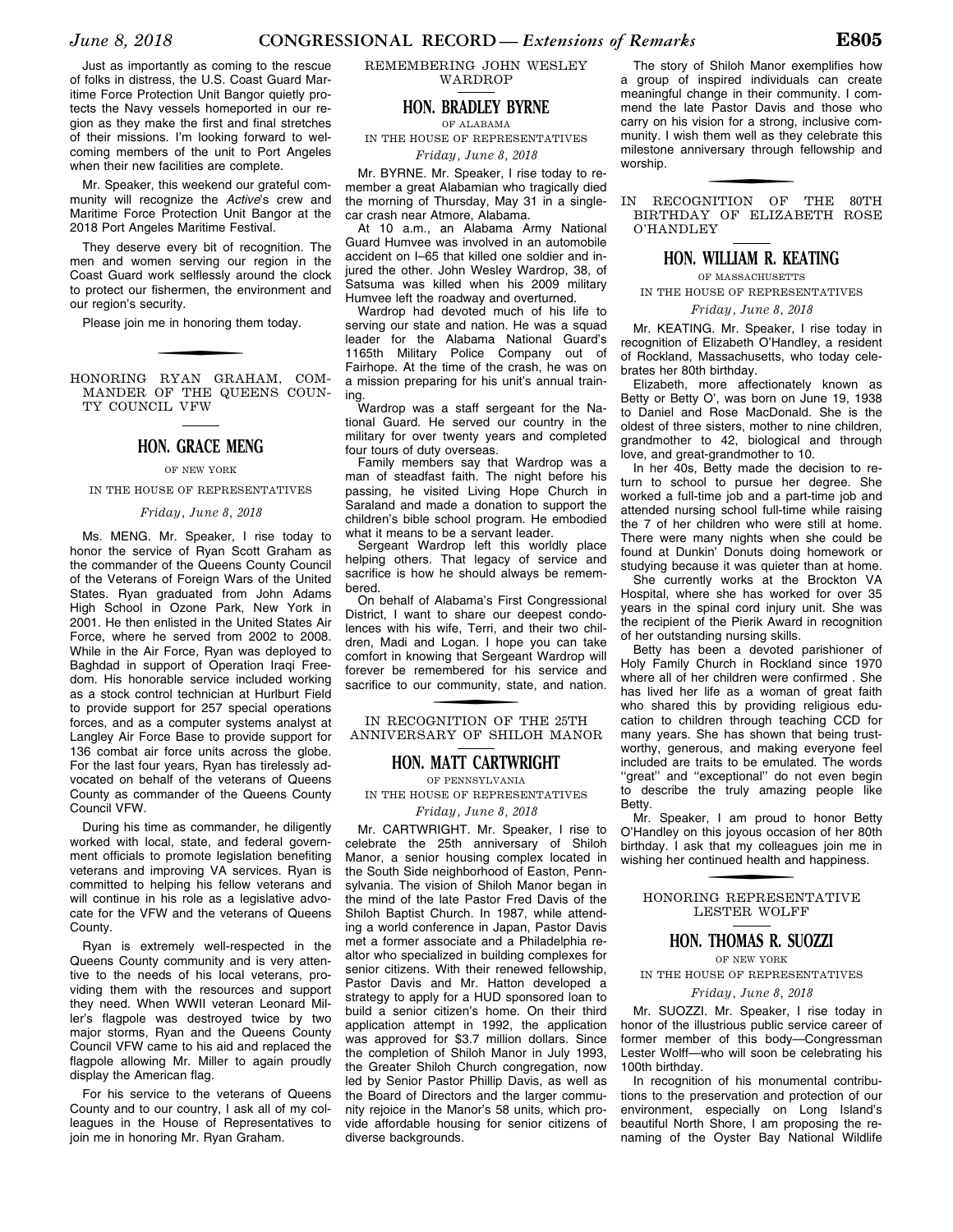Just as importantly as coming to the rescue of folks in distress, the U.S. Coast Guard Maritime Force Protection Unit Bangor quietly protects the Navy vessels homeported in our region as they make the first and final stretches of their missions. I'm looking forward to welcoming members of the unit to Port Angeles when their new facilities are complete.

Mr. Speaker, this weekend our grateful community will recognize the *Active*'s crew and Maritime Force Protection Unit Bangor at the 2018 Port Angeles Maritime Festival.

They deserve every bit of recognition. The men and women serving our region in the Coast Guard work selflessly around the clock to protect our fishermen, the environment and our region's security.

Please join me in honoring them today.

## HONORING RYAN GRAHAM, COMMANDER OF THE QUEENS COUNTY COUNCIL VFW

### HON. GRACE MENG

OF NEW YORK

IN THE HOUSE OF REPRESENTATIVES

*Friday, June 8, 2018*

Ms. MENG. Mr. Speaker, I rise today to honor the service of Ryan Scott Graham as the commander of the Queens County Council of the Veterans of Foreign Wars of the United States. Ryan graduated from John Adams High School in Ozone Park, New York in 2001. He then enlisted in the United States Air Force, where he served from 2002 to 2008. While in the Air Force, Ryan was deployed to Baghdad in support of Operation Iraqi Freedom. His honorable service included working as a stock control technician at Hurlburt Field to provide support for 257 special operations forces, and as a computer systems analyst at Langley Air Force Base to provide support for 136 combat air force units across the globe. For the last four years, Ryan has tirelessly advocated on behalf of the veterans of Queens County as commander of the Queens County Council VFW.

During his time as commander, he diligently worked with local, state, and federal government officials to promote legislation benefiting veterans and improving VA services. Ryan is committed to helping his fellow veterans and will continue in his role as a legislative advocate for the VFW and the veterans of Queens County.

Ryan is extremely well-respected in the Queens County community and is very attentive to the needs of his local veterans, providing them with the resources and support they need. When WWII veteran Leonard Miller's flagpole was destroyed twice by two major storms, Ryan and the Queens County Council VFW came to his aid and replaced the flagpole allowing Mr. Miller to again proudly display the American flag.

For his service to the veterans of Queens County and to our country, I ask all of my colleagues in the House of Representatives to join me in honoring Mr. Ryan Graham.

## REMEMBERING JOHN WESLEY WARDROP

### HON. BRADLEY BYRNE

OF ALABAMA

IN THE HOUSE OF REPRESENTATIVES

*Friday, June 8, 2018*

Mr. BYRNE. Mr. Speaker, I rise today to remember a great Alabamian who tragically died the morning of Thursday, May 31 in a single-car crash near Atmore, Alabama.

At 10 a.m., an Alabama Army National Guard Humvee was involved in an automobile accident on I–65 that killed one soldier and injured the other. John Wesley Wardrop, 38, of Satsuma was killed when his 2009 military Humvee left the roadway and overturned.

Wardrop had devoted much of his life to serving our state and nation. He was a squad leader for the Alabama National Guard's 1165th Military Police Company out of Fairhope. At the time of the crash, he was on a mission preparing for his unit's annual training.

Wardrop was a staff sergeant for the National Guard. He served our country in the military for over twenty years and completed four tours of duty overseas.

Family members say that Wardrop was a man of steadfast faith. The night before his passing, he visited Living Hope Church in Saraland and made a donation to support the children's bible school program. He embodied what it means to be a servant leader.

Sergeant Wardrop left this worldly place helping others. That legacy of service and sacrifice is how he should always be remembered.

On behalf of Alabama's First Congressional District, I want to share our deepest condolences with his wife, Terri, and their two children, Madi and Logan. I hope you can take comfort in knowing that Sergeant Wardrop will forever be remembered for his service and sacrifice to our community, state, and nation.

## IN RECOGNITION OF THE 25TH ANNIVERSARY OF SHILOH MANOR

### HON. MATT CARTWRIGHT

OF PENNSYLVANIA

IN THE HOUSE OF REPRESENTATIVES

*Friday, June 8, 2018*

Mr. CARTWRIGHT. Mr. Speaker, I rise to celebrate the 25th anniversary of Shiloh Manor, a senior housing complex located in the South Side neighborhood of Easton, Pennsylvania. The vision of Shiloh Manor began in the mind of the late Pastor Fred Davis of the Shiloh Baptist Church. In 1987, while attending a world conference in Japan, Pastor Davis met a former associate and a Philadelphia realtor who specialized in building complexes for senior citizens. With their renewed fellowship, Pastor Davis and Mr. Hatton developed a strategy to apply for a HUD sponsored loan to build a senior citizen's home. On their third application attempt in 1992, the application was approved for $3.7 million dollars. Since the completion of Shiloh Manor in July 1993, the Greater Shiloh Church congregation, now led by Senior Pastor Phillip Davis, as well as the Board of Directors and the larger community rejoice in the Manor's 58 units, which provide affordable housing for senior citizens of diverse backgrounds.

The story of Shiloh Manor exemplifies how a group of inspired individuals can create meaningful change in their community. I commend the late Pastor Davis and those who carry on his vision for a strong, inclusive community. I wish them well as they celebrate this milestone anniversary through fellowship and worship.

## IN RECOGNITION OF THE 80TH BIRTHDAY OF ELIZABETH ROSE O'HANDLEY

### HON. WILLIAM R. KEATING

OF MASSACHUSETTS

IN THE HOUSE OF REPRESENTATIVES

*Friday, June 8, 2018*

Mr. KEATING. Mr. Speaker, I rise today in recognition of Elizabeth O'Handley, a resident of Rockland, Massachusetts, who today celebrates her 80th birthday.

Elizabeth, more affectionately known as Betty or Betty O', was born on June 19, 1938 to Daniel and Rose MacDonald. She is the oldest of three sisters, mother to nine children, grandmother to 42, biological and through love, and great-grandmother to 10.

In her 40s, Betty made the decision to return to school to pursue her degree. She worked a full-time job and a part-time job and attended nursing school full-time while raising the 7 of her children who were still at home. There were many nights when she could be found at Dunkin' Donuts doing homework or studying because it was quieter than at home.

She currently works at the Brockton VA Hospital, where she has worked for over 35 years in the spinal cord injury unit. She was the recipient of the Pierik Award in recognition of her outstanding nursing skills.

Betty has been a devoted parishioner of Holy Family Church in Rockland since 1970 where all of her children were confirmed . She has lived her life as a woman of great faith who shared this by providing religious education to children through teaching CCD for many years. She has shown that being trustworthy, generous, and making everyone feel included are traits to be emulated. The words ''great'' and ''exceptional'' do not even begin to describe the truly amazing people like Betty.

Mr. Speaker, I am proud to honor Betty O'Handley on this joyous occasion of her 80th birthday. I ask that my colleagues join me in wishing her continued health and happiness.

## HONORING REPRESENTATIVE LESTER WOLFF

### HON. THOMAS R. SUOZZI

OF NEW YORK

IN THE HOUSE OF REPRESENTATIVES

*Friday, June 8, 2018*

Mr. SUOZZI. Mr. Speaker, I rise today in honor of the illustrious public service career of former member of this body—Congressman Lester Wolff—who will soon be celebrating his 100th birthday.

In recognition of his monumental contributions to the preservation and protection of our environment, especially on Long Island's beautiful North Shore, I am proposing the renaming of the Oyster Bay National Wildlife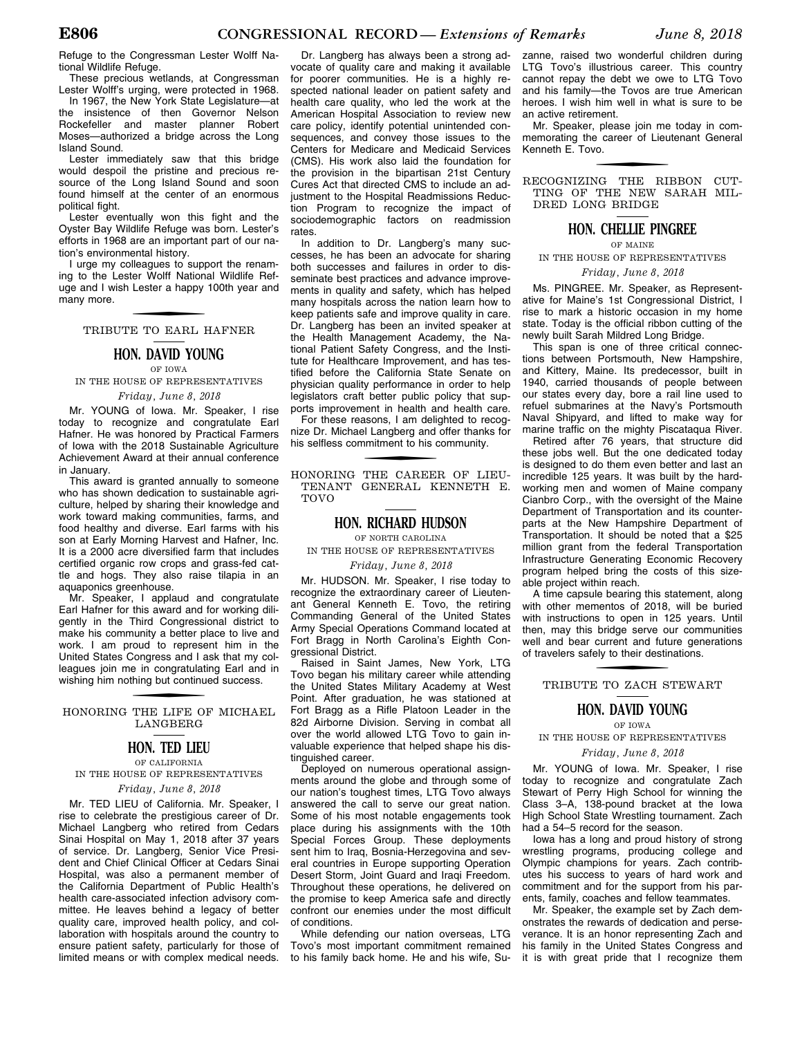Refuge to the Congressman Lester Wolff National Wildlife Refuge.

These precious wetlands, at Congressman Lester Wolff's urging, were protected in 1968.

In 1967, the New York State Legislature—at the insistence of then Governor Nelson Rockefeller and master planner Robert Moses—authorized a bridge across the Long Island Sound.

Lester immediately saw that this bridge would despoil the pristine and precious resource of the Long Island Sound and soon found himself at the center of an enormous political fight.

Lester eventually won this fight and the Oyster Bay Wildlife Refuge was born. Lester's efforts in 1968 are an important part of our nation's environmental history.

I urge my colleagues to support the renaming to the Lester Wolff National Wildlife Refuge and I wish Lester a happy 100th year and many more.

## TRIBUTE TO EARL HAFNER

### HON. DAVID YOUNG

OF IOWA

IN THE HOUSE OF REPRESENTATIVES

*Friday, June 8, 2018*

Mr. YOUNG of Iowa. Mr. Speaker, I rise today to recognize and congratulate Earl Hafner. He was honored by Practical Farmers of Iowa with the 2018 Sustainable Agriculture Achievement Award at their annual conference in January.

This award is granted annually to someone who has shown dedication to sustainable agriculture, helped by sharing their knowledge and work toward making communities, farms, and food healthy and diverse. Earl farms with his son at Early Morning Harvest and Hafner, Inc. It is a 2000 acre diversified farm that includes certified organic row crops and grass-fed cattle and hogs. They also raise tilapia in an aquaponics greenhouse.

Mr. Speaker, I applaud and congratulate Earl Hafner for this award and for working diligently in the Third Congressional district to make his community a better place to live and work. I am proud to represent him in the United States Congress and I ask that my colleagues join me in congratulating Earl and in wishing him nothing but continued success.

## HONORING THE LIFE OF MICHAEL LANGBERG

### HON. TED LIEU

OF CALIFORNIA

IN THE HOUSE OF REPRESENTATIVES

*Friday, June 8, 2018*

Mr. TED LIEU of California. Mr. Speaker, I rise to celebrate the prestigious career of Dr. Michael Langberg who retired from Cedars Sinai Hospital on May 1, 2018 after 37 years of service. Dr. Langberg, Senior Vice President and Chief Clinical Officer at Cedars Sinai Hospital, was also a permanent member of the California Department of Public Health's health care-associated infection advisory committee. He leaves behind a legacy of better quality care, improved health policy, and collaboration with hospitals around the country to ensure patient safety, particularly for those of limited means or with complex medical needs.

Dr. Langberg has always been a strong advocate of quality care and making it available for poorer communities. He is a highly respected national leader on patient safety and health care quality, who led the work at the American Hospital Association to review new care policy, identify potential unintended consequences, and convey those issues to the Centers for Medicare and Medicaid Services (CMS). His work also laid the foundation for the provision in the bipartisan 21st Century Cures Act that directed CMS to include an adjustment to the Hospital Readmissions Reduction Program to recognize the impact of sociodemographic factors on readmission rates.

In addition to Dr. Langberg's many successes, he has been an advocate for sharing both successes and failures in order to disseminate best practices and advance improvements in quality and safety, which has helped many hospitals across the nation learn how to keep patients safe and improve quality in care. Dr. Langberg has been an invited speaker at the Health Management Academy, the National Patient Safety Congress, and the Institute for Healthcare Improvement, and has testified before the California State Senate on physician quality performance in order to help legislators craft better public policy that supports improvement in health and health care.

For these reasons, I am delighted to recognize Dr. Michael Langberg and offer thanks for his selfless commitment to his community.

## HONORING THE CAREER OF LIEUTENANT GENERAL KENNETH E. TOVO

### HON. RICHARD HUDSON

OF NORTH CAROLINA

IN THE HOUSE OF REPRESENTATIVES

*Friday, June 8, 2018*

Mr. HUDSON. Mr. Speaker, I rise today to recognize the extraordinary career of Lieutenant General Kenneth E. Tovo, the retiring Commanding General of the United States Army Special Operations Command located at Fort Bragg in North Carolina's Eighth Congressional District.

Raised in Saint James, New York, LTG Tovo began his military career while attending the United States Military Academy at West Point. After graduation, he was stationed at Fort Bragg as a Rifle Platoon Leader in the 82d Airborne Division. Serving in combat all over the world allowed LTG Tovo to gain invaluable experience that helped shape his distinguished career.

Deployed on numerous operational assignments around the globe and through some of our nation's toughest times, LTG Tovo always answered the call to serve our great nation. Some of his most notable engagements took place during his assignments with the 10th Special Forces Group. These deployments sent him to Iraq, Bosnia-Herzegovina and several countries in Europe supporting Operation Desert Storm, Joint Guard and Iraqi Freedom. Throughout these operations, he delivered on the promise to keep America safe and directly confront our enemies under the most difficult of conditions.

While defending our nation overseas, LTG Tovo's most important commitment remained to his family back home. He and his wife, Suzanne, raised two wonderful children during LTG Tovo's illustrious career. This country cannot repay the debt we owe to LTG Tovo and his family—the Tovos are true American heroes. I wish him well in what is sure to be an active retirement.

Mr. Speaker, please join me today in commemorating the career of Lieutenant General Kenneth E. Tovo.

## RECOGNIZING THE RIBBON CUTTING OF THE NEW SARAH MILDRED LONG BRIDGE

### HON. CHELLIE PINGREE

OF MAINE

IN THE HOUSE OF REPRESENTATIVES

*Friday, June 8, 2018*

Ms. PINGREE. Mr. Speaker, as Representative for Maine's 1st Congressional District, I rise to mark a historic occasion in my home state. Today is the official ribbon cutting of the newly built Sarah Mildred Long Bridge.

This span is one of three critical connections between Portsmouth, New Hampshire, and Kittery, Maine. Its predecessor, built in 1940, carried thousands of people between our states every day, bore a rail line used to refuel submarines at the Navy's Portsmouth Naval Shipyard, and lifted to make way for marine traffic on the mighty Piscataqua River.

Retired after 76 years, that structure did these jobs well. But the one dedicated today is designed to do them even better and last an incredible 125 years. It was built by the hardworking men and women of Maine company Cianbro Corp., with the oversight of the Maine Department of Transportation and its counterparts at the New Hampshire Department of Transportation. It should be noted that a $25 million grant from the federal Transportation Infrastructure Generating Economic Recovery program helped bring the costs of this sizeable project within reach.

A time capsule bearing this statement, along with other mementos of 2018, will be buried with instructions to open in 125 years. Until then, may this bridge serve our communities well and bear current and future generations of travelers safely to their destinations.

## TRIBUTE TO ZACH STEWART

### HON. DAVID YOUNG

OF IOWA

IN THE HOUSE OF REPRESENTATIVES

*Friday, June 8, 2018*

Mr. YOUNG of Iowa. Mr. Speaker, I rise today to recognize and congratulate Zach Stewart of Perry High School for winning the Class 3–A, 138-pound bracket at the Iowa High School State Wrestling tournament. Zach had a 54–5 record for the season.

Iowa has a long and proud history of strong wrestling programs, producing college and Olympic champions for years. Zach contributes his success to years of hard work and commitment and for the support from his parents, family, coaches and fellow teammates.

Mr. Speaker, the example set by Zach demonstrates the rewards of dedication and perseverance. It is an honor representing Zach and his family in the United States Congress and it is with great pride that I recognize them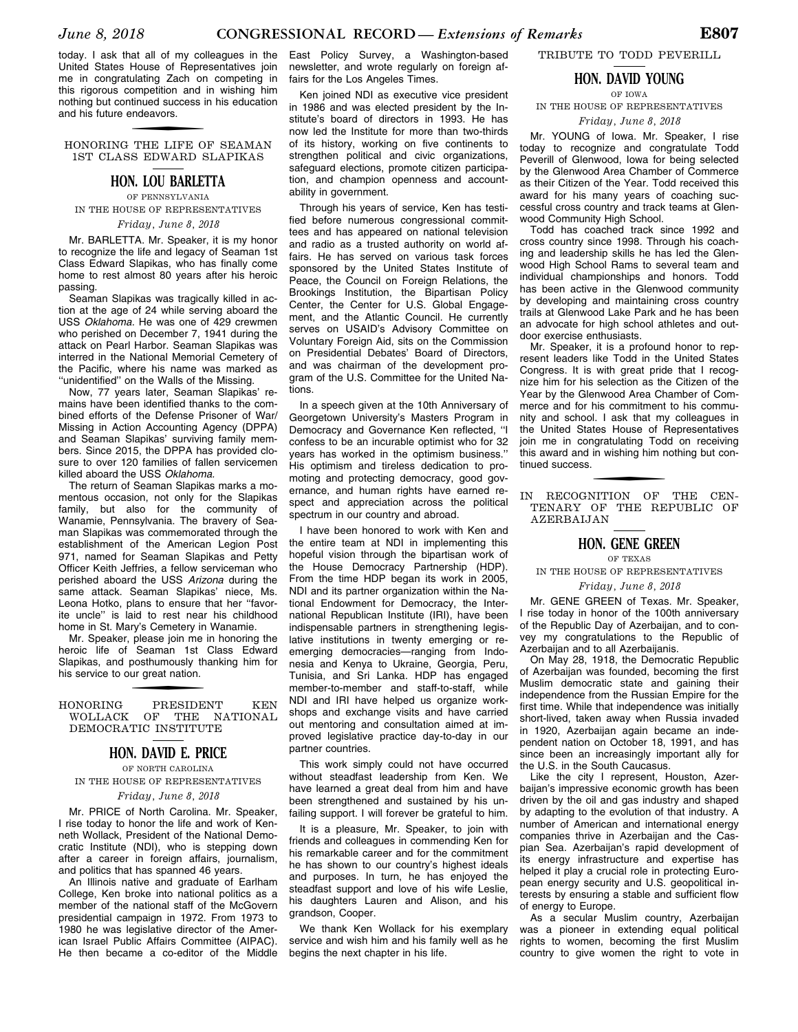today. I ask that all of my colleagues in the United States House of Representatives join me in congratulating Zach on competing in this rigorous competition and in wishing him nothing but continued success in his education and his future endeavors.

## HONORING THE LIFE OF SEAMAN 1ST CLASS EDWARD SLAPIKAS

### HON. LOU BARLETTA

OF PENNSYLVANIA

IN THE HOUSE OF REPRESENTATIVES

*Friday, June 8, 2018*

Mr. BARLETTA. Mr. Speaker, it is my honor to recognize the life and legacy of Seaman 1st Class Edward Slapikas, who has finally come home to rest almost 80 years after his heroic passing.

Seaman Slapikas was tragically killed in action at the age of 24 while serving aboard the USS *Oklahoma.* He was one of 429 crewmen who perished on December 7, 1941 during the attack on Pearl Harbor. Seaman Slapikas was interred in the National Memorial Cemetery of the Pacific, where his name was marked as ''unidentified'' on the Walls of the Missing.

Now, 77 years later, Seaman Slapikas' remains have been identified thanks to the combined efforts of the Defense Prisoner of War/Missing in Action Accounting Agency (DPPA) and Seaman Slapikas' surviving family members. Since 2015, the DPPA has provided closure to over 120 families of fallen servicemen killed aboard the USS *Oklahoma.*

The return of Seaman Slapikas marks a momentous occasion, not only for the Slapikas family, but also for the community of Wanamie, Pennsylvania. The bravery of Seaman Slapikas was commemorated through the establishment of the American Legion Post 971, named for Seaman Slapikas and Petty Officer Keith Jeffries, a fellow serviceman who perished aboard the USS *Arizona* during the same attack. Seaman Slapikas' niece, Ms. Leona Hotko, plans to ensure that her ''favorite uncle'' is laid to rest near his childhood home in St. Mary's Cemetery in Wanamie.

Mr. Speaker, please join me in honoring the heroic life of Seaman 1st Class Edward Slapikas, and posthumously thanking him for his service to our great nation.

## HONORING PRESIDENT KEN WOLLACK OF THE NATIONAL DEMOCRATIC INSTITUTE

### HON. DAVID E. PRICE

OF NORTH CAROLINA

IN THE HOUSE OF REPRESENTATIVES

*Friday, June 8, 2018*

Mr. PRICE of North Carolina. Mr. Speaker, I rise today to honor the life and work of Kenneth Wollack, President of the National Democratic Institute (NDI), who is stepping down after a career in foreign affairs, journalism, and politics that has spanned 46 years.

An Illinois native and graduate of Earlham College, Ken broke into national politics as a member of the national staff of the McGovern presidential campaign in 1972. From 1973 to 1980 he was legislative director of the American Israel Public Affairs Committee (AIPAC). He then became a co-editor of the Middle East Policy Survey, a Washington-based newsletter, and wrote regularly on foreign affairs for the Los Angeles Times.

Ken joined NDI as executive vice president in 1986 and was elected president by the Institute's board of directors in 1993. He has now led the Institute for more than two-thirds of its history, working on five continents to strengthen political and civic organizations, safeguard elections, promote citizen participation, and champion openness and accountability in government.

Through his years of service, Ken has testified before numerous congressional committees and has appeared on national television and radio as a trusted authority on world affairs. He has served on various task forces sponsored by the United States Institute of Peace, the Council on Foreign Relations, the Brookings Institution, the Bipartisan Policy Center, the Center for U.S. Global Engagement, and the Atlantic Council. He currently serves on USAID's Advisory Committee on Voluntary Foreign Aid, sits on the Commission on Presidential Debates' Board of Directors, and was chairman of the development program of the U.S. Committee for the United Nations.

In a speech given at the 10th Anniversary of Georgetown University's Masters Program in Democracy and Governance Ken reflected, ''I confess to be an incurable optimist who for 32 years has worked in the optimism business.'' His optimism and tireless dedication to promoting and protecting democracy, good governance, and human rights have earned respect and appreciation across the political spectrum in our country and abroad.

I have been honored to work with Ken and the entire team at NDI in implementing this hopeful vision through the bipartisan work of the House Democracy Partnership (HDP). From the time HDP began its work in 2005, NDI and its partner organization within the National Endowment for Democracy, the International Republican Institute (IRI), have been indispensable partners in strengthening legislative institutions in twenty emerging or re-emerging democracies—ranging from Indonesia and Kenya to Ukraine, Georgia, Peru, Tunisia, and Sri Lanka. HDP has engaged member-to-member and staff-to-staff, while NDI and IRI have helped us organize workshops and exchange visits and have carried out mentoring and consultation aimed at improved legislative practice day-to-day in our partner countries.

This work simply could not have occurred without steadfast leadership from Ken. We have learned a great deal from him and have been strengthened and sustained by his unfailing support. I will forever be grateful to him.

It is a pleasure, Mr. Speaker, to join with friends and colleagues in commending Ken for his remarkable career and for the commitment he has shown to our country's highest ideals and purposes. In turn, he has enjoyed the steadfast support and love of his wife Leslie, his daughters Lauren and Alison, and his grandson, Cooper.

We thank Ken Wollack for his exemplary service and wish him and his family well as he begins the next chapter in his life.

## TRIBUTE TO TODD PEVERILL

### HON. DAVID YOUNG

OF IOWA

IN THE HOUSE OF REPRESENTATIVES

*Friday, June 8, 2018*

Mr. YOUNG of Iowa. Mr. Speaker, I rise today to recognize and congratulate Todd Peverill of Glenwood, Iowa for being selected by the Glenwood Area Chamber of Commerce as their Citizen of the Year. Todd received this award for his many years of coaching successful cross country and track teams at Glenwood Community High School.

Todd has coached track since 1992 and cross country since 1998. Through his coaching and leadership skills he has led the Glenwood High School Rams to several team and individual championships and honors. Todd has been active in the Glenwood community by developing and maintaining cross country trails at Glenwood Lake Park and he has been an advocate for high school athletes and outdoor exercise enthusiasts.

Mr. Speaker, it is a profound honor to represent leaders like Todd in the United States Congress. It is with great pride that I recognize him for his selection as the Citizen of the Year by the Glenwood Area Chamber of Commerce and for his commitment to his community and school. I ask that my colleagues in the United States House of Representatives join me in congratulating Todd on receiving this award and in wishing him nothing but continued success.

## IN RECOGNITION OF THE CENTENARY OF THE REPUBLIC OF AZERBAIJAN

### HON. GENE GREEN

OF TEXAS

IN THE HOUSE OF REPRESENTATIVES

*Friday, June 8, 2018*

Mr. GENE GREEN of Texas. Mr. Speaker, I rise today in honor of the 100th anniversary of the Republic Day of Azerbaijan, and to convey my congratulations to the Republic of Azerbaijan and to all Azerbaijanis.

On May 28, 1918, the Democratic Republic of Azerbaijan was founded, becoming the first Muslim democratic state and gaining their independence from the Russian Empire for the first time. While that independence was initially short-lived, taken away when Russia invaded in 1920, Azerbaijan again became an independent nation on October 18, 1991, and has since been an increasingly important ally for the U.S. in the South Caucasus.

Like the city I represent, Houston, Azerbaijan's impressive economic growth has been driven by the oil and gas industry and shaped by adapting to the evolution of that industry. A number of American and international energy companies thrive in Azerbaijan and the Caspian Sea. Azerbaijan's rapid development of its energy infrastructure and expertise has helped it play a crucial role in protecting European energy security and U.S. geopolitical interests by ensuring a stable and sufficient flow of energy to Europe.

As a secular Muslim country, Azerbaijan was a pioneer in extending equal political rights to women, becoming the first Muslim country to give women the right to vote in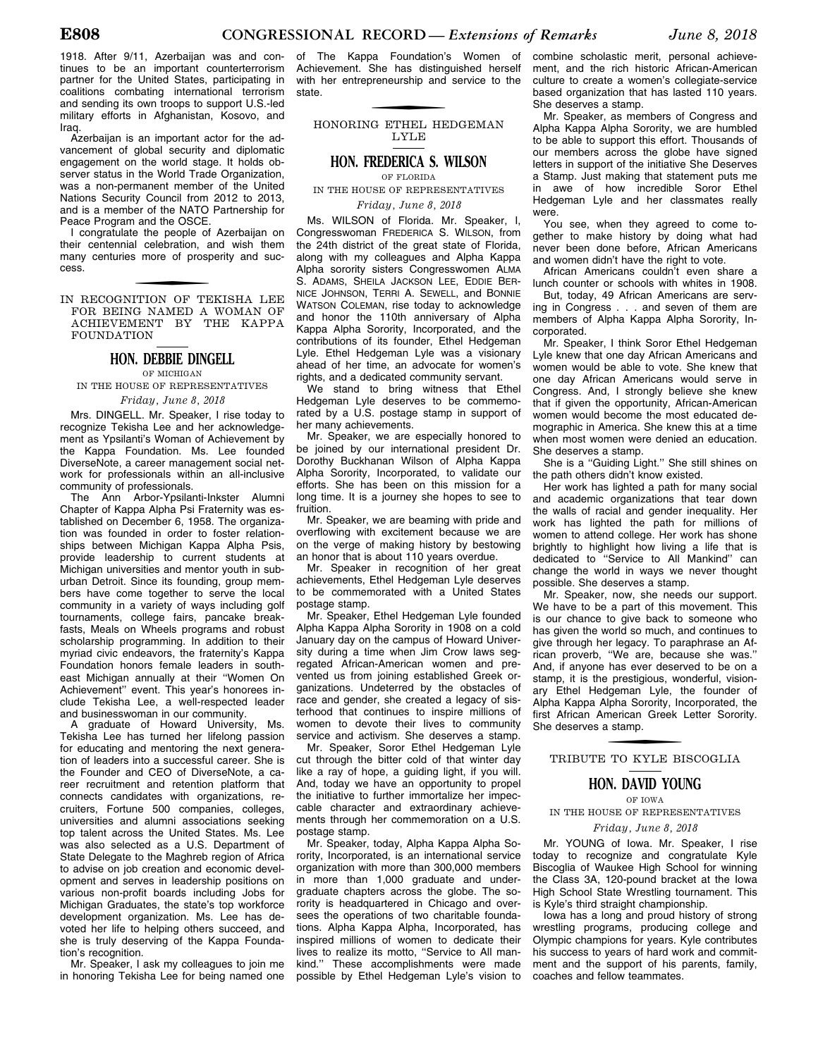1918. After 9/11, Azerbaijan was and continues to be an important counterterrorism partner for the United States, participating in coalitions combating international terrorism and sending its own troops to support U.S.-led military efforts in Afghanistan, Kosovo, and Iraq.

Azerbaijan is an important actor for the advancement of global security and diplomatic engagement on the world stage. It holds observer status in the World Trade Organization, was a non-permanent member of the United Nations Security Council from 2012 to 2013, and is a member of the NATO Partnership for Peace Program and the OSCE.

I congratulate the people of Azerbaijan on their centennial celebration, and wish them many centuries more of prosperity and success.

## IN RECOGNITION OF TEKISHA LEE FOR BEING NAMED A WOMAN OF ACHIEVEMENT BY THE KAPPA FOUNDATION

### HON. DEBBIE DINGELL

OF MICHIGAN

IN THE HOUSE OF REPRESENTATIVES

*Friday, June 8, 2018*

Mrs. DINGELL. Mr. Speaker, I rise today to recognize Tekisha Lee and her acknowledgement as Ypsilanti's Woman of Achievement by the Kappa Foundation. Ms. Lee founded DiverseNote, a career management social network for professionals within an all-inclusive community of professionals.

The Ann Arbor-Ypsilanti-Inkster Alumni Chapter of Kappa Alpha Psi Fraternity was established on December 6, 1958. The organization was founded in order to foster relationships between Michigan Kappa Alpha Psis, provide leadership to current students at Michigan universities and mentor youth in suburban Detroit. Since its founding, group members have come together to serve the local community in a variety of ways including golf tournaments, college fairs, pancake breakfasts, Meals on Wheels programs and robust scholarship programming. In addition to their myriad civic endeavors, the fraternity's Kappa Foundation honors female leaders in southeast Michigan annually at their "Women On Achievement" event. This year's honorees include Tekisha Lee, a well-respected leader and businesswoman in our community.

A graduate of Howard University, Ms. Tekisha Lee has turned her lifelong passion for educating and mentoring the next generation of leaders into a successful career. She is the Founder and CEO of DiverseNote, a career recruitment and retention platform that connects candidates with organizations, recruiters, Fortune 500 companies, colleges, universities and alumni associations seeking top talent across the United States. Ms. Lee was also selected as a U.S. Department of State Delegate to the Maghreb region of Africa to advise on job creation and economic development and serves in leadership positions on various non-profit boards including Jobs for Michigan Graduates, the state's top workforce development organization. Ms. Lee has devoted her life to helping others succeed, and she is truly deserving of the Kappa Foundation's recognition.

Mr. Speaker, I ask my colleagues to join me in honoring Tekisha Lee for being named one of The Kappa Foundation's Women of Achievement. She has distinguished herself with her entrepreneurship and service to the state.

## HONORING ETHEL HEDGEMAN LYLE

### HON. FREDERICA S. WILSON

OF FLORIDA

IN THE HOUSE OF REPRESENTATIVES

*Friday, June 8, 2018*

Ms. WILSON of Florida. Mr. Speaker, I, Congresswoman FREDERICA S. WILSON, from the 24th district of the great state of Florida, along with my colleagues and Alpha Kappa Alpha sorority sisters Congresswomen ALMA S. ADAMS, SHEILA JACKSON LEE, EDDIE BERNICE JOHNSON, TERRI A. SEWELL, and BONNIE WATSON COLEMAN, rise today to acknowledge and honor the 110th anniversary of Alpha Kappa Alpha Sorority, Incorporated, and the contributions of its founder, Ethel Hedgeman Lyle. Ethel Hedgeman Lyle was a visionary ahead of her time, an advocate for women's rights, and a dedicated community servant.

We stand to bring witness that Ethel Hedgeman Lyle deserves to be commemorated by a U.S. postage stamp in support of her many achievements.

Mr. Speaker, we are especially honored to be joined by our international president Dr. Dorothy Buckhanan Wilson of Alpha Kappa Alpha Sorority, Incorporated, to validate our efforts. She has been on this mission for a long time. It is a journey she hopes to see to fruition.

Mr. Speaker, we are beaming with pride and overflowing with excitement because we are on the verge of making history by bestowing an honor that is about 110 years overdue.

Mr. Speaker in recognition of her great achievements, Ethel Hedgeman Lyle deserves to be commemorated with a United States postage stamp.

Mr. Speaker, Ethel Hedgeman Lyle founded Alpha Kappa Alpha Sorority in 1908 on a cold January day on the campus of Howard University during a time when Jim Crow laws segregated African-American women and prevented us from joining established Greek organizations. Undeterred by the obstacles of race and gender, she created a legacy of sisterhood that continues to inspire millions of women to devote their lives to community service and activism. She deserves a stamp.

Mr. Speaker, Soror Ethel Hedgeman Lyle cut through the bitter cold of that winter day like a ray of hope, a guiding light, if you will. And, today we have an opportunity to propel the initiative to further immortalize her impeccable character and extraordinary achievements through her commemoration on a U.S. postage stamp.

Mr. Speaker, today, Alpha Kappa Alpha Sorority, Incorporated, is an international service organization with more than 300,000 members in more than 1,000 graduate and undergraduate chapters across the globe. The sorority is headquartered in Chicago and oversees the operations of two charitable foundations. Alpha Kappa Alpha, Incorporated, has inspired millions of women to dedicate their lives to realize its motto, "Service to All mankind." These accomplishments were made possible by Ethel Hedgeman Lyle's vision to combine scholastic merit, personal achievement, and the rich historic African-American culture to create a women's collegiate-service based organization that has lasted 110 years. She deserves a stamp.

Mr. Speaker, as members of Congress and Alpha Kappa Alpha Sorority, we are humbled to be able to support this effort. Thousands of our members across the globe have signed letters in support of the initiative She Deserves a Stamp. Just making that statement puts me in awe of how incredible Soror Ethel Hedgeman Lyle and her classmates really were.

You see, when they agreed to come together to make history by doing what had never been done before, African Americans and women didn't have the right to vote.

African Americans couldn't even share a lunch counter or schools with whites in 1908.

But, today, 49 African Americans are serving in Congress . . . and seven of them are members of Alpha Kappa Alpha Sorority, Incorporated.

Mr. Speaker, I think Soror Ethel Hedgeman Lyle knew that one day African Americans and women would be able to vote. She knew that one day African Americans would serve in Congress. And, I strongly believe she knew that if given the opportunity, African-American women would become the most educated demographic in America. She knew this at a time when most women were denied an education. She deserves a stamp.

She is a "Guiding Light." She still shines on the path others didn't know existed.

Her work has lighted a path for many social and academic organizations that tear down the walls of racial and gender inequality. Her work has lighted the path for millions of women to attend college. Her work has shone brightly to highlight how living a life that is dedicated to "Service to All Mankind" can change the world in ways we never thought possible. She deserves a stamp.

Mr. Speaker, now, she needs our support. We have to be a part of this movement. This is our chance to give back to someone who has given the world so much, and continues to give through her legacy. To paraphrase an African proverb, "We are, because she was." And, if anyone has ever deserved to be on a stamp, it is the prestigious, wonderful, visionary Ethel Hedgeman Lyle, the founder of Alpha Kappa Alpha Sorority, Incorporated, the first African American Greek Letter Sorority. She deserves a stamp.

## TRIBUTE TO KYLE BISCOGLIA

### HON. DAVID YOUNG

OF IOWA

IN THE HOUSE OF REPRESENTATIVES

*Friday, June 8, 2018*

Mr. YOUNG of Iowa. Mr. Speaker, I rise today to recognize and congratulate Kyle Biscoglia of Waukee High School for winning the Class 3A, 120-pound bracket at the Iowa High School State Wrestling tournament. This is Kyle's third straight championship.

Iowa has a long and proud history of strong wrestling programs, producing college and Olympic champions for years. Kyle contributes his success to years of hard work and commitment and the support of his parents, family, coaches and fellow teammates.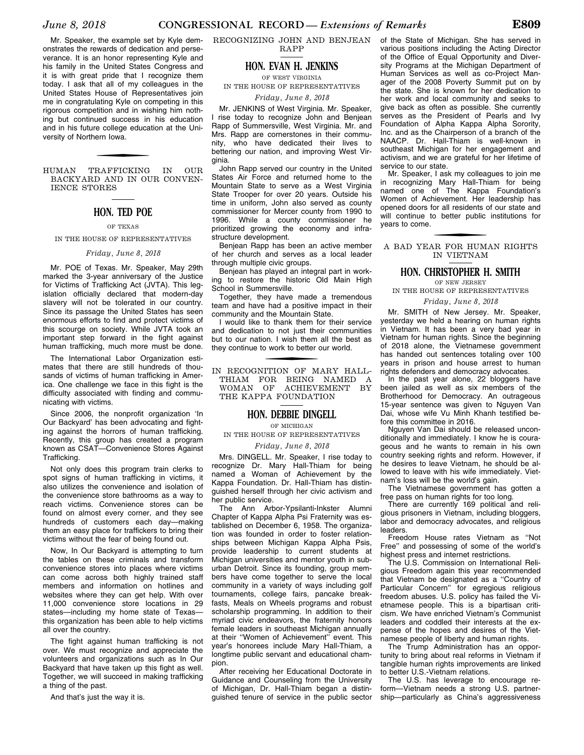Mr. Speaker, the example set by Kyle demonstrates the rewards of dedication and perseverance. It is an honor representing Kyle and his family in the United States Congress and it is with great pride that I recognize them today. I ask that all of my colleagues in the United States House of Representatives join me in congratulating Kyle on competing in this rigorous competition and in wishing him nothing but continued success in his education and in his future college education at the University of Northern Iowa.

## HUMAN TRAFFICKING IN OUR BACKYARD AND IN OUR CONVENIENCE STORES

### HON. TED POE

OF TEXAS

IN THE HOUSE OF REPRESENTATIVES

*Friday, June 8, 2018*

Mr. POE of Texas. Mr. Speaker, May 29th marked the 3-year anniversary of the Justice for Victims of Trafficking Act (JVTA). This legislation officially declared that modern-day slavery will not be tolerated in our country. Since its passage the United States has seen enormous efforts to find and protect victims of this scourge on society. While JVTA took an important step forward in the fight against human trafficking, much more must be done.

The International Labor Organization estimates that there are still hundreds of thousands of victims of human trafficking in America. One challenge we face in this fight is the difficulty associated with finding and communicating with victims.

Since 2006, the nonprofit organization 'In Our Backyard' has been advocating and fighting against the horrors of human trafficking. Recently, this group has created a program known as CSAT—Convenience Stores Against Trafficking.

Not only does this program train clerks to spot signs of human trafficking in victims, it also utilizes the convenience and isolation of the convenience store bathrooms as a way to reach victims. Convenience stores can be found on almost every corner, and they see hundreds of customers each day—making them an easy place for traffickers to bring their victims without the fear of being found out.

Now, In Our Backyard is attempting to turn the tables on these criminals and transform convenience stores into places where victims can come across both highly trained staff members and information on hotlines and websites where they can get help. With over 11,000 convenience store locations in 29 states—including my home state of Texas—this organization has been able to help victims all over the country.

The fight against human trafficking is not over. We must recognize and appreciate the volunteers and organizations such as In Our Backyard that have taken up this fight as well. Together, we will succeed in making trafficking a thing of the past.

And that's just the way it is.

## RECOGNIZING JOHN AND BENJEAN RAPP

### HON. EVAN H. JENKINS

OF WEST VIRGINIA

IN THE HOUSE OF REPRESENTATIVES

*Friday, June 8, 2018*

Mr. JENKINS of West Virginia. Mr. Speaker, I rise today to recognize John and Benjean Rapp of Summersville, West Virginia. Mr. and Mrs. Rapp are cornerstones in their community, who have dedicated their lives to bettering our nation, and improving West Virginia.

John Rapp served our country in the United States Air Force and returned home to the Mountain State to serve as a West Virginia State Trooper for over 20 years. Outside his time in uniform, John also served as county commissioner for Mercer county from 1990 to 1996. While a county commissioner he prioritized growing the economy and infrastructure development.

Benjean Rapp has been an active member of her church and serves as a local leader through multiple civic groups.

Benjean has played an integral part in working to restore the historic Old Main High School in Summersville.

Together, they have made a tremendous team and have had a positive impact in their community and the Mountain State.

I would like to thank them for their service and dedication to not just their communities but to our nation. I wish them all the best as they continue to work to better our world.

## IN RECOGNITION OF MARY HALL-THIAM FOR BEING NAMED A WOMAN OF ACHIEVEMENT BY THE KAPPA FOUNDATION

### HON. DEBBIE DINGELL

OF MICHIGAN

IN THE HOUSE OF REPRESENTATIVES

*Friday, June 8, 2018*

Mrs. DINGELL. Mr. Speaker, I rise today to recognize Dr. Mary Hall-Thiam for being named a Woman of Achievement by the Kappa Foundation. Dr. Hall-Thiam has distinguished herself through her civic activism and her public service.

The Ann Arbor-Ypsilanti-Inkster Alumni Chapter of Kappa Alpha Psi Fraternity was established on December 6, 1958. The organization was founded in order to foster relationships between Michigan Kappa Alpha Psis, provide leadership to current students at Michigan universities and mentor youth in suburban Detroit. Since its founding, group members have come together to serve the local community in a variety of ways including golf tournaments, college fairs, pancake breakfasts, Meals on Wheels programs and robust scholarship programming. In addition to their myriad civic endeavors, the fraternity honors female leaders in southeast Michigan annually at their "Women of Achievement" event. This year's honorees include Mary Hall-Thiam, a longtime public servant and educational champion.

After receiving her Educational Doctorate in Guidance and Counseling from the University of Michigan, Dr. Hall-Thiam began a distinguished tenure of service in the public sector of the State of Michigan. She has served in various positions including the Acting Director of the Office of Equal Opportunity and Diversity Programs at the Michigan Department of Human Services as well as co-Project Manager of the 2008 Poverty Summit put on by the state. She is known for her dedication to her work and local community and seeks to give back as often as possible. She currently serves as the President of Pearls and Ivy Foundation of Alpha Kappa Alpha Sorority, Inc. and as the Chairperson of a branch of the NAACP. Dr. Hall-Thiam is well-known in southeast Michigan for her engagement and activism, and we are grateful for her lifetime of service to our state.

Mr. Speaker, I ask my colleagues to join me in recognizing Mary Hall-Thiam for being named one of The Kappa Foundation's Women of Achievement. Her leadership has opened doors for all residents of our state and will continue to better public institutions for years to come.

## A BAD YEAR FOR HUMAN RIGHTS IN VIETNAM

### HON. CHRISTOPHER H. SMITH

OF NEW JERSEY

IN THE HOUSE OF REPRESENTATIVES

*Friday, June 8, 2018*

Mr. SMITH of New Jersey. Mr. Speaker, yesterday we held a hearing on human rights in Vietnam. It has been a very bad year in Vietnam for human rights. Since the beginning of 2018 alone, the Vietnamese government has handed out sentences totaling over 100 years in prison and house arrest to human rights defenders and democracy advocates.

In the past year alone, 22 bloggers have been jailed as well as six members of the Brotherhood for Democracy. An outrageous 15-year sentence was given to Nguyen Van Dai, whose wife Vu Minh Khanh testified before this committee in 2016.

Nguyen Van Dai should be released unconditionally and immediately. I know he is courageous and he wants to remain in his own country seeking rights and reform. However, if he desires to leave Vietnam, he should be allowed to leave with his wife immediately. Vietnam's loss will be the world's gain.

The Vietnamese government has gotten a free pass on human rights for too long.

There are currently 169 political and religious prisoners in Vietnam, including bloggers, labor and democracy advocates, and religious leaders.

Freedom House rates Vietnam as "Not Free" and possessing of some of the world's highest press and internet restrictions.

The U.S. Commission on International Religious Freedom again this year recommended that Vietnam be designated as a "Country of Particular Concern" for egregious religious freedom abuses. U.S. policy has failed the Vietnamese people. This is a bipartisan criticism. We have enriched Vietnam's Communist leaders and coddled their interests at the expense of the hopes and desires of the Vietnamese people of liberty and human rights.

The Trump Administration has an opportunity to bring about real reforms in Vietnam if tangible human rights improvements are linked to better U.S.-Vietnam relations.

The U.S. has leverage to encourage reform—Vietnam needs a strong U.S. partnership—particularly as China's aggressiveness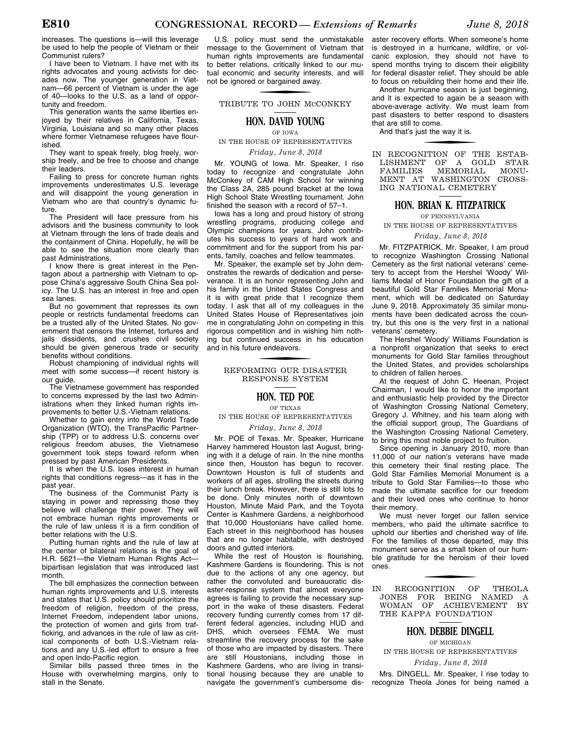increases. The questions is—will this leverage be used to help the people of Vietnam or their Communist rulers?

I have been to Vietnam. I have met with its rights advocates and young activists for decades now. The younger generation in Vietnam—66 percent of Vietnam is under the age of 40—looks to the U.S. as a land of opportunity and freedom.

This generation wants the same liberties enjoyed by their relatives in California, Texas, Virginia, Louisiana and so many other places where former Vietnamese refugees have flourished.

They want to speak freely, blog freely, worship freely, and be free to choose and change their leaders.

Failing to press for concrete human rights improvements underestimates U.S. leverage and will disappoint the young generation in Vietnam who are that country's dynamic future.

The President will face pressure from his advisors and the business community to look at Vietnam through the lens of trade deals and the containment of China. Hopefully, he will be able to see the situation more clearly than past Administrations.

I know there is great interest in the Pentagon about a partnership with Vietnam to oppose China's aggressive South China Sea policy. The U.S. has an interest in free and open sea lanes.

But no government that represses its own people or restricts fundamental freedoms can be a trusted ally of the United States. No government that censors the Internet, tortures and jails dissidents, and crushes civil society should be given generous trade or security benefits without conditions.

Robust championing of individual rights will meet with some success—if recent history is our guide.

The Vietnamese government has responded to concerns expressed by the last two Administrations when they linked human rights improvements to better U.S.-Vietnam relations.

Whether to gain entry into the World Trade Organization (WTO), the TransPacific Partnership (TPP) or to address U.S. concerns over religious freedom abuses, the Vietnamese government took steps toward reform when pressed by past American Presidents.

It is when the U.S. loses interest in human rights that conditions regress—as it has in the past year.

The business of the Communist Party is staying in power and repressing those they believe will challenge their power. They will not embrace human rights improvements or the rule of law unless it is a firm condition of better relations with the U.S.

Putting human rights and the rule of law at the center of bilateral relations is the goal of H.R. 5621—the Vietnam Human Rights Act—bipartisan legislation that was introduced last month.

The bill emphasizes the connection between human rights improvements and U.S. interests and states that U.S. policy should prioritize the freedom of religion, freedom of the press, Internet Freedom, independent labor unions, the protection of women and girls from trafficking, and advances in the rule of law as critical components of both U.S.-Vietnam relations and any U.S.-led effort to ensure a free and open Indo-Pacific region.

Similar bills passed three times in the House with overwhelming margins, only to stall in the Senate.

U.S. policy must send the unmistakable message to the Government of Vietnam that human rights improvements are fundamental to better relations, critically linked to our mutual economic and security interests, and will not be ignored or bargained away.

## TRIBUTE TO JOHN McCONKEY

### HON. DAVID YOUNG
OF IOWA
IN THE HOUSE OF REPRESENTATIVES
*Friday, June 8, 2018*

Mr. YOUNG of Iowa. Mr. Speaker, I rise today to recognize and congratulate John McConkey of CAM High School for winning the Class 2A, 285 pound bracket at the Iowa High School State Wrestling tournament. John finished the season with a record of 57–1.

Iowa has a long and proud history of strong wrestling programs, producing college and Olympic champions for years. John contributes his success to years of hard work and commitment and for the support from his parents, family, coaches and fellow teammates.

Mr. Speaker, the example set by John demonstrates the rewards of dedication and perseverance. It is an honor representing John and his family in the United States Congress and it is with great pride that I recognize them today. I ask that all of my colleagues in the United States House of Representatives join me in congratulating John on competing in this rigorous competition and in wishing him nothing but continued success in his education and in his future endeavors.

## REFORMING OUR DISASTER RESPONSE SYSTEM

### HON. TED POE
OF TEXAS
IN THE HOUSE OF REPRESENTATIVES
*Friday, June 8, 2018*

Mr. POE of Texas. Mr. Speaker, Hurricane Harvey hammered Houston last August, bringing with it a deluge of rain. In the nine months since then, Houston has begun to recover. Downtown Houston is full of students and workers of all ages, strolling the streets during their lunch break. However, there is still lots to be done. Only minutes north of downtown Houston, Minute Maid Park, and the Toyota Center is Kashmere Gardens, a neighborhood that 10,000 Houstonians have called home. Each street in this neighborhood has houses that are no longer habitable, with destroyed doors and gutted interiors.

While the rest of Houston is flourishing, Kashmere Gardens is floundering. This is not due to the actions of any one agency, but rather the convoluted and bureaucratic disaster-response system that almost everyone agrees is failing to provide the necessary support in the wake of these disasters. Federal recovery funding currently comes from 17 different federal agencies, including HUD and DHS, which oversees FEMA. We must streamline the recovery process for the sake of those who are impacted by disasters. There are still Houstonians, including those in Kashmere Gardens, who are living in transitional housing because they are unable to navigate the government's cumbersome disaster recovery efforts. When someone's home is destroyed in a hurricane, wildfire, or volcanic explosion, they should not have to spend months trying to discern their eligibility for federal disaster relief. They should be able to focus on rebuilding their home and their life.

Another hurricane season is just beginning, and it is expected to again be a season with above-average activity. We must learn from past disasters to better respond to disasters that are still to come.

And that's just the way it is.

## IN RECOGNITION OF THE ESTABLISHMENT OF A GOLD STAR FAMILIES MEMORIAL MONUMENT AT WASHINGTON CROSSING NATIONAL CEMETERY

### HON. BRIAN K. FITZPATRICK
OF PENNSYLVANIA
IN THE HOUSE OF REPRESENTATIVES
*Friday, June 8, 2018*

Mr. FITZPATRICK. Mr. Speaker, I am proud to recognize Washington Crossing National Cemetery as the first national veterans' cemetery to accept from the Hershel 'Woody' Williams Medal of Honor Foundation the gift of a beautiful Gold Star Families Memorial Monument, which will be dedicated on Saturday June 9, 2018. Approximately 35 similar monuments have been dedicated across the country, but this one is the very first in a national veterans' cemetery.

The Hershel 'Woody' Williams Foundation is a nonprofit organization that seeks to erect monuments for Gold Star families throughout the United States, and provides scholarships to children of fallen heroes.

At the request of John C. Heenan, Project Chairman, I would like to honor the important and enthusiastic help provided by the Director of Washington Crossing National Cemetery, Gregory J. Whitney, and his team along with the official support group, The Guardians of the Washington Crossing National Cemetery, to bring this most noble project to fruition.

Since opening in January 2010, more than 11,000 of our nation's veterans have made this cemetery their final resting place. The Gold Star Families Memorial Monument is a tribute to Gold Star Families—to those who made the ultimate sacrifice for our freedom and their loved ones who continue to honor their memory.

We must never forget our fallen service members, who paid the ultimate sacrifice to uphold our liberties and cherished way of life. For the families of those departed, may this monument serve as a small token of our humble gratitude for the heroism of their loved ones.

## IN RECOGNITION OF THEOLA JONES FOR BEING NAMED A WOMAN OF ACHIEVEMENT BY THE KAPPA FOUNDATION

### HON. DEBBIE DINGELL
OF MICHIGAN
IN THE HOUSE OF REPRESENTATIVES
*Friday, June 8, 2018*

Mrs. DINGELL. Mr. Speaker, I rise today to recognize Theola Jones for being named a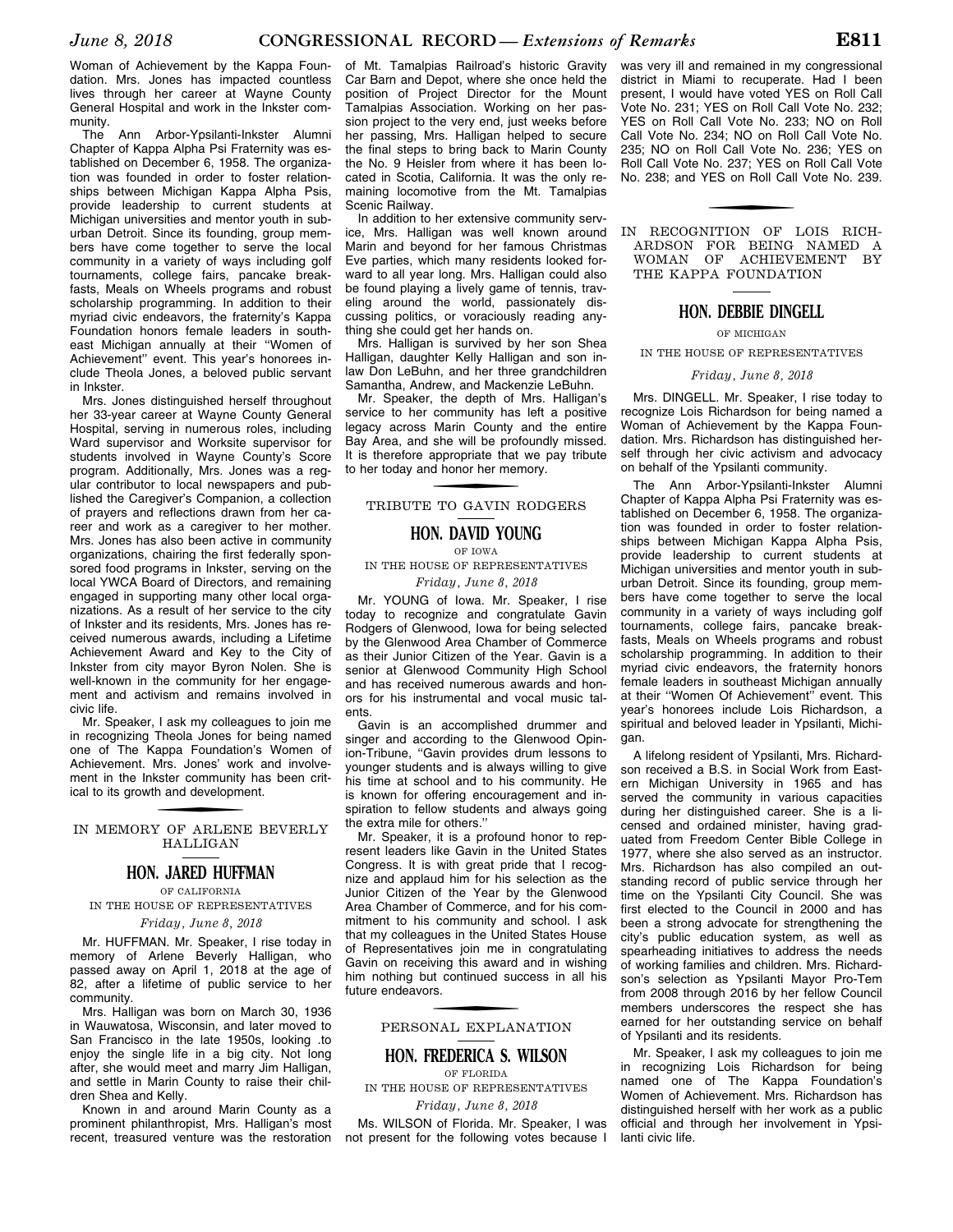Woman of Achievement by the Kappa Foundation. Mrs. Jones has impacted countless lives through her career at Wayne County General Hospital and work in the Inkster community.

The Ann Arbor-Ypsilanti-Inkster Alumni Chapter of Kappa Alpha Psi Fraternity was established on December 6, 1958. The organization was founded in order to foster relationships between Michigan Kappa Alpha Psis, provide leadership to current students at Michigan universities and mentor youth in suburban Detroit. Since its founding, group members have come together to serve the local community in a variety of ways including golf tournaments, college fairs, pancake breakfasts, Meals on Wheels programs and robust scholarship programming. In addition to their myriad civic endeavors, the fraternity's Kappa Foundation honors female leaders in southeast Michigan annually at their "Women of Achievement" event. This year's honorees include Theola Jones, a beloved public servant in Inkster.

Mrs. Jones distinguished herself throughout her 33-year career at Wayne County General Hospital, serving in numerous roles, including Ward supervisor and Worksite supervisor for students involved in Wayne County's Score program. Additionally, Mrs. Jones was a regular contributor to local newspapers and published the Caregiver's Companion, a collection of prayers and reflections drawn from her career and work as a caregiver to her mother. Mrs. Jones has also been active in community organizations, chairing the first federally sponsored food programs in Inkster, serving on the local YWCA Board of Directors, and remaining engaged in supporting many other local organizations. As a result of her service to the city of Inkster and its residents, Mrs. Jones has received numerous awards, including a Lifetime Achievement Award and Key to the City of Inkster from city mayor Byron Nolen. She is well-known in the community for her engagement and activism and remains involved in civic life.

Mr. Speaker, I ask my colleagues to join me in recognizing Theola Jones for being named one of The Kappa Foundation's Women of Achievement. Mrs. Jones' work and involvement in the Inkster community has been critical to its growth and development.

## IN MEMORY OF ARLENE BEVERLY HALLIGAN

### HON. JARED HUFFMAN
OF CALIFORNIA
IN THE HOUSE OF REPRESENTATIVES
*Friday, June 8, 2018*

Mr. HUFFMAN. Mr. Speaker, I rise today in memory of Arlene Beverly Halligan, who passed away on April 1, 2018 at the age of 82, after a lifetime of public service to her community.

Mrs. Halligan was born on March 30, 1936 in Wauwatosa, Wisconsin, and later moved to San Francisco in the late 1950s, looking .to enjoy the single life in a big city. Not long after, she would meet and marry Jim Halligan, and settle in Marin County to raise their children Shea and Kelly.

Known in and around Marin County as a prominent philanthropist, Mrs. Halligan's most recent, treasured venture was the restoration of Mt. Tamalpias Railroad's historic Gravity Car Barn and Depot, where she once held the position of Project Director for the Mount Tamalpias Association. Working on her passion project to the very end, just weeks before her passing, Mrs. Halligan helped to secure the final steps to bring back to Marin County the No. 9 Heisler from where it has been located in Scotia, California. It was the only remaining locomotive from the Mt. Tamalpias Scenic Railway.

In addition to her extensive community service, Mrs. Halligan was well known around Marin and beyond for her famous Christmas Eve parties, which many residents looked forward to all year long. Mrs. Halligan could also be found playing a lively game of tennis, traveling around the world, passionately discussing politics, or voraciously reading anything she could get her hands on.

Mrs. Halligan is survived by her son Shea Halligan, daughter Kelly Halligan and son inlaw Don LeBuhn, and her three grandchildren Samantha, Andrew, and Mackenzie LeBuhn.

Mr. Speaker, the depth of Mrs. Halligan's service to her community has left a positive legacy across Marin County and the entire Bay Area, and she will be profoundly missed. It is therefore appropriate that we pay tribute to her today and honor her memory.

## TRIBUTE TO GAVIN RODGERS

### HON. DAVID YOUNG
OF IOWA
IN THE HOUSE OF REPRESENTATIVES
*Friday, June 8, 2018*

Mr. YOUNG of Iowa. Mr. Speaker, I rise today to recognize and congratulate Gavin Rodgers of Glenwood, Iowa for being selected by the Glenwood Area Chamber of Commerce as their Junior Citizen of the Year. Gavin is a senior at Glenwood Community High School and has received numerous awards and honors for his instrumental and vocal music talents.

Gavin is an accomplished drummer and singer and according to the Glenwood Opinion-Tribune, "Gavin provides drum lessons to younger students and is always willing to give his time at school and to his community. He is known for offering encouragement and inspiration to fellow students and always going the extra mile for others."

Mr. Speaker, it is a profound honor to represent leaders like Gavin in the United States Congress. It is with great pride that I recognize and applaud him for his selection as the Junior Citizen of the Year by the Glenwood Area Chamber of Commerce, and for his commitment to his community and school. I ask that my colleagues in the United States House of Representatives join me in congratulating Gavin on receiving this award and in wishing him nothing but continued success in all his future endeavors.

## PERSONAL EXPLANATION

### HON. FREDERICA S. WILSON
OF FLORIDA
IN THE HOUSE OF REPRESENTATIVES
*Friday, June 8, 2018*

Ms. WILSON of Florida. Mr. Speaker, I was not present for the following votes because I was very ill and remained in my congressional district in Miami to recuperate. Had I been present, I would have voted YES on Roll Call Vote No. 231; YES on Roll Call Vote No. 232; YES on Roll Call Vote No. 233; NO on Roll Call Vote No. 234; NO on Roll Call Vote No. 235; NO on Roll Call Vote No. 236; YES on Roll Call Vote No. 237; YES on Roll Call Vote No. 238; and YES on Roll Call Vote No. 239.

## IN RECOGNITION OF LOIS RICHARDSON FOR BEING NAMED A WOMAN OF ACHIEVEMENT BY THE KAPPA FOUNDATION

### HON. DEBBIE DINGELL
OF MICHIGAN
IN THE HOUSE OF REPRESENTATIVES
*Friday, June 8, 2018*

Mrs. DINGELL. Mr. Speaker, I rise today to recognize Lois Richardson for being named a Woman of Achievement by the Kappa Foundation. Mrs. Richardson has distinguished herself through her civic activism and advocacy on behalf of the Ypsilanti community.

The Ann Arbor-Ypsilanti-Inkster Alumni Chapter of Kappa Alpha Psi Fraternity was established on December 6, 1958. The organization was founded in order to foster relationships between Michigan Kappa Alpha Psis, provide leadership to current students at Michigan universities and mentor youth in suburban Detroit. Since its founding, group members have come together to serve the local community in a variety of ways including golf tournaments, college fairs, pancake breakfasts, Meals on Wheels programs and robust scholarship programming. In addition to their myriad civic endeavors, the fraternity honors female leaders in southeast Michigan annually at their "Women Of Achievement" event. This year's honorees include Lois Richardson, a spiritual and beloved leader in Ypsilanti, Michigan.

A lifelong resident of Ypsilanti, Mrs. Richardson received a B.S. in Social Work from Eastern Michigan University in 1965 and has served the community in various capacities during her distinguished career. She is a licensed and ordained minister, having graduated from Freedom Center Bible College in 1977, where she also served as an instructor. Mrs. Richardson has also compiled an outstanding record of public service through her time on the Ypsilanti City Council. She was first elected to the Council in 2000 and has been a strong advocate for strengthening the city's public education system, as well as spearheading initiatives to address the needs of working families and children. Mrs. Richardson's selection as Ypsilanti Mayor Pro-Tem from 2008 through 2016 by her fellow Council members underscores the respect she has earned for her outstanding service on behalf of Ypsilanti and its residents.

Mr. Speaker, I ask my colleagues to join me in recognizing Lois Richardson for being named one of The Kappa Foundation's Women of Achievement. Mrs. Richardson has distinguished herself with her work as a public official and through her involvement in Ypsilanti civic life.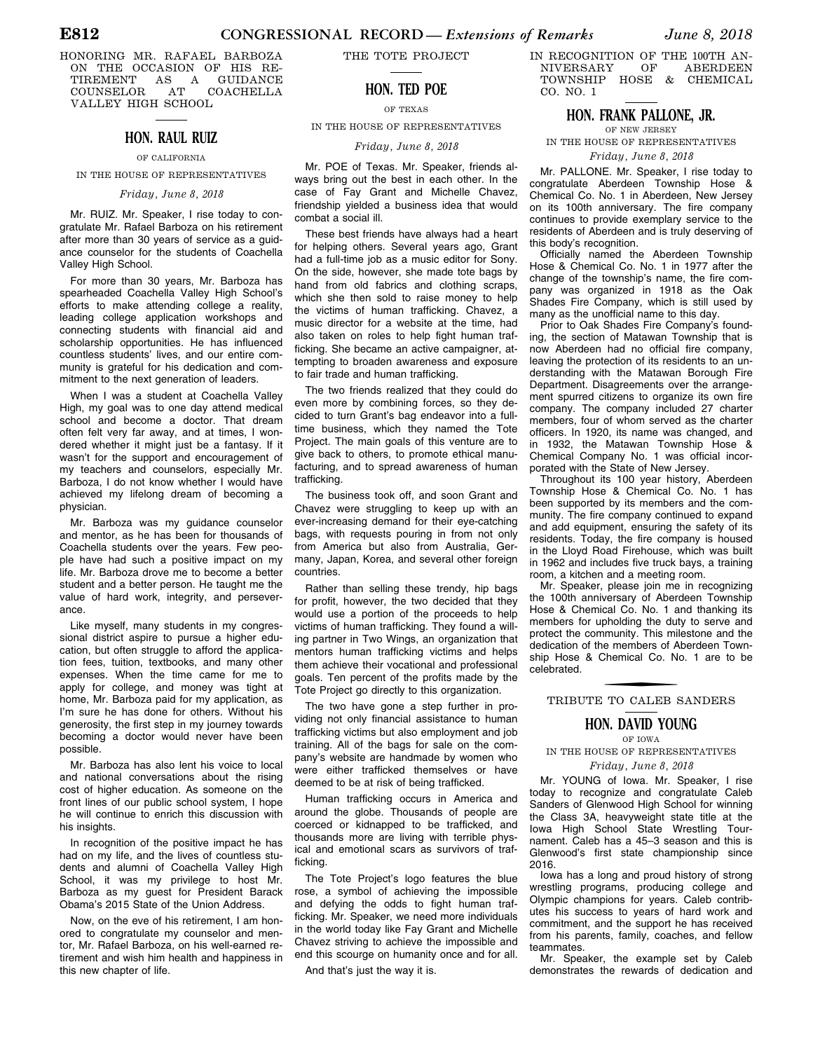## HONORING MR. RAFAEL BARBOZA ON THE OCCASION OF HIS RETIREMENT AS A GUIDANCE COUNSELOR AT COACHELLA VALLEY HIGH SCHOOL

### HON. RAUL RUIZ

OF CALIFORNIA

IN THE HOUSE OF REPRESENTATIVES

*Friday, June 8, 2018*

Mr. RUIZ. Mr. Speaker, I rise today to congratulate Mr. Rafael Barboza on his retirement after more than 30 years of service as a guidance counselor for the students of Coachella Valley High School.

For more than 30 years, Mr. Barboza has spearheaded Coachella Valley High School's efforts to make attending college a reality, leading college application workshops and connecting students with financial aid and scholarship opportunities. He has influenced countless students' lives, and our entire community is grateful for his dedication and commitment to the next generation of leaders.

When I was a student at Coachella Valley High, my goal was to one day attend medical school and become a doctor. That dream often felt very far away, and at times, I wondered whether it might just be a fantasy. If it wasn't for the support and encouragement of my teachers and counselors, especially Mr. Barboza, I do not know whether I would have achieved my lifelong dream of becoming a physician.

Mr. Barboza was my guidance counselor and mentor, as he has been for thousands of Coachella students over the years. Few people have had such a positive impact on my life. Mr. Barboza drove me to become a better student and a better person. He taught me the value of hard work, integrity, and perseverance.

Like myself, many students in my congressional district aspire to pursue a higher education, but often struggle to afford the application fees, tuition, textbooks, and many other expenses. When the time came for me to apply for college, and money was tight at home, Mr. Barboza paid for my application, as I'm sure he has done for others. Without his generosity, the first step in my journey towards becoming a doctor would never have been possible.

Mr. Barboza has also lent his voice to local and national conversations about the rising cost of higher education. As someone on the front lines of our public school system, I hope he will continue to enrich this discussion with his insights.

In recognition of the positive impact he has had on my life, and the lives of countless students and alumni of Coachella Valley High School, it was my privilege to host Mr. Barboza as my guest for President Barack Obama's 2015 State of the Union Address.

Now, on the eve of his retirement, I am honored to congratulate my counselor and mentor, Mr. Rafael Barboza, on his well-earned retirement and wish him health and happiness in this new chapter of life.

## THE TOTE PROJECT

### HON. TED POE

OF TEXAS

IN THE HOUSE OF REPRESENTATIVES

*Friday, June 8, 2018*

Mr. POE of Texas. Mr. Speaker, friends always bring out the best in each other. In the case of Fay Grant and Michelle Chavez, friendship yielded a business idea that would combat a social ill.

These best friends have always had a heart for helping others. Several years ago, Grant had a full-time job as a music editor for Sony. On the side, however, she made tote bags by hand from old fabrics and clothing scraps, which she then sold to raise money to help the victims of human trafficking. Chavez, a music director for a website at the time, had also taken on roles to help fight human trafficking. She became an active campaigner, attempting to broaden awareness and exposure to fair trade and human trafficking.

The two friends realized that they could do even more by combining forces, so they decided to turn Grant's bag endeavor into a full-time business, which they named the Tote Project. The main goals of this venture are to give back to others, to promote ethical manufacturing, and to spread awareness of human trafficking.

The business took off, and soon Grant and Chavez were struggling to keep up with an ever-increasing demand for their eye-catching bags, with requests pouring in from not only from America but also from Australia, Germany, Japan, Korea, and several other foreign countries.

Rather than selling these trendy, hip bags for profit, however, the two decided that they would use a portion of the proceeds to help victims of human trafficking. They found a willing partner in Two Wings, an organization that mentors human trafficking victims and helps them achieve their vocational and professional goals. Ten percent of the profits made by the Tote Project go directly to this organization.

The two have gone a step further in providing not only financial assistance to human trafficking victims but also employment and job training. All of the bags for sale on the company's website are handmade by women who were either trafficked themselves or have deemed to be at risk of being trafficked.

Human trafficking occurs in America and around the globe. Thousands of people are coerced or kidnapped to be trafficked, and thousands more are living with terrible physical and emotional scars as survivors of trafficking.

The Tote Project's logo features the blue rose, a symbol of achieving the impossible and defying the odds to fight human trafficking. Mr. Speaker, we need more individuals in the world today like Fay Grant and Michelle Chavez striving to achieve the impossible and end this scourge on humanity once and for all.

And that's just the way it is.

## IN RECOGNITION OF THE 100TH ANNIVERSARY OF ABERDEEN TOWNSHIP HOSE & CHEMICAL CO. NO. 1

### HON. FRANK PALLONE, JR.

OF NEW JERSEY

IN THE HOUSE OF REPRESENTATIVES

*Friday, June 8, 2018*

Mr. PALLONE. Mr. Speaker, I rise today to congratulate Aberdeen Township Hose & Chemical Co. No. 1 in Aberdeen, New Jersey on its 100th anniversary. The fire company continues to provide exemplary service to the residents of Aberdeen and is truly deserving of this body's recognition.

Officially named the Aberdeen Township Hose & Chemical Co. No. 1 in 1977 after the change of the township's name, the fire company was organized in 1918 as the Oak Shades Fire Company, which is still used by many as the unofficial name to this day.

Prior to Oak Shades Fire Company's founding, the section of Matawan Township that is now Aberdeen had no official fire company, leaving the protection of its residents to an understanding with the Matawan Borough Fire Department. Disagreements over the arrangement spurred citizens to organize its own fire company. The company included 27 charter members, four of whom served as the charter officers. In 1920, its name was changed, and in 1932, the Matawan Township Hose & Chemical Company No. 1 was official incorporated with the State of New Jersey.

Throughout its 100 year history, Aberdeen Township Hose & Chemical Co. No. 1 has been supported by its members and the community. The fire company continued to expand and add equipment, ensuring the safety of its residents. Today, the fire company is housed in the Lloyd Road Firehouse, which was built in 1962 and includes five truck bays, a training room, a kitchen and a meeting room.

Mr. Speaker, please join me in recognizing the 100th anniversary of Aberdeen Township Hose & Chemical Co. No. 1 and thanking its members for upholding the duty to serve and protect the community. This milestone and the dedication of the members of Aberdeen Township Hose & Chemical Co. No. 1 are to be celebrated.

## TRIBUTE TO CALEB SANDERS

### HON. DAVID YOUNG

OF IOWA

IN THE HOUSE OF REPRESENTATIVES

*Friday, June 8, 2018*

Mr. YOUNG of Iowa. Mr. Speaker, I rise today to recognize and congratulate Caleb Sanders of Glenwood High School for winning the Class 3A, heavyweight state title at the Iowa High School State Wrestling Tournament. Caleb has a 45–3 season and this is Glenwood's first state championship since 2016.

Iowa has a long and proud history of strong wrestling programs, producing college and Olympic champions for years. Caleb contributes his success to years of hard work and commitment, and the support he has received from his parents, family, coaches, and fellow teammates.

Mr. Speaker, the example set by Caleb demonstrates the rewards of dedication and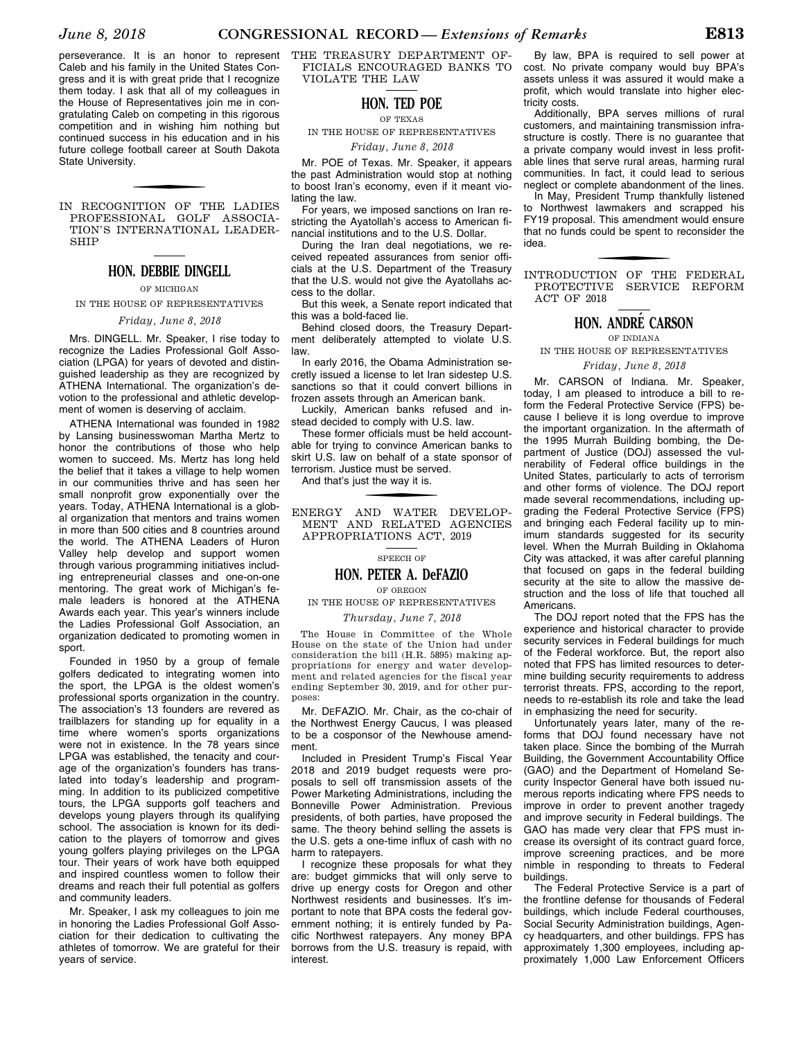perseverance. It is an honor to represent Caleb and his family in the United States Congress and it is with great pride that I recognize them today. I ask that all of my colleagues in the House of Representatives join me in congratulating Caleb on competing in this rigorous competition and in wishing him nothing but continued success in his education and in his future college football career at South Dakota State University.

## IN RECOGNITION OF THE LADIES PROFESSIONAL GOLF ASSOCIATION'S INTERNATIONAL LEADERSHIP

### HON. DEBBIE DINGELL

OF MICHIGAN

IN THE HOUSE OF REPRESENTATIVES

*Friday, June 8, 2018*

Mrs. DINGELL. Mr. Speaker, I rise today to recognize the Ladies Professional Golf Association (LPGA) for years of devoted and distinguished leadership as they are recognized by ATHENA International. The organization's devotion to the professional and athletic development of women is deserving of acclaim.

ATHENA International was founded in 1982 by Lansing businesswoman Martha Mertz to honor the contributions of those who help women to succeed. Ms. Mertz has long held the belief that it takes a village to help women in our communities thrive and has seen her small nonprofit grow exponentially over the years. Today, ATHENA International is a global organization that mentors and trains women in more than 500 cities and 8 countries around the world. The ATHENA Leaders of Huron Valley help develop and support women through various programming initiatives including entrepreneurial classes and one-on-one mentoring. The great work of Michigan's female leaders is honored at the ATHENA Awards each year. This year's winners include the Ladies Professional Golf Association, an organization dedicated to promoting women in sport.

Founded in 1950 by a group of female golfers dedicated to integrating women into the sport, the LPGA is the oldest women's professional sports organization in the country. The association's 13 founders are revered as trailblazers for standing up for equality in a time where women's sports organizations were not in existence. In the 78 years since LPGA was established, the tenacity and courage of the organization's founders has translated into today's leadership and programming. In addition to its publicized competitive tours, the LPGA supports golf teachers and develops young players through its qualifying school. The association is known for its dedication to the players of tomorrow and gives young golfers playing privileges on the LPGA tour. Their years of work have both equipped and inspired countless women to follow their dreams and reach their full potential as golfers and community leaders.

Mr. Speaker, I ask my colleagues to join me in honoring the Ladies Professional Golf Association for their dedication to cultivating the athletes of tomorrow. We are grateful for their years of service.

## THE TREASURY DEPARTMENT OFFICIALS ENCOURAGED BANKS TO VIOLATE THE LAW

### HON. TED POE

OF TEXAS

IN THE HOUSE OF REPRESENTATIVES

*Friday, June 8, 2018*

Mr. POE of Texas. Mr. Speaker, it appears the past Administration would stop at nothing to boost Iran's economy, even if it meant violating the law.

For years, we imposed sanctions on Iran restricting the Ayatollah's access to American financial institutions and to the U.S. Dollar.

During the Iran deal negotiations, we received repeated assurances from senior officials at the U.S. Department of the Treasury that the U.S. would not give the Ayatollahs access to the dollar.

But this week, a Senate report indicated that this was a bold-faced lie.

Behind closed doors, the Treasury Department deliberately attempted to violate U.S. law.

In early 2016, the Obama Administration secretly issued a license to let Iran sidestep U.S. sanctions so that it could convert billions in frozen assets through an American bank.

Luckily, American banks refused and instead decided to comply with U.S. law.

These former officials must be held accountable for trying to convince American banks to skirt U.S. law on behalf of a state sponsor of terrorism. Justice must be served.

And that's just the way it is.

## ENERGY AND WATER DEVELOPMENT AND RELATED AGENCIES APPROPRIATIONS ACT, 2019

SPEECH OF

### HON. PETER A. DeFAZIO

OF OREGON

IN THE HOUSE OF REPRESENTATIVES

*Thursday, June 7, 2018*

The House in Committee of the Whole House on the state of the Union had under consideration the bill (H.R. 5895) making appropriations for energy and water development and related agencies for the fiscal year ending September 30, 2019, and for other purposes:

Mr. DEFAZIO. Mr. Chair, as the co-chair of the Northwest Energy Caucus, I was pleased to be a cosponsor of the Newhouse amendment.

Included in President Trump's Fiscal Year 2018 and 2019 budget requests were proposals to sell off transmission assets of the Power Marketing Administrations, including the Bonneville Power Administration. Previous presidents, of both parties, have proposed the same. The theory behind selling the assets is the U.S. gets a one-time influx of cash with no harm to ratepayers.

I recognize these proposals for what they are: budget gimmicks that will only serve to drive up energy costs for Oregon and other Northwest residents and businesses. It's important to note that BPA costs the federal government nothing; it is entirely funded by Pacific Northwest ratepayers. Any money BPA borrows from the U.S. treasury is repaid, with interest.

By law, BPA is required to sell power at cost. No private company would buy BPA's assets unless it was assured it would make a profit, which would translate into higher electricity costs.

Additionally, BPA serves millions of rural customers, and maintaining transmission infrastructure is costly. There is no guarantee that a private company would invest in less profitable lines that serve rural areas, harming rural communities. In fact, it could lead to serious neglect or complete abandonment of the lines.

In May, President Trump thankfully listened to Northwest lawmakers and scrapped his FY19 proposal. This amendment would ensure that no funds could be spent to reconsider the idea.

## INTRODUCTION OF THE FEDERAL PROTECTIVE SERVICE REFORM ACT OF 2018

### HON. ANDRÉ CARSON

OF INDIANA

IN THE HOUSE OF REPRESENTATIVES

*Friday, June 8, 2018*

Mr. CARSON of Indiana. Mr. Speaker, today, I am pleased to introduce a bill to reform the Federal Protective Service (FPS) because I believe it is long overdue to improve the important organization. In the aftermath of the 1995 Murrah Building bombing, the Department of Justice (DOJ) assessed the vulnerability of Federal office buildings in the United States, particularly to acts of terrorism and other forms of violence. The DOJ report made several recommendations, including upgrading the Federal Protective Service (FPS) and bringing each Federal facility up to minimum standards suggested for its security level. When the Murrah Building in Oklahoma City was attacked, it was after careful planning that focused on gaps in the federal building security at the site to allow the massive destruction and the loss of life that touched all Americans.

The DOJ report noted that the FPS has the experience and historical character to provide security services in Federal buildings for much of the Federal workforce. But, the report also noted that FPS has limited resources to determine building security requirements to address terrorist threats. FPS, according to the report, needs to re-establish its role and take the lead in emphasizing the need for security.

Unfortunately years later, many of the reforms that DOJ found necessary have not taken place. Since the bombing of the Murrah Building, the Government Accountability Office (GAO) and the Department of Homeland Security Inspector General have both issued numerous reports indicating where FPS needs to improve in order to prevent another tragedy and improve security in Federal buildings. The GAO has made very clear that FPS must increase its oversight of its contract guard force, improve screening practices, and be more nimble in responding to threats to Federal buildings.

The Federal Protective Service is a part of the frontline defense for thousands of Federal buildings, which include Federal courthouses, Social Security Administration buildings, Agency headquarters, and other buildings. FPS has approximately 1,300 employees, including approximately 1,000 Law Enforcement Officers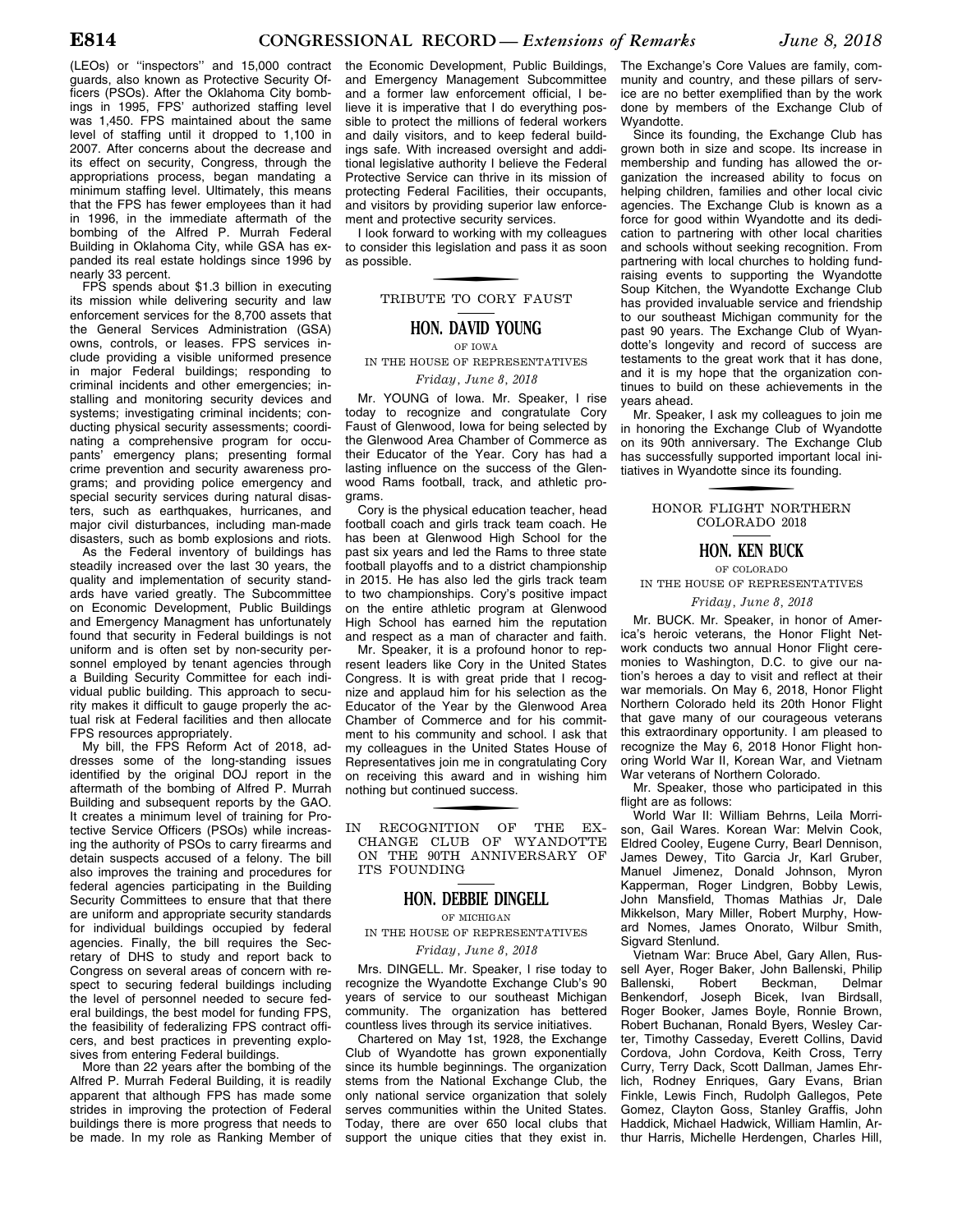(LEOs) or ''inspectors'' and 15,000 contract guards, also known as Protective Security Officers (PSOs). After the Oklahoma City bombings in 1995, FPS' authorized staffing level was 1,450. FPS maintained about the same level of staffing until it dropped to 1,100 in 2007. After concerns about the decrease and its effect on security, Congress, through the appropriations process, began mandating a minimum staffing level. Ultimately, this means that the FPS has fewer employees than it had in 1996, in the immediate aftermath of the bombing of the Alfred P. Murrah Federal Building in Oklahoma City, while GSA has expanded its real estate holdings since 1996 by nearly 33 percent.

FPS spends about $1.3 billion in executing its mission while delivering security and law enforcement services for the 8,700 assets that the General Services Administration (GSA) owns, controls, or leases. FPS services include providing a visible uniformed presence in major Federal buildings; responding to criminal incidents and other emergencies; installing and monitoring security devices and systems; investigating criminal incidents; conducting physical security assessments; coordinating a comprehensive program for occupants' emergency plans; presenting formal crime prevention and security awareness programs; and providing police emergency and special security services during natural disasters, such as earthquakes, hurricanes, and major civil disturbances, including man-made disasters, such as bomb explosions and riots.

As the Federal inventory of buildings has steadily increased over the last 30 years, the quality and implementation of security standards have varied greatly. The Subcommittee on Economic Development, Public Buildings and Emergency Managment has unfortunately found that security in Federal buildings is not uniform and is often set by non-security personnel employed by tenant agencies through a Building Security Committee for each individual public building. This approach to security makes it difficult to gauge properly the actual risk at Federal facilities and then allocate FPS resources appropriately.

My bill, the FPS Reform Act of 2018, addresses some of the long-standing issues identified by the original DOJ report in the aftermath of the bombing of Alfred P. Murrah Building and subsequent reports by the GAO. It creates a minimum level of training for Protective Service Officers (PSOs) while increasing the authority of PSOs to carry firearms and detain suspects accused of a felony. The bill also improves the training and procedures for federal agencies participating in the Building Security Committees to ensure that that there are uniform and appropriate security standards for individual buildings occupied by federal agencies. Finally, the bill requires the Secretary of DHS to study and report back to Congress on several areas of concern with respect to securing federal buildings including the level of personnel needed to secure federal buildings, the best model for funding FPS, the feasibility of federalizing FPS contract officers, and best practices in preventing explosives from entering Federal buildings.

More than 22 years after the bombing of the Alfred P. Murrah Federal Building, it is readily apparent that although FPS has made some strides in improving the protection of Federal buildings there is more progress that needs to be made. In my role as Ranking Member of the Economic Development, Public Buildings, and Emergency Management Subcommittee and a former law enforcement official, I believe it is imperative that I do everything possible to protect the millions of federal workers and daily visitors, and to keep federal buildings safe. With increased oversight and additional legislative authority I believe the Federal Protective Service can thrive in its mission of protecting Federal Facilities, their occupants, and visitors by providing superior law enforcement and protective security services.

I look forward to working with my colleagues to consider this legislation and pass it as soon as possible.

## TRIBUTE TO CORY FAUST

### HON. DAVID YOUNG

OF IOWA

IN THE HOUSE OF REPRESENTATIVES

*Friday, June 8, 2018*

Mr. YOUNG of Iowa. Mr. Speaker, I rise today to recognize and congratulate Cory Faust of Glenwood, Iowa for being selected by the Glenwood Area Chamber of Commerce as their Educator of the Year. Cory has had a lasting influence on the success of the Glenwood Rams football, track, and athletic programs.

Cory is the physical education teacher, head football coach and girls track team coach. He has been at Glenwood High School for the past six years and led the Rams to three state football playoffs and to a district championship in 2015. He has also led the girls track team to two championships. Cory's positive impact on the entire athletic program at Glenwood High School has earned him the reputation and respect as a man of character and faith.

Mr. Speaker, it is a profound honor to represent leaders like Cory in the United States Congress. It is with great pride that I recognize and applaud him for his selection as the Educator of the Year by the Glenwood Area Chamber of Commerce and for his commitment to his community and school. I ask that my colleagues in the United States House of Representatives join me in congratulating Cory on receiving this award and in wishing him nothing but continued success.

## IN RECOGNITION OF THE EXCHANGE CLUB OF WYANDOTTE ON THE 90TH ANNIVERSARY OF ITS FOUNDING

### HON. DEBBIE DINGELL

OF MICHIGAN

IN THE HOUSE OF REPRESENTATIVES

*Friday, June 8, 2018*

Mrs. DINGELL. Mr. Speaker, I rise today to recognize the Wyandotte Exchange Club's 90 years of service to our southeast Michigan community. The organization has bettered countless lives through its service initiatives.

Chartered on May 1st, 1928, the Exchange Club of Wyandotte has grown exponentially since its humble beginnings. The organization stems from the National Exchange Club, the only national service organization that solely serves communities within the United States. Today, there are over 650 local clubs that support the unique cities that they exist in. The Exchange's Core Values are family, community and country, and these pillars of service are no better exemplified than by the work done by members of the Exchange Club of Wyandotte.

Since its founding, the Exchange Club has grown both in size and scope. Its increase in membership and funding has allowed the organization the increased ability to focus on helping children, families and other local civic agencies. The Exchange Club is known as a force for good within Wyandotte and its dedication to partnering with other local charities and schools without seeking recognition. From partnering with local churches to holding fundraising events to supporting the Wyandotte Soup Kitchen, the Wyandotte Exchange Club has provided invaluable service and friendship to our southeast Michigan community for the past 90 years. The Exchange Club of Wyandotte's longevity and record of success are testaments to the great work that it has done, and it is my hope that the organization continues to build on these achievements in the years ahead.

Mr. Speaker, I ask my colleagues to join me in honoring the Exchange Club of Wyandotte on its 90th anniversary. The Exchange Club has successfully supported important local initiatives in Wyandotte since its founding.

## HONOR FLIGHT NORTHERN COLORADO 2018

### HON. KEN BUCK

OF COLORADO

IN THE HOUSE OF REPRESENTATIVES

*Friday, June 8, 2018*

Mr. BUCK. Mr. Speaker, in honor of America's heroic veterans, the Honor Flight Network conducts two annual Honor Flight ceremonies to Washington, D.C. to give our nation's heroes a day to visit and reflect at their war memorials. On May 6, 2018, Honor Flight Northern Colorado held its 20th Honor Flight that gave many of our courageous veterans this extraordinary opportunity. I am pleased to recognize the May 6, 2018 Honor Flight honoring World War II, Korean War, and Vietnam War veterans of Northern Colorado.

Mr. Speaker, those who participated in this flight are as follows:

World War II: William Behrns, Leila Morrison, Gail Wares. Korean War: Melvin Cook, Eldred Cooley, Eugene Curry, Bearl Dennison, James Dewey, Tito Garcia Jr, Karl Gruber, Manuel Jimenez, Donald Johnson, Myron Kapperman, Roger Lindgren, Bobby Lewis, John Mansfield, Thomas Mathias Jr, Dale Mikkelson, Mary Miller, Robert Murphy, Howard Nomes, James Onorato, Wilbur Smith, Sigvard Stenlund.

Vietnam War: Bruce Abel, Gary Allen, Russell Ayer, Roger Baker, John Ballenski, Philip Ballenski, Robert Beckman, Delmar Benkendorf, Joseph Bicek, Ivan Birdsall, Roger Booker, James Boyle, Ronnie Brown, Robert Buchanan, Ronald Byers, Wesley Carter, Timothy Casseday, Everett Collins, David Cordova, John Cordova, Keith Cross, Terry Curry, Terry Dack, Scott Dallman, James Ehrlich, Rodney Enriques, Gary Evans, Brian Finkle, Lewis Finch, Rudolph Gallegos, Pete Gomez, Clayton Goss, Stanley Graffis, John Haddick, Michael Hadwick, William Hamlin, Arthur Harris, Michelle Herdengen, Charles Hill,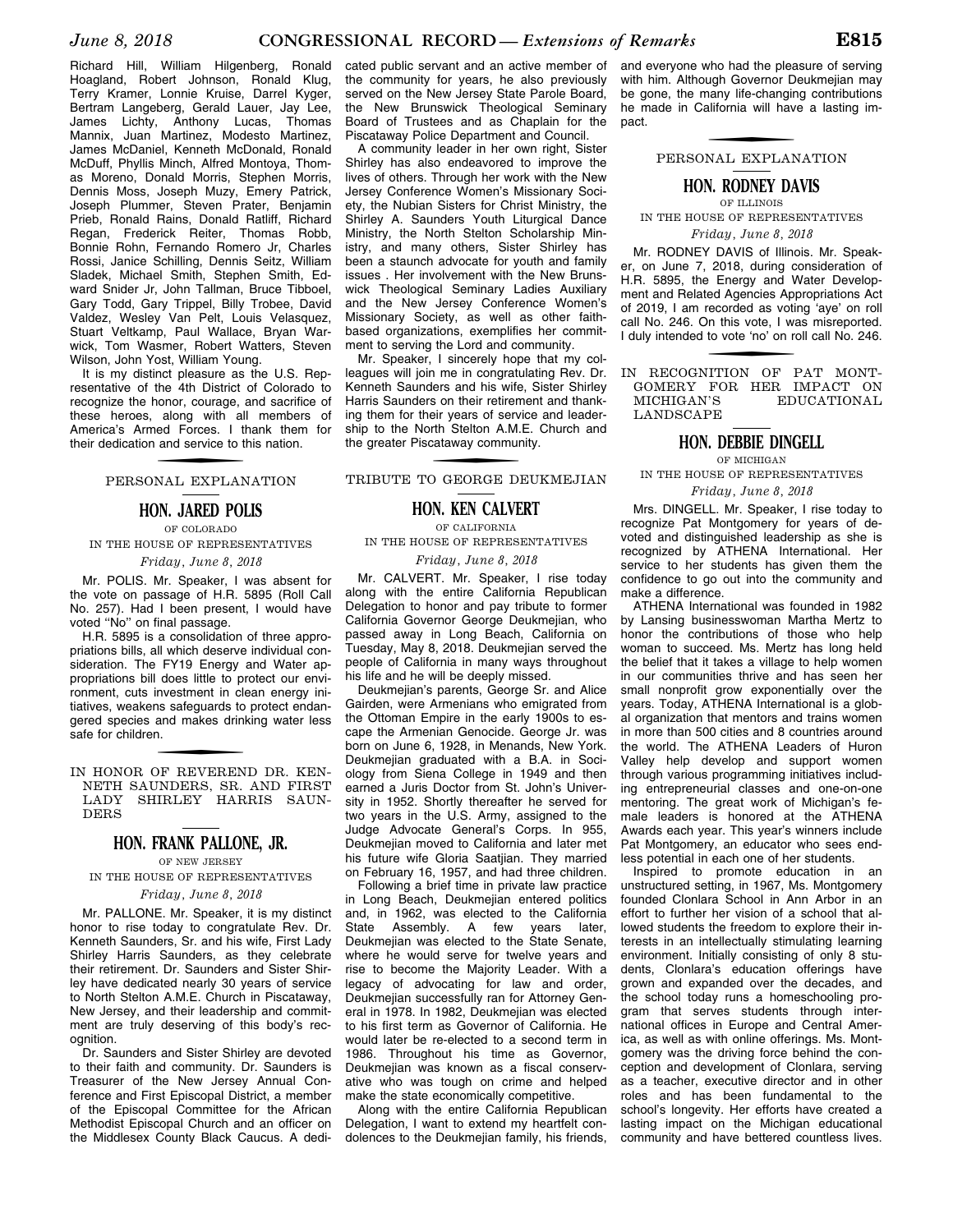Richard Hill, William Hilgenberg, Ronald Hoagland, Robert Johnson, Ronald Klug, Terry Kramer, Lonnie Kruise, Darrel Kyger, Bertram Langeberg, Gerald Lauer, Jay Lee, James Lichty, Anthony Lucas, Thomas Mannix, Juan Martinez, Modesto Martinez, James McDaniel, Kenneth McDonald, Ronald McDuff, Phyllis Minch, Alfred Montoya, Thomas Moreno, Donald Morris, Stephen Morris, Dennis Moss, Joseph Muzy, Emery Patrick, Joseph Plummer, Steven Prater, Benjamin Prieb, Ronald Rains, Donald Ratliff, Richard Regan, Frederick Reiter, Thomas Robb, Bonnie Rohn, Fernando Romero Jr, Charles Rossi, Janice Schilling, Dennis Seitz, William Sladek, Michael Smith, Stephen Smith, Edward Snider Jr, John Tallman, Bruce Tibboel, Gary Todd, Gary Trippel, Billy Trobee, David Valdez, Wesley Van Pelt, Louis Velasquez, Stuart Veltkamp, Paul Wallace, Bryan Warwick, Tom Wasmer, Robert Watters, Steven Wilson, John Yost, William Young.

It is my distinct pleasure as the U.S. Representative of the 4th District of Colorado to recognize the honor, courage, and sacrifice of these heroes, along with all members of America's Armed Forces. I thank them for their dedication and service to this nation.

## PERSONAL EXPLANATION

### HON. JARED POLIS

OF COLORADO

IN THE HOUSE OF REPRESENTATIVES

*Friday, June 8, 2018*

Mr. POLIS. Mr. Speaker, I was absent for the vote on passage of H.R. 5895 (Roll Call No. 257). Had I been present, I would have voted "No" on final passage.

H.R. 5895 is a consolidation of three appropriations bills, all which deserve individual consideration. The FY19 Energy and Water appropriations bill does little to protect our environment, cuts investment in clean energy initiatives, weakens safeguards to protect endangered species and makes drinking water less safe for children.

## IN HONOR OF REVEREND DR. KENNETH SAUNDERS, SR. AND FIRST LADY SHIRLEY HARRIS SAUNDERS

### HON. FRANK PALLONE, JR.

OF NEW JERSEY

IN THE HOUSE OF REPRESENTATIVES

*Friday, June 8, 2018*

Mr. PALLONE. Mr. Speaker, it is my distinct honor to rise today to congratulate Rev. Dr. Kenneth Saunders, Sr. and his wife, First Lady Shirley Harris Saunders, as they celebrate their retirement. Dr. Saunders and Sister Shirley have dedicated nearly 30 years of service to North Stelton A.M.E. Church in Piscataway, New Jersey, and their leadership and commitment are truly deserving of this body's recognition.

Dr. Saunders and Sister Shirley are devoted to their faith and community. Dr. Saunders is Treasurer of the New Jersey Annual Conference and First Episcopal District, a member of the Episcopal Committee for the African Methodist Episcopal Church and an officer on the Middlesex County Black Caucus. A dedicated public servant and an active member of the community for years, he also previously served on the New Jersey State Parole Board, the New Brunswick Theological Seminary Board of Trustees and as Chaplain for the Piscataway Police Department and Council.

A community leader in her own right, Sister Shirley has also endeavored to improve the lives of others. Through her work with the New Jersey Conference Women's Missionary Society, the Nubian Sisters for Christ Ministry, the Shirley A. Saunders Youth Liturgical Dance Ministry, the North Stelton Scholarship Ministry, and many others, Sister Shirley has been a staunch advocate for youth and family issues . Her involvement with the New Brunswick Theological Seminary Ladies Auxiliary and the New Jersey Conference Women's Missionary Society, as well as other faith-based organizations, exemplifies her commitment to serving the Lord and community.

Mr. Speaker, I sincerely hope that my colleagues will join me in congratulating Rev. Dr. Kenneth Saunders and his wife, Sister Shirley Harris Saunders on their retirement and thanking them for their years of service and leadership to the North Stelton A.M.E. Church and the greater Piscataway community.

## TRIBUTE TO GEORGE DEUKMEJIAN

### HON. KEN CALVERT

OF CALIFORNIA

IN THE HOUSE OF REPRESENTATIVES

*Friday, June 8, 2018*

Mr. CALVERT. Mr. Speaker, I rise today along with the entire California Republican Delegation to honor and pay tribute to former California Governor George Deukmejian, who passed away in Long Beach, California on Tuesday, May 8, 2018. Deukmejian served the people of California in many ways throughout his life and he will be deeply missed.

Deukmejian's parents, George Sr. and Alice Gairden, were Armenians who emigrated from the Ottoman Empire in the early 1900s to escape the Armenian Genocide. George Jr. was born on June 6, 1928, in Menands, New York. Deukmejian graduated with a B.A. in Sociology from Siena College in 1949 and then earned a Juris Doctor from St. John's University in 1952. Shortly thereafter he served for two years in the U.S. Army, assigned to the Judge Advocate General's Corps. In 955, Deukmejian moved to California and later met his future wife Gloria Saatjian. They married on February 16, 1957, and had three children.

Following a brief time in private law practice in Long Beach, Deukmejian entered politics and, in 1962, was elected to the California State Assembly. A few years later, Deukmejian was elected to the State Senate, where he would serve for twelve years and rise to become the Majority Leader. With a legacy of advocating for law and order, Deukmejian successfully ran for Attorney General in 1978. In 1982, Deukmejian was elected to his first term as Governor of California. He would later be re-elected to a second term in 1986. Throughout his time as Governor, Deukmejian was known as a fiscal conservative who was tough on crime and helped make the state economically competitive.

Along with the entire California Republican Delegation, I want to extend my heartfelt condolences to the Deukmejian family, his friends, and everyone who had the pleasure of serving with him. Although Governor Deukmejian may be gone, the many life-changing contributions he made in California will have a lasting impact.

## PERSONAL EXPLANATION

### HON. RODNEY DAVIS

OF ILLINOIS

IN THE HOUSE OF REPRESENTATIVES

*Friday, June 8, 2018*

Mr. RODNEY DAVIS of Illinois. Mr. Speaker, on June 7, 2018, during consideration of H.R. 5895, the Energy and Water Development and Related Agencies Appropriations Act of 2019, I am recorded as voting 'aye' on roll call No. 246. On this vote, I was misreported. I duly intended to vote 'no' on roll call No. 246.

## IN RECOGNITION OF PAT MONTGOMERY FOR HER IMPACT ON MICHIGAN'S EDUCATIONAL LANDSCAPE

### HON. DEBBIE DINGELL

OF MICHIGAN

IN THE HOUSE OF REPRESENTATIVES

*Friday, June 8, 2018*

Mrs. DINGELL. Mr. Speaker, I rise today to recognize Pat Montgomery for years of devoted and distinguished leadership as she is recognized by ATHENA International. Her service to her students has given them the confidence to go out into the community and make a difference.

ATHENA International was founded in 1982 by Lansing businesswoman Martha Mertz to honor the contributions of those who help woman to succeed. Ms. Mertz has long held the belief that it takes a village to help women in our communities thrive and has seen her small nonprofit grow exponentially over the years. Today, ATHENA International is a global organization that mentors and trains women in more than 500 cities and 8 countries around the world. The ATHENA Leaders of Huron Valley help develop and support women through various programming initiatives including entrepreneurial classes and one-on-one mentoring. The great work of Michigan's female leaders is honored at the ATHENA Awards each year. This year's winners include Pat Montgomery, an educator who sees endless potential in each one of her students.

Inspired to promote education in an unstructured setting, in 1967, Ms. Montgomery founded Clonlara School in Ann Arbor in an effort to further her vision of a school that allowed students the freedom to explore their interests in an intellectually stimulating learning environment. Initially consisting of only 8 students, Clonlara's education offerings have grown and expanded over the decades, and the school today runs a homeschooling program that serves students through international offices in Europe and Central America, as well as with online offerings. Ms. Montgomery was the driving force behind the conception and development of Clonlara, serving as a teacher, executive director and in other roles and has been fundamental to the school's longevity. Her efforts have created a lasting impact on the Michigan educational community and have bettered countless lives.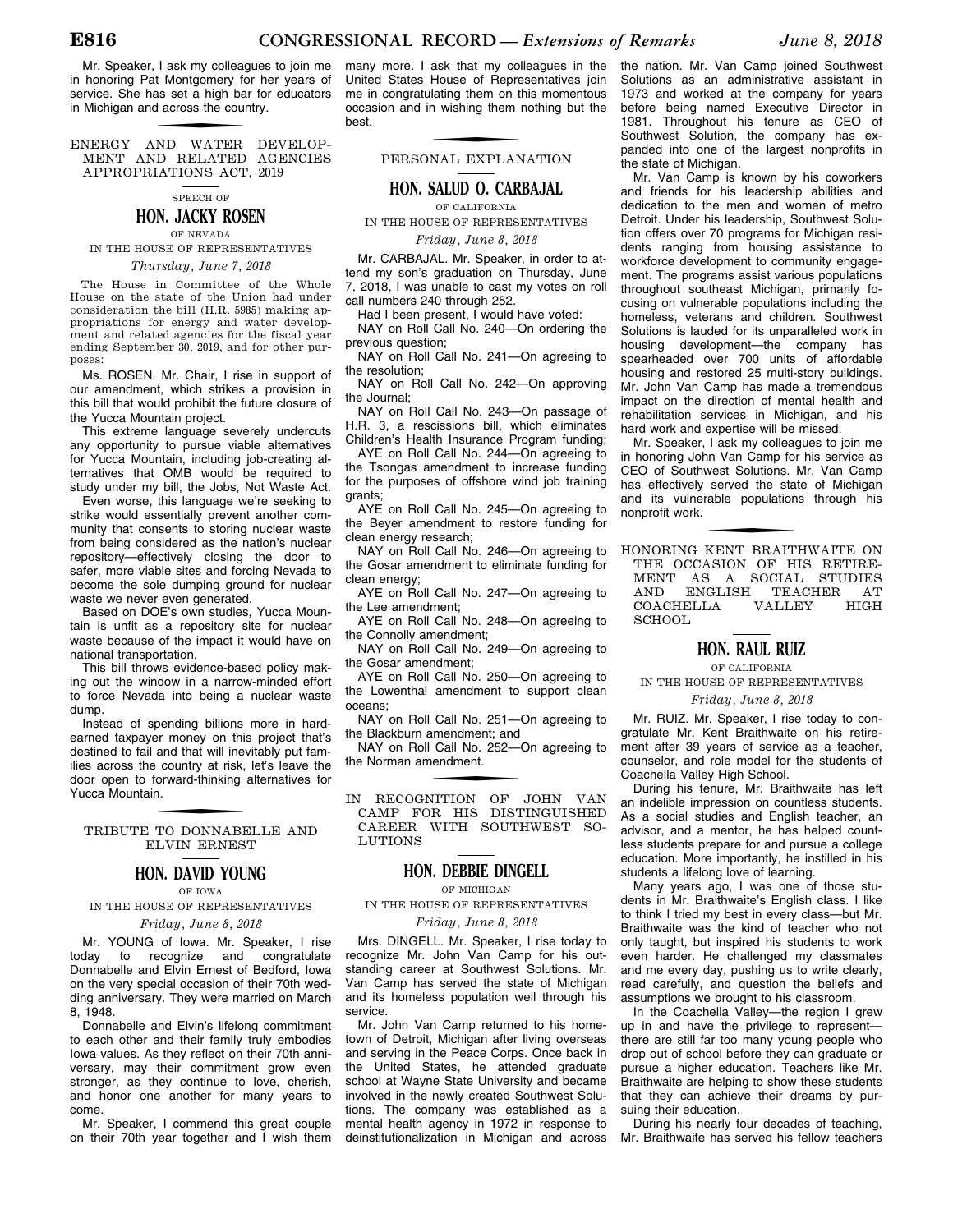Mr. Speaker, I ask my colleagues to join me in honoring Pat Montgomery for her years of service. She has set a high bar for educators in Michigan and across the country.

## ENERGY AND WATER DEVELOPMENT AND RELATED AGENCIES APPROPRIATIONS ACT, 2019

SPEECH OF

### HON. JACKY ROSEN

OF NEVADA

IN THE HOUSE OF REPRESENTATIVES

*Thursday, June 7, 2018*

The House in Committee of the Whole House on the state of the Union had under consideration the bill (H.R. 5985) making appropriations for energy and water development and related agencies for the fiscal year ending September 30, 2019, and for other purposes:

Ms. ROSEN. Mr. Chair, I rise in support of our amendment, which strikes a provision in this bill that would prohibit the future closure of the Yucca Mountain project.

This extreme language severely undercuts any opportunity to pursue viable alternatives for Yucca Mountain, including job-creating alternatives that OMB would be required to study under my bill, the Jobs, Not Waste Act.

Even worse, this language we're seeking to strike would essentially prevent another community that consents to storing nuclear waste from being considered as the nation's nuclear repository—effectively closing the door to safer, more viable sites and forcing Nevada to become the sole dumping ground for nuclear waste we never even generated.

Based on DOE's own studies, Yucca Mountain is unfit as a repository site for nuclear waste because of the impact it would have on national transportation.

This bill throws evidence-based policy making out the window in a narrow-minded effort to force Nevada into being a nuclear waste dump.

Instead of spending billions more in hard-earned taxpayer money on this project that's destined to fail and that will inevitably put families across the country at risk, let's leave the door open to forward-thinking alternatives for Yucca Mountain.

## TRIBUTE TO DONNABELLE AND ELVIN ERNEST

### HON. DAVID YOUNG

OF IOWA

IN THE HOUSE OF REPRESENTATIVES

*Friday, June 8, 2018*

Mr. YOUNG of Iowa. Mr. Speaker, I rise today to recognize and congratulate Donnabelle and Elvin Ernest of Bedford, Iowa on the very special occasion of their 70th wedding anniversary. They were married on March 8, 1948.

Donnabelle and Elvin's lifelong commitment to each other and their family truly embodies Iowa values. As they reflect on their 70th anniversary, may their commitment grow even stronger, as they continue to love, cherish, and honor one another for many years to come.

Mr. Speaker, I commend this great couple on their 70th year together and I wish them many more. I ask that my colleagues in the United States House of Representatives join me in congratulating them on this momentous occasion and in wishing them nothing but the best.

## PERSONAL EXPLANATION

### HON. SALUD O. CARBAJAL

OF CALIFORNIA

IN THE HOUSE OF REPRESENTATIVES

*Friday, June 8, 2018*

Mr. CARBAJAL. Mr. Speaker, in order to attend my son's graduation on Thursday, June 7, 2018, I was unable to cast my votes on roll call numbers 240 through 252.

Had I been present, I would have voted:

NAY on Roll Call No. 240—On ordering the previous question;

NAY on Roll Call No. 241—On agreeing to the resolution;

NAY on Roll Call No. 242—On approving the Journal;

NAY on Roll Call No. 243—On passage of H.R. 3, a rescissions bill, which eliminates Children's Health Insurance Program funding;

AYE on Roll Call No. 244—On agreeing to the Tsongas amendment to increase funding for the purposes of offshore wind job training grants;

AYE on Roll Call No. 245—On agreeing to the Beyer amendment to restore funding for clean energy research;

NAY on Roll Call No. 246—On agreeing to the Gosar amendment to eliminate funding for clean energy;

AYE on Roll Call No. 247—On agreeing to the Lee amendment;

AYE on Roll Call No. 248—On agreeing to the Connolly amendment;

NAY on Roll Call No. 249—On agreeing to the Gosar amendment;

AYE on Roll Call No. 250—On agreeing to the Lowenthal amendment to support clean oceans;

NAY on Roll Call No. 251—On agreeing to the Blackburn amendment; and

NAY on Roll Call No. 252—On agreeing to the Norman amendment.

## IN RECOGNITION OF JOHN VAN CAMP FOR HIS DISTINGUISHED CAREER WITH SOUTHWEST SOLUTIONS

### HON. DEBBIE DINGELL

OF MICHIGAN

IN THE HOUSE OF REPRESENTATIVES

*Friday, June 8, 2018*

Mrs. DINGELL. Mr. Speaker, I rise today to recognize Mr. John Van Camp for his outstanding career at Southwest Solutions. Mr. Van Camp has served the state of Michigan and its homeless population well through his service.

Mr. John Van Camp returned to his hometown of Detroit, Michigan after living overseas and serving in the Peace Corps. Once back in the United States, he attended graduate school at Wayne State University and became involved in the newly created Southwest Solutions. The company was established as a mental health agency in 1972 in response to deinstitutionalization in Michigan and across the nation. Mr. Van Camp joined Southwest Solutions as an administrative assistant in 1973 and worked at the company for years before being named Executive Director in 1981. Throughout his tenure as CEO of Southwest Solution, the company has expanded into one of the largest nonprofits in the state of Michigan.

Mr. Van Camp is known by his coworkers and friends for his leadership abilities and dedication to the men and women of metro Detroit. Under his leadership, Southwest Solution offers over 70 programs for Michigan residents ranging from housing assistance to workforce development to community engagement. The programs assist various populations throughout southeast Michigan, primarily focusing on vulnerable populations including the homeless, veterans and children. Southwest Solutions is lauded for its unparalleled work in housing development—the company has spearheaded over 700 units of affordable housing and restored 25 multi-story buildings. Mr. John Van Camp has made a tremendous impact on the direction of mental health and rehabilitation services in Michigan, and his hard work and expertise will be missed.

Mr. Speaker, I ask my colleagues to join me in honoring John Van Camp for his service as CEO of Southwest Solutions. Mr. Van Camp has effectively served the state of Michigan and its vulnerable populations through his nonprofit work.

## HONORING KENT BRAITHWAITE ON THE OCCASION OF HIS RETIREMENT AS A SOCIAL STUDIES AND ENGLISH TEACHER AT COACHELLA VALLEY HIGH SCHOOL

### HON. RAUL RUIZ

OF CALIFORNIA

IN THE HOUSE OF REPRESENTATIVES

*Friday, June 8, 2018*

Mr. RUIZ. Mr. Speaker, I rise today to congratulate Mr. Kent Braithwaite on his retirement after 39 years of service as a teacher, counselor, and role model for the students of Coachella Valley High School.

During his tenure, Mr. Braithwaite has left an indelible impression on countless students. As a social studies and English teacher, an advisor, and a mentor, he has helped countless students prepare for and pursue a college education. More importantly, he instilled in his students a lifelong love of learning.

Many years ago, I was one of those students in Mr. Braithwaite's English class. I like to think I tried my best in every class—but Mr. Braithwaite was the kind of teacher who not only taught, but inspired his students to work even harder. He challenged my classmates and me every day, pushing us to write clearly, read carefully, and question the beliefs and assumptions we brought to his classroom.

In the Coachella Valley—the region I grew up in and have the privilege to represent—there are still far too many young people who drop out of school before they can graduate or pursue a higher education. Teachers like Mr. Braithwaite are helping to show these students that they can achieve their dreams by pursuing their education.

During his nearly four decades of teaching, Mr. Braithwaite has served his fellow teachers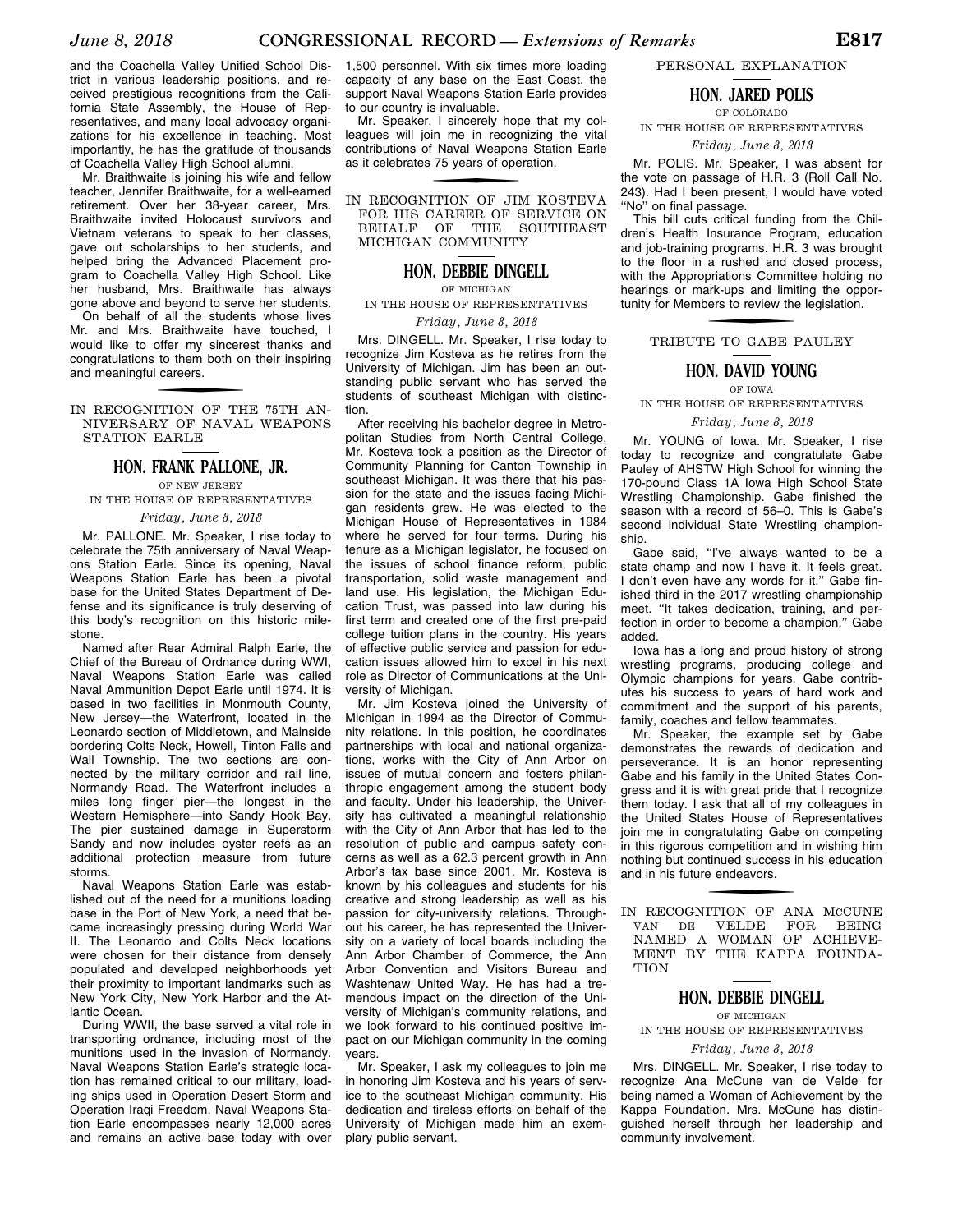and the Coachella Valley Unified School District in various leadership positions, and received prestigious recognitions from the California State Assembly, the House of Representatives, and many local advocacy organizations for his excellence in teaching. Most importantly, he has the gratitude of thousands of Coachella Valley High School alumni.

Mr. Braithwaite is joining his wife and fellow teacher, Jennifer Braithwaite, for a well-earned retirement. Over her 38-year career, Mrs. Braithwaite invited Holocaust survivors and Vietnam veterans to speak to her classes, gave out scholarships to her students, and helped bring the Advanced Placement program to Coachella Valley High School. Like her husband, Mrs. Braithwaite has always gone above and beyond to serve her students.

On behalf of all the students whose lives Mr. and Mrs. Braithwaite have touched, I would like to offer my sincerest thanks and congratulations to them both on their inspiring and meaningful careers.

## IN RECOGNITION OF THE 75TH ANNIVERSARY OF NAVAL WEAPONS STATION EARLE

### HON. FRANK PALLONE, JR.

OF NEW JERSEY

IN THE HOUSE OF REPRESENTATIVES

*Friday, June 8, 2018*

Mr. PALLONE. Mr. Speaker, I rise today to celebrate the 75th anniversary of Naval Weapons Station Earle. Since its opening, Naval Weapons Station Earle has been a pivotal base for the United States Department of Defense and its significance is truly deserving of this body's recognition on this historic milestone.

Named after Rear Admiral Ralph Earle, the Chief of the Bureau of Ordnance during WWI, Naval Weapons Station Earle was called Naval Ammunition Depot Earle until 1974. It is based in two facilities in Monmouth County, New Jersey—the Waterfront, located in the Leonardo section of Middletown, and Mainside bordering Colts Neck, Howell, Tinton Falls and Wall Township. The two sections are connected by the military corridor and rail line, Normandy Road. The Waterfront includes a miles long finger pier—the longest in the Western Hemisphere—into Sandy Hook Bay. The pier sustained damage in Superstorm Sandy and now includes oyster reefs as an additional protection measure from future storms.

Naval Weapons Station Earle was established out of the need for a munitions loading base in the Port of New York, a need that became increasingly pressing during World War II. The Leonardo and Colts Neck locations were chosen for their distance from densely populated and developed neighborhoods yet their proximity to important landmarks such as New York City, New York Harbor and the Atlantic Ocean.

During WWII, the base served a vital role in transporting ordnance, including most of the munitions used in the invasion of Normandy. Naval Weapons Station Earle's strategic location has remained critical to our military, loading ships used in Operation Desert Storm and Operation Iraqi Freedom. Naval Weapons Station Earle encompasses nearly 12,000 acres and remains an active base today with over 1,500 personnel. With six times more loading capacity of any base on the East Coast, the support Naval Weapons Station Earle provides to our country is invaluable.

Mr. Speaker, I sincerely hope that my colleagues will join me in recognizing the vital contributions of Naval Weapons Station Earle as it celebrates 75 years of operation.

## IN RECOGNITION OF JIM KOSTEVA FOR HIS CAREER OF SERVICE ON BEHALF OF THE SOUTHEAST MICHIGAN COMMUNITY

### HON. DEBBIE DINGELL

OF MICHIGAN

IN THE HOUSE OF REPRESENTATIVES

*Friday, June 8, 2018*

Mrs. DINGELL. Mr. Speaker, I rise today to recognize Jim Kosteva as he retires from the University of Michigan. Jim has been an outstanding public servant who has served the students of southeast Michigan with distinction.

After receiving his bachelor degree in Metropolitan Studies from North Central College, Mr. Kosteva took a position as the Director of Community Planning for Canton Township in southeast Michigan. It was there that his passion for the state and the issues facing Michigan residents grew. He was elected to the Michigan House of Representatives in 1984 where he served for four terms. During his tenure as a Michigan legislator, he focused on the issues of school finance reform, public transportation, solid waste management and land use. His legislation, the Michigan Education Trust, was passed into law during his first term and created one of the first pre-paid college tuition plans in the country. His years of effective public service and passion for education issues allowed him to excel in his next role as Director of Communications at the University of Michigan.

Mr. Jim Kosteva joined the University of Michigan in 1994 as the Director of Community relations. In this position, he coordinates partnerships with local and national organizations, works with the City of Ann Arbor on issues of mutual concern and fosters philanthropic engagement among the student body and faculty. Under his leadership, the University has cultivated a meaningful relationship with the City of Ann Arbor that has led to the resolution of public and campus safety concerns as well as a 62.3 percent growth in Ann Arbor's tax base since 2001. Mr. Kosteva is known by his colleagues and students for his creative and strong leadership as well as his passion for city-university relations. Throughout his career, he has represented the University on a variety of local boards including the Ann Arbor Chamber of Commerce, the Ann Arbor Convention and Visitors Bureau and Washtenaw United Way. He has had a tremendous impact on the direction of the University of Michigan's community relations, and we look forward to his continued positive impact on our Michigan community in the coming years.

Mr. Speaker, I ask my colleagues to join me in honoring Jim Kosteva and his years of service to the southeast Michigan community. His dedication and tireless efforts on behalf of the University of Michigan made him an exemplary public servant.

## PERSONAL EXPLANATION

### HON. JARED POLIS

OF COLORADO

IN THE HOUSE OF REPRESENTATIVES

*Friday, June 8, 2018*

Mr. POLIS. Mr. Speaker, I was absent for the vote on passage of H.R. 3 (Roll Call No. 243). Had I been present, I would have voted "No" on final passage.

This bill cuts critical funding from the Children's Health Insurance Program, education and job-training programs. H.R. 3 was brought to the floor in a rushed and closed process, with the Appropriations Committee holding no hearings or mark-ups and limiting the opportunity for Members to review the legislation.

## TRIBUTE TO GABE PAULEY

### HON. DAVID YOUNG

OF IOWA

IN THE HOUSE OF REPRESENTATIVES

*Friday, June 8, 2018*

Mr. YOUNG of Iowa. Mr. Speaker, I rise today to recognize and congratulate Gabe Pauley of AHSTW High School for winning the 170-pound Class 1A Iowa High School State Wrestling Championship. Gabe finished the season with a record of 56–0. This is Gabe's second individual State Wrestling championship.

Gabe said, "I've always wanted to be a state champ and now I have it. It feels great. I don't even have any words for it." Gabe finished third in the 2017 wrestling championship meet. "It takes dedication, training, and perfection in order to become a champion," Gabe added.

Iowa has a long and proud history of strong wrestling programs, producing college and Olympic champions for years. Gabe contributes his success to years of hard work and commitment and the support of his parents, family, coaches and fellow teammates.

Mr. Speaker, the example set by Gabe demonstrates the rewards of dedication and perseverance. It is an honor representing Gabe and his family in the United States Congress and it is with great pride that I recognize them today. I ask that all of my colleagues in the United States House of Representatives join me in congratulating Gabe on competing in this rigorous competition and in wishing him nothing but continued success in his education and in his future endeavors.

## IN RECOGNITION OF ANA MCCUNE VAN DE VELDE FOR BEING NAMED A WOMAN OF ACHIEVEMENT BY THE KAPPA FOUNDATION

### HON. DEBBIE DINGELL

OF MICHIGAN

IN THE HOUSE OF REPRESENTATIVES

*Friday, June 8, 2018*

Mrs. DINGELL. Mr. Speaker, I rise today to recognize Ana McCune van de Velde for being named a Woman of Achievement by the Kappa Foundation. Mrs. McCune has distinguished herself through her leadership and community involvement.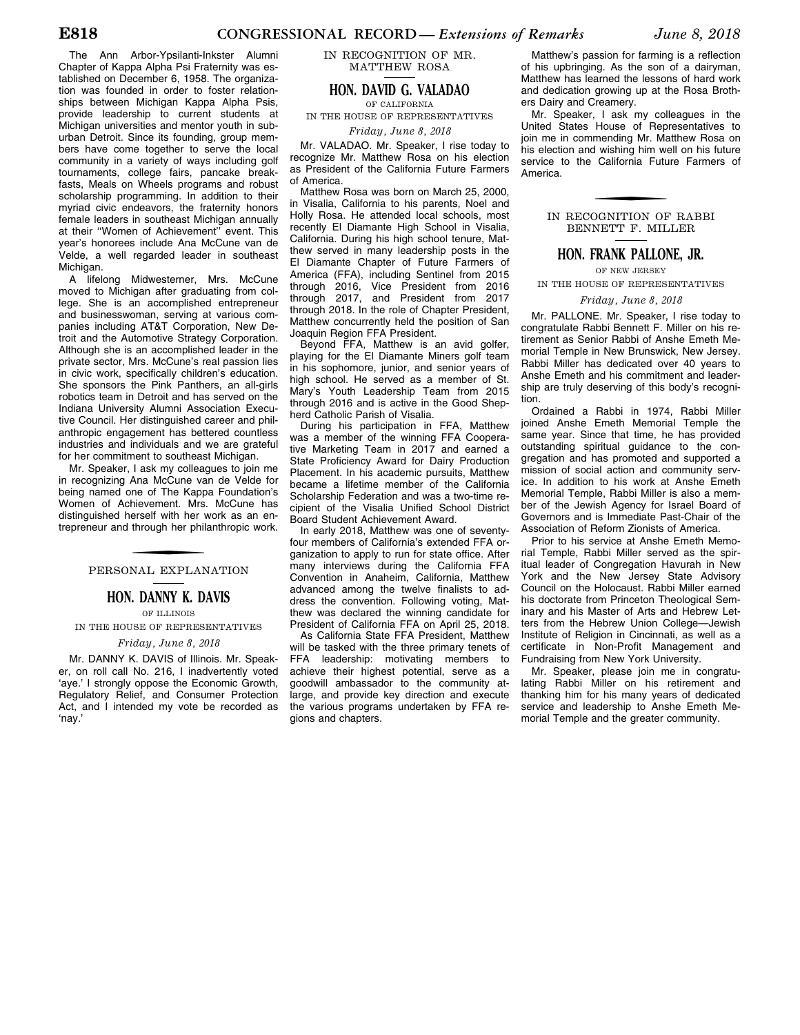The Ann Arbor-Ypsilanti-Inkster Alumni Chapter of Kappa Alpha Psi Fraternity was established on December 6, 1958. The organization was founded in order to foster relationships between Michigan Kappa Alpha Psis, provide leadership to current students at Michigan universities and mentor youth in suburban Detroit. Since its founding, group members have come together to serve the local community in a variety of ways including golf tournaments, college fairs, pancake breakfasts, Meals on Wheels programs and robust scholarship programming. In addition to their myriad civic endeavors, the fraternity honors female leaders in southeast Michigan annually at their ''Women of Achievement'' event. This year's honorees include Ana McCune van de Velde, a well regarded leader in southeast Michigan.

A lifelong Midwesterner, Mrs. McCune moved to Michigan after graduating from college. She is an accomplished entrepreneur and businesswoman, serving at various companies including AT&T Corporation, New Detroit and the Automotive Strategy Corporation. Although she is an accomplished leader in the private sector, Mrs. McCune's real passion lies in civic work, specifically children's education. She sponsors the Pink Panthers, an all-girls robotics team in Detroit and has served on the Indiana University Alumni Association Executive Council. Her distinguished career and philanthropic engagement has bettered countless industries and individuals and we are grateful for her commitment to southeast Michigan.

Mr. Speaker, I ask my colleagues to join me in recognizing Ana McCune van de Velde for being named one of The Kappa Foundation's Women of Achievement. Mrs. McCune has distinguished herself with her work as an entrepreneur and through her philanthropic work.

## PERSONAL EXPLANATION

### HON. DANNY K. DAVIS

OF ILLINOIS

IN THE HOUSE OF REPRESENTATIVES

*Friday, June 8, 2018*

Mr. DANNY K. DAVIS of Illinois. Mr. Speaker, on roll call No. 216, I inadvertently voted 'aye.' I strongly oppose the Economic Growth, Regulatory Relief, and Consumer Protection Act, and I intended my vote be recorded as 'nay.'

## IN RECOGNITION OF MR. MATTHEW ROSA

### HON. DAVID G. VALADAO

OF CALIFORNIA

IN THE HOUSE OF REPRESENTATIVES

*Friday, June 8, 2018*

Mr. VALADAO. Mr. Speaker, I rise today to recognize Mr. Matthew Rosa on his election as President of the California Future Farmers of America.

Matthew Rosa was born on March 25, 2000, in Visalia, California to his parents, Noel and Holly Rosa. He attended local schools, most recently El Diamante High School in Visalia, California. During his high school tenure, Matthew served in many leadership posts in the El Diamante Chapter of Future Farmers of America (FFA), including Sentinel from 2015 through 2016, Vice President from 2016 through 2017, and President from 2017 through 2018. In the role of Chapter President, Matthew concurrently held the position of San Joaquin Region FFA President.

Beyond FFA, Matthew is an avid golfer, playing for the El Diamante Miners golf team in his sophomore, junior, and senior years of high school. He served as a member of St. Mary's Youth Leadership Team from 2015 through 2016 and is active in the Good Shepherd Catholic Parish of Visalia.

During his participation in FFA, Matthew was a member of the winning FFA Cooperative Marketing Team in 2017 and earned a State Proficiency Award for Dairy Production Placement. In his academic pursuits, Matthew became a lifetime member of the California Scholarship Federation and was a two-time recipient of the Visalia Unified School District Board Student Achievement Award.

In early 2018, Matthew was one of seventy-four members of California's extended FFA organization to apply to run for state office. After many interviews during the California FFA Convention in Anaheim, California, Matthew advanced among the twelve finalists to address the convention. Following voting, Matthew was declared the winning candidate for President of California FFA on April 25, 2018.

As California State FFA President, Matthew will be tasked with the three primary tenets of FFA leadership: motivating members to achieve their highest potential, serve as a goodwill ambassador to the community at-large, and provide key direction and execute the various programs undertaken by FFA regions and chapters.

Matthew's passion for farming is a reflection of his upbringing. As the son of a dairyman, Matthew has learned the lessons of hard work and dedication growing up at the Rosa Brothers Dairy and Creamery.

Mr. Speaker, I ask my colleagues in the United States House of Representatives to join me in commending Mr. Matthew Rosa on his election and wishing him well on his future service to the California Future Farmers of America.

## IN RECOGNITION OF RABBI BENNETT F. MILLER

### HON. FRANK PALLONE, JR.

OF NEW JERSEY

IN THE HOUSE OF REPRESENTATIVES

*Friday, June 8, 2018*

Mr. PALLONE. Mr. Speaker, I rise today to congratulate Rabbi Bennett F. Miller on his retirement as Senior Rabbi of Anshe Emeth Memorial Temple in New Brunswick, New Jersey. Rabbi Miller has dedicated over 40 years to Anshe Emeth and his commitment and leadership are truly deserving of this body's recognition.

Ordained a Rabbi in 1974, Rabbi Miller joined Anshe Emeth Memorial Temple the same year. Since that time, he has provided outstanding spiritual guidance to the congregation and has promoted and supported a mission of social action and community service. In addition to his work at Anshe Emeth Memorial Temple, Rabbi Miller is also a member of the Jewish Agency for Israel Board of Governors and is Immediate Past-Chair of the Association of Reform Zionists of America.

Prior to his service at Anshe Emeth Memorial Temple, Rabbi Miller served as the spiritual leader of Congregation Havurah in New York and the New Jersey State Advisory Council on the Holocaust. Rabbi Miller earned his doctorate from Princeton Theological Seminary and his Master of Arts and Hebrew Letters from the Hebrew Union College—Jewish Institute of Religion in Cincinnati, as well as a certificate in Non-Profit Management and Fundraising from New York University.

Mr. Speaker, please join me in congratulating Rabbi Miller on his retirement and thanking him for his many years of dedicated service and leadership to Anshe Emeth Memorial Temple and the greater community.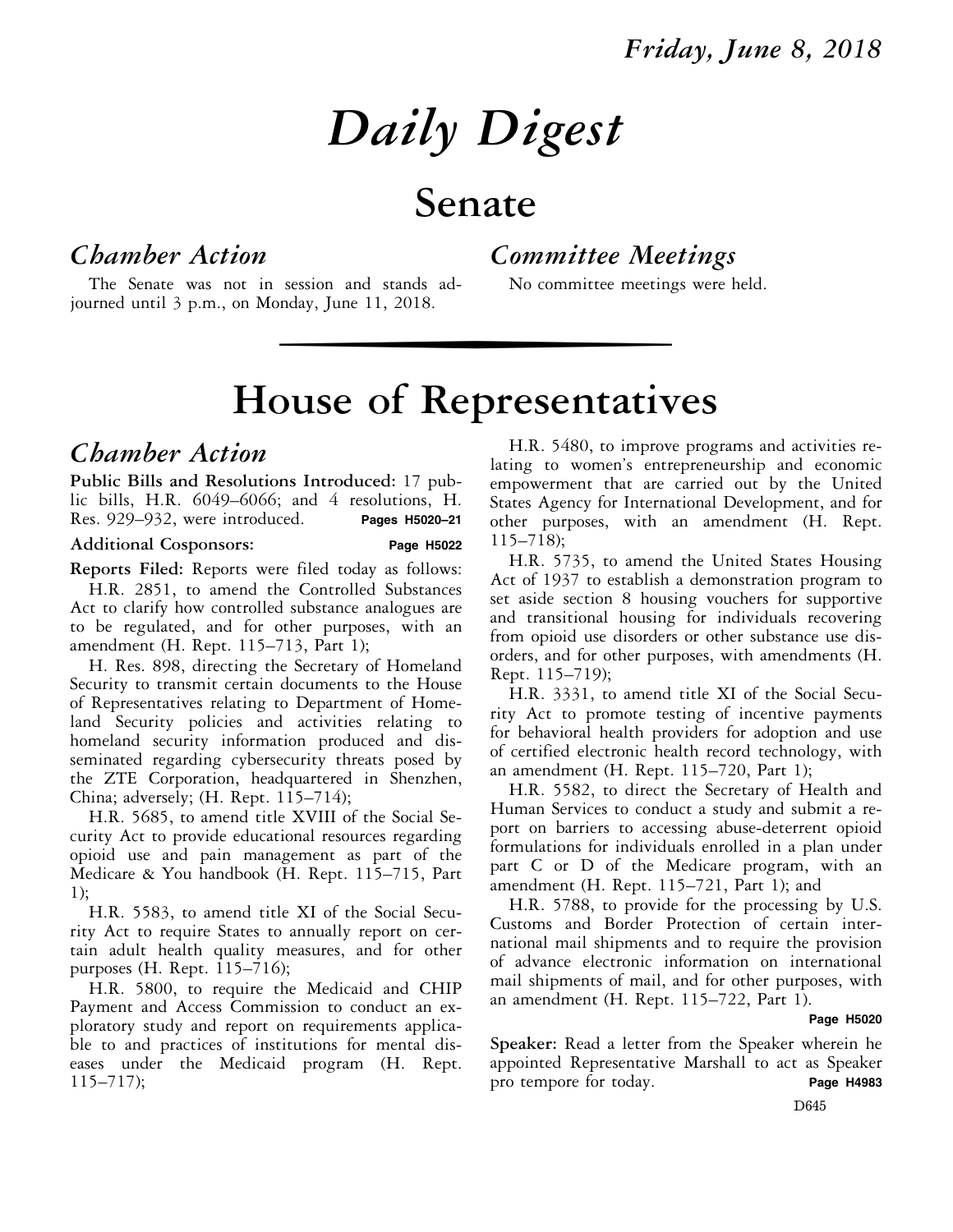*Friday, June 8, 2018*

# *Daily Digest*

# Senate

## *Chamber Action*

The Senate was not in session and stands adjourned until 3 p.m., on Monday, June 11, 2018.

## *Committee Meetings*

No committee meetings were held.

# House of Representatives

## *Chamber Action*

**Public Bills and Resolutions Introduced:** 17 public bills, H.R. 6049–6066; and 4 resolutions, H. Res. 929–932, were introduced. **Pages H5020–21**

**Additional Cosponsors:** **Page H5022**

**Reports Filed:** Reports were filed today as follows:

H.R. 2851, to amend the Controlled Substances Act to clarify how controlled substance analogues are to be regulated, and for other purposes, with an amendment (H. Rept. 115–713, Part 1);

H. Res. 898, directing the Secretary of Homeland Security to transmit certain documents to the House of Representatives relating to Department of Homeland Security policies and activities relating to homeland security information produced and disseminated regarding cybersecurity threats posed by the ZTE Corporation, headquartered in Shenzhen, China; adversely; (H. Rept. 115–714);

H.R. 5685, to amend title XVIII of the Social Security Act to provide educational resources regarding opioid use and pain management as part of the Medicare & You handbook (H. Rept. 115–715, Part 1);

H.R. 5583, to amend title XI of the Social Security Act to require States to annually report on certain adult health quality measures, and for other purposes (H. Rept. 115–716);

H.R. 5800, to require the Medicaid and CHIP Payment and Access Commission to conduct an exploratory study and report on requirements applicable to and practices of institutions for mental diseases under the Medicaid program (H. Rept. 115–717);

H.R. 5480, to improve programs and activities relating to women's entrepreneurship and economic empowerment that are carried out by the United States Agency for International Development, and for other purposes, with an amendment (H. Rept. 115–718);

H.R. 5735, to amend the United States Housing Act of 1937 to establish a demonstration program to set aside section 8 housing vouchers for supportive and transitional housing for individuals recovering from opioid use disorders or other substance use disorders, and for other purposes, with amendments (H. Rept. 115–719);

H.R. 3331, to amend title XI of the Social Security Act to promote testing of incentive payments for behavioral health providers for adoption and use of certified electronic health record technology, with an amendment (H. Rept. 115–720, Part 1);

H.R. 5582, to direct the Secretary of Health and Human Services to conduct a study and submit a report on barriers to accessing abuse-deterrent opioid formulations for individuals enrolled in a plan under part C or D of the Medicare program, with an amendment (H. Rept. 115–721, Part 1); and

H.R. 5788, to provide for the processing by U.S. Customs and Border Protection of certain international mail shipments and to require the provision of advance electronic information on international mail shipments of mail, and for other purposes, with an amendment (H. Rept. 115–722, Part 1). **Page H5020**

**Speaker:** Read a letter from the Speaker wherein he appointed Representative Marshall to act as Speaker pro tempore for today. **Page H4983**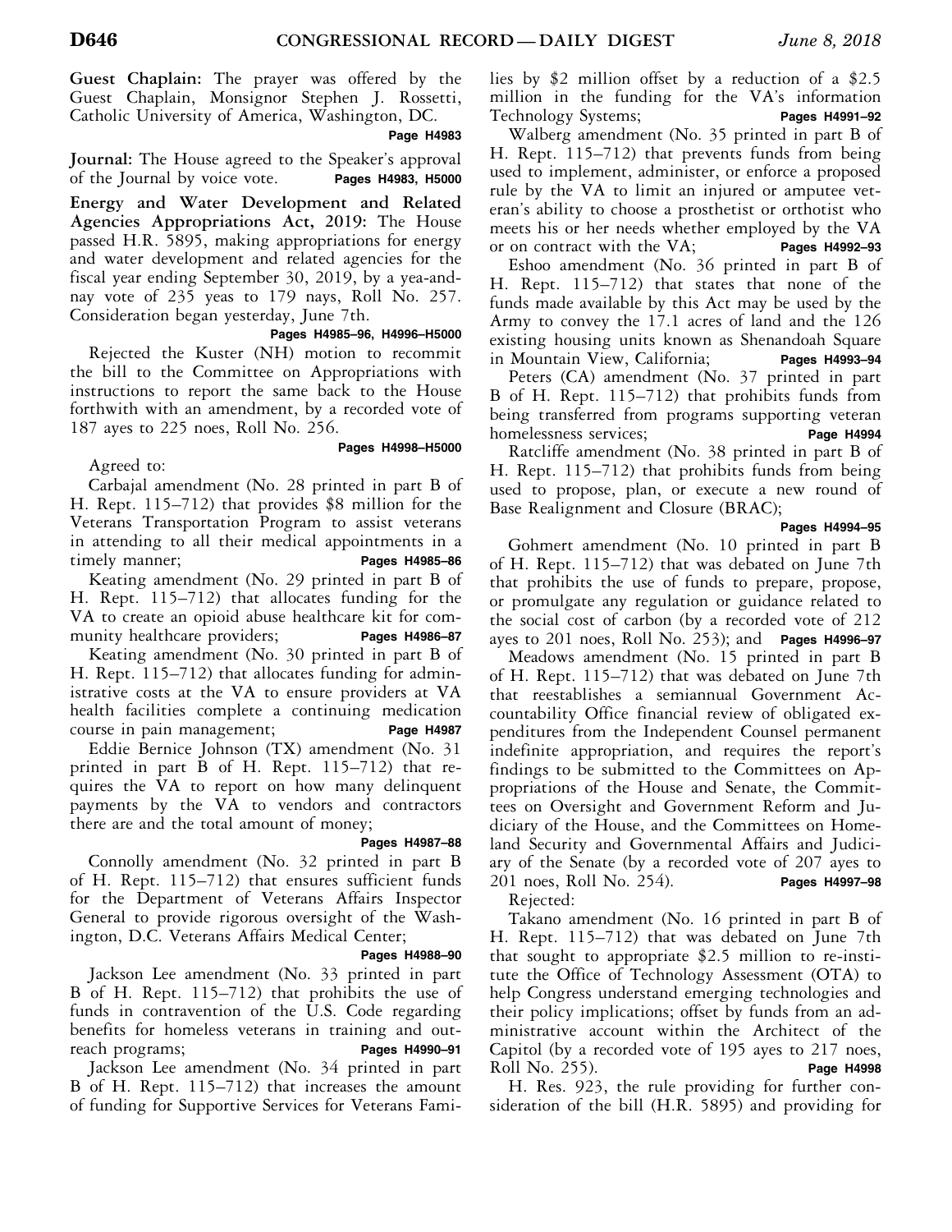**Guest Chaplain:** The prayer was offered by the Guest Chaplain, Monsignor Stephen J. Rossetti, Catholic University of America, Washington, DC.

**Page H4983**

**Journal:** The House agreed to the Speaker's approval of the Journal by voice vote. **Pages H4983, H5000**

**Energy and Water Development and Related Agencies Appropriations Act, 2019:** The House passed H.R. 5895, making appropriations for energy and water development and related agencies for the fiscal year ending September 30, 2019, by a yea-and-nay vote of 235 yeas to 179 nays, Roll No. 257. Consideration began yesterday, June 7th.

**Pages H4985–96, H4996–H5000**

Rejected the Kuster (NH) motion to recommit the bill to the Committee on Appropriations with instructions to report the same back to the House forthwith with an amendment, by a recorded vote of 187 ayes to 225 noes, Roll No. 256.

**Pages H4998–H5000**

Agreed to:

Carbajal amendment (No. 28 printed in part B of H. Rept. 115–712) that provides $8 million for the Veterans Transportation Program to assist veterans in attending to all their medical appointments in a timely manner; **Pages H4985–86**

Keating amendment (No. 29 printed in part B of H. Rept. 115–712) that allocates funding for the VA to create an opioid abuse healthcare kit for community healthcare providers; **Pages H4986–87**

Keating amendment (No. 30 printed in part B of H. Rept. 115–712) that allocates funding for administrative costs at the VA to ensure providers at VA health facilities complete a continuing medication course in pain management; **Page H4987**

Eddie Bernice Johnson (TX) amendment (No. 31 printed in part B of H. Rept. 115–712) that requires the VA to report on how many delinquent payments by the VA to vendors and contractors there are and the total amount of money;

**Pages H4987–88**

Connolly amendment (No. 32 printed in part B of H. Rept. 115–712) that ensures sufficient funds for the Department of Veterans Affairs Inspector General to provide rigorous oversight of the Washington, D.C. Veterans Affairs Medical Center;

**Pages H4988–90**

Jackson Lee amendment (No. 33 printed in part B of H. Rept. 115–712) that prohibits the use of funds in contravention of the U.S. Code regarding benefits for homeless veterans in training and outreach programs; **Pages H4990–91**

Jackson Lee amendment (No. 34 printed in part B of H. Rept. 115–712) that increases the amount of funding for Supportive Services for Veterans Families by $2 million offset by a reduction of a $2.5 million in the funding for the VA's information Technology Systems; **Pages H4991–92**

Walberg amendment (No. 35 printed in part B of H. Rept. 115–712) that prevents funds from being used to implement, administer, or enforce a proposed rule by the VA to limit an injured or amputee veteran's ability to choose a prosthetist or orthotist who meets his or her needs whether employed by the VA or on contract with the VA; **Pages H4992–93**

Eshoo amendment (No. 36 printed in part B of H. Rept. 115–712) that states that none of the funds made available by this Act may be used by the Army to convey the 17.1 acres of land and the 126 existing housing units known as Shenandoah Square in Mountain View, California; **Pages H4993–94**

Peters (CA) amendment (No. 37 printed in part B of H. Rept. 115–712) that prohibits funds from being transferred from programs supporting veteran homelessness services; **Page H4994**

Ratcliffe amendment (No. 38 printed in part B of H. Rept. 115–712) that prohibits funds from being used to propose, plan, or execute a new round of Base Realignment and Closure (BRAC);

**Pages H4994–95**

Gohmert amendment (No. 10 printed in part B of H. Rept. 115–712) that was debated on June 7th that prohibits the use of funds to prepare, propose, or promulgate any regulation or guidance related to the social cost of carbon (by a recorded vote of 212 ayes to 201 noes, Roll No. 253); and **Pages H4996–97**

Meadows amendment (No. 15 printed in part B of H. Rept. 115–712) that was debated on June 7th that reestablishes a semiannual Government Accountability Office financial review of obligated expenditures from the Independent Counsel permanent indefinite appropriation, and requires the report's findings to be submitted to the Committees on Appropriations of the House and Senate, the Committees on Oversight and Government Reform and Judiciary of the House, and the Committees on Homeland Security and Governmental Affairs and Judiciary of the Senate (by a recorded vote of 207 ayes to 201 noes, Roll No. 254). **Pages H4997–98**

Rejected:

Takano amendment (No. 16 printed in part B of H. Rept. 115–712) that was debated on June 7th that sought to appropriate $2.5 million to re-institute the Office of Technology Assessment (OTA) to help Congress understand emerging technologies and their policy implications; offset by funds from an administrative account within the Architect of the Capitol (by a recorded vote of 195 ayes to 217 noes, Roll No. 255). **Page H4998**

H. Res. 923, the rule providing for further consideration of the bill (H.R. 5895) and providing for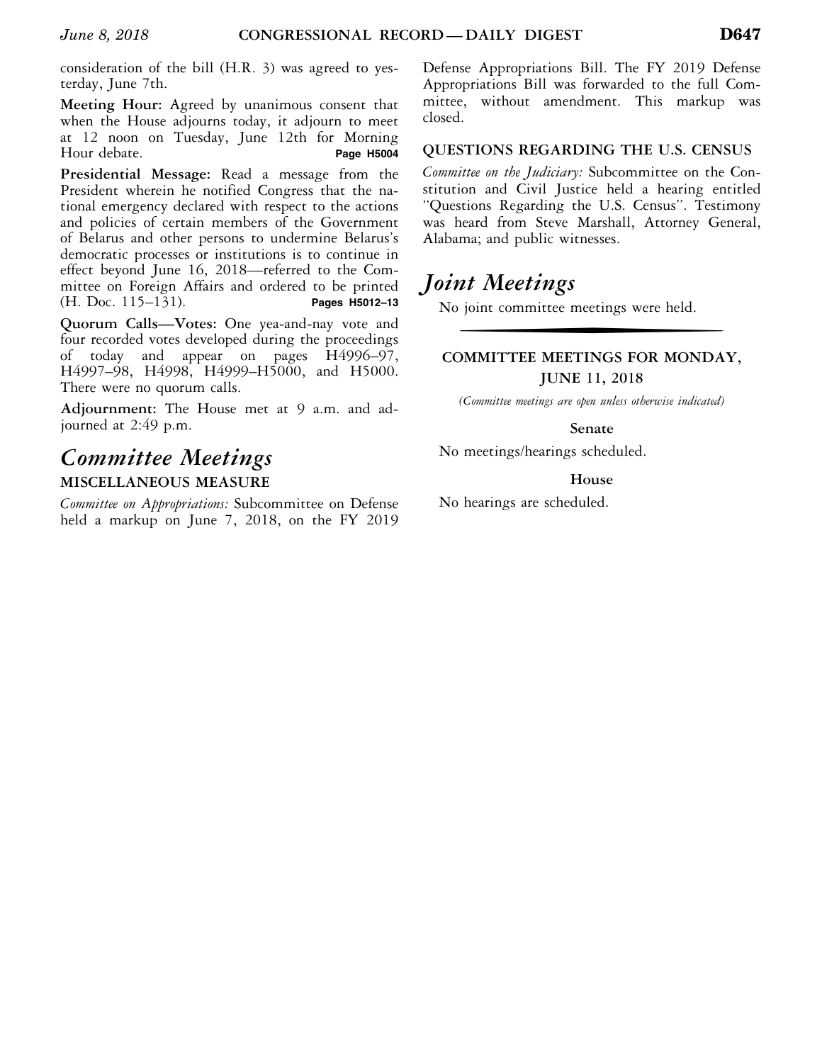consideration of the bill (H.R. 3) was agreed to yesterday, June 7th.

**Meeting Hour:** Agreed by unanimous consent that when the House adjourns today, it adjourn to meet at 12 noon on Tuesday, June 12th for Morning Hour debate. **Page H5004**

**Presidential Message:** Read a message from the President wherein he notified Congress that the national emergency declared with respect to the actions and policies of certain members of the Government of Belarus and other persons to undermine Belarus's democratic processes or institutions is to continue in effect beyond June 16, 2018—referred to the Committee on Foreign Affairs and ordered to be printed (H. Doc. 115–131). **Pages H5012–13**

**Quorum Calls—Votes:** One yea-and-nay vote and four recorded votes developed during the proceedings of today and appear on pages H4996–97, H4997–98, H4998, H4999–H5000, and H5000. There were no quorum calls.

**Adjournment:** The House met at 9 a.m. and adjourned at 2:49 p.m.

# *Committee Meetings*

### MISCELLANEOUS MEASURE

*Committee on Appropriations:* Subcommittee on Defense held a markup on June 7, 2018, on the FY 2019 Defense Appropriations Bill. The FY 2019 Defense Appropriations Bill was forwarded to the full Committee, without amendment. This markup was closed.

### QUESTIONS REGARDING THE U.S. CENSUS

*Committee on the Judiciary:* Subcommittee on the Constitution and Civil Justice held a hearing entitled "Questions Regarding the U.S. Census". Testimony was heard from Steve Marshall, Attorney General, Alabama; and public witnesses.

# *Joint Meetings*

No joint committee meetings were held.

---

## COMMITTEE MEETINGS FOR MONDAY, JUNE 11, 2018

*(Committee meetings are open unless otherwise indicated)*

### Senate

No meetings/hearings scheduled.

### House

No hearings are scheduled.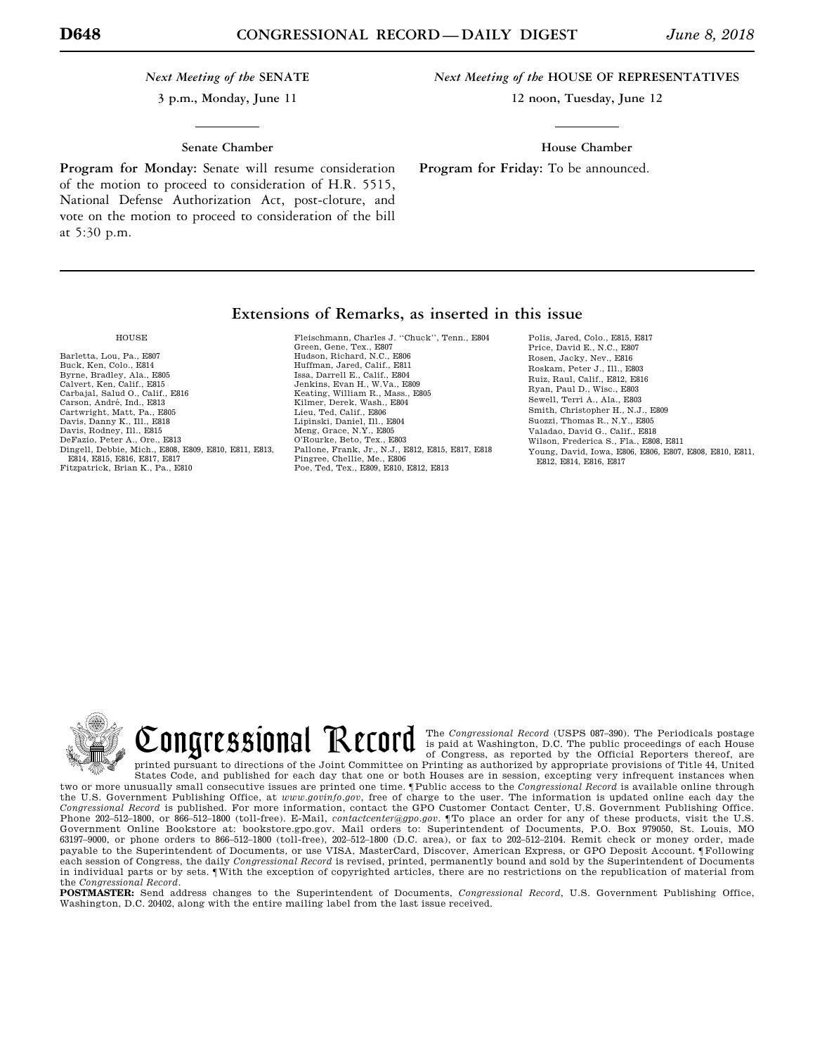*Next Meeting of the* **SENATE**

**3 p.m., Monday, June 11**

**Senate Chamber**

**Program for Monday:** Senate will resume consideration of the motion to proceed to consideration of H.R. 5515, National Defense Authorization Act, post-cloture, and vote on the motion to proceed to consideration of the bill at 5:30 p.m.

*Next Meeting of the* **HOUSE OF REPRESENTATIVES**

**12 noon, Tuesday, June 12**

**House Chamber**

**Program for Friday:** To be announced.

## Extensions of Remarks, as inserted in this issue

HOUSE

Barletta, Lou, Pa., E807
Buck, Ken, Colo., E814
Byrne, Bradley, Ala., E805
Calvert, Ken, Calif., E815
Carbajal, Salud O., Calif., E816
Carson, André, Ind., E813
Cartwright, Matt, Pa., E805
Davis, Danny K., Ill., E818
Davis, Rodney, Ill., E815
DeFazio, Peter A., Ore., E813
Dingell, Debbie, Mich., E808, E809, E810, E811, E813, E814, E815, E816, E817, E817
Fitzpatrick, Brian K., Pa., E810
Fleischmann, Charles J. "Chuck", Tenn., E804
Green, Gene, Tex., E807
Hudson, Richard, N.C., E806
Huffman, Jared, Calif., E811
Issa, Darrell E., Calif., E804
Jenkins, Evan H., W.Va., E809
Keating, William R., Mass., E805
Kilmer, Derek, Wash., E804
Lieu, Ted, Calif., E806
Lipinski, Daniel, Ill., E804
Meng, Grace, N.Y., E805
O'Rourke, Beto, Tex., E803
Pallone, Frank, Jr., N.J., E812, E815, E817, E818
Pingree, Chellie, Me., E806
Poe, Ted, Tex., E809, E810, E812, E813
Polis, Jared, Colo., E815, E817
Price, David E., N.C., E807
Rosen, Jacky, Nev., E816
Roskam, Peter J., Ill., E803
Ruiz, Raul, Calif., E812, E816
Ryan, Paul D., Wisc., E803
Sewell, Terri A., Ala., E803
Smith, Christopher H., N.J., E809
Suozzi, Thomas R., N.Y., E805
Valadao, David G., Calif., E818
Wilson, Frederica S., Fla., E808, E811
Young, David, Iowa, E806, E806, E807, E808, E810, E811, E812, E814, E816, E817

**Congressional Record** The *Congressional Record* (USPS 087–390). The Periodicals postage is paid at Washington, D.C. The public proceedings of each House of Congress, as reported by the Official Reporters thereof, are printed pursuant to directions of the Joint Committee on Printing as authorized by appropriate provisions of Title 44, United States Code, and published for each day that one or both Houses are in session, excepting very infrequent instances when two or more unusually small consecutive issues are printed one time. ¶Public access to the *Congressional Record* is available online through the U.S. Government Publishing Office, at *www.govinfo.gov*, free of charge to the user. The information is updated online each day the *Congressional Record* is published. For more information, contact the GPO Customer Contact Center, U.S. Government Publishing Office. Phone 202–512–1800, or 866–512–1800 (toll-free). E-Mail, *contactcenter@gpo.gov*. ¶To place an order for any of these products, visit the U.S. Government Online Bookstore at: bookstore.gpo.gov. Mail orders to: Superintendent of Documents, P.O. Box 979050, St. Louis, MO 63197–9000, or phone orders to 866–512–1800 (toll-free), 202–512–1800 (D.C. area), or fax to 202–512–2104. Remit check or money order, made payable to the Superintendent of Documents, or use VISA, MasterCard, Discover, American Express, or GPO Deposit Account. ¶Following each session of Congress, the daily *Congressional Record* is revised, printed, permanently bound and sold by the Superintendent of Documents in individual parts or by sets. ¶With the exception of copyrighted articles, there are no restrictions on the republication of material from the *Congressional Record*.

**POSTMASTER:** Send address changes to the Superintendent of Documents, *Congressional Record*, U.S. Government Publishing Office, Washington, D.C. 20402, along with the entire mailing label from the last issue received.